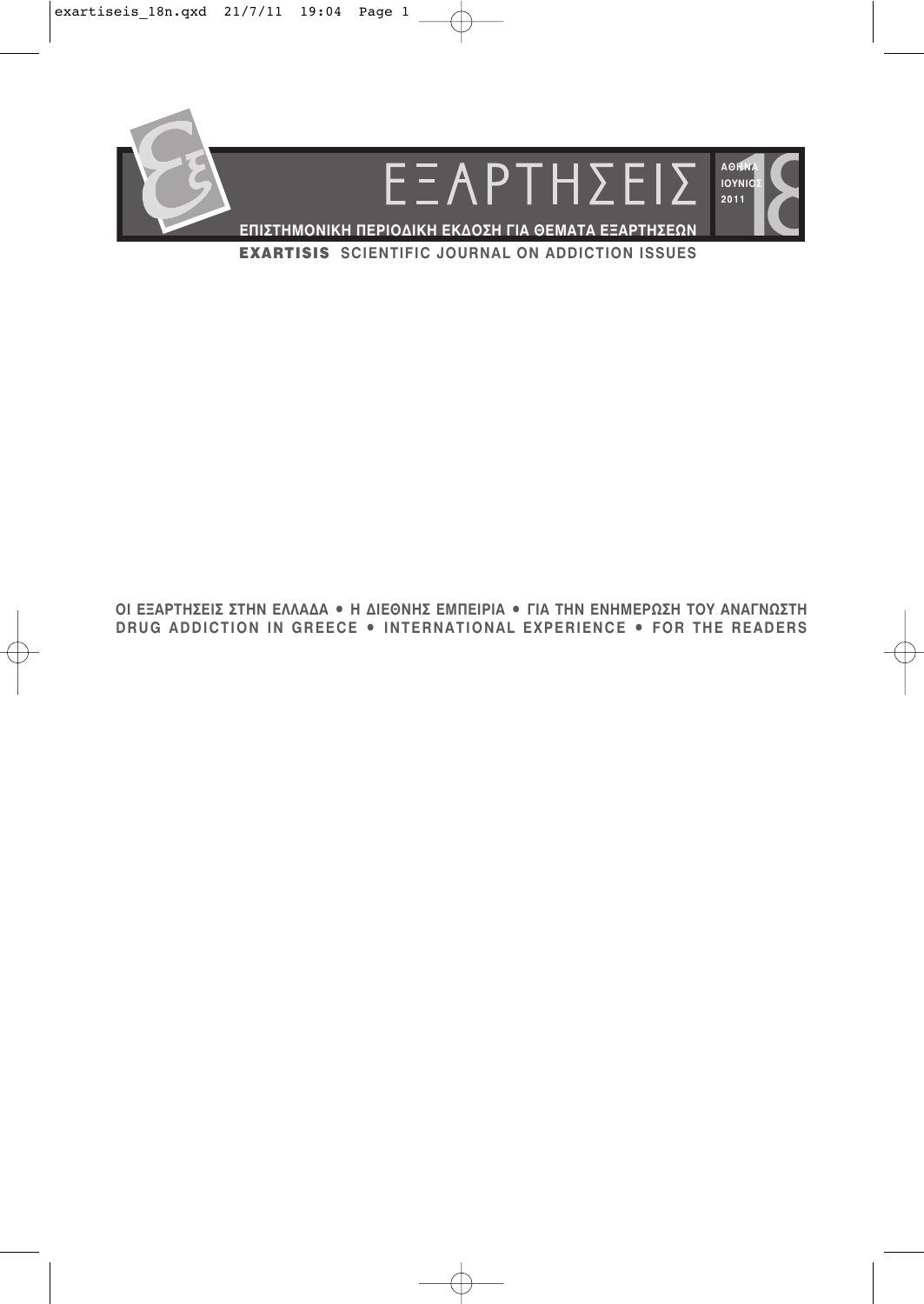# ΕΞΑΡΤΗΣΕΙΣ

ΑΘΗΝΑ
ΙΟΥΝΙΟΣ
2011

18

**ΕΠΙΣΤΗΜΟΝΙΚΗ ΠΕΡΙΟΔΙΚΗ ΕΚΔΟΣΗ ΓΙΑ ΘΕΜΑΤΑ ΕΞΑΡΤΗΣΕΩΝ**

**EXARTISIS** SCIENTIFIC JOURNAL ON ADDICTION ISSUES

**ΟΙ ΕΞΑΡΤΗΣΕΙΣ ΣΤΗΝ ΕΛΛΑΔΑ • Η ΔΙΕΘΝΗΣ ΕΜΠΕΙΡΙΑ • ΓΙΑ ΤΗΝ ΕΝΗΜΕΡΩΣΗ ΤΟΥ ΑΝΑΓΝΩΣΤΗ**

**DRUG ADDICTION IN GREECE • INTERNATIONAL EXPERIENCE • FOR THE READERS**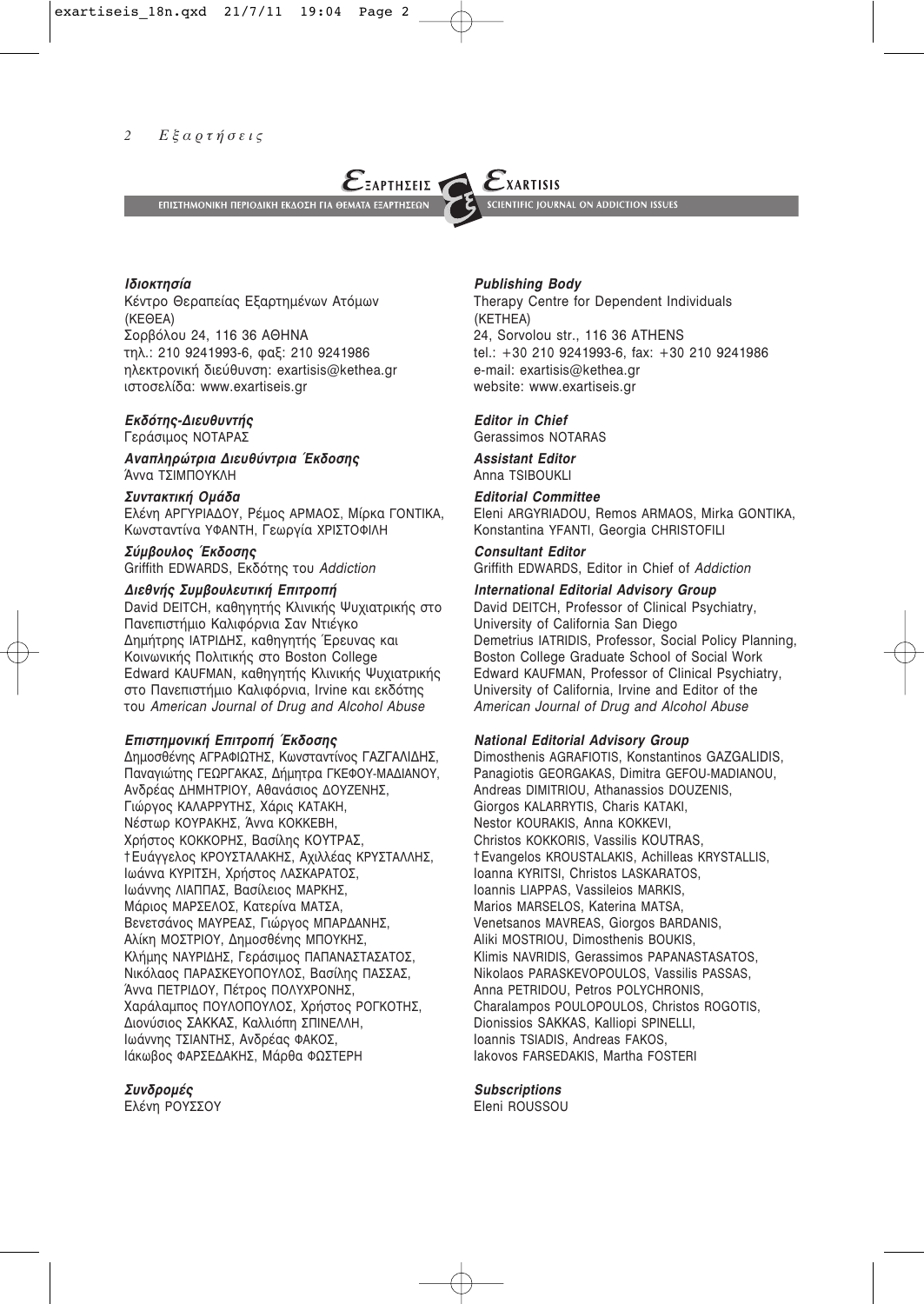**ΕΞΑΡΤΗΣΕΙΣ** — ΕΠΙΣΤΗΜΟΝΙΚΗ ΠΕΡΙΟΔΙΚΗ ΕΚΔΟΣΗ ΓΙΑ ΘΕΜΑΤΑ ΕΞΑΡΤΗΣΕΩΝ

**EXARTISIS** — SCIENTIFIC JOURNAL ON ADDICTION ISSUES

***Ιδιοκτησία***

Κέντρο Θεραπείας Εξαρτημένων Ατόμων (ΚΕΘΕΑ)
Σορβόλου 24, 116 36 ΑΘΗΝΑ
τηλ.: 210 9241993-6, φαξ: 210 9241986
ηλεκτρονική διεύθυνση: exartisis@kethea.gr
ιστοσελίδα: www.exartiseis.gr

***Εκδότης-Διευθυντής***

Γεράσιμος ΝΟΤΑΡΑΣ

***Αναπληρώτρια Διευθύντρια Έκδοσης***

Άννα ΤΣΙΜΠΟΥΚΛΗ

***Συντακτική Ομάδα***

Ελένη ΑΡΓΥΡΙΑΔΟΥ, Ρέμος ΑΡΜΑΟΣ, Μίρκα ΓΟΝΤΙΚΑ, Κωνσταντίνα ΥΦΑΝΤΗ, Γεωργία ΧΡΙΣΤΟΦΙΛΗ

***Σύμβουλος Έκδοσης***

Griffith EDWARDS, Εκδότης του *Addiction*

***Διεθνής Συμβουλευτική Επιτροπή***

David DEITCH, καθηγητής Κλινικής Ψυχιατρικής στο Πανεπιστήμιο Καλιφόρνια Σαν Ντιέγκο
Δημήτρης ΙΑΤΡΙΔΗΣ, καθηγητής Έρευνας και Κοινωνικής Πολιτικής στο Boston College
Edward KAUFMAN, καθηγητής Κλινικής Ψυχιατρικής στο Πανεπιστήμιο Καλιφόρνια, Irvine και εκδότης του *American Journal of Drug and Alcohol Abuse*

***Επιστημονική Επιτροπή Έκδοσης***

Δημοσθένης ΑΓΡΑΦΙΩΤΗΣ, Κωνσταντίνος ΓΑΖΓΑΛΙΔΗΣ, Παναγιώτης ΓΕΩΡΓΑΚΑΣ, Δήμητρα ΓΚΕΦΟΥ-ΜΑΔΙΑΝΟΥ, Ανδρέας ΔΗΜΗΤΡΙΟΥ, Αθανάσιος ΔΟΥΖΕΝΗΣ, Γιώργος ΚΑΛΑΡΡΥΤΗΣ, Χάρις ΚΑΤΑΚΗ, Νέστωρ ΚΟΥΡΑΚΗΣ, Άννα ΚΟΚΚΕΒΗ, Χρήστος ΚΟΚΚΟΡΗΣ, Βασίλης ΚΟΥΤΡΑΣ, †Ευάγγελος ΚΡΟΥΣΤΑΛΑΚΗΣ, Αχιλλέας ΚΡΥΣΤΑΛΛΗΣ, Ιωάννα ΚΥΡΙΤΣΗ, Χρήστος ΛΑΣΚΑΡΑΤΟΣ, Ιωάννης ΛΙΑΠΠΑΣ, Βασίλειος ΜΑΡΚΗΣ, Μάριος ΜΑΡΣΕΛΟΣ, Κατερίνα ΜΑΤΣΑ, Βενετσάνος ΜΑΥΡΕΑΣ, Γιώργος ΜΠΑΡΔΑΝΗΣ, Αλίκη ΜΟΣΤΡΙΟΥ, Δημοσθένης ΜΠΟΥΚΗΣ, Κλήμης ΝΑΥΡΙΔΗΣ, Γεράσιμος ΠΑΠΑΝΑΣΤΑΣΑΤΟΣ, Νικόλαος ΠΑΡΑΣΚΕΥΟΠΟΥΛΟΣ, Βασίλης ΠΑΣΣΑΣ, Άννα ΠΕΤΡΙΔΟΥ, Πέτρος ΠΟΛΥΧΡΟΝΗΣ, Χαράλαμπος ΠΟΥΛΟΠΟΥΛΟΣ, Χρήστος ΡΟΓΚΟΤΗΣ, Διονύσιος ΣΑΚΚΑΣ, Καλλιόπη ΣΠΙΝΕΛΛΗ, Ιωάννης ΤΣΙΑΝΤΗΣ, Ανδρέας ΦΑΚΟΣ, Ιάκωβος ΦΑΡΣΕΔΑΚΗΣ, Μάρθα ΦΩΣΤΕΡΗ

***Συνδρομές***

Ελένη ΡΟΥΣΣΟΥ

***Publishing Body***

Therapy Centre for Dependent Individuals (KETHEA)
24, Sorvolou str., 116 36 ATHENS
tel.: +30 210 9241993-6, fax: +30 210 9241986
e-mail: exartisis@kethea.gr
website: www.exartiseis.gr

***Editor in Chief***

Gerassimos NOTARAS

***Assistant Editor***

Anna TSIBOUKLI

***Editorial Committee***

Eleni ARGYRIADOU, Remos ARMAOS, Mirka GONTIKA, Konstantina YFANTI, Georgia CHRISTOFILI

***Consultant Editor***

Griffith EDWARDS, Editor in Chief of *Addiction*

***International Editorial Advisory Group***

David DEITCH, Professor of Clinical Psychiatry, University of California San Diego
Demetrius IATRIDIS, Professor, Social Policy Planning, Boston College Graduate School of Social Work
Edward KAUFMAN, Professor of Clinical Psychiatry, University of California, Irvine and Editor of the *American Journal of Drug and Alcohol Abuse*

***National Editorial Advisory Group***

Dimosthenis AGRAFIOTIS, Konstantinos GAZGALIDIS, Panagiotis GEORGAKAS, Dimitra GEFOU-MADIANOU, Andreas DIMITRIOU, Athanassios DOUZENIS, Giorgos KALARRYTIS, Charis KATAKI, Nestor KOURAKIS, Anna KOKKEVI, Christos KOKKORIS, Vassilis KOUTRAS, †Evangelos KROUSTALAKIS, Achilleas KRYSTALLIS, Ioanna KYRITSI, Christos LASKARATOS, Ioannis LIAPPAS, Vassileios MARKIS, Marios MARSELOS, Katerina MATSA, Venetsanos MAVREAS, Giorgos BARDANIS, Aliki MOSTRIOU, Dimosthenis BOUKIS, Klimis NAVRIDIS, Gerassimos PAPANASTASATOS, Nikolaos PARASKEVOPOULOS, Vassilis PASSAS, Anna PETRIDOU, Petros POLYCHRONIS, Charalampos POULOPOULOS, Christos ROGOTIS, Dionissios SAKKAS, Kalliopi SPINELLI, Ioannis TSIADIS, Andreas FAKOS, Iakovos FARSEDAKIS, Martha FOSTERI

***Subscriptions***

Eleni ROUSSOU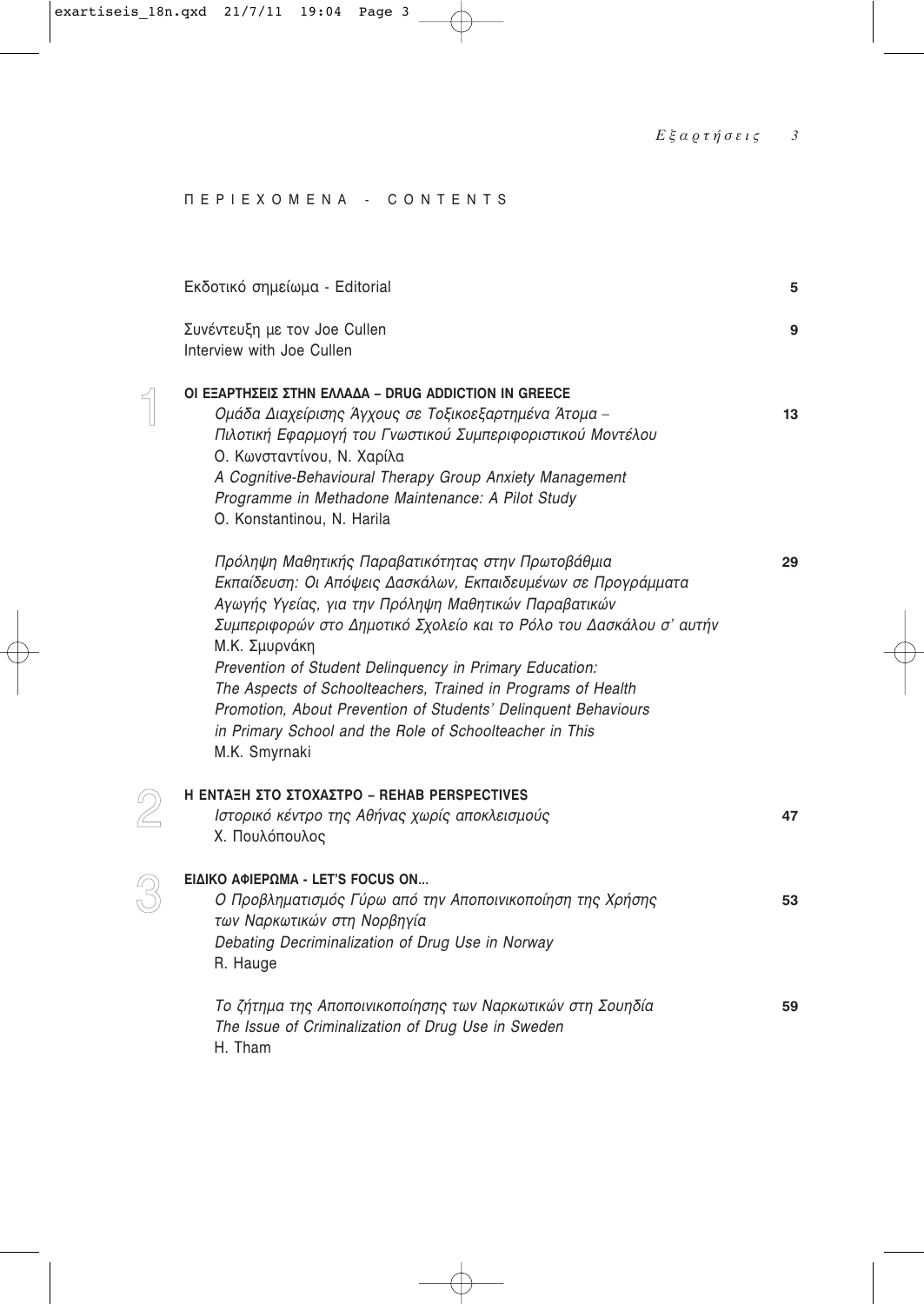## ΠΕΡΙΕΧΟΜΕΝΑ - CONTENTS

Εκδοτικό σημείωμα - Editorial **5**

Συνέντευξη με τον Joe Cullen
Interview with Joe Cullen **9**

### 1 ΟΙ ΕΞΑΡΤΗΣΕΙΣ ΣΤΗΝ ΕΛΛΑΔΑ – DRUG ADDICTION IN GREECE

*Ομάδα Διαχείρισης Άγχους σε Τοξικοεξαρτημένα Άτομα – Πιλοτική Εφαρμογή του Γνωστικού Συμπεριφοριστικού Μοντέλου* **13**
Ο. Κωνσταντίνου, Ν. Χαρίλα
*A Cognitive-Behavioural Therapy Group Anxiety Management Programme in Methadone Maintenance: A Pilot Study*
O. Konstantinou, N. Harila

*Πρόληψη Μαθητικής Παραβατικότητας στην Πρωτοβάθμια Εκπαίδευση: Οι Απόψεις Δασκάλων, Εκπαιδευμένων σε Προγράμματα Αγωγής Υγείας, για την Πρόληψη Μαθητικών Παραβατικών Συμπεριφορών στο Δημοτικό Σχολείο και το Ρόλο του Δασκάλου σ' αυτήν* **29**
Μ.Κ. Σμυρνάκη
*Prevention of Student Delinquency in Primary Education: The Aspects of Schoolteachers, Trained in Programs of Health Promotion, About Prevention of Students' Delinquent Behaviours in Primary School and the Role of Schoolteacher in This*
M.K. Smyrnaki

### 2 Η ΕΝΤΑΞΗ ΣΤΟ ΣΤΟΧΑΣΤΡΟ – REHAB PERSPECTIVES

*Ιστορικό κέντρο της Αθήνας χωρίς αποκλεισμούς* **47**
Χ. Πουλόπουλος

### 3 ΕΙΔΙΚΟ ΑΦΙΕΡΩΜΑ - LET'S FOCUS ON...

*Ο Προβληματισμός Γύρω από την Αποποινικοποίηση της Χρήσης των Ναρκωτικών στη Νορβηγία* **53**
*Debating Decriminalization of Drug Use in Norway*
R. Hauge

*Το ζήτημα της Αποποινικοποίησης των Ναρκωτικών στη Σουηδία* **59**
*The Issue of Criminalization of Drug Use in Sweden*
H. Tham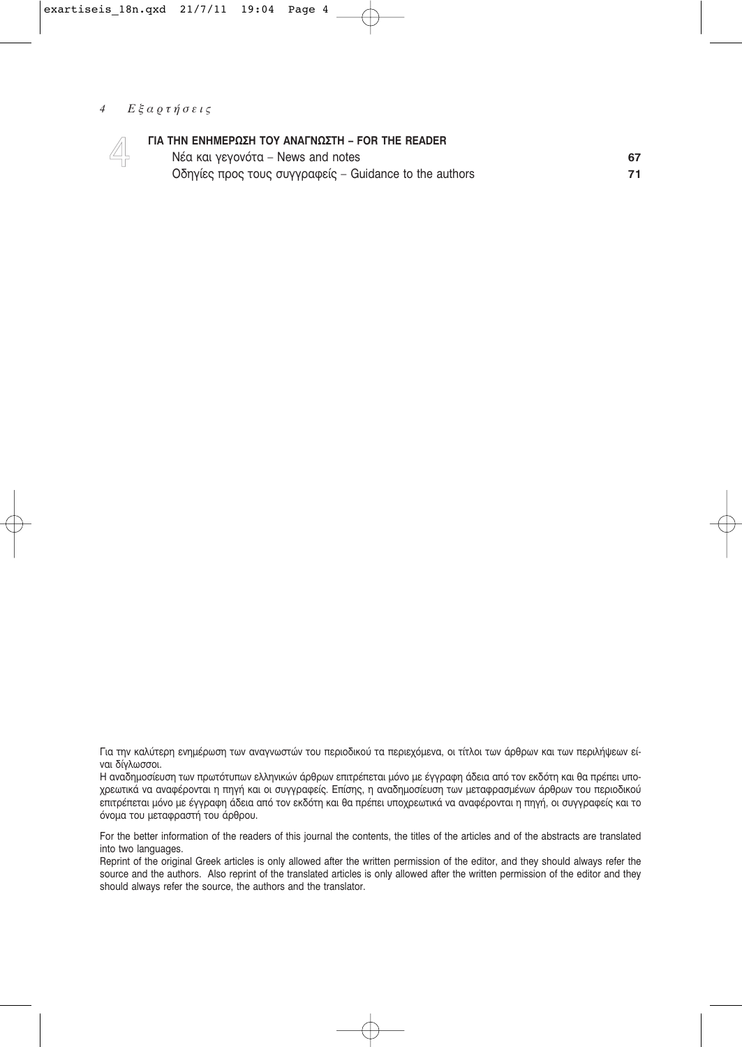## ΓΙΑ ΤΗΝ ΕΝΗΜΕΡΩΣΗ ΤΟΥ ΑΝΑΓΝΩΣΤΗ – FOR THE READER

| | |
|---|---|
| Νέα και γεγονότα – News and notes | **67** |
| Οδηγίες προς τους συγγραφείς – Guidance to the authors | **71** |

Για την καλύτερη ενημέρωση των αναγνωστών του περιοδικού τα περιεχόμενα, οι τίτλοι των άρθρων και των περιλήψεων είναι δίγλωσσοι.

Η αναδημοσίευση των πρωτότυπων ελληνικών άρθρων επιτρέπεται μόνο με έγγραφη άδεια από τον εκδότη και θα πρέπει υποχρεωτικά να αναφέρονται η πηγή και οι συγγραφείς. Επίσης, η αναδημοσίευση των μεταφρασμένων άρθρων του περιοδικού επιτρέπεται μόνο με έγγραφη άδεια από τον εκδότη και θα πρέπει υποχρεωτικά να αναφέρονται η πηγή, οι συγγραφείς και το όνομα του μεταφραστή του άρθρου.

For the better information of the readers of this journal the contents, the titles of the articles and of the abstracts are translated into two languages.

Reprint of the original Greek articles is only allowed after the written permission of the editor, and they should always refer the source and the authors. Also reprint of the translated articles is only allowed after the written permission of the editor and they should always refer the source, the authors and the translator.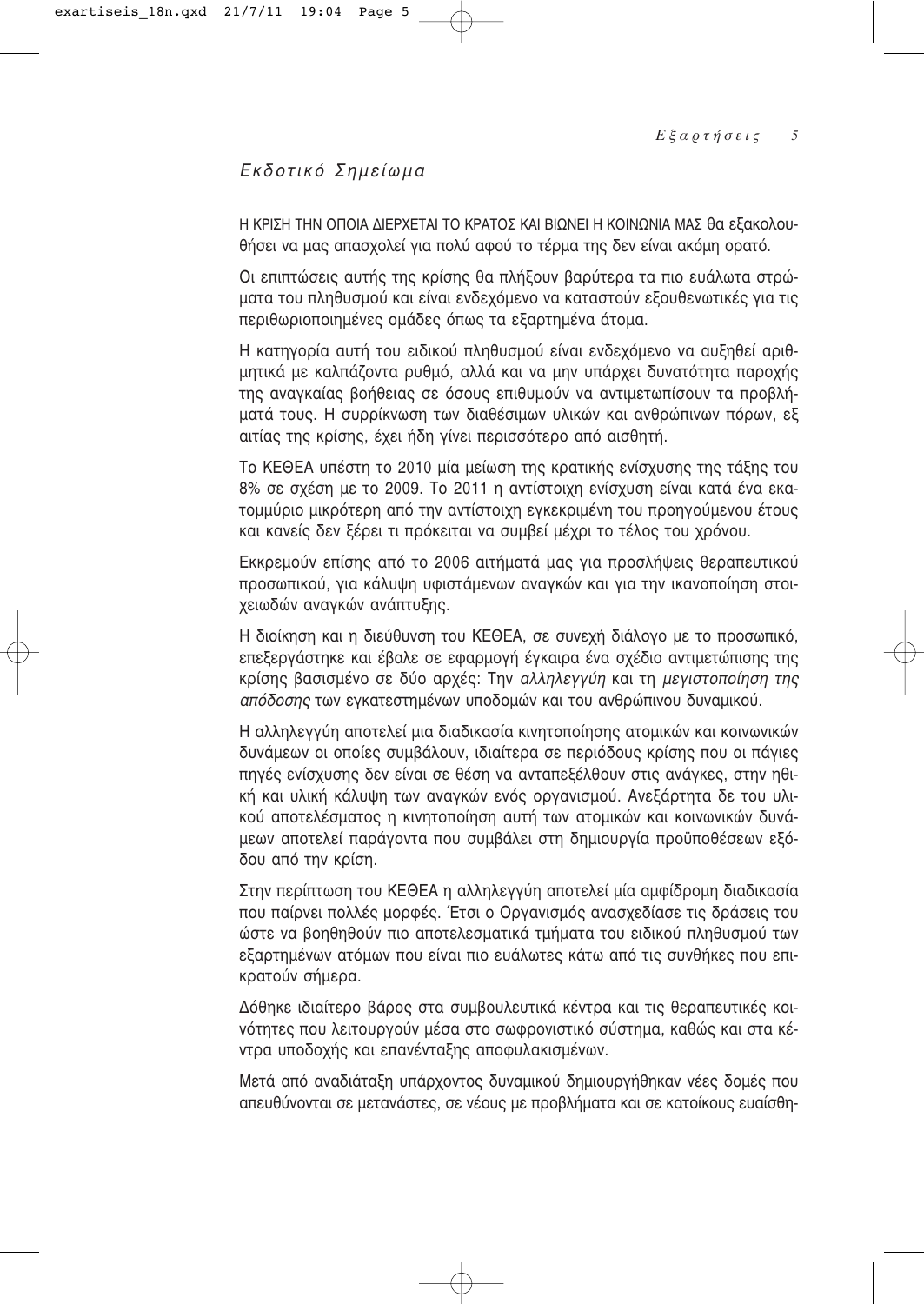## *Εκδοτικό Σημείωμα*

Η ΚΡΙΣΗ ΤΗΝ ΟΠΟΙΑ ΔΙΕΡΧΕΤΑΙ ΤΟ ΚΡΑΤΟΣ ΚΑΙ ΒΙΩΝΕΙ Η ΚΟΙΝΩΝΙΑ ΜΑΣ θα εξακολουθήσει να μας απασχολεί για πολύ αφού το τέρμα της δεν είναι ακόμη ορατό.

Οι επιπτώσεις αυτής της κρίσης θα πλήξουν βαρύτερα τα πιο ευάλωτα στρώματα του πληθυσμού και είναι ενδεχόμενο να καταστούν εξουθενωτικές για τις περιθωριοποιημένες ομάδες όπως τα εξαρτημένα άτομα.

Η κατηγορία αυτή του ειδικού πληθυσμού είναι ενδεχόμενο να αυξηθεί αριθμητικά με καλπάζοντα ρυθμό, αλλά και να μην υπάρχει δυνατότητα παροχής της αναγκαίας βοήθειας σε όσους επιθυμούν να αντιμετωπίσουν τα προβλήματά τους. Η συρρίκνωση των διαθέσιμων υλικών και ανθρώπινων πόρων, εξ αιτίας της κρίσης, έχει ήδη γίνει περισσότερο από αισθητή.

Το ΚΕΘΕΑ υπέστη το 2010 μία μείωση της κρατικής ενίσχυσης της τάξης του 8% σε σχέση με το 2009. Το 2011 η αντίστοιχη ενίσχυση είναι κατά ένα εκατομμύριο μικρότερη από την αντίστοιχη εγκεκριμένη του προηγούμενου έτους και κανείς δεν ξέρει τι πρόκειται να συμβεί μέχρι το τέλος του χρόνου.

Εκκρεμούν επίσης από το 2006 αιτήματά μας για προσλήψεις θεραπευτικού προσωπικού, για κάλυψη υφιστάμενων αναγκών και για την ικανοποίηση στοιχειωδών αναγκών ανάπτυξης.

Η διοίκηση και η διεύθυνση του ΚΕΘΕΑ, σε συνεχή διάλογο με το προσωπικό, επεξεργάστηκε και έβαλε σε εφαρμογή έγκαιρα ένα σχέδιο αντιμετώπισης της κρίσης βασισμένο σε δύο αρχές: Την *αλληλεγγύη* και τη *μεγιστοποίηση της απόδοσης* των εγκατεστημένων υποδομών και του ανθρώπινου δυναμικού.

Η αλληλεγγύη αποτελεί μια διαδικασία κινητοποίησης ατομικών και κοινωνικών δυνάμεων οι οποίες συμβάλουν, ιδιαίτερα σε περιόδους κρίσης που οι πάγιες πηγές ενίσχυσης δεν είναι σε θέση να ανταπεξέλθουν στις ανάγκες, στην ηθική και υλική κάλυψη των αναγκών ενός οργανισμού. Ανεξάρτητα δε του υλικού αποτελέσματος η κινητοποίηση αυτή των ατομικών και κοινωνικών δυνάμεων αποτελεί παράγοντα που συμβάλει στη δημιουργία προϋποθέσεων εξόδου από την κρίση.

Στην περίπτωση του ΚΕΘΕΑ η αλληλεγγύη αποτελεί μία αμφίδρομη διαδικασία που παίρνει πολλές μορφές. Έτσι ο Οργανισμός ανασχεδίασε τις δράσεις του ώστε να βοηθηθούν πιο αποτελεσματικά τμήματα του ειδικού πληθυσμού των εξαρτημένων ατόμων που είναι πιο ευάλωτες κάτω από τις συνθήκες που επικρατούν σήμερα.

Δόθηκε ιδιαίτερο βάρος στα συμβουλευτικά κέντρα και τις θεραπευτικές κοινότητες που λειτουργούν μέσα στο σωφρονιστικό σύστημα, καθώς και στα κέντρα υποδοχής και επανένταξης αποφυλακισμένων.

Μετά από αναδιάταξη υπάρχοντος δυναμικού δημιουργήθηκαν νέες δομές που απευθύνονται σε μετανάστες, σε νέους με προβλήματα και σε κατοίκους ευαίσθη-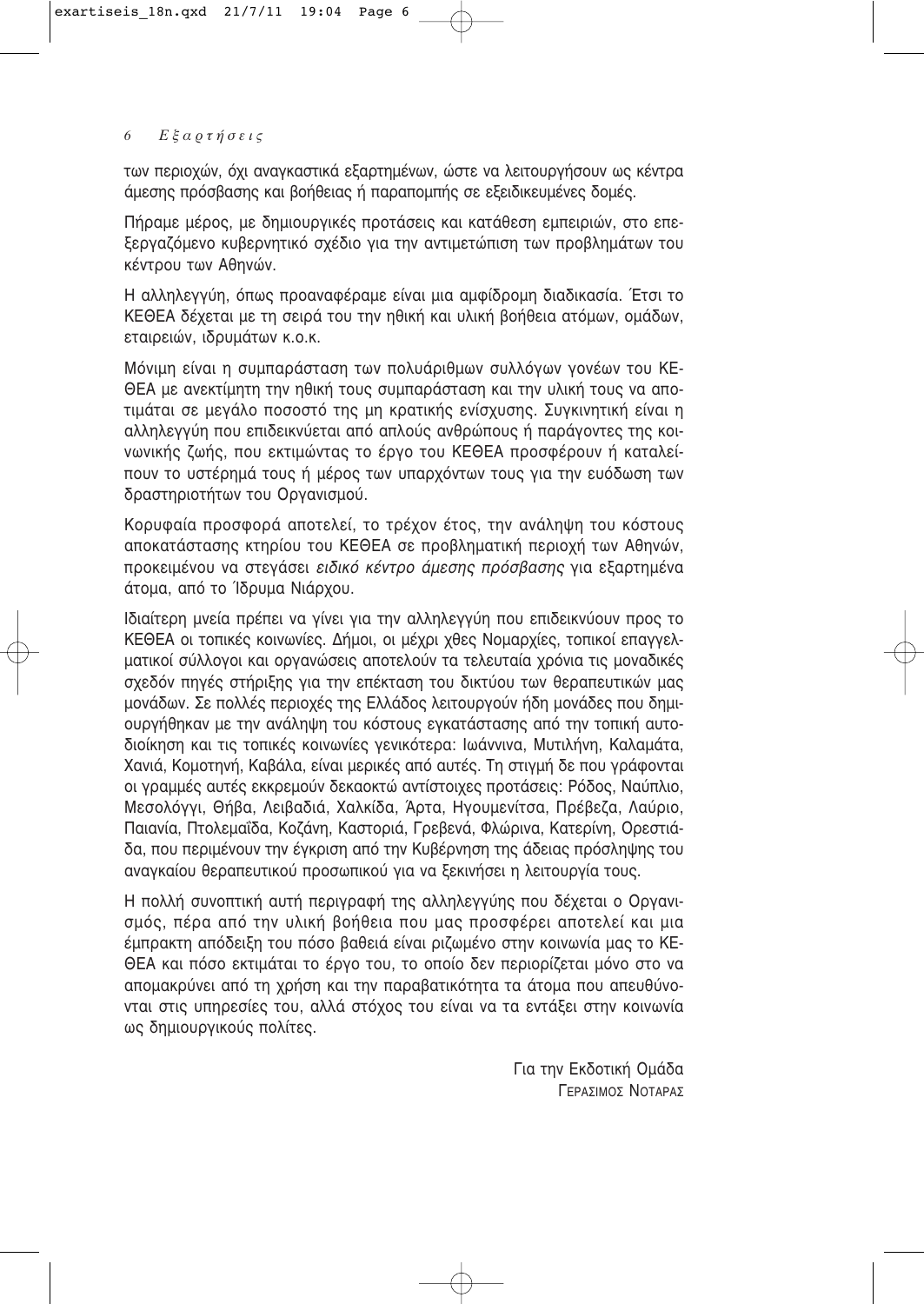των περιοχών, όχι αναγκαστικά εξαρτημένων, ώστε να λειτουργήσουν ως κέντρα άμεσης πρόσβασης και βοήθειας ή παραπομπής σε εξειδικευμένες δομές.

Πήραμε μέρος, με δημιουργικές προτάσεις και κατάθεση εμπειριών, στο επεξεργαζόμενο κυβερνητικό σχέδιο για την αντιμετώπιση των προβλημάτων του κέντρου των Αθηνών.

Η αλληλεγγύη, όπως προαναφέραμε είναι μια αμφίδρομη διαδικασία. Έτσι το ΚΕΘΕΑ δέχεται με τη σειρά του την ηθική και υλική βοήθεια ατόμων, ομάδων, εταιρειών, ιδρυμάτων κ.ο.κ.

Μόνιμη είναι η συμπαράσταση των πολυάριθμων συλλόγων γονέων του ΚΕΘΕΑ με ανεκτίμητη την ηθική τους συμπαράσταση και την υλική τους να αποτιμάται σε μεγάλο ποσοστό της μη κρατικής ενίσχυσης. Συγκινητική είναι η αλληλεγγύη που επιδεικνύεται από απλούς ανθρώπους ή παράγοντες της κοινωνικής ζωής, που εκτιμώντας το έργο του ΚΕΘΕΑ προσφέρουν ή καταλείπουν το υστέρημά τους ή μέρος των υπαρχόντων τους για την ευόδωση των δραστηριοτήτων του Οργανισμού.

Κορυφαία προσφορά αποτελεί, το τρέχον έτος, την ανάληψη του κόστους αποκατάστασης κτηρίου του ΚΕΘΕΑ σε προβληματική περιοχή των Αθηνών, προκειμένου να στεγάσει *ειδικό κέντρο άμεσης πρόσβασης* για εξαρτημένα άτομα, από το Ίδρυμα Νιάρχου.

Ιδιαίτερη μνεία πρέπει να γίνει για την αλληλεγγύη που επιδεικνύουν προς το ΚΕΘΕΑ οι τοπικές κοινωνίες. Δήμοι, οι μέχρι χθες Νομαρχίες, τοπικοί επαγγελματικοί σύλλογοι και οργανώσεις αποτελούν τα τελευταία χρόνια τις μοναδικές σχεδόν πηγές στήριξης για την επέκταση του δικτύου των θεραπευτικών μας μονάδων. Σε πολλές περιοχές της Ελλάδος λειτουργούν ήδη μονάδες που δημιουργήθηκαν με την ανάληψη του κόστους εγκατάστασης από την τοπική αυτοδιοίκηση και τις τοπικές κοινωνίες γενικότερα: Ιωάννινα, Μυτιλήνη, Καλαμάτα, Χανιά, Κομοτηνή, Καβάλα, είναι μερικές από αυτές. Τη στιγμή δε που γράφονται οι γραμμές αυτές εκκρεμούν δεκαοκτώ αντίστοιχες προτάσεις: Ρόδος, Ναύπλιο, Μεσολόγγι, Θήβα, Λειβαδιά, Χαλκίδα, Άρτα, Ηγουμενίτσα, Πρέβεζα, Λαύριο, Παιανία, Πτολεμαΐδα, Κοζάνη, Καστοριά, Γρεβενά, Φλώρινα, Κατερίνη, Ορεστιάδα, που περιμένουν την έγκριση από την Κυβέρνηση της άδειας πρόσληψης του αναγκαίου θεραπευτικού προσωπικού για να ξεκινήσει η λειτουργία τους.

Η πολλή συνοπτική αυτή περιγραφή της αλληλεγγύης που δέχεται ο Οργανισμός, πέρα από την υλική βοήθεια που μας προσφέρει αποτελεί και μια έμπρακτη απόδειξη του πόσο βαθειά είναι ριζωμένο στην κοινωνία μας το ΚΕΘΕΑ και πόσο εκτιμάται το έργο του, το οποίο δεν περιορίζεται μόνο στο να απομακρύνει από τη χρήση και την παραβατικότητα τα άτομα που απευθύνονται στις υπηρεσίες του, αλλά στόχος του είναι να τα εντάξει στην κοινωνία ως δημιουργικούς πολίτες.

Για την Εκδοτική Ομάδα
ΓΕΡΑΣΙΜΟΣ ΝΟΤΑΡΑΣ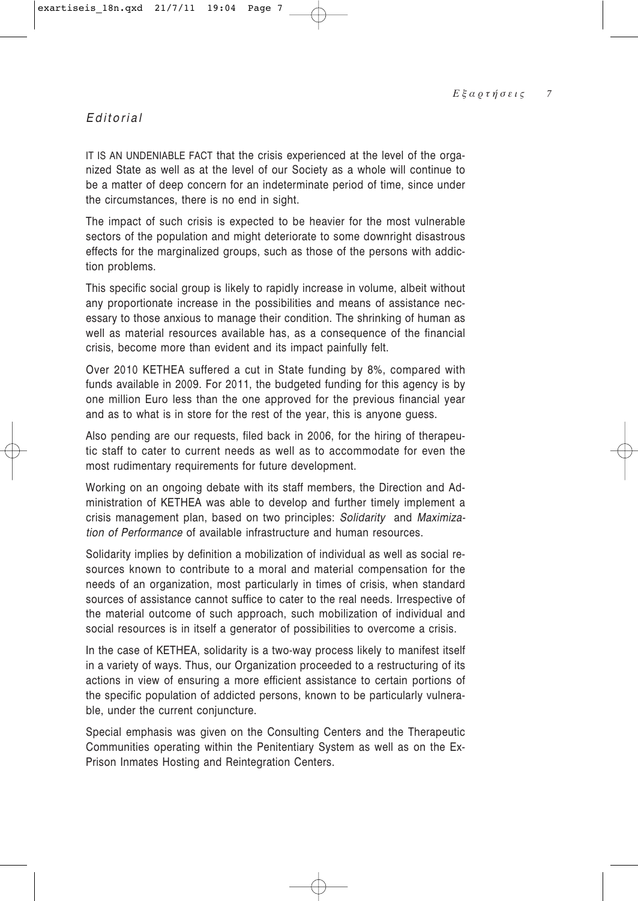*Editorial*

IT IS AN UNDENIABLE FACT that the crisis experienced at the level of the organized State as well as at the level of our Society as a whole will continue to be a matter of deep concern for an indeterminate period of time, since under the circumstances, there is no end in sight.

The impact of such crisis is expected to be heavier for the most vulnerable sectors of the population and might deteriorate to some downright disastrous effects for the marginalized groups, such as those of the persons with addiction problems.

This specific social group is likely to rapidly increase in volume, albeit without any proportionate increase in the possibilities and means of assistance necessary to those anxious to manage their condition. The shrinking of human as well as material resources available has, as a consequence of the financial crisis, become more than evident and its impact painfully felt.

Over 2010 KETHEA suffered a cut in State funding by 8%, compared with funds available in 2009. For 2011, the budgeted funding for this agency is by one million Euro less than the one approved for the previous financial year and as to what is in store for the rest of the year, this is anyone guess.

Also pending are our requests, filed back in 2006, for the hiring of therapeutic staff to cater to current needs as well as to accommodate for even the most rudimentary requirements for future development.

Working on an ongoing debate with its staff members, the Direction and Administration of KETHEA was able to develop and further timely implement a crisis management plan, based on two principles: *Solidarity* and *Maximization of Performance* of available infrastructure and human resources.

Solidarity implies by definition a mobilization of individual as well as social resources known to contribute to a moral and material compensation for the needs of an organization, most particularly in times of crisis, when standard sources of assistance cannot suffice to cater to the real needs. Irrespective of the material outcome of such approach, such mobilization of individual and social resources is in itself a generator of possibilities to overcome a crisis.

In the case of KETHEA, solidarity is a two-way process likely to manifest itself in a variety of ways. Thus, our Organization proceeded to a restructuring of its actions in view of ensuring a more efficient assistance to certain portions of the specific population of addicted persons, known to be particularly vulnerable, under the current conjuncture.

Special emphasis was given on the Consulting Centers and the Therapeutic Communities operating within the Penitentiary System as well as on the Ex-Prison Inmates Hosting and Reintegration Centers.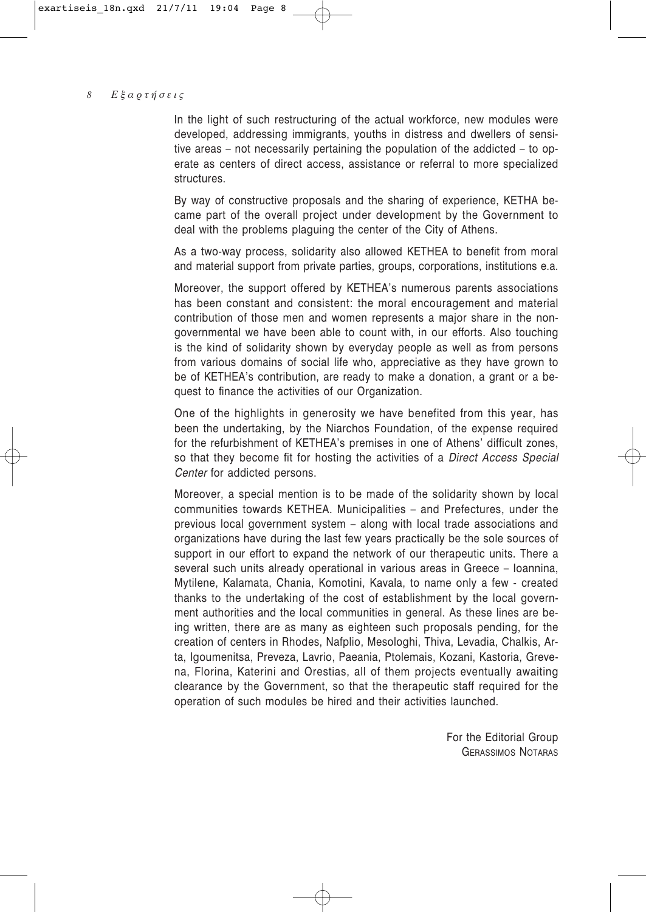In the light of such restructuring of the actual workforce, new modules were developed, addressing immigrants, youths in distress and dwellers of sensitive areas – not necessarily pertaining the population of the addicted – to operate as centers of direct access, assistance or referral to more specialized structures.

By way of constructive proposals and the sharing of experience, KETHA became part of the overall project under development by the Government to deal with the problems plaguing the center of the City of Athens.

As a two-way process, solidarity also allowed KETHEA to benefit from moral and material support from private parties, groups, corporations, institutions e.a.

Moreover, the support offered by KETHEA's numerous parents associations has been constant and consistent: the moral encouragement and material contribution of those men and women represents a major share in the non-governmental we have been able to count with, in our efforts. Also touching is the kind of solidarity shown by everyday people as well as from persons from various domains of social life who, appreciative as they have grown to be of KETHEA's contribution, are ready to make a donation, a grant or a bequest to finance the activities of our Organization.

One of the highlights in generosity we have benefited from this year, has been the undertaking, by the Niarchos Foundation, of the expense required for the refurbishment of KETHEA's premises in one of Athens' difficult zones, so that they become fit for hosting the activities of a *Direct Access Special Center* for addicted persons.

Moreover, a special mention is to be made of the solidarity shown by local communities towards KETHEA. Municipalities – and Prefectures, under the previous local government system – along with local trade associations and organizations have during the last few years practically be the sole sources of support in our effort to expand the network of our therapeutic units. There a several such units already operational in various areas in Greece – Ioannina, Mytilene, Kalamata, Chania, Komotini, Kavala, to name only a few - created thanks to the undertaking of the cost of establishment by the local government authorities and the local communities in general. As these lines are being written, there are as many as eighteen such proposals pending, for the creation of centers in Rhodes, Nafplio, Mesologhi, Thiva, Levadia, Chalkis, Arta, Igoumenitsa, Preveza, Lavrio, Paeania, Ptolemais, Kozani, Kastoria, Grevena, Florina, Katerini and Orestias, all of them projects eventually awaiting clearance by the Government, so that the therapeutic staff required for the operation of such modules be hired and their activities launched.

For the Editorial Group
GERASSIMOS NOTARAS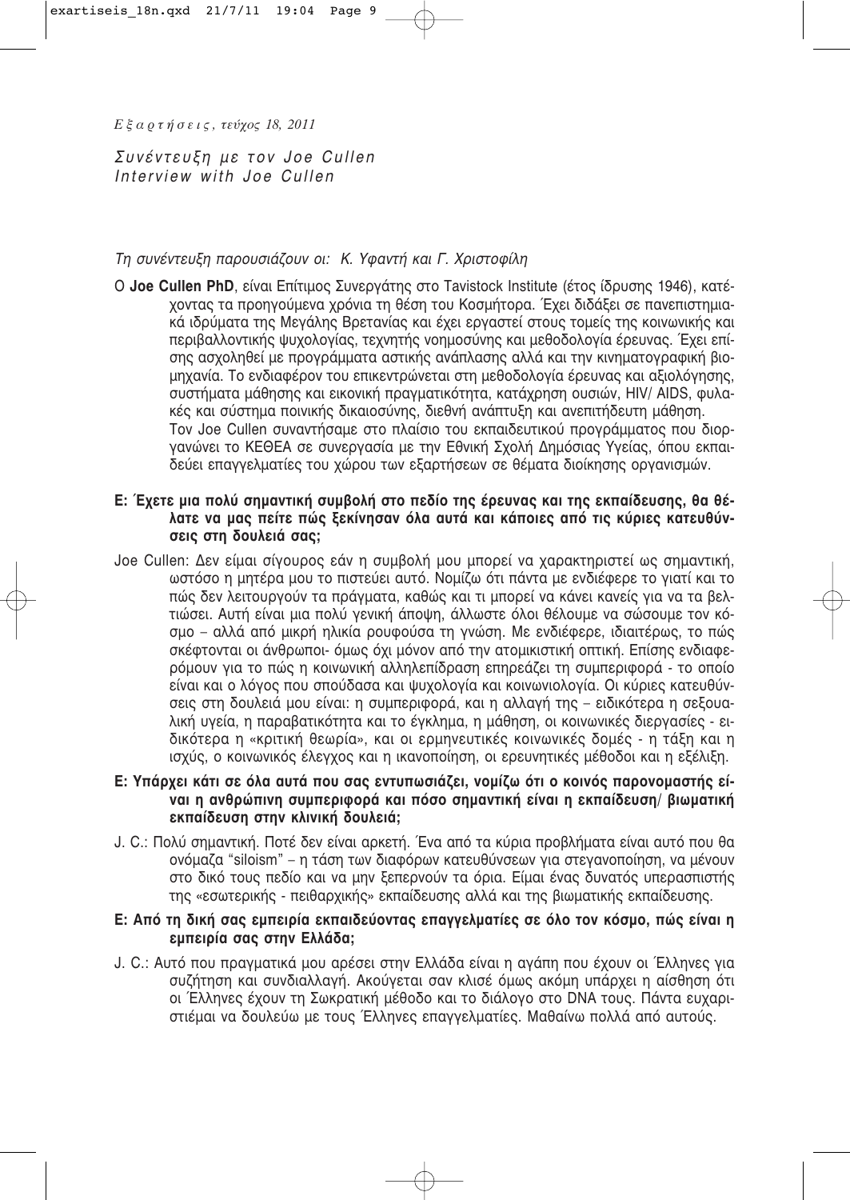*Συνέντευξη με τον Joe Cullen*
*Interview with Joe Cullen*

*Τη συνέντευξη παρουσιάζουν οι: Κ. Υφαντή και Γ. Χριστοφίλη*

Ο **Joe Cullen PhD**, είναι Επίτιμος Συνεργάτης στο Tavistock Institute (έτος ίδρυσης 1946), κατέχοντας τα προηγούμενα χρόνια τη θέση του Κοσμήτορα. Έχει διδάξει σε πανεπιστημιακά ιδρύματα της Μεγάλης Βρετανίας και έχει εργαστεί στους τομείς της κοινωνικής και περιβαλλοντικής ψυχολογίας, τεχνητής νοημοσύνης και μεθοδολογία έρευνας. Έχει επίσης ασχοληθεί με προγράμματα αστικής ανάπλασης αλλά και την κινηματογραφική βιομηχανία. Το ενδιαφέρον του επικεντρώνεται στη μεθοδολογία έρευνας και αξιολόγησης, συστήματα μάθησης και εικονική πραγματικότητα, κατάχρηση ουσιών, HIV/ AIDS, φυλακές και σύστημα ποινικής δικαιοσύνης, διεθνή ανάπτυξη και ανεπιτήδευτη μάθηση.
Τον Joe Cullen συναντήσαμε στο πλαίσιο του εκπαιδευτικού προγράμματος που διοργανώνει το ΚΕΘΕΑ σε συνεργασία με την Εθνική Σχολή Δημόσιας Υγείας, όπου εκπαιδεύει επαγγελματίες του χώρου των εξαρτήσεων σε θέματα διοίκησης οργανισμών.

**Ε: Έχετε μια πολύ σημαντική συμβολή στο πεδίο της έρευνας και της εκπαίδευσης, θα θέλατε να μας πείτε πώς ξεκίνησαν όλα αυτά και κάποιες από τις κύριες κατευθύνσεις στη δουλειά σας;**

Joe Cullen: Δεν είμαι σίγουρος εάν η συμβολή μου μπορεί να χαρακτηριστεί ως σημαντική, ωστόσο η μητέρα μου το πιστεύει αυτό. Νομίζω ότι πάντα με ενδιέφερε το γιατί και το πώς δεν λειτουργούν τα πράγματα, καθώς και τι μπορεί να κάνει κανείς για να τα βελτιώσει. Αυτή είναι μια πολύ γενική άποψη, άλλωστε όλοι θέλουμε να σώσουμε τον κόσμο – αλλά από μικρή ηλικία ρουφούσα τη γνώση. Με ενδιέφερε, ιδιαιτέρως, το πώς σκέφτονται οι άνθρωποι- όμως όχι μόνον από την ατομικιστική οπτική. Επίσης ενδιαφερόμουν για το πώς η κοινωνική αλληλεπίδραση επηρεάζει τη συμπεριφορά - το οποίο είναι και ο λόγος που σπούδασα και ψυχολογία και κοινωνιολογία. Οι κύριες κατευθύνσεις στη δουλειά μου είναι: η συμπεριφορά, και η αλλαγή της – ειδικότερα η σεξουαλική υγεία, η παραβατικότητα και το έγκλημα, η μάθηση, οι κοινωνικές διεργασίες - ειδικότερα η «κριτική θεωρία», και οι ερμηνευτικές κοινωνικές δομές - η τάξη και η ισχύς, ο κοινωνικός έλεγχος και η ικανοποίηση, οι ερευνητικές μέθοδοι και η εξέλιξη.

**Ε: Υπάρχει κάτι σε όλα αυτά που σας εντυπωσιάζει, νομίζω ότι ο κοινός παρονομαστής είναι η ανθρώπινη συμπεριφορά και πόσο σημαντική είναι η εκπαίδευση/ βιωματική εκπαίδευση στην κλινική δουλειά;**

J. C.: Πολύ σημαντική. Ποτέ δεν είναι αρκετή. Ένα από τα κύρια προβλήματα είναι αυτό που θα ονόμαζα "siloism" – η τάση των διαφόρων κατευθύνσεων για στεγανοποίηση, να μένουν στο δικό τους πεδίο και να μην ξεπερνούν τα όρια. Είμαι ένας δυνατός υπερασπιστής της «εσωτερικής - πειθαρχικής» εκπαίδευσης αλλά και της βιωματικής εκπαίδευσης.

**Ε: Από τη δική σας εμπειρία εκπαιδεύοντας επαγγελματίες σε όλο τον κόσμο, πώς είναι η εμπειρία σας στην Ελλάδα;**

J. C.: Αυτό που πραγματικά μου αρέσει στην Ελλάδα είναι η αγάπη που έχουν οι Έλληνες για συζήτηση και συνδιαλλαγή. Ακούγεται σαν κλισέ όμως ακόμη υπάρχει η αίσθηση ότι οι Έλληνες έχουν τη Σωκρατική μέθοδο και το διάλογο στο DNA τους. Πάντα ευχαριστιέμαι να δουλεύω με τους Έλληνες επαγγελματίες. Μαθαίνω πολλά από αυτούς.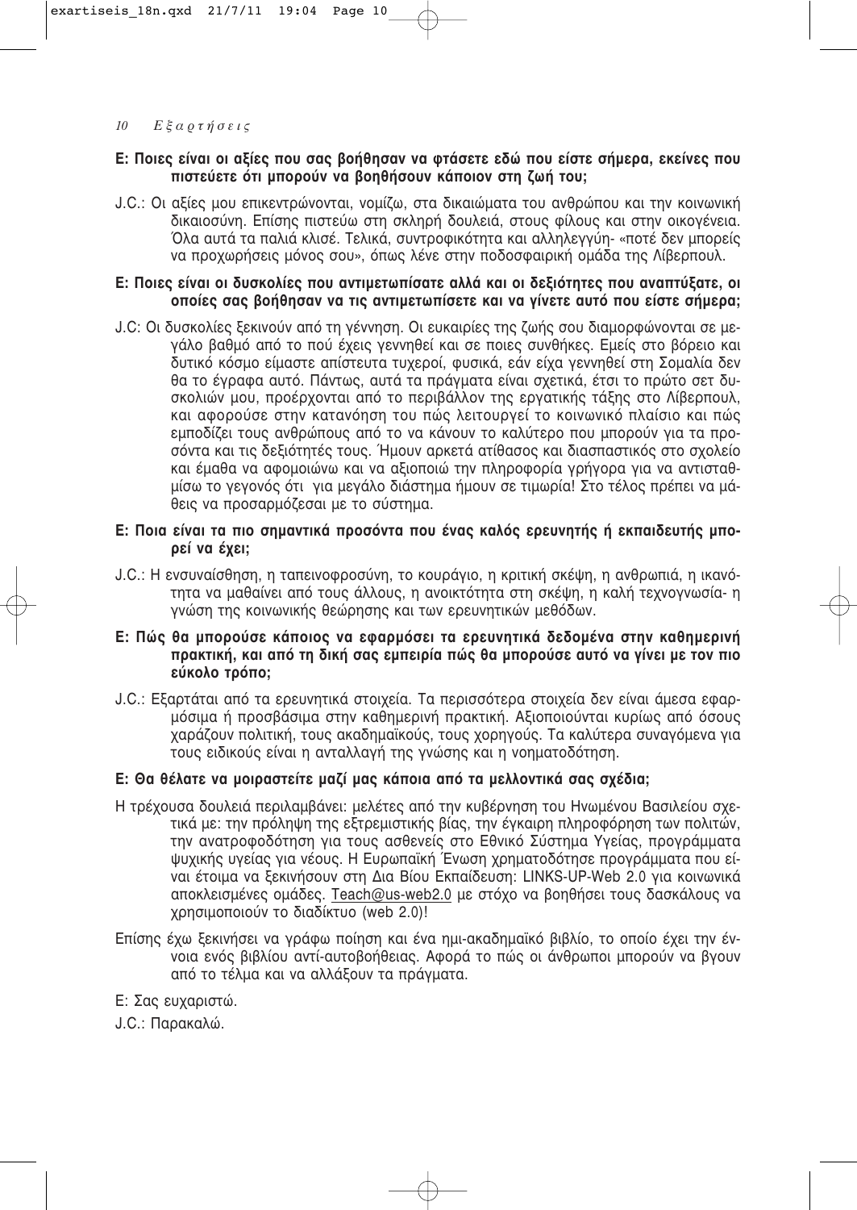**Ε: Ποιες είναι οι αξίες που σας βοήθησαν να φτάσετε εδώ που είστε σήμερα, εκείνες που πιστεύετε ότι μπορούν να βοηθήσουν κάποιον στη ζωή του;**

J.C.: Οι αξίες μου επικεντρώνονται, νομίζω, στα δικαιώματα του ανθρώπου και την κοινωνική δικαιοσύνη. Επίσης πιστεύω στη σκληρή δουλειά, στους φίλους και στην οικογένεια. Όλα αυτά τα παλιά κλισέ. Τελικά, συντροφικότητα και αλληλεγγύη- «ποτέ δεν μπορείς να προχωρήσεις μόνος σου», όπως λένε στην ποδοσφαιρική ομάδα της Λίβερπουλ.

**Ε: Ποιες είναι οι δυσκολίες που αντιμετωπίσατε αλλά και οι δεξιότητες που αναπτύξατε, οι οποίες σας βοήθησαν να τις αντιμετωπίσετε και να γίνετε αυτό που είστε σήμερα;**

J.C: Οι δυσκολίες ξεκινούν από τη γέννηση. Οι ευκαιρίες της ζωής σου διαμορφώνονται σε μεγάλο βαθμό από το πού έχεις γεννηθεί και σε ποιες συνθήκες. Εμείς στο βόρειο και δυτικό κόσμο είμαστε απίστευτα τυχεροί, φυσικά, εάν είχα γεννηθεί στη Σομαλία δεν θα το έγραφα αυτό. Πάντως, αυτά τα πράγματα είναι σχετικά, έτσι το πρώτο σετ δυσκολιών μου, προέρχονται από το περιβάλλον της εργατικής τάξης στο Λίβερπουλ, και αφορούσε στην κατανόηση του πώς λειτουργεί το κοινωνικό πλαίσιο και πώς εμποδίζει τους ανθρώπους από το να κάνουν το καλύτερο που μπορούν για τα προσόντα και τις δεξιότητές τους. Ήμουν αρκετά ατίθασος και διασπαστικός στο σχολείο και έμαθα να αφομοιώνω και να αξιοποιώ την πληροφορία γρήγορα για να αντισταθμίσω το γεγονός ότι για μεγάλο διάστημα ήμουν σε τιμωρία! Στο τέλος πρέπει να μάθεις να προσαρμόζεσαι με το σύστημα.

**Ε: Ποια είναι τα πιο σημαντικά προσόντα που ένας καλός ερευνητής ή εκπαιδευτής μπορεί να έχει;**

J.C.: Η ενσυναίσθηση, η ταπεινοφροσύνη, το κουράγιο, η κριτική σκέψη, η ανθρωπιά, η ικανότητα να μαθαίνει από τους άλλους, η ανοικτότητα στη σκέψη, η καλή τεχνογνωσία- η γνώση της κοινωνικής θεώρησης και των ερευνητικών μεθόδων.

**Ε: Πώς θα μπορούσε κάποιος να εφαρμόσει τα ερευνητικά δεδομένα στην καθημερινή πρακτική, και από τη δική σας εμπειρία πώς θα μπορούσε αυτό να γίνει με τον πιο εύκολο τρόπο;**

J.C.: Εξαρτάται από τα ερευνητικά στοιχεία. Τα περισσότερα στοιχεία δεν είναι άμεσα εφαρμόσιμα ή προσβάσιμα στην καθημερινή πρακτική. Αξιοποιούνται κυρίως από όσους χαράζουν πολιτική, τους ακαδημαϊκούς, τους χορηγούς. Τα καλύτερα συναγόμενα για τους ειδικούς είναι η ανταλλαγή της γνώσης και η νοηματοδότηση.

**Ε: Θα θέλατε να μοιραστείτε μαζί μας κάποια από τα μελλοντικά σας σχέδια;**

Η τρέχουσα δουλειά περιλαμβάνει: μελέτες από την κυβέρνηση του Ηνωμένου Βασιλείου σχετικά με: την πρόληψη της εξτρεμιστικής βίας, την έγκαιρη πληροφόρηση των πολιτών, την ανατροφοδότηση για τους ασθενείς στο Εθνικό Σύστημα Υγείας, προγράμματα ψυχικής υγείας για νέους. Η Ευρωπαϊκή Ένωση χρηματοδότησε προγράμματα που είναι έτοιμα να ξεκινήσουν στη Δια Βίου Εκπαίδευση: LINKS-UP-Web 2.0 για κοινωνικά αποκλεισμένες ομάδες. Teach@us-web2.0 με στόχο να βοηθήσει τους δασκάλους να χρησιμοποιούν το διαδίκτυο (web 2.0)!

Επίσης έχω ξεκινήσει να γράφω ποίηση και ένα ημι-ακαδημαϊκό βιβλίο, το οποίο έχει την έννοια ενός βιβλίου αντί-αυτοβοήθειας. Αφορά το πώς οι άνθρωποι μπορούν να βγουν από το τέλμα και να αλλάξουν τα πράγματα.

Ε: Σας ευχαριστώ.

J.C.: Παρακαλώ.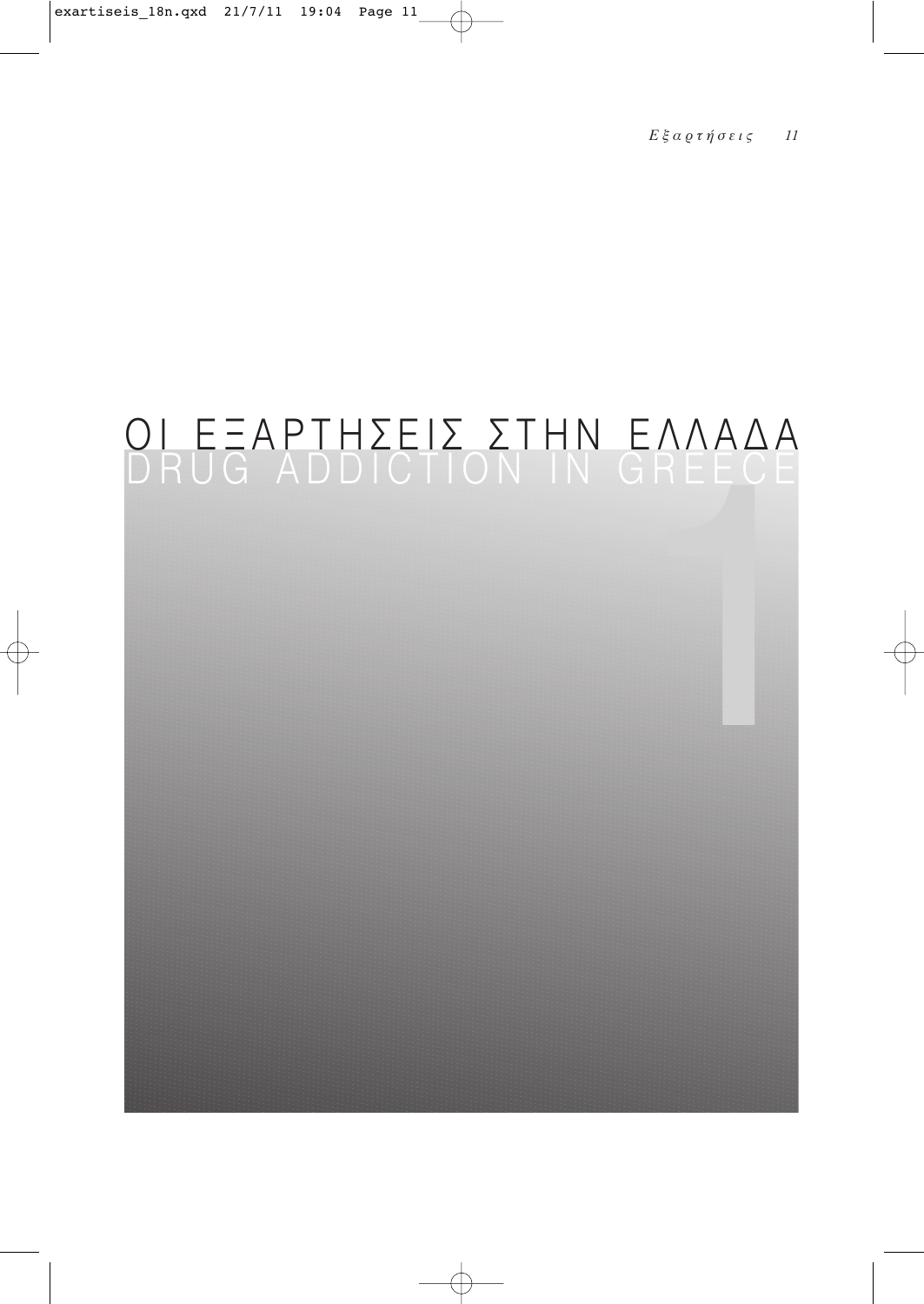# ΟΙ ΕΞΑΡΤΗΣΕΙΣ ΣΤΗΝ ΕΛΛΑΔΑ
# DRUG ADDICTION IN GREECE

1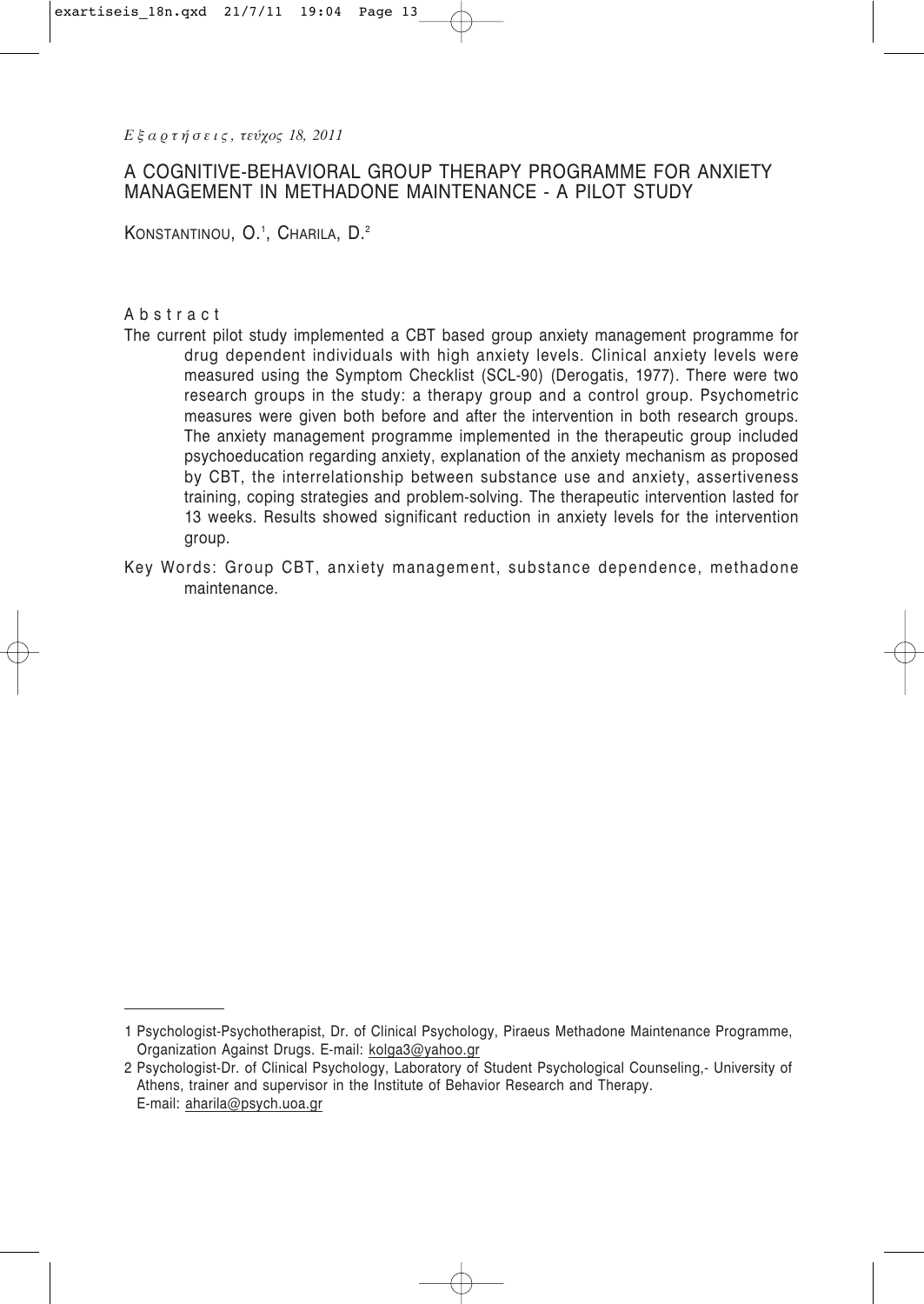# A COGNITIVE-BEHAVIORAL GROUP THERAPY PROGRAMME FOR ANXIETY MANAGEMENT IN METHADONE MAINTENANCE - A PILOT STUDY

KONSTANTINOU, O.[1], CHARILA, D.[2]

## Abstract

The current pilot study implemented a CBT based group anxiety management programme for drug dependent individuals with high anxiety levels. Clinical anxiety levels were measured using the Symptom Checklist (SCL-90) (Derogatis, 1977). There were two research groups in the study: a therapy group and a control group. Psychometric measures were given both before and after the intervention in both research groups. The anxiety management programme implemented in the therapeutic group included psychoeducation regarding anxiety, explanation of the anxiety mechanism as proposed by CBT, the interrelationship between substance use and anxiety, assertiveness training, coping strategies and problem-solving. The therapeutic intervention lasted for 13 weeks. Results showed significant reduction in anxiety levels for the intervention group.

Key Words: Group CBT, anxiety management, substance dependence, methadone maintenance.

---

1 Psychologist-Psychotherapist, Dr. of Clinical Psychology, Piraeus Methadone Maintenance Programme, Organization Against Drugs. E-mail: kolga3@yahoo.gr

2 Psychologist-Dr. of Clinical Psychology, Laboratory of Student Psychological Counseling,- University of Athens, trainer and supervisor in the Institute of Behavior Research and Therapy. E-mail: aharila@psych.uoa.gr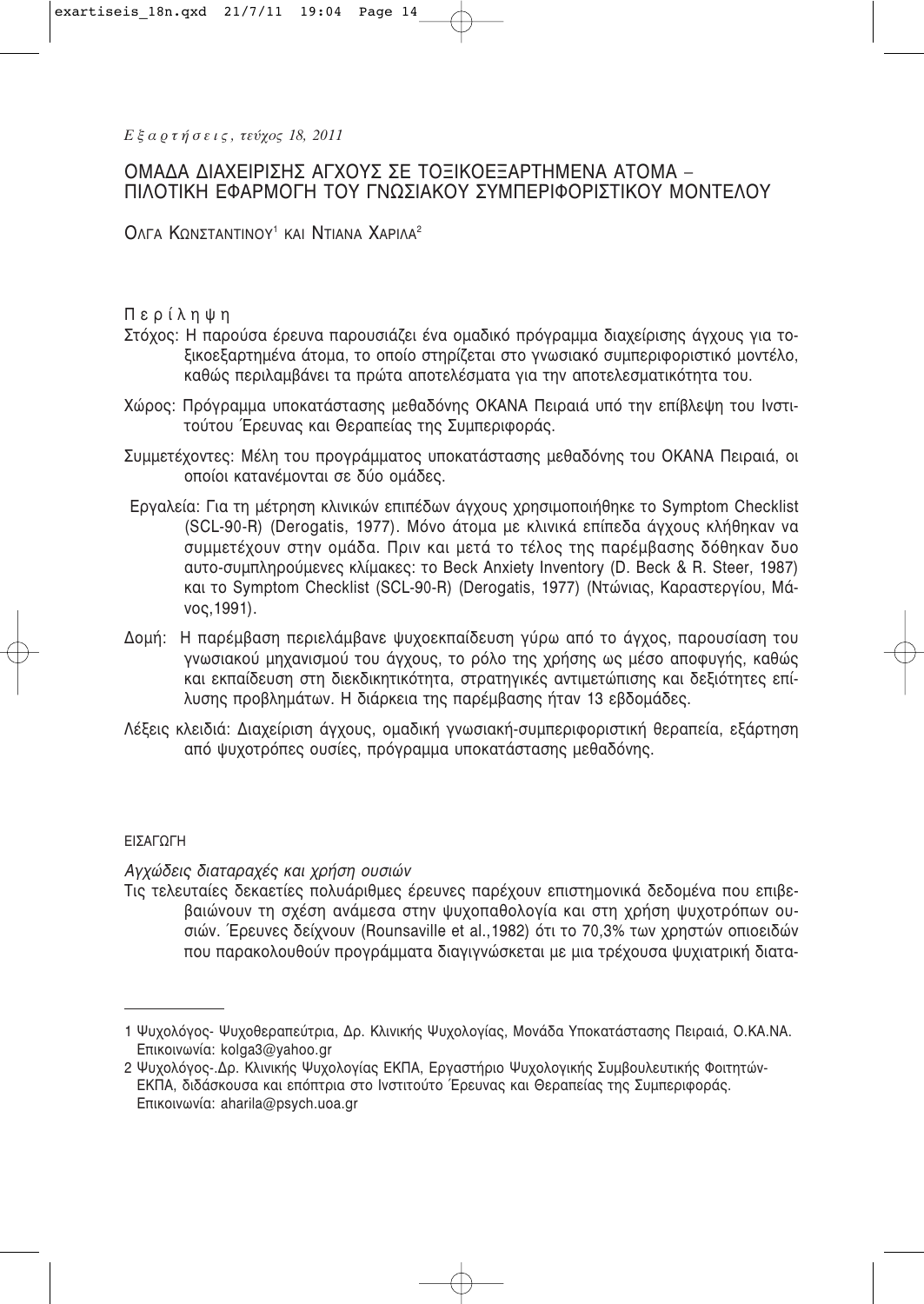# ΟΜΑΔΑ ΔΙΑΧΕΙΡΙΣΗΣ ΑΓΧΟΥΣ ΣΕ ΤΟΞΙΚΟΕΞΑΡΤΗΜΕΝΑ ΑΤΟΜΑ – ΠΙΛΟΤΙΚΗ ΕΦΑΡΜΟΓΗ ΤΟΥ ΓΝΩΣΙΑΚΟΥ ΣΥΜΠΕΡΙΦΟΡΙΣΤΙΚΟΥ ΜΟΝΤΕΛΟΥ

ΟΛΓΑ ΚΩΝΣΤΑΝΤΙΝΟΥ[1] ΚΑΙ ΝΤΙΑΝΑ ΧΑΡΙΛΑ[2]

## Περίληψη

Στόχος: Η παρούσα έρευνα παρουσιάζει ένα ομαδικό πρόγραμμα διαχείρισης άγχους για τοξικοεξαρτημένα άτομα, το οποίο στηρίζεται στο γνωσιακό συμπεριφοριστικό μοντέλο, καθώς περιλαμβάνει τα πρώτα αποτελέσματα για την αποτελεσματικότητα του.

Χώρος: Πρόγραμμα υποκατάστασης μεθαδόνης ΟΚΑΝΑ Πειραιά υπό την επίβλεψη του Ινστιτούτου Έρευνας και Θεραπείας της Συμπεριφοράς.

Συμμετέχοντες: Μέλη του προγράμματος υποκατάστασης μεθαδόνης του ΟΚΑΝΑ Πειραιά, οι οποίοι κατανέμονται σε δύο ομάδες.

Εργαλεία: Για τη μέτρηση κλινικών επιπέδων άγχους χρησιμοποιήθηκε το Symptom Checklist (SCL-90-R) (Derogatis, 1977). Μόνο άτομα με κλινικά επίπεδα άγχους κλήθηκαν να συμμετέχουν στην ομάδα. Πριν και μετά το τέλος της παρέμβασης δόθηκαν δυο αυτο-συμπληρούμενες κλίμακες: το Beck Anxiety Inventory (D. Beck & R. Steer, 1987) και το Symptom Checklist (SCL-90-R) (Derogatis, 1977) (Ντώνιας, Καραστεργίου, Μάνος,1991).

Δομή: Η παρέμβαση περιελάμβανε ψυχοεκπαίδευση γύρω από το άγχος, παρουσίαση του γνωσιακού μηχανισμού του άγχους, το ρόλο της χρήσης ως μέσο αποφυγής, καθώς και εκπαίδευση στη διεκδικητικότητα, στρατηγικές αντιμετώπισης και δεξιότητες επίλυσης προβλημάτων. Η διάρκεια της παρέμβασης ήταν 13 εβδομάδες.

Λέξεις κλειδιά: Διαχείριση άγχους, ομαδική γνωσιακή-συμπεριφοριστική θεραπεία, εξάρτηση από ψυχοτρόπες ουσίες, πρόγραμμα υποκατάστασης μεθαδόνης.

## ΕΙΣΑΓΩΓΗ

### *Αγχώδεις διαταραχές και χρήση ουσιών*

Τις τελευταίες δεκαετίες πολυάριθμες έρευνες παρέχουν επιστημονικά δεδομένα που επιβεβαιώνουν τη σχέση ανάμεσα στην ψυχοπαθολογία και στη χρήση ψυχοτρόπων ουσιών. Έρευνες δείχνουν (Rounsaville et al.,1982) ότι το 70,3% των χρηστών οπιοειδών που παρακολουθούν προγράμματα διαγιγνώσκεται με μια τρέχουσα ψυχιατρική διατα-

---

1 Ψυχολόγος- Ψυχοθεραπεύτρια, Δρ. Κλινικής Ψυχολογίας, Μονάδα Υποκατάστασης Πειραιά, Ο.ΚΑ.ΝΑ. Επικοινωνία: kolga3@yahoo.gr

2 Ψυχολόγος-.Δρ. Κλινικής Ψυχολογίας ΕΚΠΑ, Εργαστήριο Ψυχολογικής Συμβουλευτικής Φοιτητών-ΕΚΠΑ, διδάσκουσα και επόπτρια στο Ινστιτούτο Έρευνας και Θεραπείας της Συμπεριφοράς. Επικοινωνία: aharila@psych.uoa.gr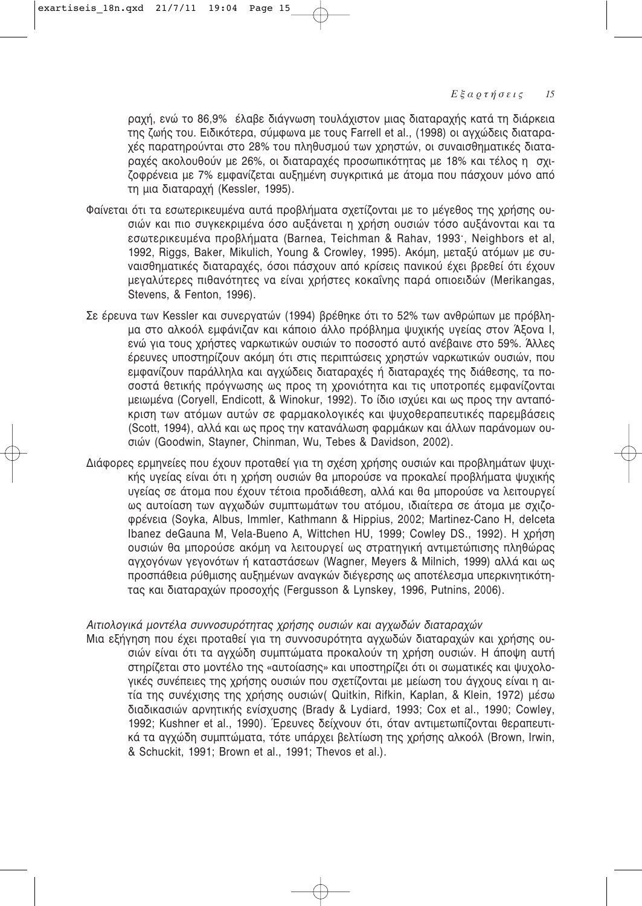ραχή, ενώ το 86,9% έλαβε διάγνωση τουλάχιστον μιας διαταραχής κατά τη διάρκεια της ζωής του. Ειδικότερα, σύμφωνα με τους Farrell et al., (1998) οι αγχώδεις διαταραχές παρατηρούνται στο 28% του πληθυσμού των χρηστών, οι συναισθηματικές διαταραχές ακολουθούν με 26%, οι διαταραχές προσωπικότητας με 18% και τέλος η σχιζοφρένεια με 7% εμφανίζεται αυξημένη συγκριτικά με άτομα που πάσχουν μόνο από τη μια διαταραχή (Kessler, 1995).

Φαίνεται ότι τα εσωτερικευμένα αυτά προβλήματα σχετίζονται με το μέγεθος της χρήσης ουσιών και πιο συγκεκριμένα όσο αυξάνεται η χρήση ουσιών τόσο αυξάνονται και τα εσωτερικευμένα προβλήματα (Barnea, Teichman & Rahav, 1993˙, Neighbors et al, 1992, Riggs, Baker, Mikulich, Young & Crowley, 1995). Ακόμη, μεταξύ ατόμων με συναισθηματικές διαταραχές, όσοι πάσχουν από κρίσεις πανικού έχει βρεθεί ότι έχουν μεγαλύτερες πιθανότητες να είναι χρήστες κοκαΐνης παρά οπιοειδών (Merikangas, Stevens, & Fenton, 1996).

Σε έρευνα των Kessler και συνεργατών (1994) βρέθηκε ότι το 52% των ανθρώπων με πρόβλημα στο αλκοόλ εμφάνιζαν και κάποιο άλλο πρόβλημα ψυχικής υγείας στον Άξονα Ι, ενώ για τους χρήστες ναρκωτικών ουσιών το ποσοστό αυτό ανέβαινε στο 59%. Άλλες έρευνες υποστηρίζουν ακόμη ότι στις περιπτώσεις χρηστών ναρκωτικών ουσιών, που εμφανίζουν παράλληλα και αγχώδεις διαταραχές ή διαταραχές της διάθεσης, τα ποσοστά θετικής πρόγνωσης ως προς τη χρονιότητα και τις υποτροπές εμφανίζονται μειωμένα (Coryell, Endicott, & Winokur, 1992). Το ίδιο ισχύει και ως προς την ανταπόκριση των ατόμων αυτών σε φαρμακολογικές και ψυχοθεραπευτικές παρεμβάσεις (Scott, 1994), αλλά και ως προς την κατανάλωση φαρμάκων και άλλων παράνομων ουσιών (Goodwin, Stayner, Chinman, Wu, Tebes & Davidson, 2002).

Διάφορες ερμηνείες που έχουν προταθεί για τη σχέση χρήσης ουσιών και προβλημάτων ψυχικής υγείας είναι ότι η χρήση ουσιών θα μπορούσε να προκαλεί προβλήματα ψυχικής υγείας σε άτομα που έχουν τέτοια προδιάθεση, αλλά και θα μπορούσε να λειτουργεί ως αυτοίαση των αγχωδών συμπτωμάτων του ατόμου, ιδιαίτερα σε άτομα με σχιζοφρένεια (Soyka, Albus, Immler, Kathmann & Hippius, 2002; Martinez-Cano H, delceta Ibanez deGauna M, Vela-Bueno A, Wittchen HU, 1999; Cowley DS., 1992). Η χρήση ουσιών θα μπορούσε ακόμη να λειτουργεί ως στρατηγική αντιμετώπισης πληθώρας αγχογόνων γεγονότων ή καταστάσεων (Wagner, Meyers & Milnich, 1999) αλλά και ως προσπάθεια ρύθμισης αυξημένων αναγκών διέγερσης ως αποτέλεσμα υπερκινητικότητας και διαταραχών προσοχής (Fergusson & Lynskey, 1996, Putnins, 2006).

*Αιτιολογικά μοντέλα συννοσηρότητας χρήσης ουσιών και αγχωδών διαταραχών*

Μια εξήγηση που έχει προταθεί για τη συννοσηρότητα αγχωδών διαταραχών και χρήσης ουσιών είναι ότι τα αγχώδη συμπτώματα προκαλούν τη χρήση ουσιών. Η άποψη αυτή στηρίζεται στο μοντέλο της «αυτοίασης» και υποστηρίζει ότι οι σωματικές και ψυχολογικές συνέπειες της χρήσης ουσιών που σχετίζονται με μείωση του άγχους είναι η αιτία της συνέχισης της χρήσης ουσιών( Quitkin, Rifkin, Kaplan, & Klein, 1972) μέσω διαδικασιών αρνητικής ενίσχυσης (Brady & Lydiard, 1993; Cox et al., 1990; Cowley, 1992; Kushner et al., 1990). Έρευνες δείχνουν ότι, όταν αντιμετωπίζονται θεραπευτικά τα αγχώδη συμπτώματα, τότε υπάρχει βελτίωση της χρήσης αλκοόλ (Brown, Irwin, & Schuckit, 1991; Brown et al., 1991; Thevos et al.).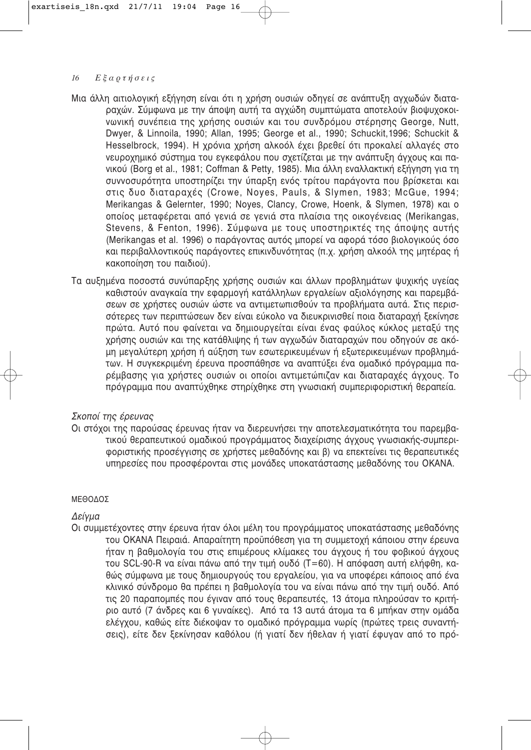Μια άλλη αιτιολογική εξήγηση είναι ότι η χρήση ουσιών οδηγεί σε ανάπτυξη αγχωδών διαταραχών. Σύμφωνα με την άποψη αυτή τα αγχώδη συμπτώματα αποτελούν βιοψυχοκοινωνική συνέπεια της χρήσης ουσιών και του συνδρόμου στέρησης George, Nutt, Dwyer, & Linnoila, 1990; Allan, 1995; George et al., 1990; Schuckit,1996; Schuckit & Hesselbrock, 1994). Η χρόνια χρήση αλκοόλ έχει βρεθεί ότι προκαλεί αλλαγές στο νευροχημικό σύστημα του εγκεφάλου που σχετίζεται με την ανάπτυξη άγχους και πανικού (Borg et al., 1981; Coffman & Petty, 1985). Μια άλλη εναλλακτική εξήγηση για τη συννοσυρότητα υποστηρίζει την ύπαρξη ενός τρίτου παράγοντα που βρίσκεται και στις δυο διαταραχές (Crowe, Noyes, Pauls, & Slymen, 1983; McGue, 1994; Merikangas & Gelernter, 1990; Noyes, Clancy, Crowe, Hoenk, & Slymen, 1978) και ο οποίος μεταφέρεται από γενιά σε γενιά στα πλαίσια της οικογένειας (Merikangas, Stevens, & Fenton, 1996). Σύμφωνα με τους υποστηρικτές της άποψης αυτής (Merikangas et al. 1996) ο παράγοντας αυτός μπορεί να αφορά τόσο βιολογικούς όσο και περιβαλλοντικούς παράγοντες επικινδυνότητας (π.χ. χρήση αλκοόλ της μητέρας ή κακοποίηση του παιδιού).

Τα αυξημένα ποσοστά συνύπαρξης χρήσης ουσιών και άλλων προβλημάτων ψυχικής υγείας καθιστούν αναγκαία την εφαρμογή κατάλληλων εργαλείων αξιολόγησης και παρεμβάσεων σε χρήστες ουσιών ώστε να αντιμετωπισθούν τα προβλήματα αυτά. Στις περισσότερες των περιπτώσεων δεν είναι εύκολο να διευκρινισθεί ποια διαταραχή ξεκίνησε πρώτα. Αυτό που φαίνεται να δημιουργείται είναι ένας φαύλος κύκλος μεταξύ της χρήσης ουσιών και της κατάθλιψης ή των αγχωδών διαταραχών που οδηγούν σε ακόμη μεγαλύτερη χρήση ή αύξηση των εσωτερικευμένων ή εξωτερικευμένων προβλημάτων. Η συγκεκριμένη έρευνα προσπάθησε να αναπτύξει ένα ομαδικό πρόγραμμα παρέμβασης για χρήστες ουσιών οι οποίοι αντιμετώπιζαν και διαταραχές άγχους. Το πρόγραμμα που αναπτύχθηκε στηρίχθηκε στη γνωσιακή συμπεριφοριστική θεραπεία.

### *Σκοποί της έρευνας*

Οι στόχοι της παρούσας έρευνας ήταν να διερευνήσει την αποτελεσματικότητα του παρεμβατικού θεραπευτικού ομαδικού προγράμματος διαχείρισης άγχους γνωσιακής-συμπεριφοριστικής προσέγγισης σε χρήστες μεθαδόνης και β) να επεκτείνει τις θεραπευτικές υπηρεσίες που προσφέρονται στις μονάδες υποκατάστασης μεθαδόνης του ΟΚΑΝΑ.

## ΜΕΘΟΔΟΣ

### *Δείγμα*

Οι συμμετέχοντες στην έρευνα ήταν όλοι μέλη του προγράμματος υποκατάστασης μεθαδόνης του ΟΚΑΝΑ Πειραιά. Απαραίτητη προϋπόθεση για τη συμμετοχή κάποιου στην έρευνα ήταν η βαθμολογία του στις επιμέρους κλίμακες του άγχους ή του φοβικού άγχους του SCL-90-R να είναι πάνω από την τιμή ουδό (T=60). Η απόφαση αυτή ελήφθη, καθώς σύμφωνα με τους δημιουργούς του εργαλείου, για να υποφέρει κάποιος από ένα κλινικό σύνδρομο θα πρέπει η βαθμολογία του να είναι πάνω από την τιμή ουδό. Από τις 20 παραπομπές που έγιναν από τους θεραπευτές, 13 άτομα πληρούσαν το κριτήριο αυτό (7 άνδρες και 6 γυναίκες). Από τα 13 αυτά άτομα τα 6 μπήκαν στην ομάδα ελέγχου, καθώς είτε διέκοψαν το ομαδικό πρόγραμμα νωρίς (πρώτες τρεις συναντήσεις), είτε δεν ξεκίνησαν καθόλου (ή γιατί δεν ήθελαν ή γιατί έφυγαν από το πρό-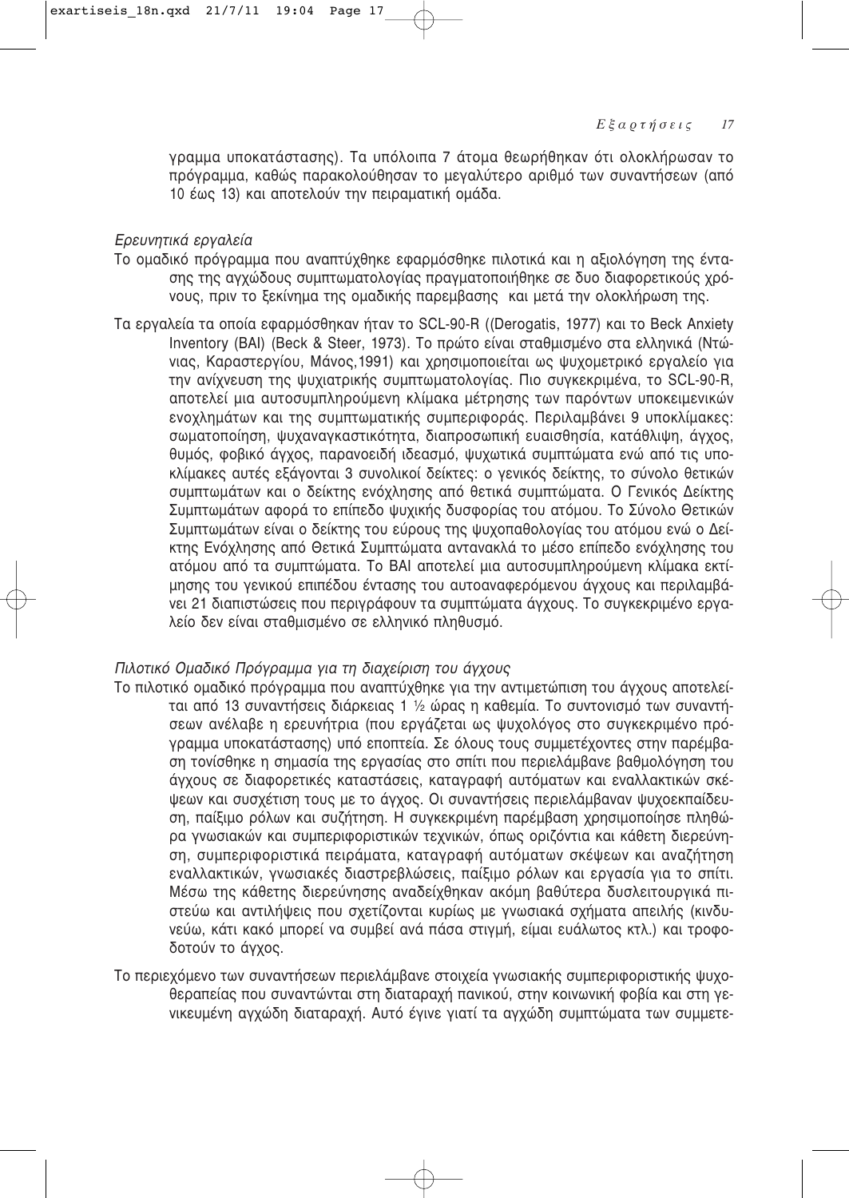γραμμα υποκατάστασης). Τα υπόλοιπα 7 άτομα θεωρήθηκαν ότι ολοκλήρωσαν το πρόγραμμα, καθώς παρακολούθησαν το μεγαλύτερο αριθμό των συναντήσεων (από 10 έως 13) και αποτελούν την πειραματική ομάδα.

*Ερευνητικά εργαλεία*

Το ομαδικό πρόγραμμα που αναπτύχθηκε εφαρμόσθηκε πιλοτικά και η αξιολόγηση της έντασης της αγχώδους συμπτωματολογίας πραγματοποιήθηκε σε δυο διαφορετικούς χρόνους, πριν το ξεκίνημα της ομαδικής παρεμβασης και μετά την ολοκλήρωση της.

Τα εργαλεία τα οποία εφαρμόσθηκαν ήταν το SCL-90-R ((Derogatis, 1977) και το Beck Anxiety Inventory (BAI) (Beck & Steer, 1973). Το πρώτο είναι σταθμισμένο στα ελληνικά (Ντώνιας, Καραστεργίου, Μάνος,1991) και χρησιμοποιείται ως ψυχομετρικό εργαλείο για την ανίχνευση της ψυχιατρικής συμπτωματολογίας. Πιο συγκεκριμένα, το SCL-90-R, αποτελεί μια αυτοσυμπληρούμενη κλίμακα μέτρησης των παρόντων υποκειμενικών ενοχλημάτων και της συμπτωματικής συμπεριφοράς. Περιλαμβάνει 9 υποκλίμακες: σωματοποίηση, ψυχαναγκαστικότητα, διαπροσωπική ευαισθησία, κατάθλιψη, άγχος, θυμός, φοβικό άγχος, παρανοειδή ιδεασμό, ψυχωτικά συμπτώματα ενώ από τις υποκλίμακες αυτές εξάγονται 3 συνολικοί δείκτες: ο γενικός δείκτης, το σύνολο θετικών συμπτωμάτων και ο δείκτης ενόχλησης από θετικά συμπτώματα. Ο Γενικός Δείκτης Συμπτωμάτων αφορά το επίπεδο ψυχικής δυσφορίας του ατόμου. Το Σύνολο Θετικών Συμπτωμάτων είναι ο δείκτης του εύρους της ψυχοπαθολογίας του ατόμου ενώ ο Δείκτης Ενόχλησης από Θετικά Συμπτώματα αντανακλά το μέσο επίπεδο ενόχλησης του ατόμου από τα συμπτώματα. Το BAI αποτελεί μια αυτοσυμπληρούμενη κλίμακα εκτίμησης του γενικού επιπέδου έντασης του αυτοαναφερόμενου άγχους και περιλαμβάνει 21 διαπιστώσεις που περιγράφουν τα συμπτώματα άγχους. Το συγκεκριμένο εργαλείο δεν είναι σταθμισμένο σε ελληνικό πληθυσμό.

*Πιλοτικό Ομαδικό Πρόγραμμα για τη διαχείριση του άγχους*

Το πιλοτικό ομαδικό πρόγραμμα που αναπτύχθηκε για την αντιμετώπιση του άγχους αποτελείται από 13 συναντήσεις διάρκειας 1 ½ ώρας η καθεμία. Το συντονισμό των συναντήσεων ανέλαβε η ερευνήτρια (που εργάζεται ως ψυχολόγος στο συγκεκριμένο πρόγραμμα υποκατάστασης) υπό εποπτεία. Σε όλους τους συμμετέχοντες στην παρέμβαση τονίσθηκε η σημασία της εργασίας στο σπίτι που περιλάμβανε βαθμολόγηση του άγχους σε διαφορετικές καταστάσεις, καταγραφή αυτόματων και εναλλακτικών σκέψεων και συσχέτιση τους με το άγχος. Οι συναντήσεις περιελάμβαναν ψυχοεκπαίδευση, παίξιμο ρόλων και συζήτηση. Η συγκεκριμένη παρέμβαση χρησιμοποίησε πληθώρα γνωσιακών και συμπεριφοριστικών τεχνικών, όπως οριζόντια και κάθετη διερεύνηση, συμπεριφοριστικά πειράματα, καταγραφή αυτόματων σκέψεων και αναζήτηση εναλλακτικών, γνωσιακές διαστρεβλώσεις, παίξιμο ρόλων και εργασία για το σπίτι. Μέσω της κάθετης διερεύνησης αναδείχθηκαν ακόμη βαθύτερα δυσλειτουργικά πιστεύω και αντιλήψεις που σχετίζονται κυρίως με γνωσιακά σχήματα απειλής (κινδυνεύω, κάτι κακό μπορεί να συμβεί ανά πάσα στιγμή, είμαι ευάλωτος κτλ.) και τροφοδοτούν το άγχος.

Το περιεχόμενο των συναντήσεων περιελάμβανε στοιχεία γνωσιακής συμπεριφοριστικής ψυχοθεραπείας που συναντώνται στη διαταραχή πανικού, στην κοινωνική φοβία και στη γενικευμένη αγχώδη διαταραχή. Αυτό έγινε γιατί τα αγχώδη συμπτώματα των συμμετε-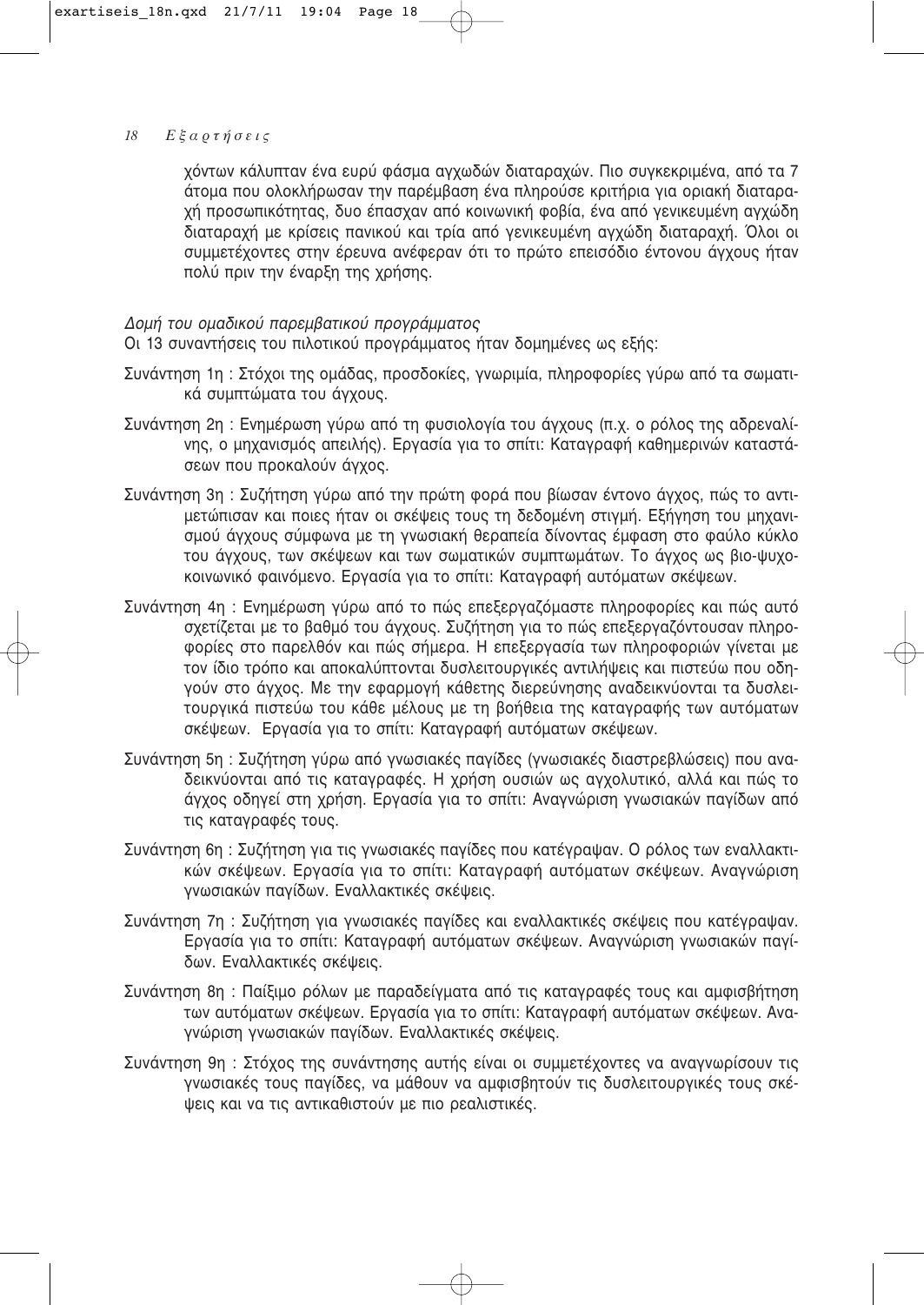χόντων κάλυπταν ένα ευρύ φάσμα αγχωδών διαταραχών. Πιο συγκεκριμένα, από τα 7 άτομα που ολοκλήρωσαν την παρέμβαση ένα πληρούσε κριτήρια για οριακή διαταραχή προσωπικότητας, δυο έπασχαν από κοινωνική φοβία, ένα από γενικευμένη αγχώδη διαταραχή με κρίσεις πανικού και τρία από γενικευμένη αγχώδη διαταραχή. Όλοι οι συμμετέχοντες στην έρευνα ανέφεραν ότι το πρώτο επεισόδιο έντονου άγχους ήταν πολύ πριν την έναρξη της χρήσης.

*Δομή του ομαδικού παρεμβατικού προγράμματος*

Οι 13 συναντήσεις του πιλοτικού προγράμματος ήταν δομημένες ως εξής:

Συνάντηση 1η : Στόχοι της ομάδας, προσδοκίες, γνωριμία, πληροφορίες γύρω από τα σωματικά συμπτώματα του άγχους.

Συνάντηση 2η : Ενημέρωση γύρω από τη φυσιολογία του άγχους (π.χ. ο ρόλος της αδρεναλίνης, ο μηχανισμός απειλής). Εργασία για το σπίτι: Καταγραφή καθημερινών καταστάσεων που προκαλούν άγχος.

Συνάντηση 3η : Συζήτηση γύρω από την πρώτη φορά που βίωσαν έντονο άγχος, πώς το αντιμετώπισαν και ποιες ήταν οι σκέψεις τους τη δεδομένη στιγμή. Εξήγηση του μηχανισμού άγχους σύμφωνα με τη γνωσιακή θεραπεία δίνοντας έμφαση στο φαύλο κύκλο του άγχους, των σκέψεων και των σωματικών συμπτωμάτων. Το άγχος ως βιο-ψυχο-κοινωνικό φαινόμενο. Εργασία για το σπίτι: Καταγραφή αυτόματων σκέψεων.

Συνάντηση 4η : Ενημέρωση γύρω από το πώς επεξεργαζόμαστε πληροφορίες και πώς αυτό σχετίζεται με το βαθμό του άγχους. Συζήτηση για το πώς επεξεργαζόντουσαν πληροφορίες στο παρελθόν και πώς σήμερα. Η επεξεργασία των πληροφοριών γίνεται με τον ίδιο τρόπο και αποκαλύπτονται δυσλειτουργικές αντιλήψεις και πιστεύω που οδηγούν στο άγχος. Με την εφαρμογή κάθετης διερεύνησης αναδεικνύονται τα δυσλειτουργικά πιστεύω του κάθε μέλους με τη βοήθεια της καταγραφής των αυτόματων σκέψεων. Εργασία για το σπίτι: Καταγραφή αυτόματων σκέψεων.

Συνάντηση 5η : Συζήτηση γύρω από γνωσιακές παγίδες (γνωσιακές διαστρεβλώσεις) που αναδεικνύονται από τις καταγραφές. Η χρήση ουσιών ως αγχολυτικό, αλλά και πώς το άγχος οδηγεί στη χρήση. Εργασία για το σπίτι: Αναγνώριση γνωσιακών παγίδων από τις καταγραφές τους.

Συνάντηση 6η : Συζήτηση για τις γνωσιακές παγίδες που κατέγραψαν. Ο ρόλος των εναλλακτικών σκέψεων. Εργασία για το σπίτι: Καταγραφή αυτόματων σκέψεων. Αναγνώριση γνωσιακών παγίδων. Εναλλακτικές σκέψεις.

Συνάντηση 7η : Συζήτηση για γνωσιακές παγίδες και εναλλακτικές σκέψεις που κατέγραψαν. Εργασία για το σπίτι: Καταγραφή αυτόματων σκέψεων. Αναγνώριση γνωσιακών παγίδων. Εναλλακτικές σκέψεις.

Συνάντηση 8η : Παίξιμο ρόλων με παραδείγματα από τις καταγραφές τους και αμφισβήτηση των αυτόματων σκέψεων. Εργασία για το σπίτι: Καταγραφή αυτόματων σκέψεων. Αναγνώριση γνωσιακών παγίδων. Εναλλακτικές σκέψεις.

Συνάντηση 9η : Στόχος της συνάντησης αυτής είναι οι συμμετέχοντες να αναγνωρίσουν τις γνωσιακές τους παγίδες, να μάθουν να αμφισβητούν τις δυσλειτουργικές τους σκέψεις και να τις αντικαθιστούν με πιο ρεαλιστικές.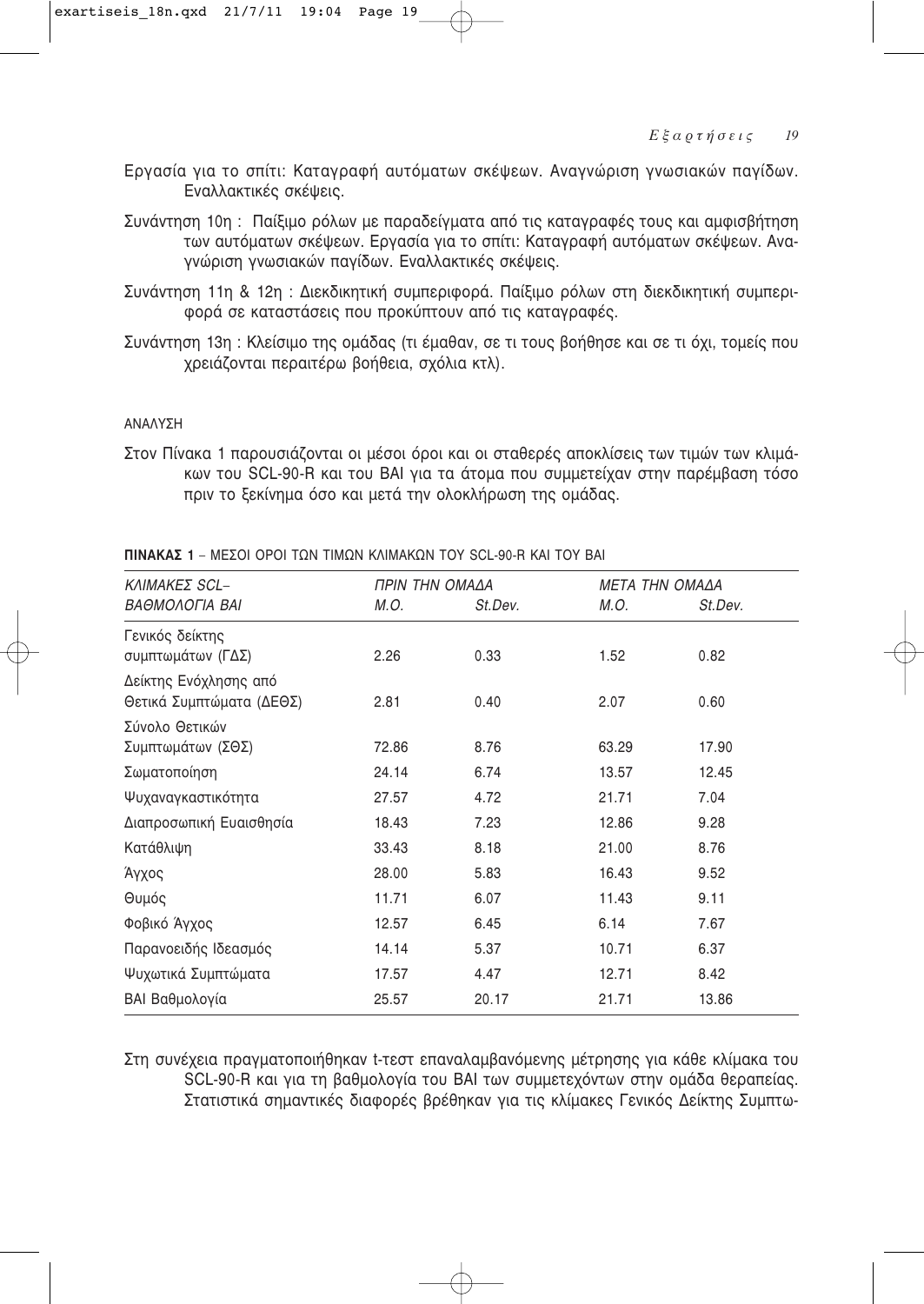Εργασία για το σπίτι: Καταγραφή αυτόματων σκέψεων. Αναγνώριση γνωσιακών παγίδων. Εναλλακτικές σκέψεις.

Συνάντηση 10η : Παίξιμο ρόλων με παραδείγματα από τις καταγραφές τους και αμφισβήτηση των αυτόματων σκέψεων. Εργασία για το σπίτι: Καταγραφή αυτόματων σκέψεων. Αναγνώριση γνωσιακών παγίδων. Εναλλακτικές σκέψεις.

Συνάντηση 11η & 12η : Διεκδικητική συμπεριφορά. Παίξιμο ρόλων στη διεκδικητική συμπεριφορά σε καταστάσεις που προκύπτουν από τις καταγραφές.

Συνάντηση 13η : Κλείσιμο της ομάδας (τι έμαθαν, σε τι τους βοήθησε και σε τι όχι, τομείς που χρειάζονται περαιτέρω βοήθεια, σχόλια κτλ).

ΑΝΑΛΥΣΗ

Στον Πίνακα 1 παρουσιάζονται οι μέσοι όροι και οι σταθερές αποκλίσεις των τιμών των κλιμάκων του SCL-90-R και του BAI για τα άτομα που συμμετείχαν στην παρέμβαση τόσο πριν το ξεκίνημα όσο και μετά την ολοκλήρωση της ομάδας.

**ΠΙΝΑΚΑΣ 1** – ΜΕΣΟΙ ΟΡΟΙ ΤΩΝ ΤΙΜΩΝ ΚΛΙΜΑΚΩΝ ΤΟΥ SCL-90-R ΚΑΙ ΤΟΥ BAI

| *ΚΛΙΜΑΚΕΣ SCL– ΒΑΘΜΟΛΟΓΙΑ BAI* | *ΠΡΙΝ ΤΗΝ ΟΜΑΔΑ* | | *ΜΕΤΑ ΤΗΝ ΟΜΑΔΑ* | |
|---|---|---|---|---|
| | *Μ.Ο.* | *St.Dev.* | *Μ.Ο.* | *St.Dev.* |
| Γενικός δείκτης συμπτωμάτων (ΓΔΣ) | 2.26 | 0.33 | 1.52 | 0.82 |
| Δείκτης Ενόχλησης από Θετικά Συμπτώματα (ΔΕΘΣ) | 2.81 | 0.40 | 2.07 | 0.60 |
| Σύνολο Θετικών Συμπτωμάτων (ΣΘΣ) | 72.86 | 8.76 | 63.29 | 17.90 |
| Σωματοποίηση | 24.14 | 6.74 | 13.57 | 12.45 |
| Ψυχαναγκαστικότητα | 27.57 | 4.72 | 21.71 | 7.04 |
| Διαπροσωπική Ευαισθησία | 18.43 | 7.23 | 12.86 | 9.28 |
| Κατάθλιψη | 33.43 | 8.18 | 21.00 | 8.76 |
| Άγχος | 28.00 | 5.83 | 16.43 | 9.52 |
| Θυμός | 11.71 | 6.07 | 11.43 | 9.11 |
| Φοβικό Άγχος | 12.57 | 6.45 | 6.14 | 7.67 |
| Παρανοειδής Ιδεασμός | 14.14 | 5.37 | 10.71 | 6.37 |
| Ψυχωτικά Συμπτώματα | 17.57 | 4.47 | 12.71 | 8.42 |
| BAI Βαθμολογία | 25.57 | 20.17 | 21.71 | 13.86 |

Στη συνέχεια πραγματοποιήθηκαν t-τεστ επαναλαμβανόμενης μέτρησης για κάθε κλίμακα του SCL-90-R και για τη βαθμολογία του BAI των συμμετεχόντων στην ομάδα θεραπείας. Στατιστικά σημαντικές διαφορές βρέθηκαν για τις κλίμακες Γενικός Δείκτης Συμπτω-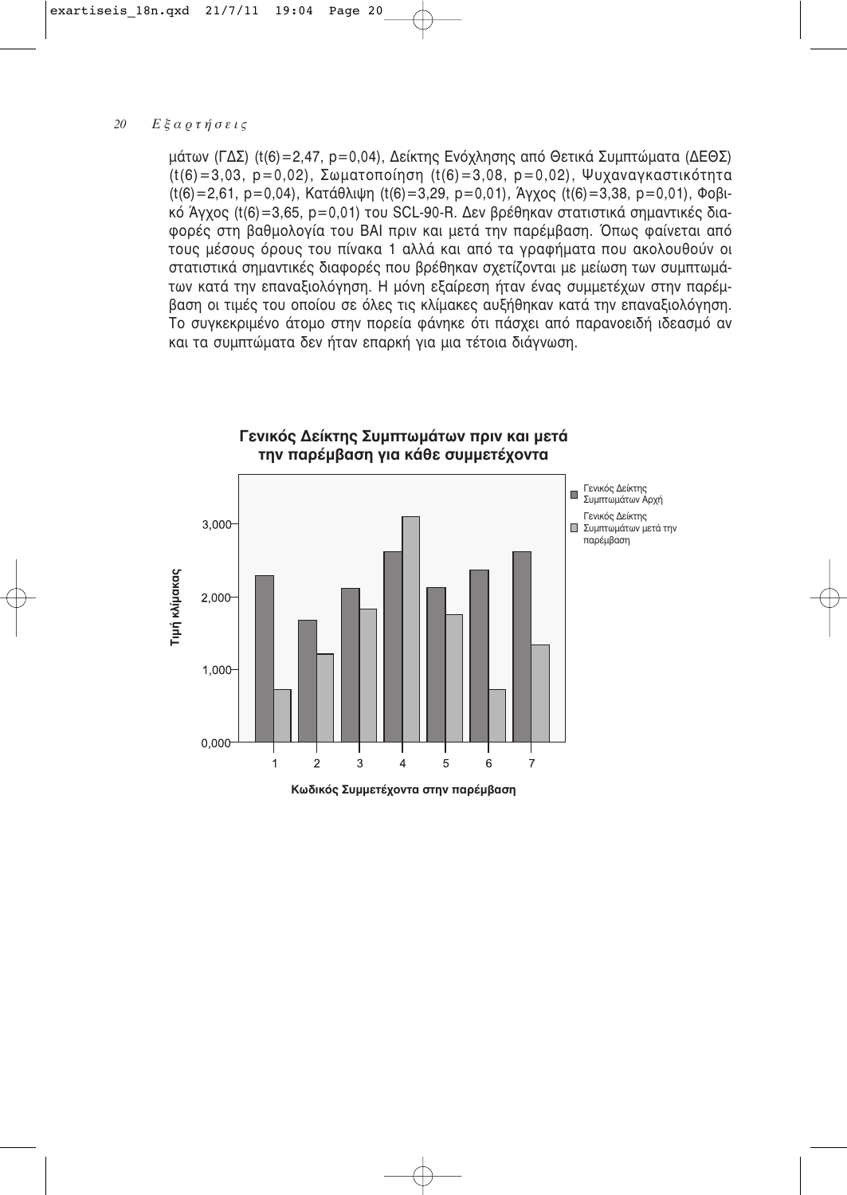μάτων (ΓΔΣ) ($t(6)=2{,}47$, $p=0{,}04$), Δείκτης Ενόχλησης από Θετικά Συμπτώματα (ΔΕΘΣ) ($t(6)=3{,}03$, $p=0{,}02$), Σωματοποίηση ($t(6)=3{,}08$, $p=0{,}02$), Ψυχαναγκαστικότητα ($t(6)=2{,}61$, $p=0{,}04$), Κατάθλιψη ($t(6)=3{,}29$, $p=0{,}01$), Άγχος ($t(6)=3{,}38$, $p=0{,}01$), Φοβικό Άγχος ($t(6)=3{,}65$, $p=0{,}01$) του SCL-90-R. Δεν βρέθηκαν στατιστικά σημαντικές διαφορές στη βαθμολογία του BAI πριν και μετά την παρέμβαση. Όπως φαίνεται από τους μέσους όρους του πίνακα 1 αλλά και από τα γραφήματα που ακολουθούν οι στατιστικά σημαντικές διαφορές που βρέθηκαν σχετίζονται με μείωση των συμπτωμάτων κατά την επαναξιολόγηση. Η μόνη εξαίρεση ήταν ένας συμμετέχων στην παρέμβαση οι τιμές του οποίου σε όλες τις κλίμακες αυξήθηκαν κατά την επαναξιολόγηση. Το συγκεκριμένο άτομο στην πορεία φάνηκε ότι πάσχει από παρανοειδή ιδεασμό αν και τα συμπτώματα δεν ήταν επαρκή για μια τέτοια διάγνωση.

**Γενικός Δείκτης Συμπτωμάτων πριν και μετά την παρέμβαση για κάθε συμμετέχοντα**

Τιμή κλίμακας (0,000 – 3,000)

Κωδικός Συμμετέχοντα στην παρέμβαση (1–7)

Γενικός Δείκτης Συμπτωμάτων Αρχή

Γενικός Δείκτης Συμπτωμάτων μετά την παρέμβαση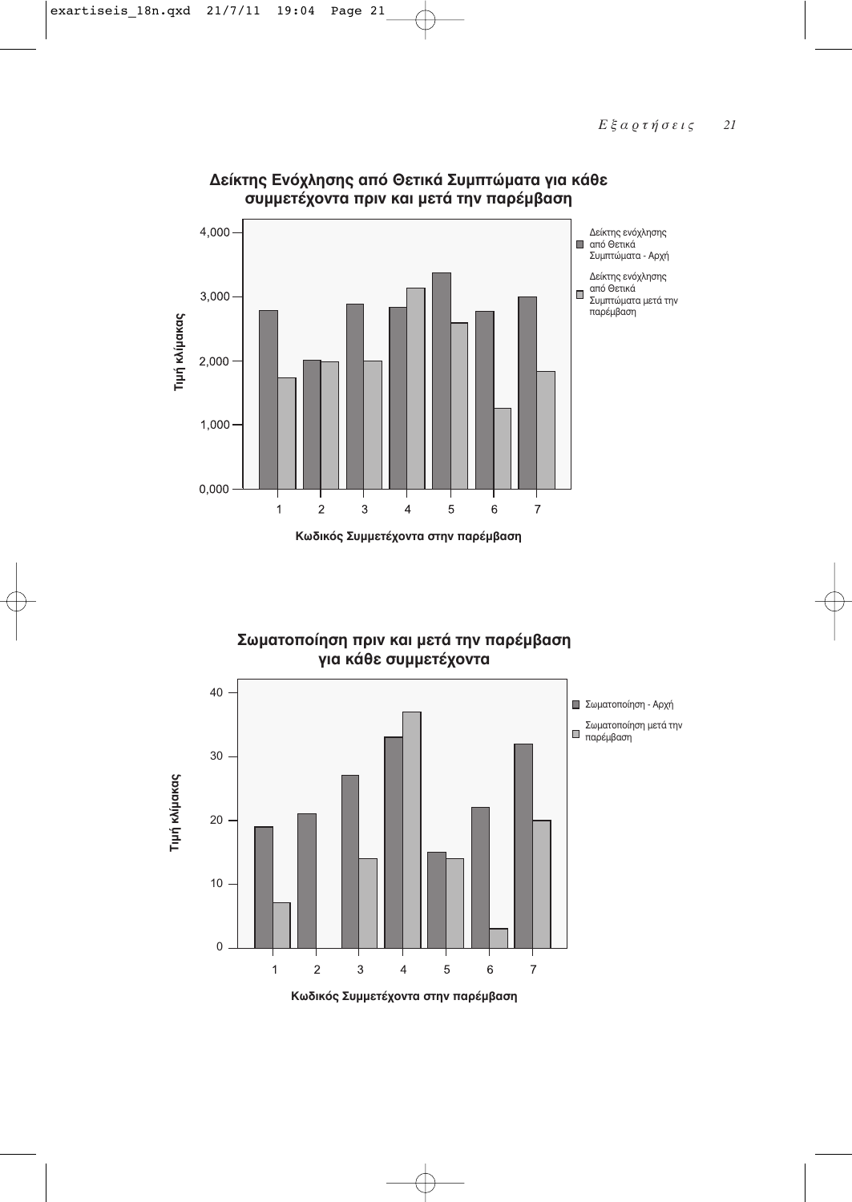**Δείκτης Ενόχλησης από Θετικά Συμπτώματα για κάθε συμμετέχοντα πριν και μετά την παρέμβαση**

Τιμή κλίμακας

4,000
3,000
2,000
1,000
0,000

1 2 3 4 5 6 7

Κωδικός Συμμετέχοντα στην παρέμβαση

Δείκτης ενόχλησης από Θετικά Συμπτώματα - Αρχή

Δείκτης ενόχλησης από Θετικά Συμπτώματα μετά την παρέμβαση

**Σωματοποίηση πριν και μετά την παρέμβαση για κάθε συμμετέχοντα**

Τιμή κλίμακας

40
30
20
10
0

1 2 3 4 5 6 7

Κωδικός Συμμετέχοντα στην παρέμβαση

Σωματοποίηση - Αρχή

Σωματοποίηση μετά την παρέμβαση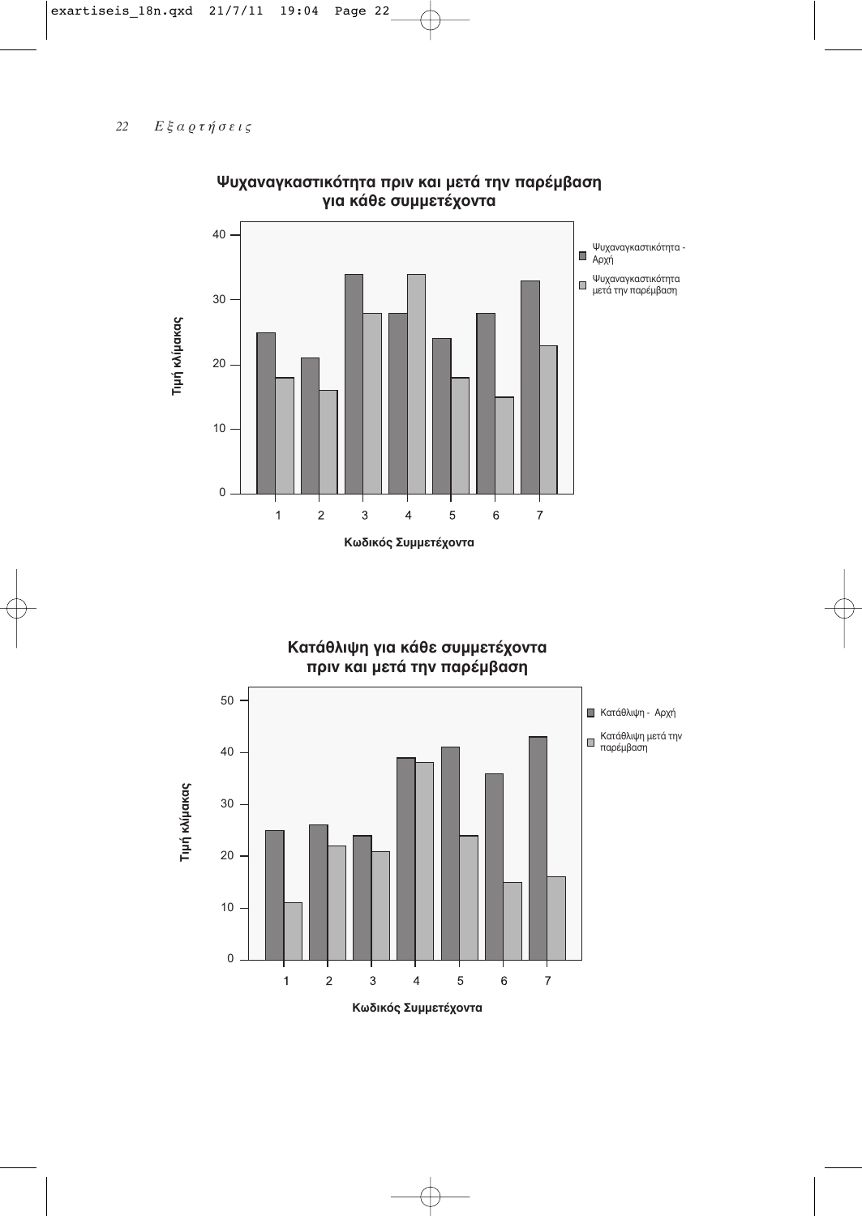**Ψυχαναγκαστικότητα πριν και μετά την παρέμβαση για κάθε συμμετέχοντα**

Τιμή κλίμακας

Κωδικός Συμμετέχοντα

Ψυχαναγκαστικότητα - Αρχή

Ψυχαναγκαστικότητα μετά την παρέμβαση

**Κατάθλιψη για κάθε συμμετέχοντα πριν και μετά την παρέμβαση**

Τιμή κλίμακας

Κωδικός Συμμετέχοντα

Κατάθλιψη - Αρχή

Κατάθλιψη μετά την παρέμβαση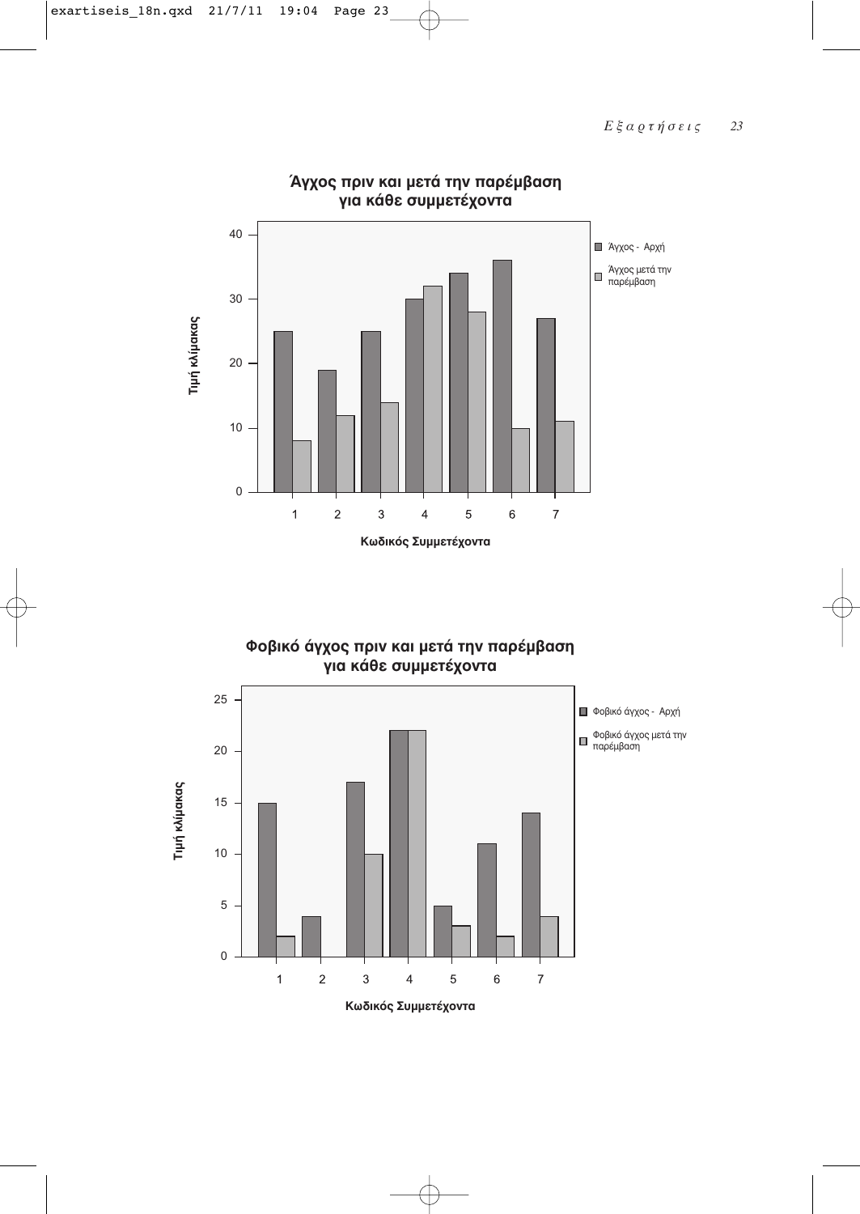**Άγχος πριν και μετά την παρέμβαση για κάθε συμμετέχοντα**

Τιμή κλίμακας

Κωδικός Συμμετέχοντα

- Άγχος - Αρχή
- Άγχος μετά την παρέμβαση

**Φοβικό άγχος πριν και μετά την παρέμβαση για κάθε συμμετέχοντα**

Τιμή κλίμακας

Κωδικός Συμμετέχοντα

- Φοβικό άγχος - Αρχή
- Φοβικό άγχος μετά την παρέμβαση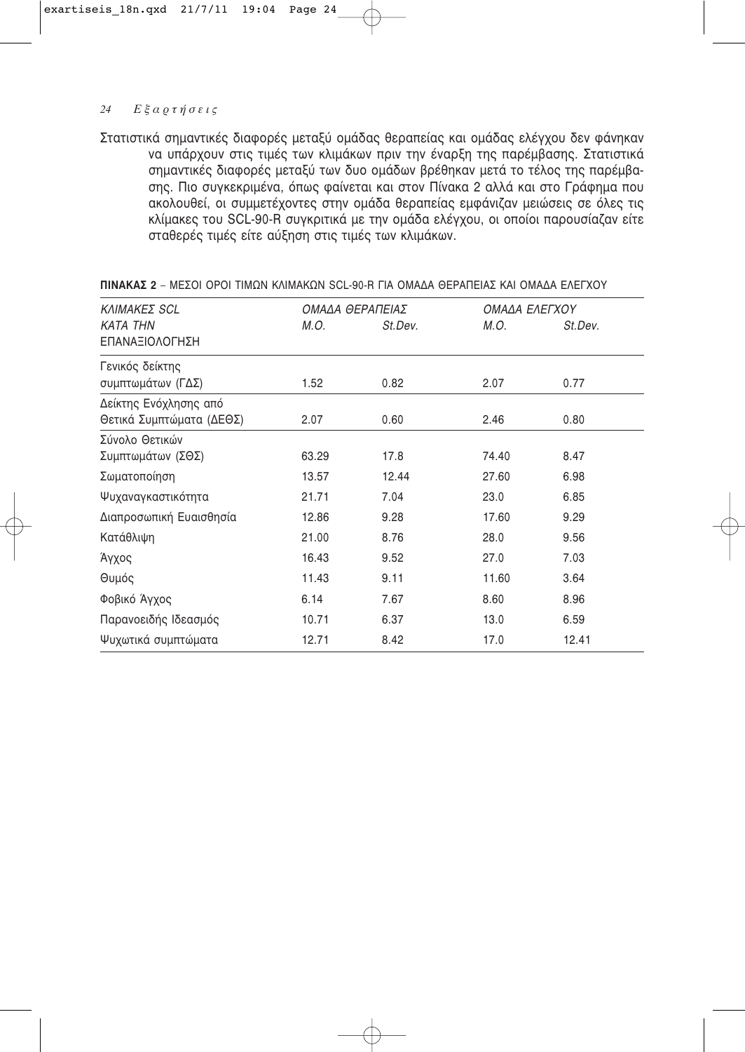Στατιστικά σημαντικές διαφορές μεταξύ ομάδας θεραπείας και ομάδας ελέγχου δεν φάνηκαν να υπάρχουν στις τιμές των κλιμάκων πριν την έναρξη της παρέμβασης. Στατιστικά σημαντικές διαφορές μεταξύ των δυο ομάδων βρέθηκαν μετά το τέλος της παρέμβασης. Πιο συγκεκριμένα, όπως φαίνεται και στον Πίνακα 2 αλλά και στο Γράφημα που ακολουθεί, οι συμμετέχοντες στην ομάδα θεραπείας εμφάνιζαν μειώσεις σε όλες τις κλίμακες του SCL-90-R συγκριτικά με την ομάδα ελέγχου, οι οποίοι παρουσίαζαν είτε σταθερές τιμές είτε αύξηση στις τιμές των κλιμάκων.

**ΠΙΝΑΚΑΣ 2** – ΜΕΣΟΙ ΟΡΟΙ ΤΙΜΩΝ ΚΛΙΜΑΚΩΝ SCL-90-R ΓΙΑ ΟΜΑΔΑ ΘΕΡΑΠΕΙΑΣ ΚΑΙ ΟΜΑΔΑ ΕΛΕΓΧΟΥ

| *ΚΛΙΜΑΚΕΣ SCL* | *ΟΜΑΔΑ ΘΕΡΑΠΕΙΑΣ* | | *ΟΜΑΔΑ ΕΛΕΓΧΟΥ* | |
|---|---|---|---|---|
| *ΚΑΤΑ ΤΗΝ* ΕΠΑΝΑΞΙΟΛΟΓΗΣΗ | *Μ.Ο.* | *St.Dev.* | *Μ.Ο.* | *St.Dev.* |
| Γενικός δείκτης συμπτωμάτων (ΓΔΣ) | 1.52 | 0.82 | 2.07 | 0.77 |
| Δείκτης Ενόχλησης από Θετικά Συμπτώματα (ΔΕΘΣ) | 2.07 | 0.60 | 2.46 | 0.80 |
| Σύνολο Θετικών Συμπτωμάτων (ΣΘΣ) | 63.29 | 17.8 | 74.40 | 8.47 |
| Σωματοποίηση | 13.57 | 12.44 | 27.60 | 6.98 |
| Ψυχαναγκαστικότητα | 21.71 | 7.04 | 23.0 | 6.85 |
| Διαπροσωπική Ευαισθησία | 12.86 | 9.28 | 17.60 | 9.29 |
| Κατάθλιψη | 21.00 | 8.76 | 28.0 | 9.56 |
| Άγχος | 16.43 | 9.52 | 27.0 | 7.03 |
| Θυμός | 11.43 | 9.11 | 11.60 | 3.64 |
| Φοβικό Άγχος | 6.14 | 7.67 | 8.60 | 8.96 |
| Παρανοειδής Ιδεασμός | 10.71 | 6.37 | 13.0 | 6.59 |
| Ψυχωτικά συμπτώματα | 12.71 | 8.42 | 17.0 | 12.41 |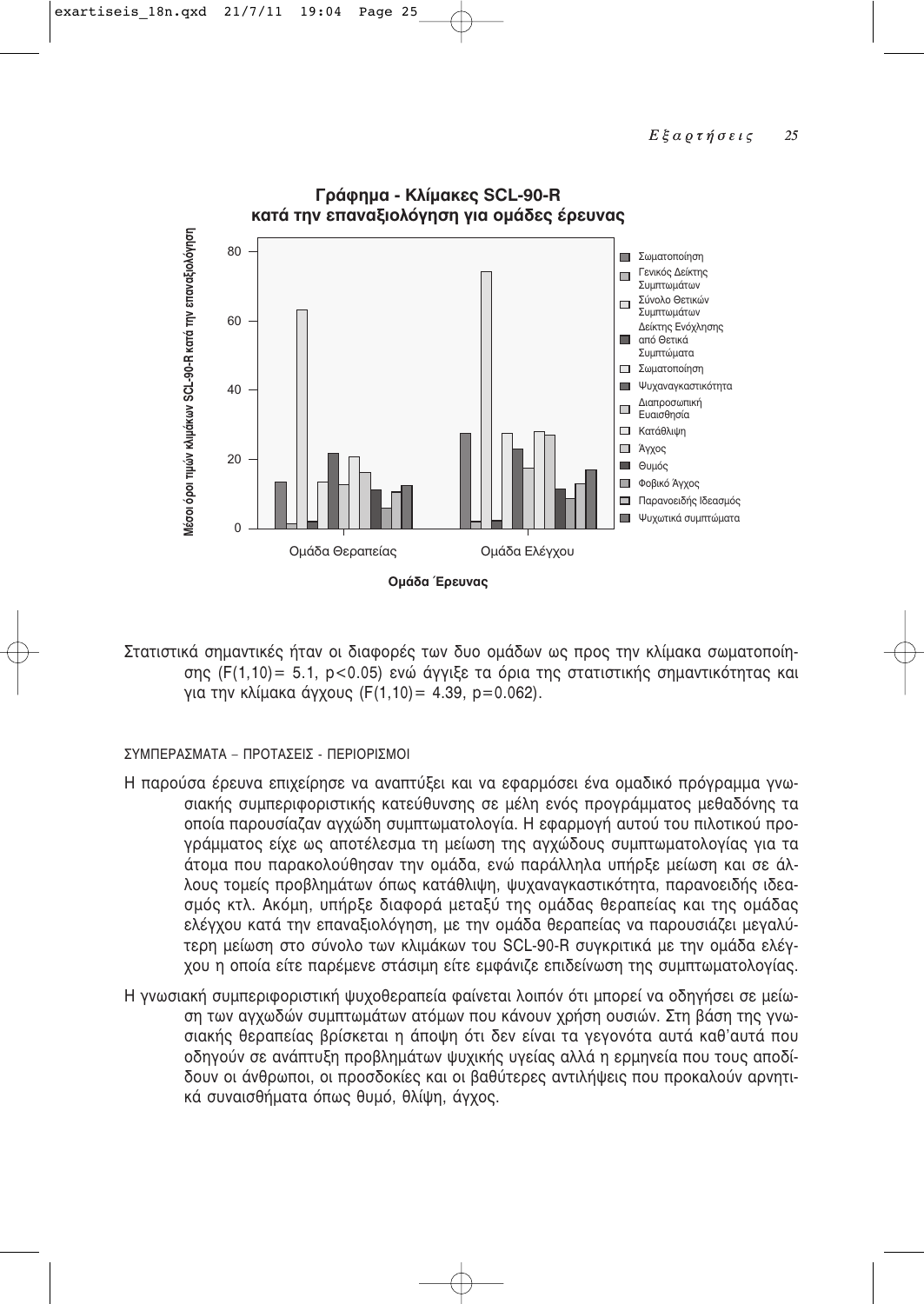Γράφημα - Κλίμακες SCL-90-R κατά την επαναξιολόγηση για ομάδες έρευνας

Στατιστικά σημαντικές ήταν οι διαφορές των δυο ομάδων ως προς την κλίμακα σωματοποίησης ($F(1,10) = 5.1$, $p<0.05$) ενώ άγγιξε τα όρια της στατιστικής σημαντικότητας και για την κλίμακα άγχους ($F(1,10) = 4.39$, $p=0.062$).

## ΣΥΜΠΕΡΑΣΜΑΤΑ – ΠΡΟΤΑΣΕΙΣ - ΠΕΡΙΟΡΙΣΜΟΙ

Η παρούσα έρευνα επιχείρησε να αναπτύξει και να εφαρμόσει ένα ομαδικό πρόγραμμα γνωσιακής συμπεριφοριστικής κατεύθυνσης σε μέλη ενός προγράμματος μεθαδόνης τα οποία παρουσίαζαν αγχώδη συμπτωματολογία. Η εφαρμογή αυτού του πιλοτικού προγράμματος είχε ως αποτέλεσμα τη μείωση της αγχώδους συμπτωματολογίας για τα άτομα που παρακολούθησαν την ομάδα, ενώ παράλληλα υπήρξε μείωση και σε άλλους τομείς προβλημάτων όπως κατάθλιψη, ψυχαναγκαστικότητα, παρανοειδής ιδεασμός κτλ. Ακόμη, υπήρξε διαφορά μεταξύ της ομάδας θεραπείας και της ομάδας ελέγχου κατά την επαναξιολόγηση, με την ομάδα θεραπείας να παρουσιάζει μεγαλύτερη μείωση στο σύνολο των κλιμάκων του SCL-90-R συγκριτικά με την ομάδα ελέγχου η οποία είτε παρέμενε στάσιμη είτε εμφάνιζε επιδείνωση της συμπτωματολογίας.

Η γνωσιακή συμπεριφοριστική ψυχοθεραπεία φαίνεται λοιπόν ότι μπορεί να οδηγήσει σε μείωση των αγχωδών συμπτωμάτων ατόμων που κάνουν χρήση ουσιών. Στη βάση της γνωσιακής θεραπείας βρίσκεται η άποψη ότι δεν είναι τα γεγονότα αυτά καθ'αυτά που οδηγούν σε ανάπτυξη προβλημάτων ψυχικής υγείας αλλά η ερμηνεία που τους αποδίδουν οι άνθρωποι, οι προσδοκίες και οι βαθύτερες αντιλήψεις που προκαλούν αρνητικά συναισθήματα όπως θυμό, θλίψη, άγχος.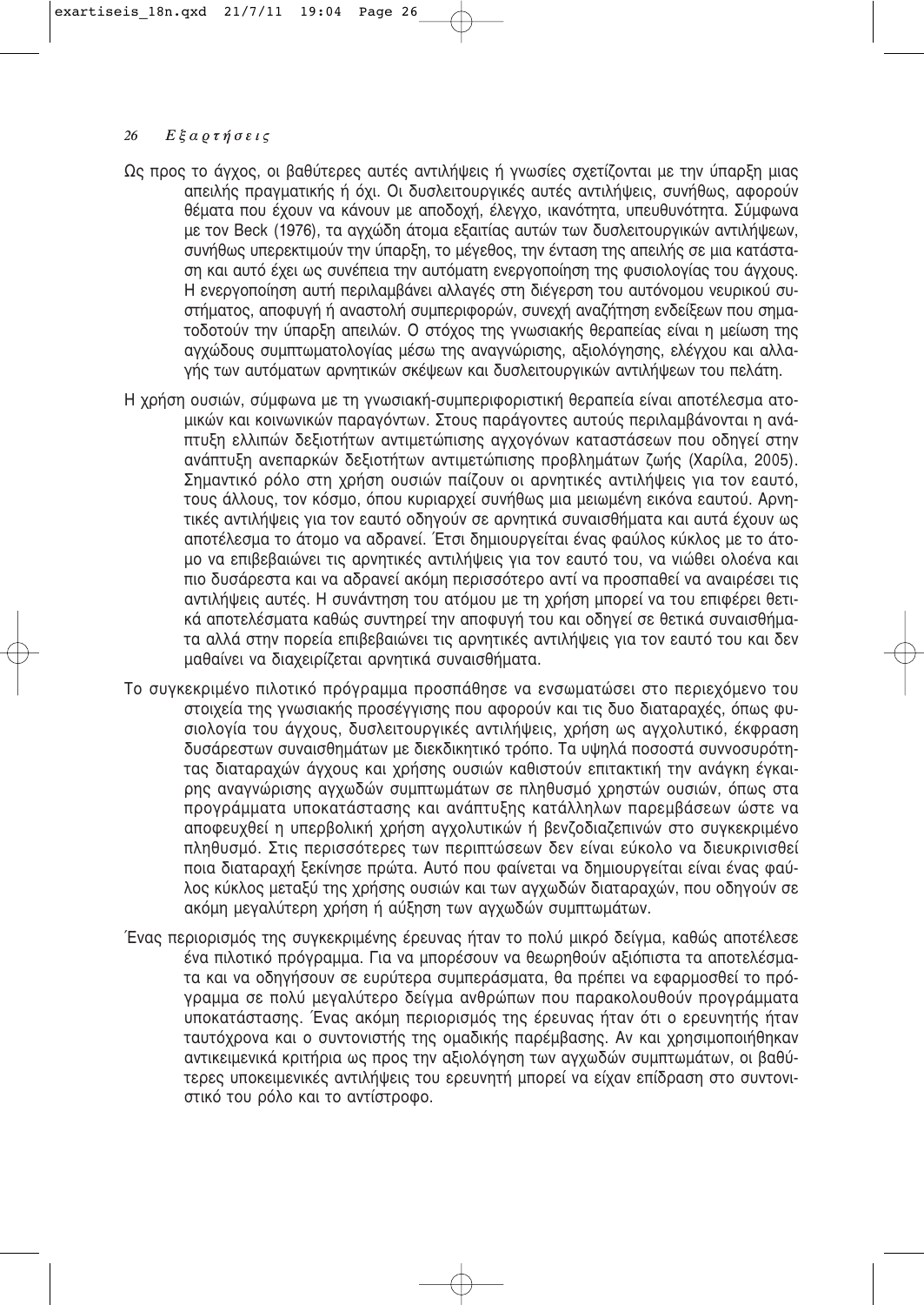Ως προς το άγχος, οι βαθύτερες αυτές αντιλήψεις ή γνωσίες σχετίζονται με την ύπαρξη μιας απειλής πραγματικής ή όχι. Οι δυσλειτουργικές αυτές αντιλήψεις, συνήθως, αφορούν θέματα που έχουν να κάνουν με αποδοχή, έλεγχο, ικανότητα, υπευθυνότητα. Σύμφωνα με τον Beck (1976), τα αγχώδη άτομα εξαιτίας αυτών των δυσλειτουργικών αντιλήψεων, συνήθως υπερεκτιμούν την ύπαρξη, το μέγεθος, την ένταση της απειλής σε μια κατάσταση και αυτό έχει ως συνέπεια την αυτόματη ενεργοποίηση της φυσιολογίας του άγχους. Η ενεργοποίηση αυτή περιλαμβάνει αλλαγές στη διέγερση του αυτόνομου νευρικού συστήματος, αποφυγή ή αναστολή συμπεριφορών, συνεχή αναζήτηση ενδείξεων που σηματοδοτούν την ύπαρξη απειλών. Ο στόχος της γνωσιακής θεραπείας είναι η μείωση της αγχώδους συμπτωματολογίας μέσω της αναγνώρισης, αξιολόγησης, ελέγχου και αλλαγής των αυτόματων αρνητικών σκέψεων και δυσλειτουργικών αντιλήψεων του πελάτη.

Η χρήση ουσιών, σύμφωνα με τη γνωσιακή-συμπεριφοριστική θεραπεία είναι αποτέλεσμα ατομικών και κοινωνικών παραγόντων. Στους παράγοντες αυτούς περιλαμβάνονται η ανάπτυξη ελλιπών δεξιοτήτων αντιμετώπισης αγχογόνων καταστάσεων που οδηγεί στην ανάπτυξη ανεπαρκών δεξιοτήτων αντιμετώπισης προβλημάτων ζωής (Χαρίλα, 2005). Σημαντικό ρόλο στη χρήση ουσιών παίζουν οι αρνητικές αντιλήψεις για τον εαυτό, τους άλλους, τον κόσμο, όπου κυριαρχεί συνήθως μια μειωμένη εικόνα εαυτού. Αρνητικές αντιλήψεις για τον εαυτό οδηγούν σε αρνητικά συναισθήματα και αυτά έχουν ως αποτέλεσμα το άτομο να αδρανεί. Έτσι δημιουργείται ένας φαύλος κύκλος με το άτομο να επιβεβαιώνει τις αρνητικές αντιλήψεις για τον εαυτό του, να νιώθει ολοένα και πιο δυσάρεστα και να αδρανεί ακόμη περισσότερο αντί να προσπαθεί να αναιρέσει τις αντιλήψεις αυτές. Η συνάντηση του ατόμου με τη χρήση μπορεί να του επιφέρει θετικά αποτελέσματα καθώς συντηρεί την αποφυγή του και οδηγεί σε θετικά συναισθήματα αλλά στην πορεία επιβεβαιώνει τις αρνητικές αντιλήψεις για τον εαυτό του και δεν μαθαίνει να διαχειρίζεται αρνητικά συναισθήματα.

Το συγκεκριμένο πιλοτικό πρόγραμμα προσπάθησε να ενσωματώσει στο περιεχόμενο του στοιχεία της γνωσιακής προσέγγισης που αφορούν και τις δυο διαταραχές, όπως φυσιολογία του άγχους, δυσλειτουργικές αντιλήψεις, χρήση ως αγχολυτικό, έκφραση δυσάρεστων συναισθημάτων με διεκδικητικό τρόπο. Τα υψηλά ποσοστά συννοσυρότητας διαταραχών άγχους και χρήσης ουσιών καθιστούν επιτακτική την ανάγκη έγκαιρης αναγνώρισης αγχωδών συμπτωμάτων σε πληθυσμό χρηστών ουσιών, όπως στα προγράμματα υποκατάστασης και ανάπτυξης κατάλληλων παρεμβάσεων ώστε να αποφευχθεί η υπερβολική χρήση αγχολυτικών ή βενζοδιαζεπινών στο συγκεκριμένο πληθυσμό. Στις περισσότερες των περιπτώσεων δεν είναι εύκολο να διευκρινισθεί ποια διαταραχή ξεκίνησε πρώτα. Αυτό που φαίνεται να δημιουργείται είναι ένας φαύλος κύκλος μεταξύ της χρήσης ουσιών και των αγχωδών διαταραχών, που οδηγούν σε ακόμη μεγαλύτερη χρήση ή αύξηση των αγχωδών συμπτωμάτων.

Ένας περιορισμός της συγκεκριμένης έρευνας ήταν το πολύ μικρό δείγμα, καθώς αποτέλεσε ένα πιλοτικό πρόγραμμα. Για να μπορέσουν να θεωρηθούν αξιόπιστα τα αποτελέσματα και να οδηγήσουν σε ευρύτερα συμπεράσματα, θα πρέπει να εφαρμοσθεί το πρόγραμμα σε πολύ μεγαλύτερο δείγμα ανθρώπων που παρακολουθούν προγράμματα υποκατάστασης. Ένας ακόμη περιορισμός της έρευνας ήταν ότι ο ερευνητής ήταν ταυτόχρονα και ο συντονιστής της ομαδικής παρέμβασης. Αν και χρησιμοποιήθηκαν αντικειμενικά κριτήρια ως προς την αξιολόγηση των αγχωδών συμπτωμάτων, οι βαθύτερες υποκειμενικές αντιλήψεις του ερευνητή μπορεί να είχαν επίδραση στο συντονιστικό του ρόλο και το αντίστροφο.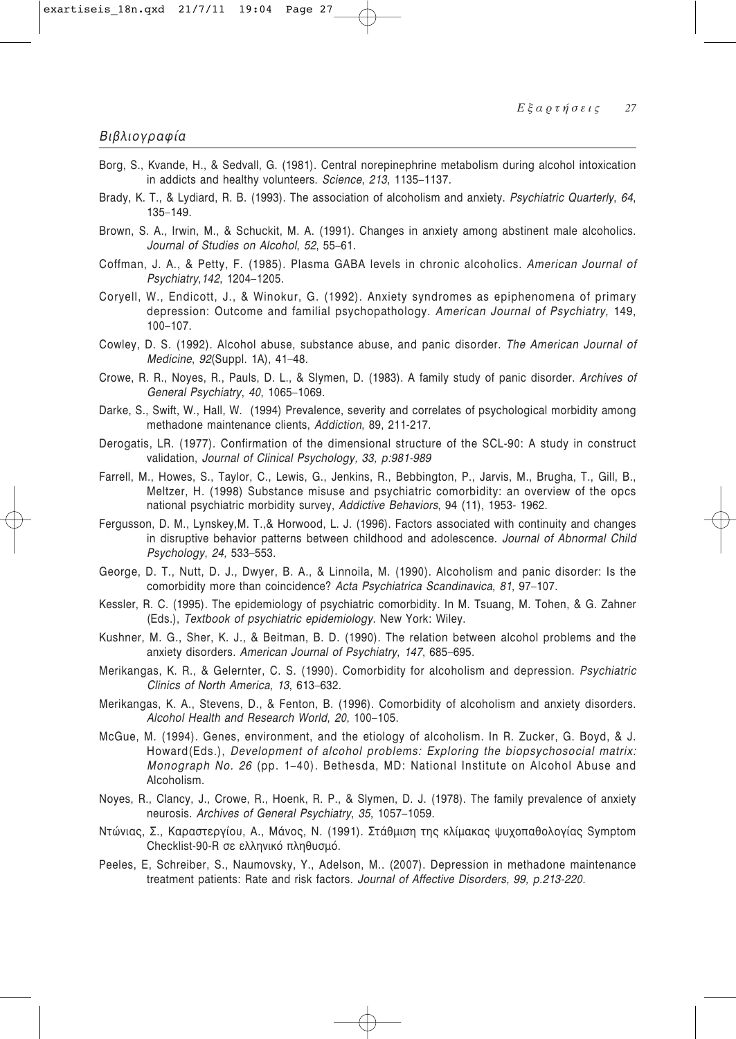## Βιβλιογραφία

Borg, S., Kvande, H., & Sedvall, G. (1981). Central norepinephrine metabolism during alcohol intoxication in addicts and healthy volunteers. *Science*, *213*, 1135–1137.

Brady, K. T., & Lydiard, R. B. (1993). The association of alcoholism and anxiety. *Psychiatric Quarterly*, *64*, 135–149.

Brown, S. A., Irwin, M., & Schuckit, M. A. (1991). Changes in anxiety among abstinent male alcoholics. *Journal of Studies on Alcohol*, *52*, 55–61.

Coffman, J. A., & Petty, F. (1985). Plasma GABA levels in chronic alcoholics. *American Journal of Psychiatry*,*142*, 1204–1205.

Coryell, W., Endicott, J., & Winokur, G. (1992). Anxiety syndromes as epiphenomena of primary depression: Outcome and familial psychopathology. *American Journal of Psychiatry,* 149, 100–107.

Cowley, D. S. (1992). Alcohol abuse, substance abuse, and panic disorder. *The American Journal of Medicine*, *92*(Suppl. 1A), 41–48.

Crowe, R. R., Noyes, R., Pauls, D. L., & Slymen, D. (1983). A family study of panic disorder. *Archives of General Psychiatry*, *40*, 1065–1069.

Darke, S., Swift, W., Hall, W. (1994) Prevalence, severity and correlates of psychological morbidity among methadone maintenance clients, *Addiction*, 89, 211-217.

Derogatis, LR. (1977). Confirmation of the dimensional structure of the SCL-90: A study in construct validation, *Journal of Clinical Psychology, 33, p:981-989*

Farrell, M., Howes, S., Taylor, C., Lewis, G., Jenkins, R., Bebbington, P., Jarvis, M., Brugha, T., Gill, B., Meltzer, H. (1998) Substance misuse and psychiatric comorbidity: an overview of the opcs national psychiatric morbidity survey, *Addictive Behaviors*, 94 (11), 1953- 1962.

Fergusson, D. M., Lynskey,M. T.,& Horwood, L. J. (1996). Factors associated with continuity and changes in disruptive behavior patterns between childhood and adolescence. *Journal of Abnormal Child Psychology*, *24,* 533–553.

George, D. T., Nutt, D. J., Dwyer, B. A., & Linnoila, M. (1990). Alcoholism and panic disorder: Is the comorbidity more than coincidence? *Acta Psychiatrica Scandinavica*, *81*, 97–107.

Kessler, R. C. (1995). The epidemiology of psychiatric comorbidity. In M. Tsuang, M. Tohen, & G. Zahner (Eds.), *Textbook of psychiatric epidemiology*. New York: Wiley.

Kushner, M. G., Sher, K. J., & Beitman, B. D. (1990). The relation between alcohol problems and the anxiety disorders. *American Journal of Psychiatry*, *147*, 685–695.

Merikangas, K. R., & Gelernter, C. S. (1990). Comorbidity for alcoholism and depression. *Psychiatric Clinics of North America*, *13*, 613–632.

Merikangas, K. A., Stevens, D., & Fenton, B. (1996). Comorbidity of alcoholism and anxiety disorders. *Alcohol Health and Research World*, *20*, 100–105.

McGue, M. (1994). Genes, environment, and the etiology of alcoholism. In R. Zucker, G. Boyd, & J. Howard(Eds.), *Development of alcohol problems: Exploring the biopsychosocial matrix: Monograph No. 26* (pp. 1–40). Bethesda, MD: National Institute on Alcohol Abuse and Alcoholism.

Noyes, R., Clancy, J., Crowe, R., Hoenk, R. P., & Slymen, D. J. (1978). The family prevalence of anxiety neurosis. *Archives of General Psychiatry*, *35*, 1057–1059.

Ντώνιας, Σ., Καραστεργίου, Α., Μάνος, Ν. (1991). Στάθμιση της κλίμακας ψυχοπαθολογίας Symptom Checklist-90-R σε ελληνικό πληθυσμό.

Peeles, E, Schreiber, S., Naumovsky, Y., Adelson, M.. (2007). Depression in methadone maintenance treatment patients: Rate and risk factors. *Journal of Affective Disorders, 99, p.213-220.*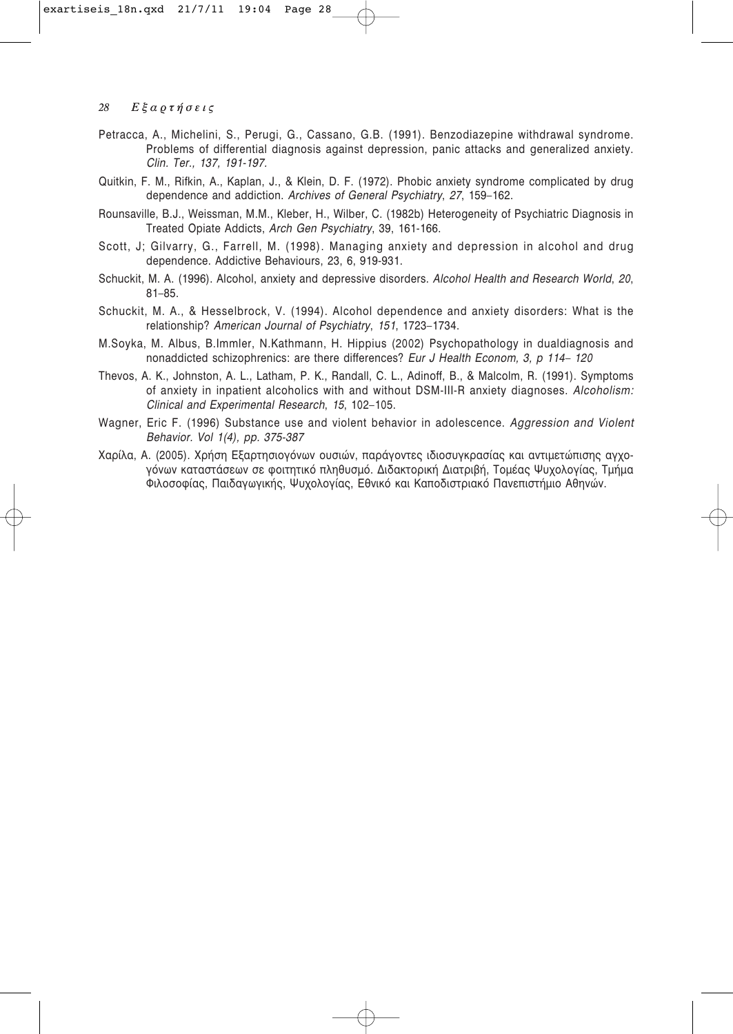Petracca, A., Michelini, S., Perugi, G., Cassano, G.B. (1991). Benzodiazepine withdrawal syndrome. Problems of differential diagnosis against depression, panic attacks and generalized anxiety. *Clin. Ter., 137, 191-197.*

Quitkin, F. M., Rifkin, A., Kaplan, J., & Klein, D. F. (1972). Phobic anxiety syndrome complicated by drug dependence and addiction. *Archives of General Psychiatry*, *27*, 159–162.

Rounsaville, B.J., Weissman, M.M., Kleber, H., Wilber, C. (1982b) Heterogeneity of Psychiatric Diagnosis in Treated Opiate Addicts, *Arch Gen Psychiatry*, 39, 161-166.

Scott, J; Gilvarry, G., Farrell, M. (1998). Managing anxiety and depression in alcohol and drug dependence. Addictive Behaviours, 23, 6, 919-931.

Schuckit, M. A. (1996). Alcohol, anxiety and depressive disorders. *Alcohol Health and Research World*, *20*, 81–85.

Schuckit, M. A., & Hesselbrock, V. (1994). Alcohol dependence and anxiety disorders: What is the relationship? *American Journal of Psychiatry*, *151*, 1723–1734.

M.Soyka, M. Albus, B.Immler, N.Kathmann, H. Hippius (2002) Psychopathology in dualdiagnosis and nonaddicted schizophrenics: are there differences? *Eur J Health Econom, 3, p 114– 120*

Thevos, A. K., Johnston, A. L., Latham, P. K., Randall, C. L., Adinoff, B., & Malcolm, R. (1991). Symptoms of anxiety in inpatient alcoholics with and without DSM-III-R anxiety diagnoses. *Alcoholism: Clinical and Experimental Research*, *15*, 102–105.

Wagner, Eric F. (1996) Substance use and violent behavior in adolescence. *Aggression and Violent Behavior. Vol 1(4), pp. 375-387*

Χαρίλα, Α. (2005). Χρήση Εξαρτησιογόνων ουσιών, παράγοντες ιδιοσυγκρασίας και αντιμετώπισης αγχογόνων καταστάσεων σε φοιτητικό πληθυσμό. Διδακτορική Διατριβή, Τομέας Ψυχολογίας, Τμήμα Φιλοσοφίας, Παιδαγωγικής, Ψυχολογίας, Εθνικό και Καποδιστριακό Πανεπιστήμιο Αθηνών.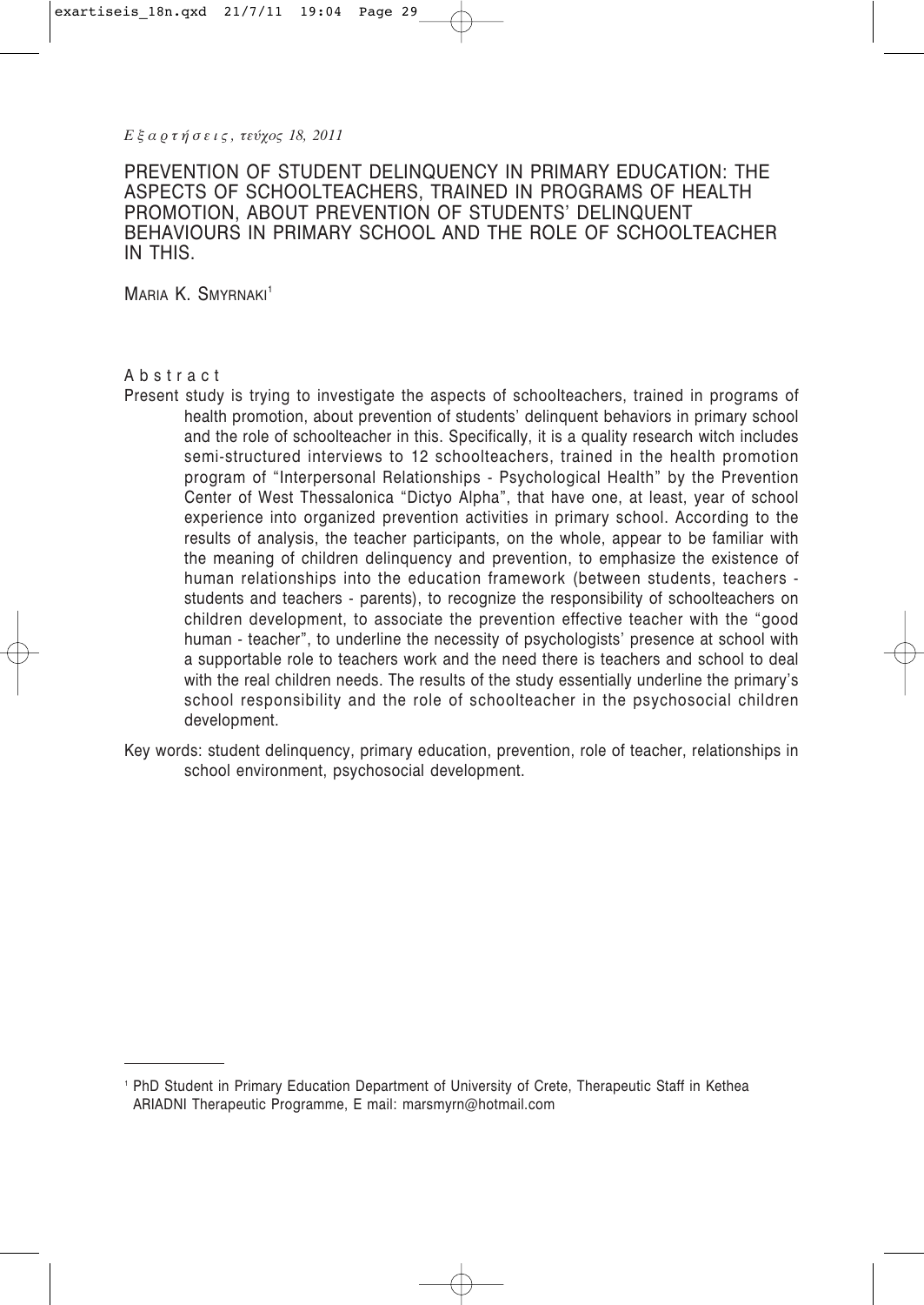# PREVENTION OF STUDENT DELINQUENCY IN PRIMARY EDUCATION: THE ASPECTS OF SCHOOLTEACHERS, TRAINED IN PROGRAMS OF HEALTH PROMOTION, ABOUT PREVENTION OF STUDENTS' DELINQUENT BEHAVIOURS IN PRIMARY SCHOOL AND THE ROLE OF SCHOOLTEACHER IN THIS.

MARIA K. SMYRNAKI[1]

## Abstract

Present study is trying to investigate the aspects of schoolteachers, trained in programs of health promotion, about prevention of students' delinquent behaviors in primary school and the role of schoolteacher in this. Specifically, it is a quality research witch includes semi-structured interviews to 12 schoolteachers, trained in the health promotion program of "Interpersonal Relationships - Psychological Health" by the Prevention Center of West Thessalonica "Dictyo Alpha", that have one, at least, year of school experience into organized prevention activities in primary school. According to the results of analysis, the teacher participants, on the whole, appear to be familiar with the meaning of children delinquency and prevention, to emphasize the existence of human relationships into the education framework (between students, teachers - students and teachers - parents), to recognize the responsibility of schoolteachers on children development, to associate the prevention effective teacher with the "good human - teacher", to underline the necessity of psychologists' presence at school with a supportable role to teachers work and the need there is teachers and school to deal with the real children needs. The results of the study essentially underline the primary's school responsibility and the role of schoolteacher in the psychosocial children development.

Key words: student delinquency, primary education, prevention, role of teacher, relationships in school environment, psychosocial development.

---

[1] PhD Student in Primary Education Department of University of Crete, Therapeutic Staff in Kethea ARIADNI Therapeutic Programme, E mail: marsmyrn@hotmail.com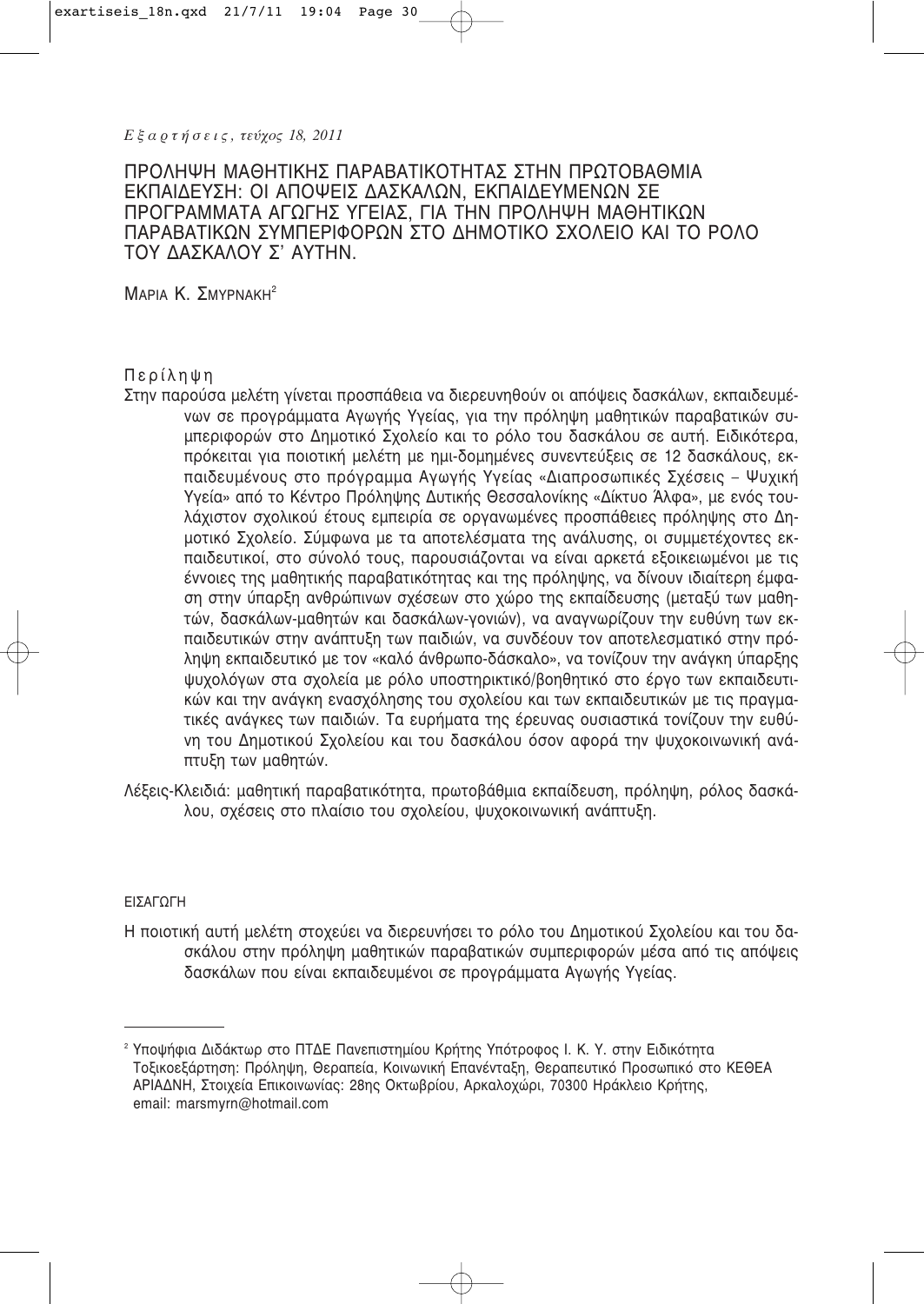# ΠΡΟΛΗΨΗ ΜΑΘΗΤΙΚΗΣ ΠΑΡΑΒΑΤΙΚΟΤΗΤΑΣ ΣΤΗΝ ΠΡΩΤΟΒΑΘΜΙΑ ΕΚΠΑΙΔΕΥΣΗ: ΟΙ ΑΠΟΨΕΙΣ ΔΑΣΚΑΛΩΝ, ΕΚΠΑΙΔΕΥΜΕΝΩΝ ΣΕ ΠΡΟΓΡΑΜΜΑΤΑ ΑΓΩΓΗΣ ΥΓΕΙΑΣ, ΓΙΑ ΤΗΝ ΠΡΟΛΗΨΗ ΜΑΘΗΤΙΚΩΝ ΠΑΡΑΒΑΤΙΚΩΝ ΣΥΜΠΕΡΙΦΟΡΩΝ ΣΤΟ ΔΗΜΟΤΙΚΟ ΣΧΟΛΕΙΟ ΚΑΙ ΤΟ ΡΟΛΟ ΤΟΥ ΔΑΣΚΑΛΟΥ Σ' ΑΥΤΗΝ.

Μαρια Κ. Σμυρνακη[2]

## Περίληψη

Στην παρούσα μελέτη γίνεται προσπάθεια να διερευνηθούν οι απόψεις δασκάλων, εκπαιδευμένων σε προγράμματα Αγωγής Υγείας, για την πρόληψη μαθητικών παραβατικών συμπεριφορών στο Δημοτικό Σχολείο και το ρόλο του δασκάλου σε αυτή. Ειδικότερα, πρόκειται για ποιοτική μελέτη με ημι-δομημένες συνεντεύξεις σε 12 δασκάλους, εκπαιδευμένους στο πρόγραμμα Αγωγής Υγείας «Διαπροσωπικές Σχέσεις – Ψυχική Υγεία» από το Κέντρο Πρόληψης Δυτικής Θεσσαλονίκης «Δίκτυο Άλφα», με ενός τουλάχιστον σχολικού έτους εμπειρία σε οργανωμένες προσπάθειες πρόληψης στο Δημοτικό Σχολείο. Σύμφωνα με τα αποτελέσματα της ανάλυσης, οι συμμετέχοντες εκπαιδευτικοί, στο σύνολό τους, παρουσιάζονται να είναι αρκετά εξοικειωμένοι με τις έννοιες της μαθητικής παραβατικότητας και της πρόληψης, να δίνουν ιδιαίτερη έμφαση στην ύπαρξη ανθρώπινων σχέσεων στο χώρο της εκπαίδευσης (μεταξύ των μαθητών, δασκάλων-μαθητών και δασκάλων-γονιών), να αναγνωρίζουν την ευθύνη των εκπαιδευτικών στην ανάπτυξη των παιδιών, να συνδέουν τον αποτελεσματικό στην πρόληψη εκπαιδευτικό με τον «καλό άνθρωπο-δάσκαλο», να τονίζουν την ανάγκη ύπαρξης ψυχολόγων στα σχολεία με ρόλο υποστηρικτικό/βοηθητικό στο έργο των εκπαιδευτικών και την ανάγκη ενασχόλησης του σχολείου και των εκπαιδευτικών με τις πραγματικές ανάγκες των παιδιών. Τα ευρήματα της έρευνας ουσιαστικά τονίζουν την ευθύνη του Δημοτικού Σχολείου και του δασκάλου όσον αφορά την ψυχοκοινωνική ανάπτυξη των μαθητών.

Λέξεις-Κλειδιά: μαθητική παραβατικότητα, πρωτοβάθμια εκπαίδευση, πρόληψη, ρόλος δασκάλου, σχέσεις στο πλαίσιο του σχολείου, ψυχοκοινωνική ανάπτυξη.

## ΕΙΣΑΓΩΓΗ

Η ποιοτική αυτή μελέτη στοχεύει να διερευνήσει το ρόλο του Δημοτικού Σχολείου και του δασκάλου στην πρόληψη μαθητικών παραβατικών συμπεριφορών μέσα από τις απόψεις δασκάλων που είναι εκπαιδευμένοι σε προγράμματα Αγωγής Υγείας.

---

[2] Υποψήφια Διδάκτωρ στο ΠΤΔΕ Πανεπιστημίου Κρήτης Υπότροφος Ι. Κ. Υ. στην Ειδικότητα Τοξικοεξάρτηση: Πρόληψη, Θεραπεία, Κοινωνική Επανένταξη, Θεραπευτικό Προσωπικό στο ΚΕΘΕΑ ΑΡΙΑΔΝΗ, Στοιχεία Επικοινωνίας: 28ης Οκτωβρίου, Αρκαλοχώρι, 70300 Ηράκλειο Κρήτης, email: marsmyrn@hotmail.com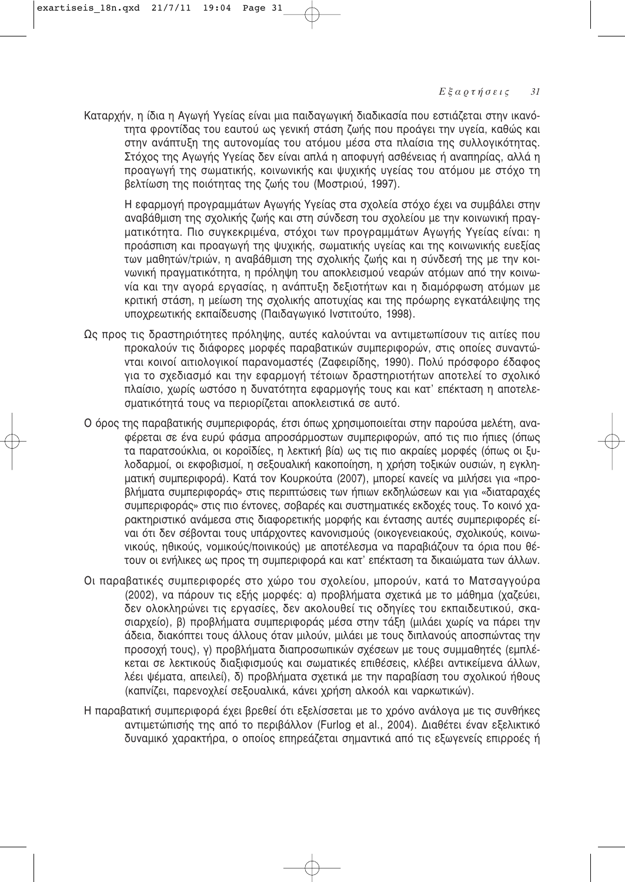Καταρχήν, η ίδια η Αγωγή Υγείας είναι μια παιδαγωγική διαδικασία που εστιάζεται στην ικανότητα φροντίδας του εαυτού ως γενική στάση ζωής που προάγει την υγεία, καθώς και στην ανάπτυξη της αυτονομίας του ατόμου μέσα στα πλαίσια της συλλογικότητας. Στόχος της Αγωγής Υγείας δεν είναι απλά η αποφυγή ασθένειας ή αναπηρίας, αλλά η προαγωγή της σωματικής, κοινωνικής και ψυχικής υγείας του ατόμου με στόχο τη βελτίωση της ποιότητας της ζωής του (Μοστριού, 1997).

Η εφαρμογή προγραμμάτων Αγωγής Υγείας στα σχολεία στόχο έχει να συμβάλει στην αναβάθμιση της σχολικής ζωής και στη σύνδεση του σχολείου με την κοινωνική πραγματικότητα. Πιο συγκεκριμένα, στόχοι των προγραμμάτων Αγωγής Υγείας είναι: η προάσπιση και προαγωγή της ψυχικής, σωματικής υγείας και της κοινωνικής ευεξίας των μαθητών/τριών, η αναβάθμιση της σχολικής ζωής και η σύνδεσή της με την κοινωνική πραγματικότητα, η πρόληψη του αποκλεισμού νεαρών ατόμων από την κοινωνία και την αγορά εργασίας, η ανάπτυξη δεξιοτήτων και η διαμόρφωση ατόμων με κριτική στάση, η μείωση της σχολικής αποτυχίας και της πρόωρης εγκατάλειψης της υποχρεωτικής εκπαίδευσης (Παιδαγωγικό Ινστιτούτο, 1998).

Ως προς τις δραστηριότητες πρόληψης, αυτές καλούνται να αντιμετωπίσουν τις αιτίες που προκαλούν τις διάφορες μορφές παραβατικών συμπεριφορών, στις οποίες συναντώνται κοινοί αιτιολογικοί παρανομαστές (Ζαφειρίδης, 1990). Πολύ πρόσφορο έδαφος για το σχεδιασμό και την εφαρμογή τέτοιων δραστηριοτήτων αποτελεί το σχολικό πλαίσιο, χωρίς ωστόσο η δυνατότητα εφαρμογής τους και κατ' επέκταση η αποτελεσματικότητά τους να περιορίζεται αποκλειστικά σε αυτό.

Ο όρος της παραβατικής συμπεριφοράς, έτσι όπως χρησιμοποιείται στην παρούσα μελέτη, αναφέρεται σε ένα ευρύ φάσμα απροσάρμοστων συμπεριφορών, από τις πιο ήπιες (όπως τα παρατσούκλια, οι κοροϊδίες, η λεκτική βία) ως τις πιο ακραίες μορφές (όπως οι ξυλοδαρμοί, οι εκφοβισμοί, η σεξουαλική κακοποίηση, η χρήση τοξικών ουσιών, η εγκληματική συμπεριφορά). Κατά τον Κουρκούτα (2007), μπορεί κανείς να μιλήσει για «προβλήματα συμπεριφοράς» στις περιπτώσεις των ήπιων εκδηλώσεων και για «διαταραχές συμπεριφοράς» στις πιο έντονες, σοβαρές και συστηματικές εκδοχές τους. Το κοινό χαρακτηριστικό ανάμεσα στις διαφορετικής μορφής και έντασης αυτές συμπεριφορές είναι ότι δεν σέβονται τους υπάρχοντες κανονισμούς (οικογενειακούς, σχολικούς, κοινωνικούς, ηθικούς, νομικούς/ποινικούς) με αποτέλεσμα να παραβιάζουν τα όρια που θέτουν οι ενήλικες ως προς τη συμπεριφορά και κατ' επέκταση τα δικαιώματα των άλλων.

Οι παραβατικές συμπεριφορές στο χώρο του σχολείου, μπορούν, κατά το Ματσαγγούρα (2002), να πάρουν τις εξής μορφές: α) προβλήματα σχετικά με το μάθημα (χαζεύει, δεν ολοκληρώνει τις εργασίες, δεν ακολουθεί τις οδηγίες του εκπαιδευτικού, σκασιαρχείο), β) προβλήματα συμπεριφοράς μέσα στην τάξη (μιλάει χωρίς να πάρει την άδεια, διακόπτει τους άλλους όταν μιλούν, μιλάει με τους διπλανούς αποσπώντας την προσοχή τους), γ) προβλήματα διαπροσωπικών σχέσεων με τους συμμαθητές (εμπλέκεται σε λεκτικούς διαξιφισμούς και σωματικές επιθέσεις, κλέβει αντικείμενα άλλων, λέει ψέματα, απειλεί), δ) προβλήματα σχετικά με την παραβίαση του σχολικού ήθους (καπνίζει, παρενοχλεί σεξουαλικά, κάνει χρήση αλκοόλ και ναρκωτικών).

Η παραβατική συμπεριφορά έχει βρεθεί ότι εξελίσσεται με το χρόνο ανάλογα με τις συνθήκες αντιμετώπισής της από το περιβάλλον (Furlog et al., 2004). Διαθέτει έναν εξελικτικό δυναμικό χαρακτήρα, ο οποίος επηρεάζεται σημαντικά από τις εξωγενείς επιρροές ή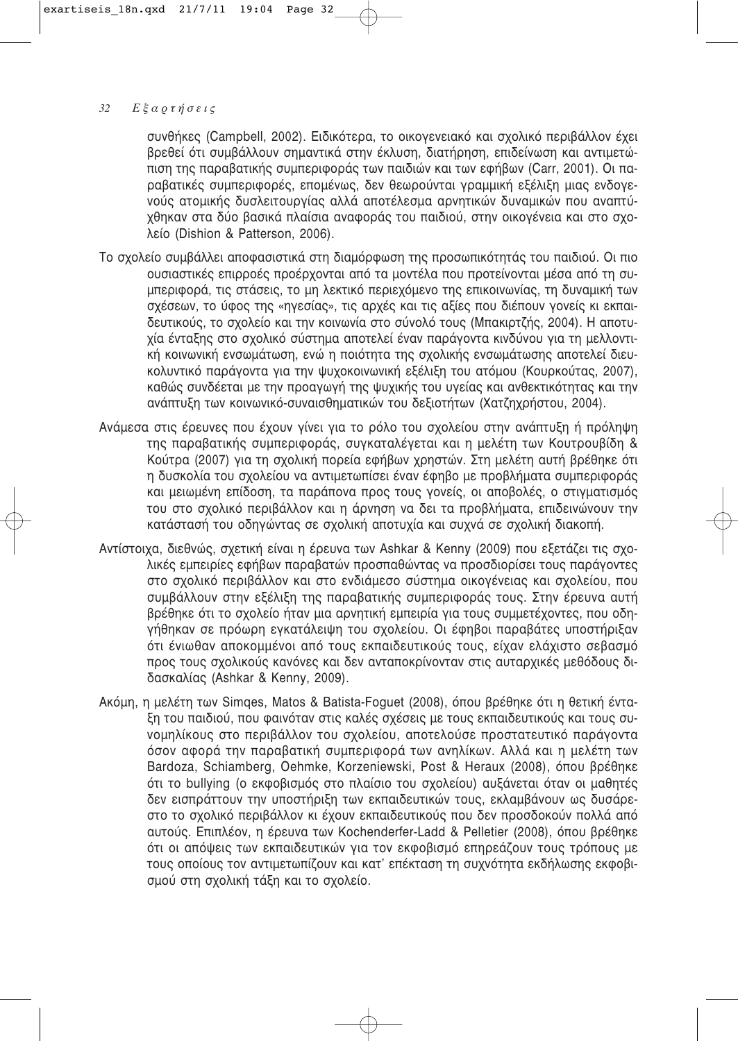συνθήκες (Campbell, 2002). Ειδικότερα, το οικογενειακό και σχολικό περιβάλλον έχει βρεθεί ότι συμβάλλουν σημαντικά στην έκλυση, διατήρηση, επιδείνωση και αντιμετώπιση της παραβατικής συμπεριφοράς των παιδιών και των εφήβων (Carr, 2001). Οι παραβατικές συμπεριφορές, επομένως, δεν θεωρούνται γραμμική εξέλιξη μιας ενδογενούς ατομικής δυσλειτουργίας αλλά αποτέλεσμα αρνητικών δυναμικών που αναπτύχθηκαν στα δύο βασικά πλαίσια αναφοράς του παιδιού, στην οικογένεια και στο σχολείο (Dishion & Patterson, 2006).

Το σχολείο συμβάλλει αποφασιστικά στη διαμόρφωση της προσωπικότητάς του παιδιού. Οι πιο ουσιαστικές επιρροές προέρχονται από τα μοντέλα που προτείνονται μέσα από τη συμπεριφορά, τις στάσεις, το μη λεκτικό περιεχόμενο της επικοινωνίας, τη δυναμική των σχέσεων, το ύφος της «ηγεσίας», τις αρχές και τις αξίες που διέπουν γονείς κι εκπαιδευτικούς, το σχολείο και την κοινωνία στο σύνολό τους (Μπακιρτζής, 2004). Η αποτυχία ένταξης στο σχολικό σύστημα αποτελεί έναν παράγοντα κινδύνου για τη μελλοντική κοινωνική ενσωμάτωση, ενώ η ποιότητα της σχολικής ενσωμάτωσης αποτελεί διευκολυντικό παράγοντα για την ψυχοκοινωνική εξέλιξη του ατόμου (Κουρκούτας, 2007), καθώς συνδέεται με την προαγωγή της ψυχικής του υγείας και ανθεκτικότητας και την ανάπτυξη των κοινωνικό-συναισθηματικών του δεξιοτήτων (Χατζηχρήστου, 2004).

Ανάμεσα στις έρευνες που έχουν γίνει για το ρόλο του σχολείου στην ανάπτυξη ή πρόληψη της παραβατικής συμπεριφοράς, συγκαταλέγεται και η μελέτη των Κουτρουβίδη & Κούτρα (2007) για τη σχολική πορεία εφήβων χρηστών. Στη μελέτη αυτή βρέθηκε ότι η δυσκολία του σχολείου να αντιμετωπίσει έναν έφηβο με προβλήματα συμπεριφοράς και μειωμένη επίδοση, τα παράπονα προς τους γονείς, οι αποβολές, ο στιγματισμός του στο σχολικό περιβάλλον και η άρνηση να δει τα προβλήματα, επιδεινώνουν την κατάστασή του οδηγώντας σε σχολική αποτυχία και συχνά σε σχολική διακοπή.

Αντίστοιχα, διεθνώς, σχετική είναι η έρευνα των Ashkar & Kenny (2009) που εξετάζει τις σχολικές εμπειρίες εφήβων παραβατών προσπαθώντας να προσδιορίσει τους παράγοντες στο σχολικό περιβάλλον και στο ενδιάμεσο σύστημα οικογένειας και σχολείου, που συμβάλλουν στην εξέλιξη της παραβατικής συμπεριφοράς τους. Στην έρευνα αυτή βρέθηκε ότι το σχολείο ήταν μια αρνητική εμπειρία για τους συμμετέχοντες, που οδηγήθηκαν σε πρόωρη εγκατάλειψη του σχολείου. Οι έφηβοι παραβάτες υποστήριξαν ότι ένιωθαν αποκομμένοι από τους εκπαιδευτικούς τους, είχαν ελάχιστο σεβασμό προς τους σχολικούς κανόνες και δεν ανταποκρίνονταν στις αυταρχικές μεθόδους διδασκαλίας (Ashkar & Kenny, 2009).

Ακόμη, η μελέτη των Simqes, Matos & Batista-Foguet (2008), όπου βρέθηκε ότι η θετική ένταξη του παιδιού, που φαινόταν στις καλές σχέσεις με τους εκπαιδευτικούς και τους συνομηλίκους στο περιβάλλον του σχολείου, αποτελούσε προστατευτικό παράγοντα όσον αφορά την παραβατική συμπεριφορά των ανηλίκων. Αλλά και η μελέτη των Bardoza, Schiamberg, Oehmke, Korzeniewski, Post & Heraux (2008), όπου βρέθηκε ότι το bullying (ο εκφοβισμός στο πλαίσιο του σχολείου) αυξάνεται όταν οι μαθητές δεν εισπράττουν την υποστήριξη των εκπαιδευτικών τους, εκλαμβάνουν ως δυσάρεστο το σχολικό περιβάλλον κι έχουν εκπαιδευτικούς που δεν προσδοκούν πολλά από αυτούς. Επιπλέον, η έρευνα των Kochenderfer-Ladd & Pelletier (2008), όπου βρέθηκε ότι οι απόψεις των εκπαιδευτικών για τον εκφοβισμό επηρεάζουν τους τρόπους με τους οποίους τον αντιμετωπίζουν και κατ' επέκταση τη συχνότητα εκδήλωσης εκφοβισμού στη σχολική τάξη και το σχολείο.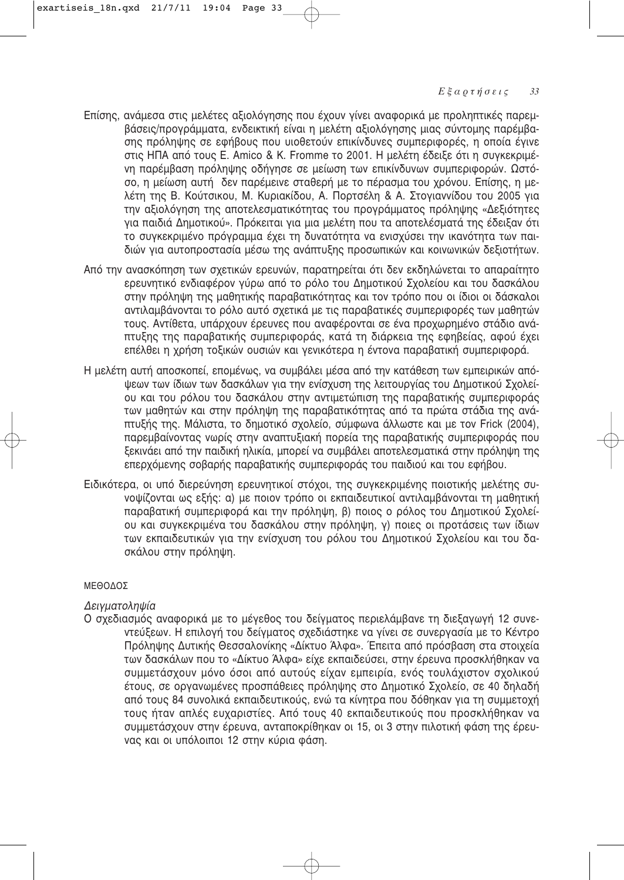Επίσης, ανάμεσα στις μελέτες αξιολόγησης που έχουν γίνει αναφορικά με προληπτικές παρεμβάσεις/προγράμματα, ενδεικτική είναι η μελέτη αξιολόγησης μιας σύντομης παρέμβασης πρόληψης σε εφήβους που υιοθετούν επικίνδυνες συμπεριφορές, η οποία έγινε στις ΗΠΑ από τους E. Amico & K. Fromme το 2001. Η μελέτη έδειξε ότι η συγκεκριμένη παρέμβαση πρόληψης οδήγησε σε μείωση των επικίνδυνων συμπεριφορών. Ωστόσο, η μείωση αυτή δεν παρέμεινε σταθερή με το πέρασμα του χρόνου. Επίσης, η μελέτη της Β. Κούτσικου, Μ. Κυριακίδου, Α. Πορτσέλη & Α. Στογιαννίδου του 2005 για την αξιολόγηση της αποτελεσματικότητας του προγράμματος πρόληψης «Δεξιότητες για παιδιά Δημοτικού». Πρόκειται για μια μελέτη που τα αποτελέσματά της έδειξαν ότι το συγκεκριμένο πρόγραμμα έχει τη δυνατότητα να ενισχύσει την ικανότητα των παιδιών για αυτοπροστασία μέσω της ανάπτυξης προσωπικών και κοινωνικών δεξιοτήτων.

Από την ανασκόπηση των σχετικών ερευνών, παρατηρείται ότι δεν εκδηλώνεται το απαραίτητο ερευνητικό ενδιαφέρον γύρω από το ρόλο του Δημοτικού Σχολείου και του δασκάλου στην πρόληψη της μαθητικής παραβατικότητας και τον τρόπο που οι ίδιοι οι δάσκαλοι αντιλαμβάνονται το ρόλο αυτό σχετικά με τις παραβατικές συμπεριφορές των μαθητών τους. Αντίθετα, υπάρχουν έρευνες που αναφέρονται σε ένα προχωρημένο στάδιο ανάπτυξης της παραβατικής συμπεριφοράς, κατά τη διάρκεια της εφηβείας, αφού έχει επέλθει η χρήση τοξικών ουσιών και γενικότερα η έντονα παραβατική συμπεριφορά.

Η μελέτη αυτή αποσκοπεί, επομένως, να συμβάλει μέσα από την κατάθεση των εμπειρικών απόψεων των ίδιων των δασκάλων για την ενίσχυση της λειτουργίας του Δημοτικού Σχολείου και του ρόλου του δασκάλου στην αντιμετώπιση της παραβατικής συμπεριφοράς των μαθητών και στην πρόληψη της παραβατικότητας από τα πρώτα στάδια της ανάπτυξής της. Μάλιστα, το δημοτικό σχολείο, σύμφωνα άλλωστε και με τον Frick (2004), παρεμβαίνοντας νωρίς στην αναπτυξιακή πορεία της παραβατικής συμπεριφοράς που ξεκινάει από την παιδική ηλικία, μπορεί να συμβάλει αποτελεσματικά στην πρόληψη της επερχόμενης σοβαρής παραβατικής συμπεριφοράς του παιδιού και του εφήβου.

Ειδικότερα, οι υπό διερεύνηση ερευνητικοί στόχοι, της συγκεκριμένης ποιοτικής μελέτης συνοψίζονται ως εξής: α) με ποιον τρόπο οι εκπαιδευτικοί αντιλαμβάνονται τη μαθητική παραβατική συμπεριφορά και την πρόληψη, β) ποιος ο ρόλος του Δημοτικού Σχολείου και συγκεκριμένα του δασκάλου στην πρόληψη, γ) ποιες οι προτάσεις των ίδιων των εκπαιδευτικών για την ενίσχυση του ρόλου του Δημοτικού Σχολείου και του δασκάλου στην πρόληψη.

## ΜΕΘΟΔΟΣ

### *Δειγματοληψία*

Ο σχεδιασμός αναφορικά με το μέγεθος του δείγματος περιελάμβανε τη διεξαγωγή 12 συνεντεύξεων. Η επιλογή του δείγματος σχεδιάστηκε να γίνει σε συνεργασία με το Κέντρο Πρόληψης Δυτικής Θεσσαλονίκης «Δίκτυο Άλφα». Έπειτα από πρόσβαση στα στοιχεία των δασκάλων που το «Δίκτυο Άλφα» είχε εκπαιδεύσει, στην έρευνα προσκλήθηκαν να συμμετάσχουν μόνο όσοι από αυτούς είχαν εμπειρία, ενός τουλάχιστον σχολικού έτους, σε οργανωμένες προσπάθειες πρόληψης στο Δημοτικό Σχολείο, σε 40 δηλαδή από τους 84 συνολικά εκπαιδευτικούς, ενώ τα κίνητρα που δόθηκαν για τη συμμετοχή τους ήταν απλές ευχαριστίες. Από τους 40 εκπαιδευτικούς που προσκλήθηκαν να συμμετάσχουν στην έρευνα, ανταποκρίθηκαν οι 15, οι 3 στην πιλοτική φάση της έρευνας και οι υπόλοιποι 12 στην κύρια φάση.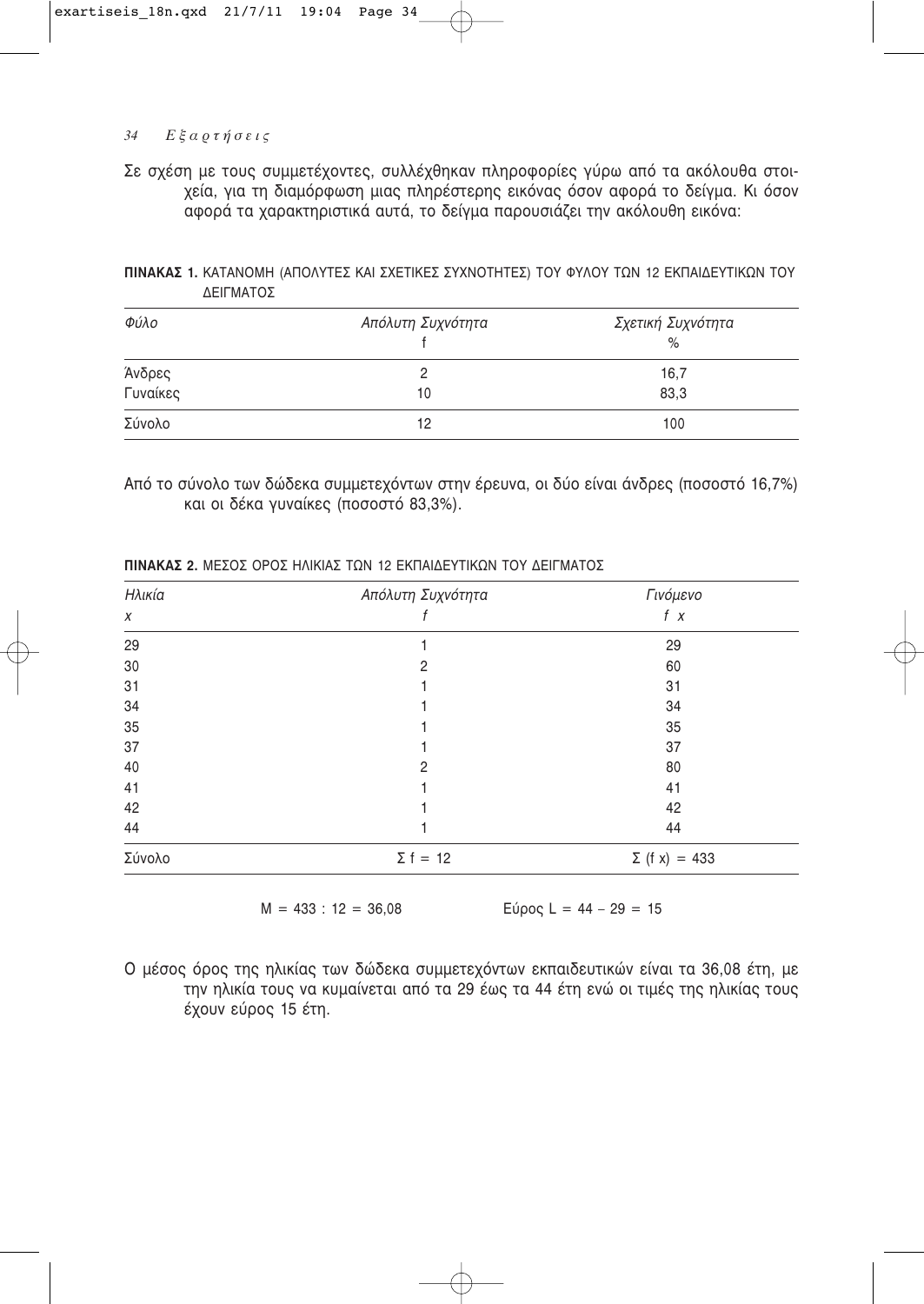Σε σχέση με τους συμμετέχοντες, συλλέχθηκαν πληροφορίες γύρω από τα ακόλουθα στοιχεία, για τη διαμόρφωση μιας πληρέστερης εικόνας όσον αφορά το δείγμα. Κι όσον αφορά τα χαρακτηριστικά αυτά, το δείγμα παρουσιάζει την ακόλουθη εικόνα:

**ΠΙΝΑΚΑΣ 1.** ΚΑΤΑΝΟΜΗ (ΑΠΟΛΥΤΕΣ ΚΑΙ ΣΧΕΤΙΚΕΣ ΣΥΧΝΟΤΗΤΕΣ) ΤΟΥ ΦΥΛΟΥ ΤΩΝ 12 ΕΚΠΑΙΔΕΥΤΙΚΩΝ ΤΟΥ ΔΕΙΓΜΑΤΟΣ

| *Φύλο* | *Απόλυτη Συχνότητα* f | *Σχετική Συχνότητα* % |
|---|---|---|
| Άνδρες | 2 | 16,7 |
| Γυναίκες | 10 | 83,3 |
| Σύνολο | 12 | 100 |

Από το σύνολο των δώδεκα συμμετεχόντων στην έρευνα, οι δύο είναι άνδρες (ποσοστό 16,7%) και οι δέκα γυναίκες (ποσοστό 83,3%).

**ΠΙΝΑΚΑΣ 2.** ΜΕΣΟΣ ΟΡΟΣ ΗΛΙΚΙΑΣ ΤΩΝ 12 ΕΚΠΑΙΔΕΥΤΙΚΩΝ ΤΟΥ ΔΕΙΓΜΑΤΟΣ

| *Ηλικία* $x$ | *Απόλυτη Συχνότητα* $f$ | *Γινόμενο* $f\,x$ |
|---|---|---|
| 29 | 1 | 29 |
| 30 | 2 | 60 |
| 31 | 1 | 31 |
| 34 | 1 | 34 |
| 35 | 1 | 35 |
| 37 | 1 | 37 |
| 40 | 2 | 80 |
| 41 | 1 | 41 |
| 42 | 1 | 42 |
| 44 | 1 | 44 |
| Σύνολο | $\Sigma f = 12$ | $\Sigma (f\,x) = 433$ |

$M = 433 : 12 = 36{,}08$ Εύρος $L = 44 - 29 = 15$

Ο μέσος όρος της ηλικίας των δώδεκα συμμετεχόντων εκπαιδευτικών είναι τα 36,08 έτη, με την ηλικία τους να κυμαίνεται από τα 29 έως τα 44 έτη ενώ οι τιμές της ηλικίας τους έχουν εύρος 15 έτη.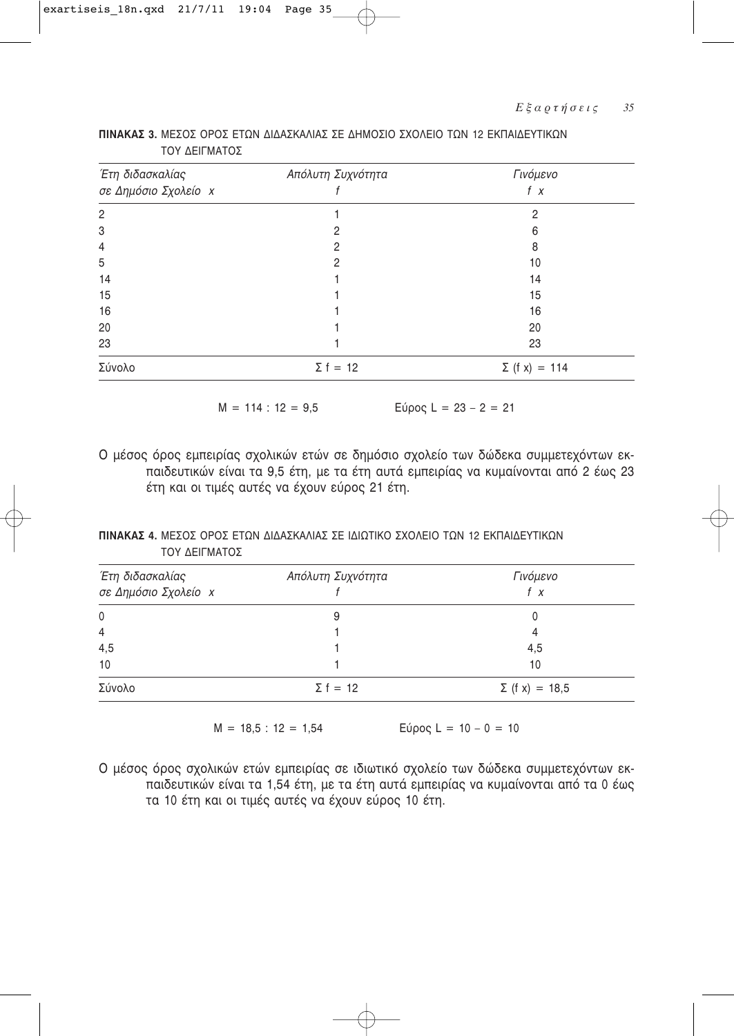**ΠΙΝΑΚΑΣ 3.** ΜΕΣΟΣ ΟΡΟΣ ΕΤΩΝ ΔΙΔΑΣΚΑΛΙΑΣ ΣΕ ΔΗΜΟΣΙΟ ΣΧΟΛΕΙΟ ΤΩΝ 12 ΕΚΠΑΙΔΕΥΤΙΚΩΝ ΤΟΥ ΔΕΙΓΜΑΤΟΣ

| *Έτη διδασκαλίας σε Δημόσιο Σχολείο x* | *Απόλυτη Συχνότητα f* | *Γινόμενο f x* |
|---|---|---|
| 2 | 1 | 2 |
| 3 | 2 | 6 |
| 4 | 2 | 8 |
| 5 | 2 | 10 |
| 14 | 1 | 14 |
| 15 | 1 | 15 |
| 16 | 1 | 16 |
| 20 | 1 | 20 |
| 23 | 1 | 23 |
| Σύνολο | $\Sigma f = 12$ | $\Sigma (f x) = 114$ |

$M = 114 : 12 = 9,5$ Εύρος $L = 23 - 2 = 21$

Ο μέσος όρος εμπειρίας σχολικών ετών σε δημόσιο σχολείο των δώδεκα συμμετεχόντων εκπαιδευτικών είναι τα 9,5 έτη, με τα έτη αυτά εμπειρίας να κυμαίνονται από 2 έως 23 έτη και οι τιμές αυτές να έχουν εύρος 21 έτη.

**ΠΙΝΑΚΑΣ 4.** ΜΕΣΟΣ ΟΡΟΣ ΕΤΩΝ ΔΙΔΑΣΚΑΛΙΑΣ ΣΕ ΙΔΙΩΤΙΚΟ ΣΧΟΛΕΙΟ ΤΩΝ 12 ΕΚΠΑΙΔΕΥΤΙΚΩΝ ΤΟΥ ΔΕΙΓΜΑΤΟΣ

| *Έτη διδασκαλίας σε Δημόσιο Σχολείο x* | *Απόλυτη Συχνότητα f* | *Γινόμενο f x* |
|---|---|---|
| 0 | 9 | 0 |
| 4 | 1 | 4 |
| 4,5 | 1 | 4,5 |
| 10 | 1 | 10 |
| Σύνολο | $\Sigma f = 12$ | $\Sigma (f x) = 18,5$ |

$M = 18,5 : 12 = 1,54$ Εύρος $L = 10 - 0 = 10$

Ο μέσος όρος σχολικών ετών εμπειρίας σε ιδιωτικό σχολείο των δώδεκα συμμετεχόντων εκπαιδευτικών είναι τα 1,54 έτη, με τα έτη αυτά εμπειρίας να κυμαίνονται από τα 0 έως τα 10 έτη και οι τιμές αυτές να έχουν εύρος 10 έτη.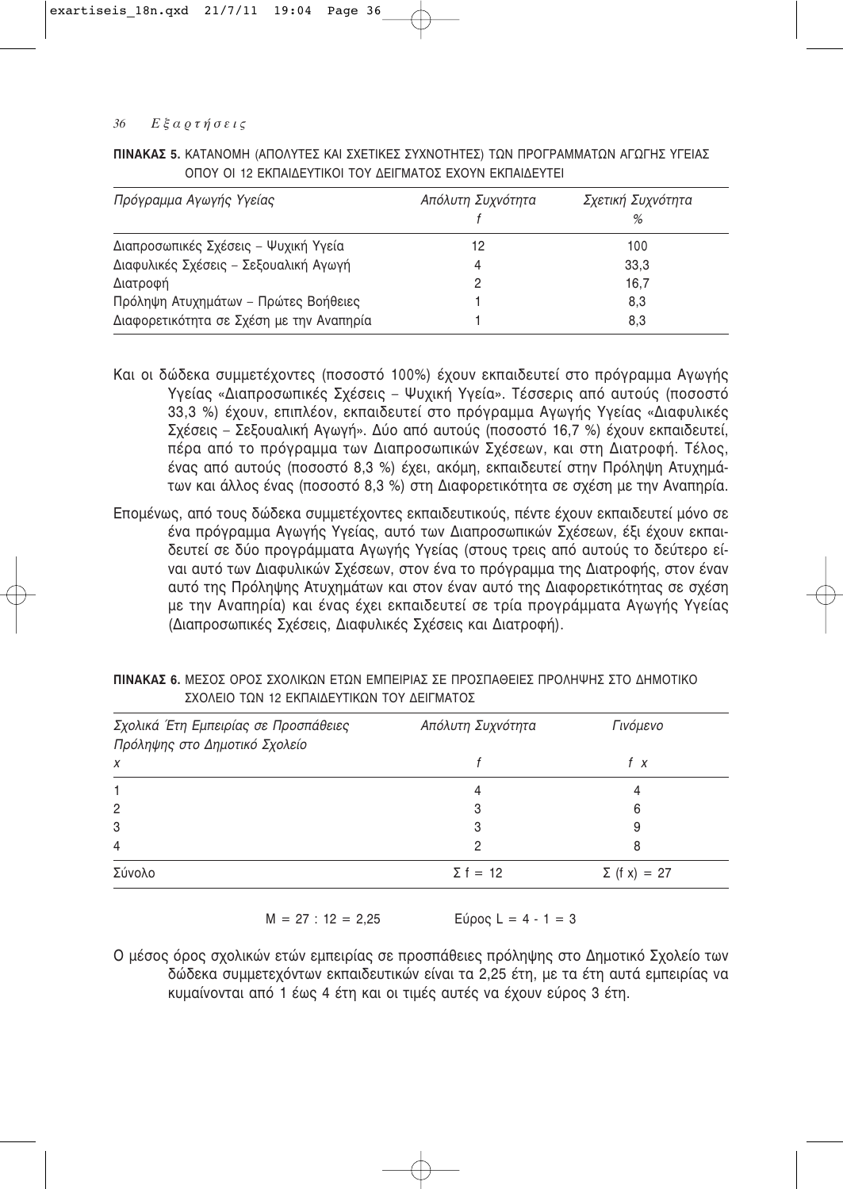**ΠΙΝΑΚΑΣ 5.** ΚΑΤΑΝΟΜΗ (ΑΠΟΛΥΤΕΣ ΚΑΙ ΣΧΕΤΙΚΕΣ ΣΥΧΝΟΤΗΤΕΣ) ΤΩΝ ΠΡΟΓΡΑΜΜΑΤΩΝ ΑΓΩΓΗΣ ΥΓΕΙΑΣ ΟΠΟΥ ΟΙ 12 ΕΚΠΑΙΔΕΥΤΙΚΟΙ ΤΟΥ ΔΕΙΓΜΑΤΟΣ ΕΧΟΥΝ ΕΚΠΑΙΔΕΥΤΕΙ

| *Πρόγραμμα Αγωγής Υγείας* | *Απόλυτη Συχνότητα* $f$ | *Σχετική Συχνότητα* % |
|---|---|---|
| Διαπροσωπικές Σχέσεις – Ψυχική Υγεία | 12 | 100 |
| Διαφυλικές Σχέσεις – Σεξουαλική Αγωγή | 4 | 33,3 |
| Διατροφή | 2 | 16,7 |
| Πρόληψη Ατυχημάτων – Πρώτες Βοήθειες | 1 | 8,3 |
| Διαφορετικότητα σε Σχέση με την Αναπηρία | 1 | 8,3 |

Και οι δώδεκα συμμετέχοντες (ποσοστό 100%) έχουν εκπαιδευτεί στο πρόγραμμα Αγωγής Υγείας «Διαπροσωπικές Σχέσεις – Ψυχική Υγεία». Τέσσερις από αυτούς (ποσοστό 33,3 %) έχουν, επιπλέον, εκπαιδευτεί στο πρόγραμμα Αγωγής Υγείας «Διαφυλικές Σχέσεις – Σεξουαλική Αγωγή». Δύο από αυτούς (ποσοστό 16,7 %) έχουν εκπαιδευτεί, πέρα από το πρόγραμμα των Διαπροσωπικών Σχέσεων, και στη Διατροφή. Τέλος, ένας από αυτούς (ποσοστό 8,3 %) έχει, ακόμη, εκπαιδευτεί στην Πρόληψη Ατυχημάτων και άλλος ένας (ποσοστό 8,3 %) στη Διαφορετικότητα σε σχέση με την Αναπηρία.

Επομένως, από τους δώδεκα συμμετέχοντες εκπαιδευτικούς, πέντε έχουν εκπαιδευτεί μόνο σε ένα πρόγραμμα Αγωγής Υγείας, αυτό των Διαπροσωπικών Σχέσεων, έξι έχουν εκπαιδευτεί σε δύο προγράμματα Αγωγής Υγείας (στους τρεις από αυτούς το δεύτερο είναι αυτό των Διαφυλικών Σχέσεων, στον ένα το πρόγραμμα της Διατροφής, στον έναν αυτό της Πρόληψης Ατυχημάτων και στον έναν αυτό της Διαφορετικότητας σε σχέση με την Αναπηρία) και ένας έχει εκπαιδευτεί σε τρία προγράμματα Αγωγής Υγείας (Διαπροσωπικές Σχέσεις, Διαφυλικές Σχέσεις και Διατροφή).

**ΠΙΝΑΚΑΣ 6.** ΜΕΣΟΣ ΟΡΟΣ ΣΧΟΛΙΚΩΝ ΕΤΩΝ ΕΜΠΕΙΡΙΑΣ ΣΕ ΠΡΟΣΠΑΘΕΙΕΣ ΠΡΟΛΗΨΗΣ ΣΤΟ ΔΗΜΟΤΙΚΟ ΣΧΟΛΕΙΟ ΤΩΝ 12 ΕΚΠΑΙΔΕΥΤΙΚΩΝ ΤΟΥ ΔΕΙΓΜΑΤΟΣ

| *Σχολικά Έτη Εμπειρίας σε Προσπάθειες Πρόληψης στο Δημοτικό Σχολείο* $x$ | *Απόλυτη Συχνότητα* $f$ | *Γινόμενο* $f\,x$ |
|---|---|---|
| 1 | 4 | 4 |
| 2 | 3 | 6 |
| 3 | 3 | 9 |
| 4 | 2 | 8 |
| Σύνολο | $\Sigma f = 12$ | $\Sigma (f\,x) = 27$ |

$M = 27 : 12 = 2{,}25$ Εύρος $L = 4 - 1 = 3$

Ο μέσος όρος σχολικών ετών εμπειρίας σε προσπάθειες πρόληψης στο Δημοτικό Σχολείο των δώδεκα συμμετεχόντων εκπαιδευτικών είναι τα 2,25 έτη, με τα έτη αυτά εμπειρίας να κυμαίνονται από 1 έως 4 έτη και οι τιμές αυτές να έχουν εύρος 3 έτη.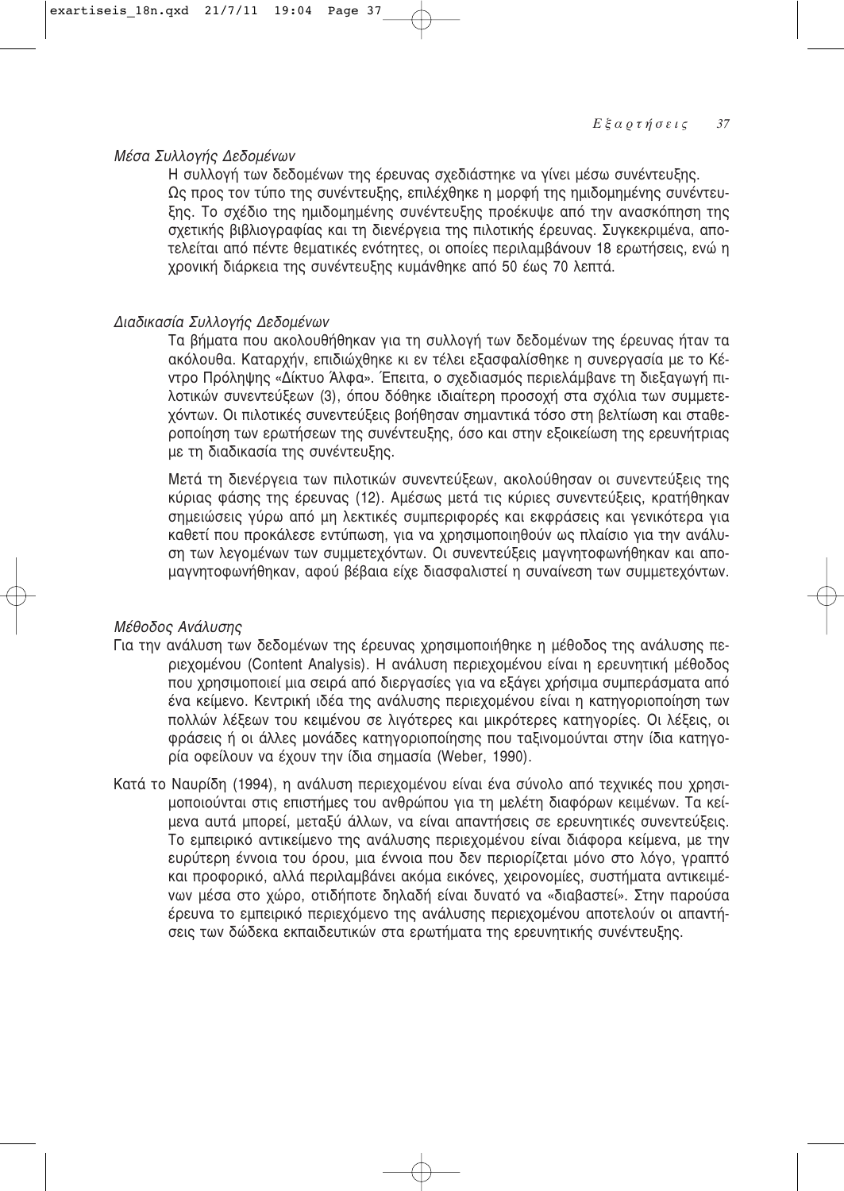### *Μέσα Συλλογής Δεδομένων*

Η συλλογή των δεδομένων της έρευνας σχεδιάστηκε να γίνει μέσω συνέντευξης. Ως προς τον τύπο της συνέντευξης, επιλέχθηκε η μορφή της ημιδομημένης συνέντευξης. Το σχέδιο της ημιδομημένης συνέντευξης προέκυψε από την ανασκόπηση της σχετικής βιβλιογραφίας και τη διενέργεια της πιλοτικής έρευνας. Συγκεκριμένα, αποτελείται από πέντε θεματικές ενότητες, οι οποίες περιλαμβάνουν 18 ερωτήσεις, ενώ η χρονική διάρκεια της συνέντευξης κυμάνθηκε από 50 έως 70 λεπτά.

### *Διαδικασία Συλλογής Δεδομένων*

Τα βήματα που ακολουθήθηκαν για τη συλλογή των δεδομένων της έρευνας ήταν τα ακόλουθα. Καταρχήν, επιδιώχθηκε κι εν τέλει εξασφαλίσθηκε η συνεργασία με το Κέντρο Πρόληψης «Δίκτυο Άλφα». Έπειτα, ο σχεδιασμός περιελάμβανε τη διεξαγωγή πιλοτικών συνεντεύξεων (3), όπου δόθηκε ιδιαίτερη προσοχή στα σχόλια των συμμετεχόντων. Οι πιλοτικές συνεντεύξεις βοήθησαν σημαντικά τόσο στη βελτίωση και σταθεροποίηση των ερωτήσεων της συνέντευξης, όσο και στην εξοικείωση της ερευνήτριας με τη διαδικασία της συνέντευξης.

Μετά τη διενέργεια των πιλοτικών συνεντεύξεων, ακολούθησαν οι συνεντεύξεις της κύριας φάσης της έρευνας (12). Αμέσως μετά τις κύριες συνεντεύξεις, κρατήθηκαν σημειώσεις γύρω από μη λεκτικές συμπεριφορές και εκφράσεις και γενικότερα για καθετί που προκάλεσε εντύπωση, για να χρησιμοποιηθούν ως πλαίσιο για την ανάλυση των λεγομένων των συμμετεχόντων. Οι συνεντεύξεις μαγνητοφωνήθηκαν και απομαγνητοφωνήθηκαν, αφού βέβαια είχε διασφαλιστεί η συναίνεση των συμμετεχόντων.

### *Μέθοδος Ανάλυσης*

Για την ανάλυση των δεδομένων της έρευνας χρησιμοποιήθηκε η μέθοδος της ανάλυσης περιεχομένου (Content Analysis). Η ανάλυση περιεχομένου είναι η ερευνητική μέθοδος που χρησιμοποιεί μια σειρά από διεργασίες για να εξάγει χρήσιμα συμπεράσματα από ένα κείμενο. Κεντρική ιδέα της ανάλυσης περιεχομένου είναι η κατηγοριοποίηση των πολλών λέξεων του κειμένου σε λιγότερες και μικρότερες κατηγορίες. Οι λέξεις, οι φράσεις ή οι άλλες μονάδες κατηγοριοποίησης που ταξινομούνται στην ίδια κατηγορία οφείλουν να έχουν την ίδια σημασία (Weber, 1990).

Κατά το Ναυρίδη (1994), η ανάλυση περιεχομένου είναι ένα σύνολο από τεχνικές που χρησιμοποιούνται στις επιστήμες του ανθρώπου για τη μελέτη διαφόρων κειμένων. Τα κείμενα αυτά μπορεί, μεταξύ άλλων, να είναι απαντήσεις σε ερευνητικές συνεντεύξεις. Το εμπειρικό αντικείμενο της ανάλυσης περιεχομένου είναι διάφορα κείμενα, με την ευρύτερη έννοια του όρου, μια έννοια που δεν περιορίζεται μόνο στο λόγο, γραπτό και προφορικό, αλλά περιλαμβάνει ακόμα εικόνες, χειρονομίες, συστήματα αντικειμένων μέσα στο χώρο, οτιδήποτε δηλαδή είναι δυνατό να «διαβαστεί». Στην παρούσα έρευνα το εμπειρικό περιεχόμενο της ανάλυσης περιεχομένου αποτελούν οι απαντήσεις των δώδεκα εκπαιδευτικών στα ερωτήματα της ερευνητικής συνέντευξης.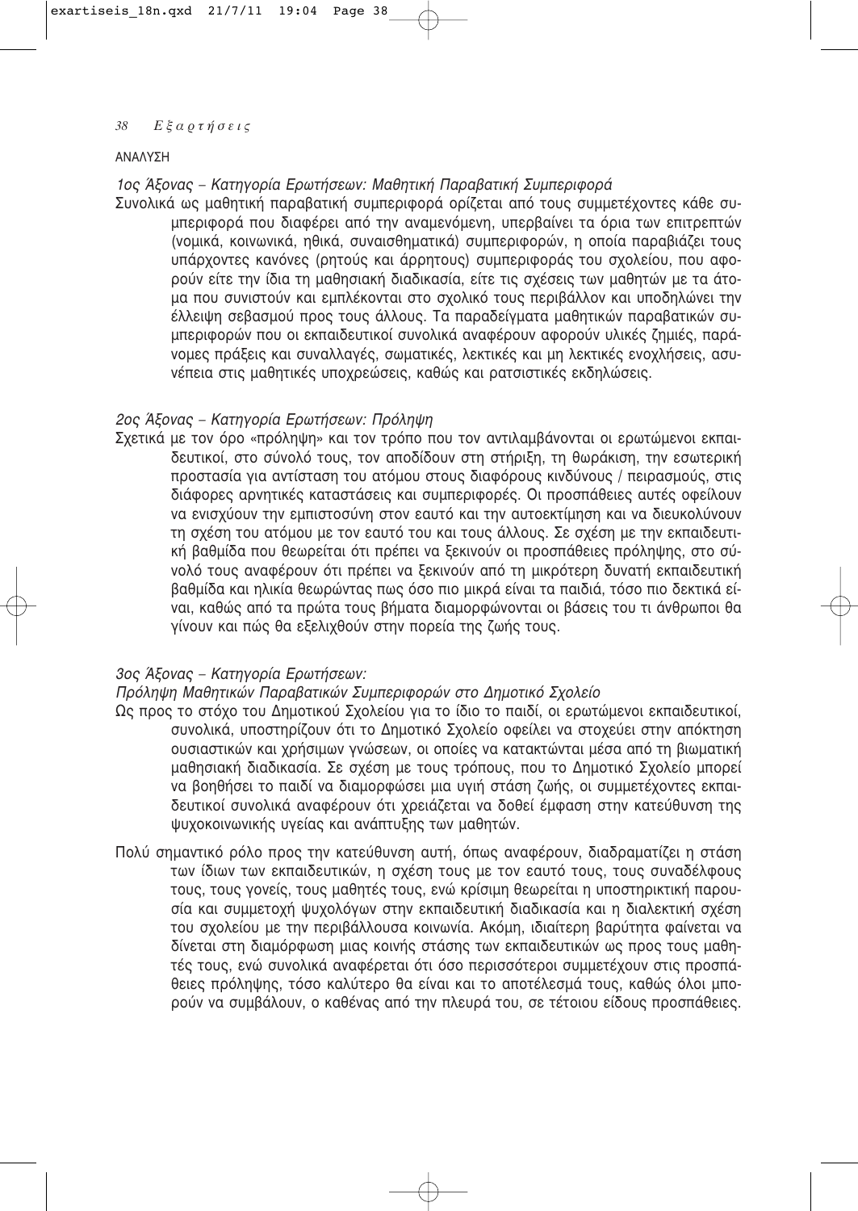ΑΝΑΛΥΣΗ

*1ος Άξονας – Κατηγορία Ερωτήσεων: Μαθητική Παραβατική Συμπεριφορά*

Συνολικά ως μαθητική παραβατική συμπεριφορά ορίζεται από τους συμμετέχοντες κάθε συμπεριφορά που διαφέρει από την αναμενόμενη, υπερβαίνει τα όρια των επιτρεπτών (νομικά, κοινωνικά, ηθικά, συναισθηματικά) συμπεριφορών, η οποία παραβιάζει τους υπάρχοντες κανόνες (ρητούς και άρρητους) συμπεριφοράς του σχολείου, που αφορούν είτε την ίδια τη μαθησιακή διαδικασία, είτε τις σχέσεις των μαθητών με τα άτομα που συνιστούν και εμπλέκονται στο σχολικό τους περιβάλλον και υποδηλώνει την έλλειψη σεβασμού προς τους άλλους. Τα παραδείγματα μαθητικών παραβατικών συμπεριφορών που οι εκπαιδευτικοί συνολικά αναφέρουν αφορούν υλικές ζημιές, παράνομες πράξεις και συναλλαγές, σωματικές, λεκτικές και μη λεκτικές ενοχλήσεις, ασυνέπεια στις μαθητικές υποχρεώσεις, καθώς και ρατσιστικές εκδηλώσεις.

*2ος Άξονας – Κατηγορία Ερωτήσεων: Πρόληψη*

Σχετικά με τον όρο «πρόληψη» και τον τρόπο που τον αντιλαμβάνονται οι ερωτώμενοι εκπαιδευτικοί, στο σύνολό τους, τον αποδίδουν στη στήριξη, τη θωράκιση, την εσωτερική προστασία για αντίσταση του ατόμου στους διαφόρους κινδύνους / πειρασμούς, στις διάφορες αρνητικές καταστάσεις και συμπεριφορές. Οι προσπάθειες αυτές οφείλουν να ενισχύουν την εμπιστοσύνη στον εαυτό και την αυτοεκτίμηση και να διευκολύνουν τη σχέση του ατόμου με τον εαυτό του και τους άλλους. Σε σχέση με την εκπαιδευτική βαθμίδα που θεωρείται ότι πρέπει να ξεκινούν οι προσπάθειες πρόληψης, στο σύνολό τους αναφέρουν ότι πρέπει να ξεκινούν από τη μικρότερη δυνατή εκπαιδευτική βαθμίδα και ηλικία θεωρώντας πως όσο πιο μικρά είναι τα παιδιά, τόσο πιο δεκτικά είναι, καθώς από τα πρώτα τους βήματα διαμορφώνονται οι βάσεις του τι άνθρωποι θα γίνουν και πώς θα εξελιχθούν στην πορεία της ζωής τους.

*3ος Άξονας – Κατηγορία Ερωτήσεων:*
*Πρόληψη Μαθητικών Παραβατικών Συμπεριφορών στο Δημοτικό Σχολείο*

Ως προς το στόχο του Δημοτικού Σχολείου για το ίδιο το παιδί, οι ερωτώμενοι εκπαιδευτικοί, συνολικά, υποστηρίζουν ότι το Δημοτικό Σχολείο οφείλει να στοχεύει στην απόκτηση ουσιαστικών και χρήσιμων γνώσεων, οι οποίες να κατακτώνται μέσα από τη βιωματική μαθησιακή διαδικασία. Σε σχέση με τους τρόπους, που το Δημοτικό Σχολείο μπορεί να βοηθήσει το παιδί να διαμορφώσει μια υγιή στάση ζωής, οι συμμετέχοντες εκπαιδευτικοί συνολικά αναφέρουν ότι χρειάζεται να δοθεί έμφαση στην κατεύθυνση της ψυχοκοινωνικής υγείας και ανάπτυξης των μαθητών.

Πολύ σημαντικό ρόλο προς την κατεύθυνση αυτή, όπως αναφέρουν, διαδραματίζει η στάση των ίδιων των εκπαιδευτικών, η σχέση τους με τον εαυτό τους, τους συναδέλφους τους, τους γονείς, τους μαθητές τους, ενώ κρίσιμη θεωρείται η υποστηρικτική παρουσία και συμμετοχή ψυχολόγων στην εκπαιδευτική διαδικασία και η διαλεκτική σχέση του σχολείου με την περιβάλλουσα κοινωνία. Ακόμη, ιδιαίτερη βαρύτητα φαίνεται να δίνεται στη διαμόρφωση μιας κοινής στάσης των εκπαιδευτικών ως προς τους μαθητές τους, ενώ συνολικά αναφέρεται ότι όσο περισσότεροι συμμετέχουν στις προσπάθειες πρόληψης, τόσο καλύτερο θα είναι και το αποτέλεσμά τους, καθώς όλοι μπορούν να συμβάλουν, ο καθένας από την πλευρά του, σε τέτοιου είδους προσπάθειες.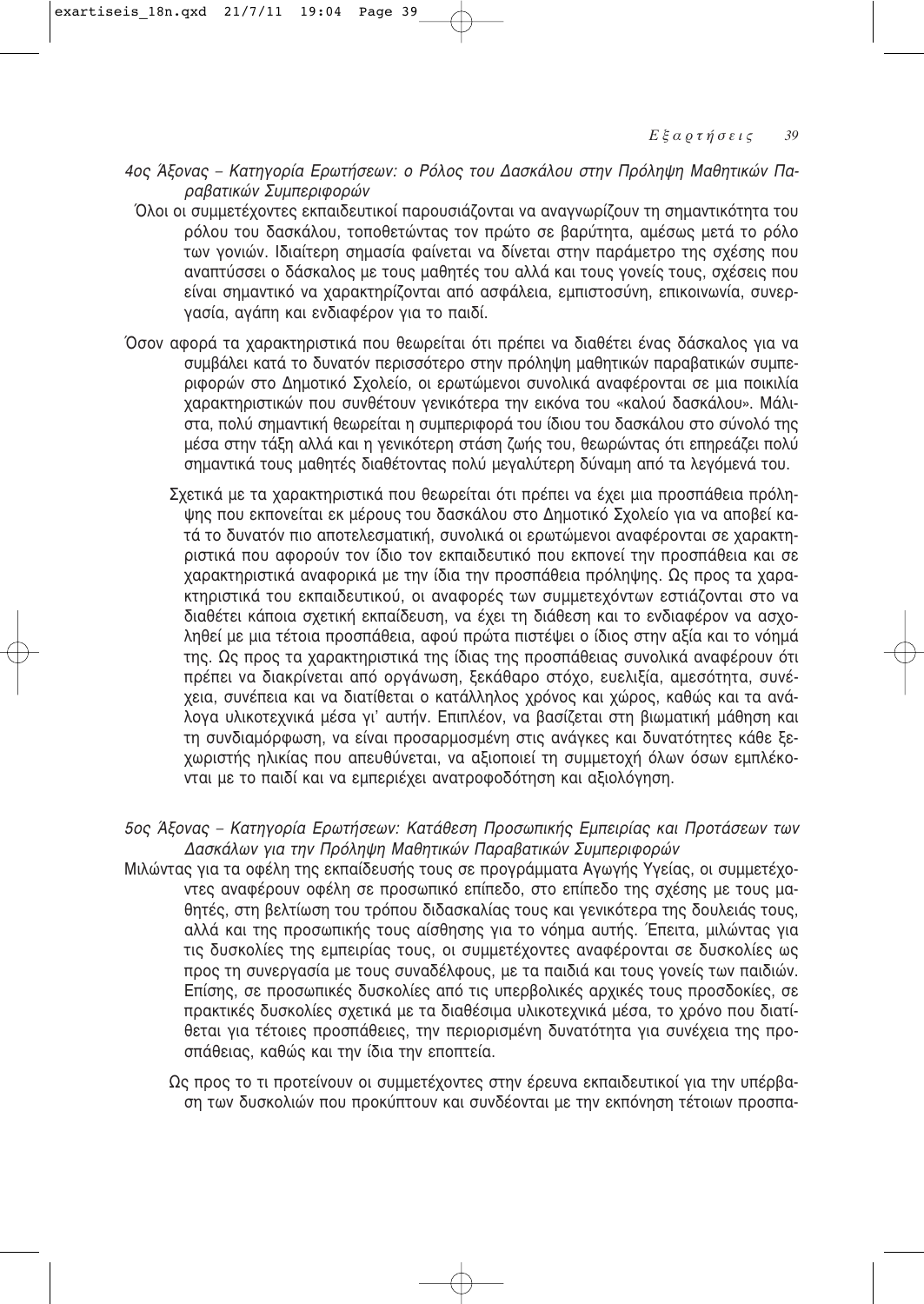*4ος Άξονας – Κατηγορία Ερωτήσεων: ο Ρόλος του Δασκάλου στην Πρόληψη Μαθητικών Παραβατικών Συμπεριφορών*

Όλοι οι συμμετέχοντες εκπαιδευτικοί παρουσιάζονται να αναγνωρίζουν τη σημαντικότητα του ρόλου του δασκάλου, τοποθετώντας τον πρώτο σε βαρύτητα, αμέσως μετά το ρόλο των γονιών. Ιδιαίτερη σημασία φαίνεται να δίνεται στην παράμετρο της σχέσης που αναπτύσσει ο δάσκαλος με τους μαθητές του αλλά και τους γονείς τους, σχέσεις που είναι σημαντικό να χαρακτηρίζονται από ασφάλεια, εμπιστοσύνη, επικοινωνία, συνεργασία, αγάπη και ενδιαφέρον για το παιδί.

Όσον αφορά τα χαρακτηριστικά που θεωρείται ότι πρέπει να διαθέτει ένας δάσκαλος για να συμβάλει κατά το δυνατόν περισσότερο στην πρόληψη μαθητικών παραβατικών συμπεριφορών στο Δημοτικό Σχολείο, οι ερωτώμενοι συνολικά αναφέρονται σε μια ποικιλία χαρακτηριστικών που συνθέτουν γενικότερα την εικόνα του «καλού δασκάλου». Μάλιστα, πολύ σημαντική θεωρείται η συμπεριφορά του ίδιου του δασκάλου στο σύνολό της μέσα στην τάξη αλλά και η γενικότερη στάση ζωής του, θεωρώντας ότι επηρεάζει πολύ σημαντικά τους μαθητές διαθέτοντας πολύ μεγαλύτερη δύναμη από τα λεγόμενά του.

Σχετικά με τα χαρακτηριστικά που θεωρείται ότι πρέπει να έχει μια προσπάθεια πρόληψης που εκπονείται εκ μέρους του δασκάλου στο Δημοτικό Σχολείο για να αποβεί κατά το δυνατόν πιο αποτελεσματική, συνολικά οι ερωτώμενοι αναφέρονται σε χαρακτηριστικά που αφορούν τον ίδιο τον εκπαιδευτικό που εκπονεί την προσπάθεια και σε χαρακτηριστικά αναφορικά με την ίδια την προσπάθεια πρόληψης. Ως προς τα χαρακτηριστικά του εκπαιδευτικού, οι αναφορές των συμμετεχόντων εστιάζονται στο να διαθέτει κάποια σχετική εκπαίδευση, να έχει τη διάθεση και το ενδιαφέρον να ασχοληθεί με μια τέτοια προσπάθεια, αφού πρώτα πιστέψει ο ίδιος στην αξία και το νόημά της. Ως προς τα χαρακτηριστικά της ίδιας της προσπάθειας συνολικά αναφέρουν ότι πρέπει να διακρίνεται από οργάνωση, ξεκάθαρο στόχο, ευελιξία, αμεσότητα, συνέχεια, συνέπεια και να διατίθεται ο κατάλληλος χρόνος και χώρος, καθώς και τα ανάλογα υλικοτεχνικά μέσα γι' αυτήν. Επιπλέον, να βασίζεται στη βιωματική μάθηση και τη συνδιαμόρφωση, να είναι προσαρμοσμένη στις ανάγκες και δυνατότητες κάθε ξεχωριστής ηλικίας που απευθύνεται, να αξιοποιεί τη συμμετοχή όλων όσων εμπλέκονται με το παιδί και να εμπεριέχει ανατροφοδότηση και αξιολόγηση.

*5ος Άξονας – Κατηγορία Ερωτήσεων: Κατάθεση Προσωπικής Εμπειρίας και Προτάσεων των Δασκάλων για την Πρόληψη Μαθητικών Παραβατικών Συμπεριφορών*

Μιλώντας για τα οφέλη της εκπαίδευσής τους σε προγράμματα Αγωγής Υγείας, οι συμμετέχοντες αναφέρουν οφέλη σε προσωπικό επίπεδο, στο επίπεδο της σχέσης με τους μαθητές, στη βελτίωση του τρόπου διδασκαλίας τους και γενικότερα της δουλειάς τους, αλλά και της προσωπικής τους αίσθησης για το νόημα αυτής. Έπειτα, μιλώντας για τις δυσκολίες της εμπειρίας τους, οι συμμετέχοντες αναφέρονται σε δυσκολίες ως προς τη συνεργασία με τους συναδέλφους, με τα παιδιά και τους γονείς των παιδιών. Επίσης, σε προσωπικές δυσκολίες από τις υπερβολικές αρχικές τους προσδοκίες, σε πρακτικές δυσκολίες σχετικά με τα διαθέσιμα υλικοτεχνικά μέσα, το χρόνο που διατίθεται για τέτοιες προσπάθειες, την περιορισμένη δυνατότητα για συνέχεια της προσπάθειας, καθώς και την ίδια την εποπτεία.

Ως προς το τι προτείνουν οι συμμετέχοντες στην έρευνα εκπαιδευτικοί για την υπέρβαση των δυσκολιών που προκύπτουν και συνδέονται με την εκπόνηση τέτοιων προσπα-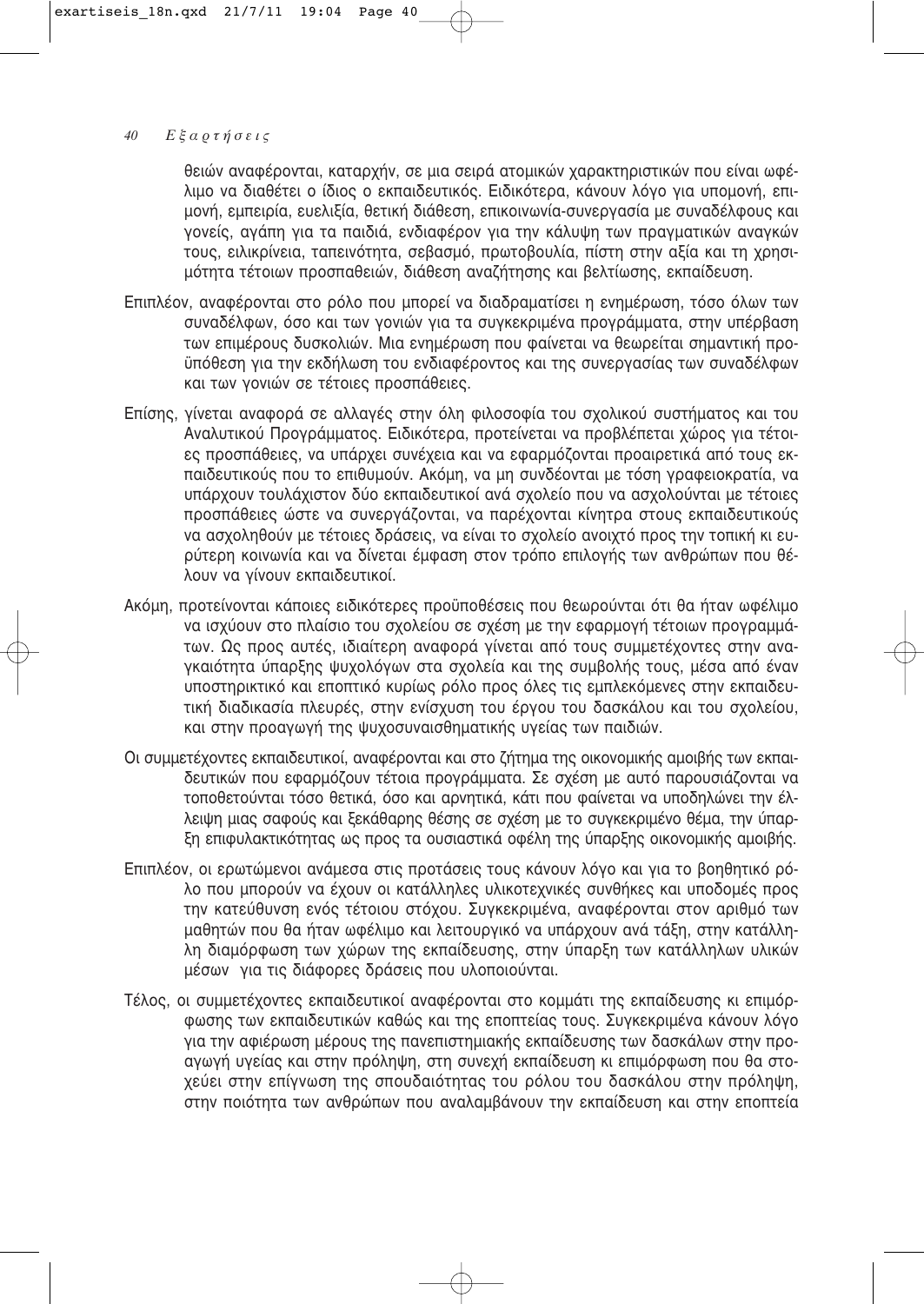θειών αναφέρονται, καταρχήν, σε μια σειρά ατομικών χαρακτηριστικών που είναι ωφέλιμο να διαθέτει ο ίδιος ο εκπαιδευτικός. Ειδικότερα, κάνουν λόγο για υπομονή, επιμονή, εμπειρία, ευελιξία, θετική διάθεση, επικοινωνία-συνεργασία με συναδέλφους και γονείς, αγάπη για τα παιδιά, ενδιαφέρον για την κάλυψη των πραγματικών αναγκών τους, ειλικρίνεια, ταπεινότητα, σεβασμό, πρωτοβουλία, πίστη στην αξία και τη χρησιμότητα τέτοιων προσπαθειών, διάθεση αναζήτησης και βελτίωσης, εκπαίδευση.

Επιπλέον, αναφέρονται στο ρόλο που μπορεί να διαδραματίσει η ενημέρωση, τόσο όλων των συναδέλφων, όσο και των γονιών για τα συγκεκριμένα προγράμματα, στην υπέρβαση των επιμέρους δυσκολιών. Μια ενημέρωση που φαίνεται να θεωρείται σημαντική προϋπόθεση για την εκδήλωση του ενδιαφέροντος και της συνεργασίας των συναδέλφων και των γονιών σε τέτοιες προσπάθειες.

Επίσης, γίνεται αναφορά σε αλλαγές στην όλη φιλοσοφία του σχολικού συστήματος και του Αναλυτικού Προγράμματος. Ειδικότερα, προτείνεται να προβλέπεται χώρος για τέτοιες προσπάθειες, να υπάρχει συνέχεια και να εφαρμόζονται προαιρετικά από τους εκπαιδευτικούς που το επιθυμούν. Ακόμη, να μη συνδέονται με τόση γραφειοκρατία, να υπάρχουν τουλάχιστον δύο εκπαιδευτικοί ανά σχολείο που να ασχολούνται με τέτοιες προσπάθειες ώστε να συνεργάζονται, να παρέχονται κίνητρα στους εκπαιδευτικούς να ασχοληθούν με τέτοιες δράσεις, να είναι το σχολείο ανοιχτό προς την τοπική κι ευρύτερη κοινωνία και να δίνεται έμφαση στον τρόπο επιλογής των ανθρώπων που θέλουν να γίνουν εκπαιδευτικοί.

Ακόμη, προτείνονται κάποιες ειδικότερες προϋποθέσεις που θεωρούνται ότι θα ήταν ωφέλιμο να ισχύουν στο πλαίσιο του σχολείου σε σχέση με την εφαρμογή τέτοιων προγραμμάτων. Ως προς αυτές, ιδιαίτερη αναφορά γίνεται από τους συμμετέχοντες στην αναγκαιότητα ύπαρξης ψυχολόγων στα σχολεία και της συμβολής τους, μέσα από έναν υποστηρικτικό και εποπτικό κυρίως ρόλο προς όλες τις εμπλεκόμενες στην εκπαιδευτική διαδικασία πλευρές, στην ενίσχυση του έργου του δασκάλου και του σχολείου, και στην προαγωγή της ψυχοσυναισθηματικής υγείας των παιδιών.

Οι συμμετέχοντες εκπαιδευτικοί, αναφέρονται και στο ζήτημα της οικονομικής αμοιβής των εκπαιδευτικών που εφαρμόζουν τέτοια προγράμματα. Σε σχέση με αυτό παρουσιάζονται να τοποθετούνται τόσο θετικά, όσο και αρνητικά, κάτι που φαίνεται να υποδηλώνει την έλλειψη μιας σαφούς και ξεκάθαρης θέσης σε σχέση με το συγκεκριμένο θέμα, την ύπαρξη επιφυλακτικότητας ως προς τα ουσιαστικά οφέλη της ύπαρξης οικονομικής αμοιβής.

Επιπλέον, οι ερωτώμενοι ανάμεσα στις προτάσεις τους κάνουν λόγο και για το βοηθητικό ρόλο που μπορούν να έχουν οι κατάλληλες υλικοτεχνικές συνθήκες και υποδομές προς την κατεύθυνση ενός τέτοιου στόχου. Συγκεκριμένα, αναφέρονται στον αριθμό των μαθητών που θα ήταν ωφέλιμο και λειτουργικό να υπάρχουν ανά τάξη, στην κατάλληλη διαμόρφωση των χώρων της εκπαίδευσης, στην ύπαρξη των κατάλληλων υλικών μέσων για τις διάφορες δράσεις που υλοποιούνται.

Τέλος, οι συμμετέχοντες εκπαιδευτικοί αναφέρονται στο κομμάτι της εκπαίδευσης κι επιμόρφωσης των εκπαιδευτικών καθώς και της εποπτείας τους. Συγκεκριμένα κάνουν λόγο για την αφιέρωση μέρους της πανεπιστημιακής εκπαίδευσης των δασκάλων στην προαγωγή υγείας και στην πρόληψη, στη συνεχή εκπαίδευση κι επιμόρφωση που θα στοχεύει στην επίγνωση της σπουδαιότητας του ρόλου του δασκάλου στην πρόληψη, στην ποιότητα των ανθρώπων που αναλαμβάνουν την εκπαίδευση και στην εποπτεία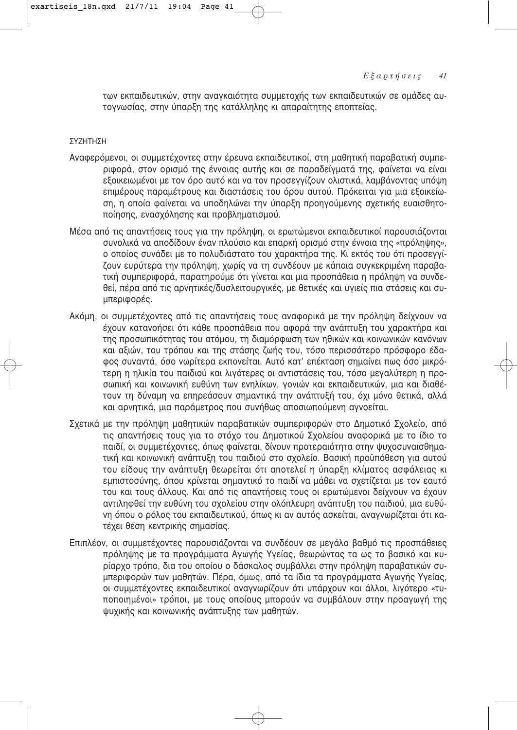των εκπαιδευτικών, στην αναγκαιότητα συμμετοχής των εκπαιδευτικών σε ομάδες αυτογνωσίας, στην ύπαρξη της κατάλληλης κι απαραίτητης εποπτείας.

## ΣΥΖΗΤΗΣΗ

Αναφερόμενοι, οι συμμετέχοντες στην έρευνα εκπαιδευτικοί, στη μαθητική παραβατική συμπεριφορά, στον ορισμό της έννοιας αυτής και σε παραδείγματά της, φαίνεται να είναι εξοικειωμένοι με τον όρο αυτό και να τον προσεγγίζουν ολιστικά, λαμβάνοντας υπόψη επιμέρους παραμέτρους και διαστάσεις του όρου αυτού. Πρόκειται για μια εξοικείωση, η οποία φαίνεται να υποδηλώνει την ύπαρξη προηγούμενης σχετικής ευαισθητοποίησης, ενασχόλησης και προβληματισμού.

Μέσα από τις απαντήσεις τους για την πρόληψη, οι ερωτώμενοι εκπαιδευτικοί παρουσιάζονται συνολικά να αποδίδουν έναν πλούσιο και επαρκή ορισμό στην έννοια της «πρόληψης», ο οποίος συνάδει με το πολυδιάστατο του χαρακτήρα της. Κι εκτός του ότι προσεγγίζουν ευρύτερα την πρόληψη, χωρίς να τη συνδέουν με κάποια συγκεκριμένη παραβατική συμπεριφορά, παρατηρούμε ότι γίνεται και μια προσπάθεια η πρόληψη να συνδεθεί, πέρα από τις αρνητικές/δυσλειτουργικές, με θετικές και υγιείς πια στάσεις και συμπεριφορές.

Ακόμη, οι συμμετέχοντες από τις απαντήσεις τους αναφορικά με την πρόληψη δείχνουν να έχουν κατανοήσει ότι κάθε προσπάθεια που αφορά την ανάπτυξη του χαρακτήρα και της προσωπικότητας του ατόμου, τη διαμόρφωση των ηθικών και κοινωνικών κανόνων και αξιών, του τρόπου και της στάσης ζωής του, τόσο περισσότερο πρόσφορο έδαφος συναντά, όσο νωρίτερα εκπονείται. Αυτό κατ' επέκταση σημαίνει πως όσο μικρότερη η ηλικία του παιδιού και λιγότερες οι αντιστάσεις του, τόσο μεγαλύτερη η προσωπική και κοινωνική ευθύνη των ενηλίκων, γονιών και εκπαιδευτικών, μια και διαθέτουν τη δύναμη να επηρεάσουν σημαντικά την ανάπτυξή του, όχι μόνο θετικά, αλλά και αρνητικά, μια παράμετρος που συνήθως αποσιωπούμενη αγνοείται.

Σχετικά με την πρόληψη μαθητικών παραβατικών συμπεριφορών στο Δημοτικό Σχολείο, από τις απαντήσεις τους για το στόχο του Δημοτικού Σχολείου αναφορικά με το ίδιο το παιδί, οι συμμετέχοντες, όπως φαίνεται, δίνουν προτεραιότητα στην ψυχοσυναισθηματική και κοινωνική ανάπτυξη του παιδιού στο σχολείο. Βασική προϋπόθεση για αυτού του είδους την ανάπτυξη θεωρείται ότι αποτελεί η ύπαρξη κλίματος ασφάλειας κι εμπιστοσύνης, όπου κρίνεται σημαντικό το παιδί να μάθει να σχετίζεται με τον εαυτό του και τους άλλους. Και από τις απαντήσεις τους οι ερωτώμενοι δείχνουν να έχουν αντιληφθεί την ευθύνη του σχολείου στην ολόπλευρη ανάπτυξη του παιδιού, μια ευθύνη όπου ο ρόλος του εκπαιδευτικού, όπως κι αν αυτός ασκείται, αναγνωρίζεται ότι κατέχει θέση κεντρικής σημασίας.

Επιπλέον, οι συμμετέχοντες παρουσιάζονται να συνδέουν σε μεγάλο βαθμό τις προσπάθειες πρόληψης με τα προγράμματα Αγωγής Υγείας, θεωρώντας τα ως το βασικό και κυρίαρχο τρόπο, δια του οποίου ο δάσκαλος συμβάλλει στην πρόληψη παραβατικών συμπεριφορών των μαθητών. Πέρα, όμως, από τα ίδια τα προγράμματα Αγωγής Υγείας, οι συμμετέχοντες εκπαιδευτικοί αναγνωρίζουν ότι υπάρχουν και άλλοι, λιγότερο «τυποποιημένοι» τρόποι, με τους οποίους μπορούν να συμβάλουν στην προαγωγή της ψυχικής και κοινωνικής ανάπτυξης των μαθητών.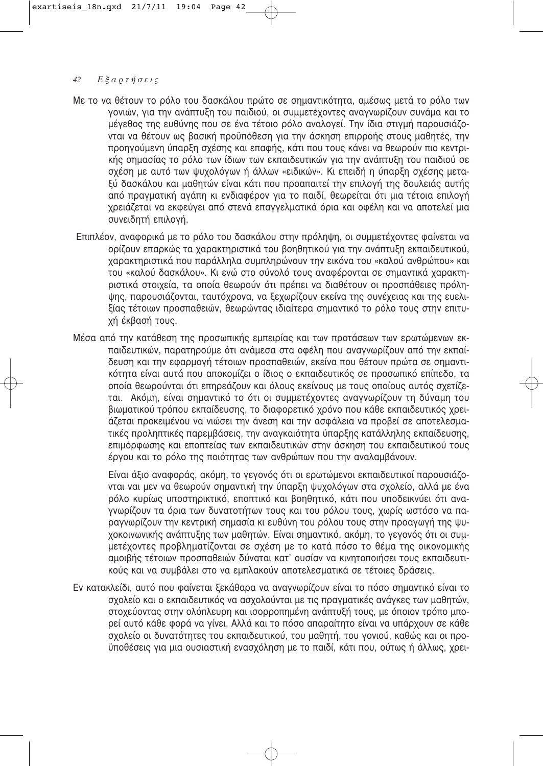Με το να θέτουν το ρόλο του δασκάλου πρώτο σε σημαντικότητα, αμέσως μετά το ρόλο των γονιών, για την ανάπτυξη του παιδιού, οι συμμετέχοντες αναγνωρίζουν συνάμα και το μέγεθος της ευθύνης που σε ένα τέτοιο ρόλο αναλογεί. Την ίδια στιγμή παρουσιάζονται να θέτουν ως βασική προϋπόθεση για την άσκηση επιρροής στους μαθητές, την προηγούμενη ύπαρξη σχέσης και επαφής, κάτι που τους κάνει να θεωρούν πιο κεντρικής σημασίας το ρόλο των ίδιων των εκπαιδευτικών για την ανάπτυξη του παιδιού σε σχέση με αυτό των ψυχολόγων ή άλλων «ειδικών». Κι επειδή η ύπαρξη σχέσης μεταξύ δασκάλου και μαθητών είναι κάτι που προαπαιτεί την επιλογή της δουλειάς αυτής από πραγματική αγάπη κι ενδιαφέρον για το παιδί, θεωρείται ότι μια τέτοια επιλογή χρειάζεται να εκφεύγει από στενά επαγγελματικά όρια και οφέλη και να αποτελεί μια συνειδητή επιλογή.

Επιπλέον, αναφορικά με το ρόλο του δασκάλου στην πρόληψη, οι συμμετέχοντες φαίνεται να ορίζουν επαρκώς τα χαρακτηριστικά του βοηθητικού για την ανάπτυξη εκπαιδευτικού, χαρακτηριστικά που παράλληλα συμπληρώνουν την εικόνα του «καλού ανθρώπου» και του «καλού δασκάλου». Κι ενώ στο σύνολό τους αναφέρονται σε σημαντικά χαρακτηριστικά στοιχεία, τα οποία θεωρούν ότι πρέπει να διαθέτουν οι προσπάθειες πρόληψης, παρουσιάζονται, ταυτόχρονα, να ξεχωρίζουν εκείνα της συνέχειας και της ευελιξίας τέτοιων προσπαθειών, θεωρώντας ιδιαίτερα σημαντικό το ρόλο τους στην επιτυχή έκβασή τους.

Μέσα από την κατάθεση της προσωπικής εμπειρίας και των προτάσεων των ερωτώμενων εκπαιδευτικών, παρατηρούμε ότι ανάμεσα στα οφέλη που αναγνωρίζουν από την εκπαίδευση και την εφαρμογή τέτοιων προσπαθειών, εκείνα που θέτουν πρώτα σε σημαντικότητα είναι αυτά που αποκομίζει ο ίδιος ο εκπαιδευτικός σε προσωπικό επίπεδο, τα οποία θεωρούνται ότι επηρεάζουν και όλους εκείνους με τους οποίους αυτός σχετίζεται. Ακόμη, είναι σημαντικό το ότι οι συμμετέχοντες αναγνωρίζουν τη δύναμη του βιωματικού τρόπου εκπαίδευσης, το διαφορετικό χρόνο που κάθε εκπαιδευτικός χρειάζεται προκειμένου να νιώσει την άνεση και την ασφάλεια να προβεί σε αποτελεσματικές προληπτικές παρεμβάσεις, την αναγκαιότητα ύπαρξης κατάλληλης εκπαίδευσης, επιμόρφωσης και εποπτείας των εκπαιδευτικών στην άσκηση του εκπαιδευτικού τους έργου και το ρόλο της ποιότητας των ανθρώπων που την αναλαμβάνουν.

Είναι άξιο αναφοράς, ακόμη, το γεγονός ότι οι ερωτώμενοι εκπαιδευτικοί παρουσιάζονται ναι μεν να θεωρούν σημαντική την ύπαρξη ψυχολόγων στα σχολείο, αλλά με ένα ρόλο κυρίως υποστηρικτικό, εποπτικό και βοηθητικό, κάτι που υποδεικνύει ότι αναγνωρίζουν τα όρια των δυνατοτήτων τους και του ρόλου τους, χωρίς ωστόσο να παραγνωρίζουν την κεντρική σημασία κι ευθύνη του ρόλου τους στην προαγωγή της ψυχοκοινωνικής ανάπτυξης των μαθητών. Είναι σημαντικό, ακόμη, το γεγονός ότι οι συμμετέχοντες προβληματίζονται σε σχέση με το κατά πόσο το θέμα της οικονομικής αμοιβής τέτοιων προσπαθειών δύναται κατ' ουσίαν να κινητοποιήσει τους εκπαιδευτικούς και να συμβάλει στο να εμπλακούν αποτελεσματικά σε τέτοιες δράσεις.

Εν κατακλείδι, αυτό που φαίνεται ξεκάθαρα να αναγνωρίζουν είναι το πόσο σημαντικό είναι το σχολείο και ο εκπαιδευτικός να ασχολούνται με τις πραγματικές ανάγκες των μαθητών, στοχεύοντας στην ολόπλευρη και ισορροπημένη ανάπτυξή τους, με όποιον τρόπο μπορεί αυτό κάθε φορά να γίνει. Αλλά και το πόσο απαραίτητο είναι να υπάρχουν σε κάθε σχολείο οι δυνατότητες του εκπαιδευτικού, του μαθητή, του γονιού, καθώς και οι προϋποθέσεις για μια ουσιαστική ενασχόληση με το παιδί, κάτι που, ούτως ή άλλως, χρει-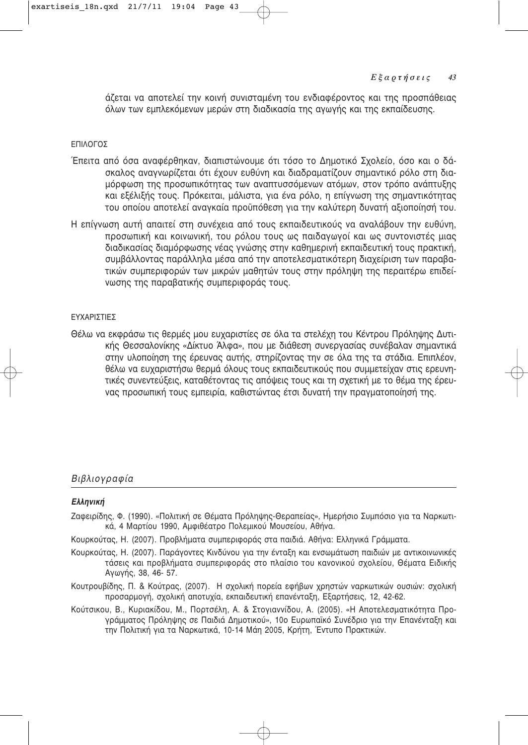άζεται να αποτελεί την κοινή συνισταμένη του ενδιαφέροντος και της προσπάθειας όλων των εμπλεκόμενων μερών στη διαδικασία της αγωγής και της εκπαίδευσης.

ΕΠΙΛΟΓΟΣ

Έπειτα από όσα αναφέρθηκαν, διαπιστώνουμε ότι τόσο το Δημοτικό Σχολείο, όσο και ο δάσκαλος αναγνωρίζεται ότι έχουν ευθύνη και διαδραματίζουν σημαντικό ρόλο στη διαμόρφωση της προσωπικότητας των αναπτυσσόμενων ατόμων, στον τρόπο ανάπτυξης και εξέλιξής τους. Πρόκειται, μάλιστα, για ένα ρόλο, η επίγνωση της σημαντικότητας του οποίου αποτελεί αναγκαία προϋπόθεση για την καλύτερη δυνατή αξιοποίησή του.

Η επίγνωση αυτή απαιτεί στη συνέχεια από τους εκπαιδευτικούς να αναλάβουν την ευθύνη, προσωπική και κοινωνική, του ρόλου τους ως παιδαγωγοί και ως συντονιστές μιας διαδικασίας διαμόρφωσης νέας γνώσης στην καθημερινή εκπαιδευτική τους πρακτική, συμβάλλοντας παράλληλα μέσα από την αποτελεσματικότερη διαχείριση των παραβατικών συμπεριφορών των μικρών μαθητών τους στην πρόληψη της περαιτέρω επιδείνωσης της παραβατικής συμπεριφοράς τους.

ΕΥΧΑΡΙΣΤΙΕΣ

Θέλω να εκφράσω τις θερμές μου ευχαριστίες σε όλα τα στελέχη του Κέντρου Πρόληψης Δυτικής Θεσσαλονίκης «Δίκτυο Άλφα», που με διάθεση συνεργασίας συνέβαλαν σημαντικά στην υλοποίηση της έρευνας αυτής, στηρίζοντας την σε όλα της τα στάδια. Επιπλέον, θέλω να ευχαριστήσω θερμά όλους τους εκπαιδευτικούς που συμμετείχαν στις ερευνητικές συνεντεύξεις, καταθέτοντας τις απόψεις τους και τη σχετική με το θέμα της έρευνας προσωπική τους εμπειρία, καθιστώντας έτσι δυνατή την πραγματοποίησή της.

## *Βιβλιογραφία*

### ***Ελληνική***

Ζαφειρίδης, Φ. (1990). «Πολιτική σε Θέματα Πρόληψης-Θεραπείας», Ημερήσιο Συμπόσιο για τα Ναρκωτικά, 4 Μαρτίου 1990, Αμφιθέατρο Πολεμικού Μουσείου, Αθήνα.

Κουρκούτας, Η. (2007). Προβλήματα συμπεριφοράς στα παιδιά. Αθήνα: Ελληνικά Γράμματα.

Κουρκούτας, Η. (2007). Παράγοντες Κινδύνου για την ένταξη και ενσωμάτωση παιδιών με αντικοινωνικές τάσεις και προβλήματα συμπεριφοράς στο πλαίσιο του κανονικού σχολείου, Θέματα Ειδικής Αγωγής, 38, 46- 57.

Κουτρουβίδης, Π. & Κούτρας, (2007). Η σχολική πορεία εφήβων χρηστών ναρκωτικών ουσιών: σχολική προσαρμογή, σχολική αποτυχία, εκπαιδευτική επανένταξη, Εξαρτήσεις, 12, 42-62.

Κούτσικου, Β., Κυριακίδου, Μ., Πορτσέλη, Α. & Στογιαννίδου, Α. (2005). «Η Αποτελεσματικότητα Προγράμματος Πρόληψης σε Παιδιά Δημοτικού», 10ο Ευρωπαϊκό Συνέδριο για την Επανένταξη και την Πολιτική για τα Ναρκωτικά, 10-14 Μάη 2005, Κρήτη, Έντυπο Πρακτικών.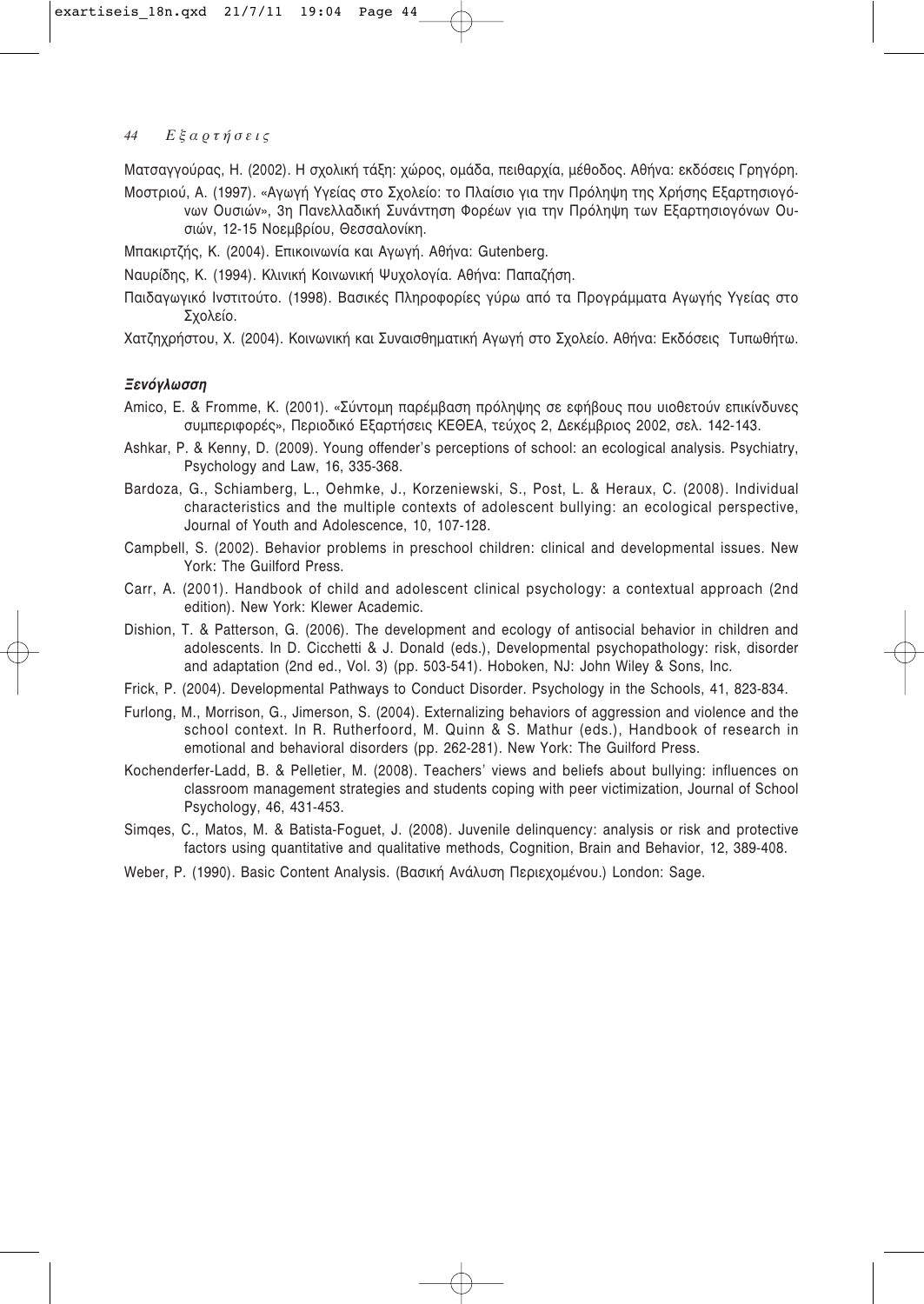Ματσαγγούρας, Η. (2002). Η σχολική τάξη: χώρος, ομάδα, πειθαρχία, μέθοδος. Αθήνα: εκδόσεις Γρηγόρη.

Μοστριού, Α. (1997). «Αγωγή Υγείας στο Σχολείο: το Πλαίσιο για την Πρόληψη της Χρήσης Εξαρτησιογόνων Ουσιών», 3η Πανελλαδική Συνάντηση Φορέων για την Πρόληψη των Εξαρτησιογόνων Ουσιών, 12-15 Νοεμβρίου, Θεσσαλονίκη.

Μπακιρτζής, Κ. (2004). Επικοινωνία και Αγωγή. Αθήνα: Gutenberg.

Ναυρίδης, Κ. (1994). Κλινική Κοινωνική Ψυχολογία. Αθήνα: Παπαζήση.

Παιδαγωγικό Ινστιτούτο. (1998). Βασικές Πληροφορίες γύρω από τα Προγράμματα Αγωγής Υγείας στο Σχολείο.

Χατζηχρήστου, Χ. (2004). Κοινωνική και Συναισθηματική Αγωγή στο Σχολείο. Αθήνα: Εκδόσεις Τυπωθήτω.

### *Ξενόγλωσση*

Amico, E. & Fromme, K. (2001). «Σύντομη παρέμβαση πρόληψης σε εφήβους που υιοθετούν επικίνδυνες συμπεριφορές», Περιοδικό Εξαρτήσεις ΚΕΘΕΑ, τεύχος 2, Δεκέμβριος 2002, σελ. 142-143.

Ashkar, P. & Kenny, D. (2009). Young offender's perceptions of school: an ecological analysis. Psychiatry, Psychology and Law, 16, 335-368.

Bardoza, G., Schiamberg, L., Oehmke, J., Korzeniewski, S., Post, L. & Heraux, C. (2008). Individual characteristics and the multiple contexts of adolescent bullying: an ecological perspective, Journal of Youth and Adolescence, 10, 107-128.

Campbell, S. (2002). Behavior problems in preschool children: clinical and developmental issues. New York: The Guilford Press.

Carr, A. (2001). Handbook of child and adolescent clinical psychology: a contextual approach (2nd edition). New York: Klewer Academic.

Dishion, T. & Patterson, G. (2006). The development and ecology of antisocial behavior in children and adolescents. In D. Cicchetti & J. Donald (eds.), Developmental psychopathology: risk, disorder and adaptation (2nd ed., Vol. 3) (pp. 503-541). Hoboken, NJ: John Wiley & Sons, Inc.

Frick, P. (2004). Developmental Pathways to Conduct Disorder. Psychology in the Schools, 41, 823-834.

Furlong, M., Morrison, G., Jimerson, S. (2004). Externalizing behaviors of aggression and violence and the school context. In R. Rutherfoord, M. Quinn & S. Mathur (eds.), Handbook of research in emotional and behavioral disorders (pp. 262-281). New York: The Guilford Press.

Kochenderfer-Ladd, B. & Pelletier, M. (2008). Teachers' views and beliefs about bullying: influences on classroom management strategies and students coping with peer victimization, Journal of School Psychology, 46, 431-453.

Simqes, C., Matos, M. & Batista-Foguet, J. (2008). Juvenile delinquency: analysis or risk and protective factors using quantitative and qualitative methods, Cognition, Brain and Behavior, 12, 389-408.

Weber, P. (1990). Basic Content Analysis. (Βασική Ανάλυση Περιεχομένου.) London: Sage.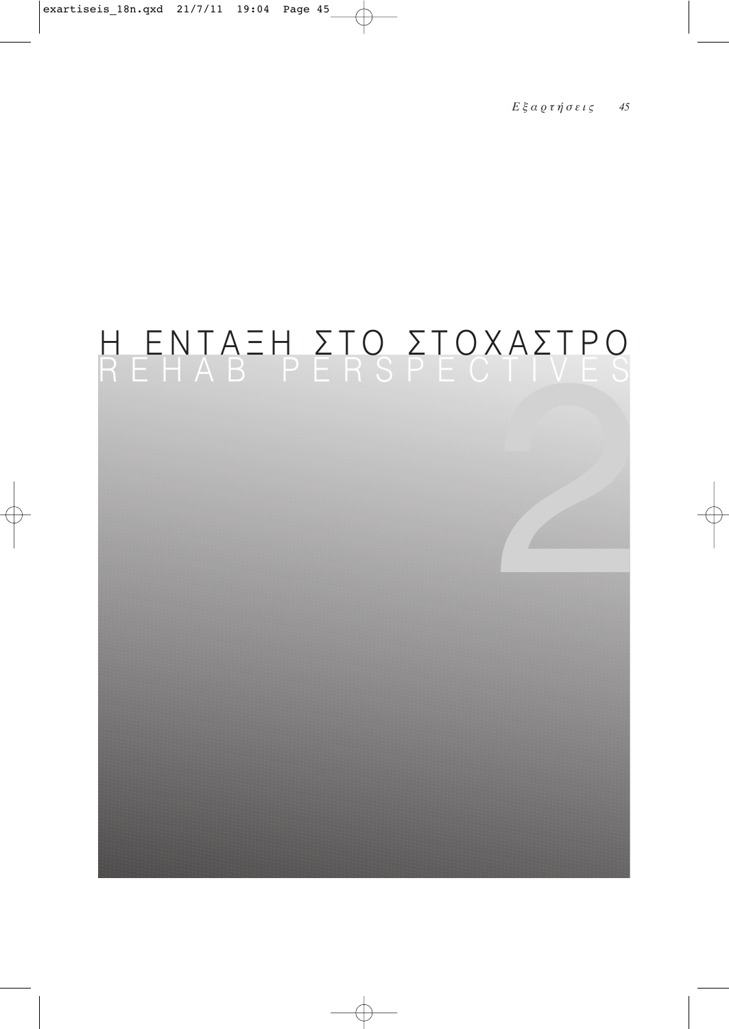# Η ΕΝΤΑΞΗ ΣΤΟ ΣΤΟΧΑΣΤΡΟ

## REHAB PERSPECTIVES

2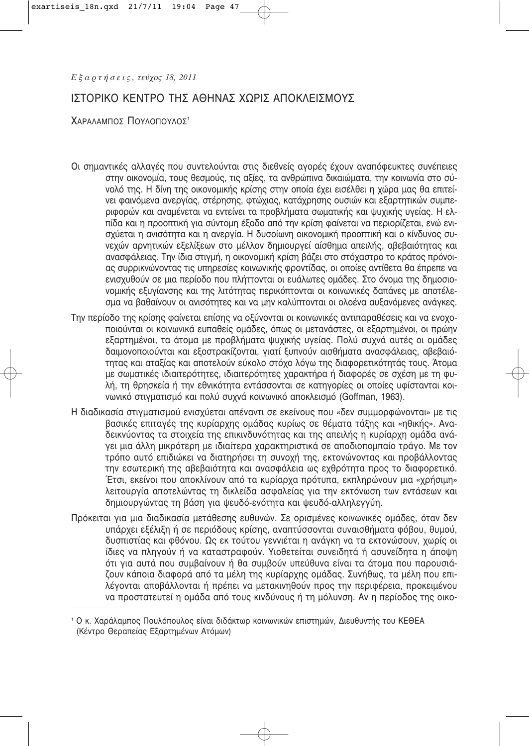# ΙΣΤΟΡΙΚΟ ΚΕΝΤΡΟ ΤΗΣ ΑΘΗΝΑΣ ΧΩΡΙΣ ΑΠΟΚΛΕΙΣΜΟΥΣ

ΧΑΡΑΛΑΜΠΟΣ ΠΟΥΛΟΠΟΥΛΟΣ[1]

Οι σημαντικές αλλαγές που συντελούνται στις διεθνείς αγορές έχουν αναπόφευκτες συνέπειες στην οικονομία, τους θεσμούς, τις αξίες, τα ανθρώπινα δικαιώματα, την κοινωνία στο σύνολό της. Η δίνη της οικονομικής κρίσης στην οποία έχει εισέλθει η χώρα μας θα επιτείνει φαινόμενα ανεργίας, στέρησης, φτώχιας, κατάχρησης ουσιών και εξαρτητικών συμπεριφορών και αναμένεται να εντείνει τα προβλήματα σωματικής και ψυχικής υγείας. Η ελπίδα και η προοπτική για σύντομη έξοδο από την κρίση φαίνεται να περιορίζεται, ενώ ενισχύεται η ανισότητα και η ανεργία. Η δυσοίωνη οικονομική προοπτική και ο κίνδυνος συνεχών αρνητικών εξελίξεων στο μέλλον δημιουργεί αίσθημα απειλής, αβεβαιότητας και ανασφάλειας. Την ίδια στιγμή, η οικονομική κρίση βάζει στο στόχαστρο το κράτος πρόνοιας συρρικνώνοντας τις υπηρεσίες κοινωνικής φροντίδας, οι οποίες αντίθετα θα έπρεπε να ενισχυθούν σε μια περίοδο που πλήττονται οι ευάλωτες ομάδες. Στο όνομα της δημοσιονομικής εξυγίανσης και της λιτότητας περικόπτονται οι κοινωνικές δαπάνες με αποτέλεσμα να βαθαίνουν οι ανισότητες και να μην καλύπτονται οι ολοένα αυξανόμενες ανάγκες.

Την περίοδο της κρίσης φαίνεται επίσης να οξύνονται οι κοινωνικές αντιπαραθέσεις και να ενοχοποιούνται οι κοινωνικά ευπαθείς ομάδες, όπως οι μετανάστες, οι εξαρτημένοι, οι πρώην εξαρτημένοι, τα άτομα με προβλήματα ψυχικής υγείας. Πολύ συχνά αυτές οι ομάδες δαιμονοποιούνται και εξοστρακίζονται, γιατί ξυπνούν αισθήματα ανασφάλειας, αβεβαιότητας και αταξίας και αποτελούν εύκολο στόχο λόγω της διαφορετικότητάς τους. Άτομα με σωματικές ιδιαιτερότητες, ιδιαιτερότητες χαρακτήρα ή διαφορές σε σχέση με τη φυλή, τη θρησκεία ή την εθνικότητα εντάσσονται σε κατηγορίες οι οποίες υφίστανται κοινωνικό στιγματισμό και πολύ συχνά κοινωνικό αποκλεισμό (Goffman, 1963).

Η διαδικασία στιγματισμού ενισχύεται απέναντι σε εκείνους που «δεν συμμορφώνονται» με τις βασικές επιταγές της κυρίαρχης ομάδας κυρίως σε θέματα τάξης και «ηθικής». Αναδεικνύοντας τα στοιχεία της επικινδυνότητας και της απειλής η κυρίαρχη ομάδα ανάγει μια άλλη μικρότερη με ιδιαίτερα χαρακτηριστικά σε αποδιοπομπαίο τράγο. Με τον τρόπο αυτό επιδιώκει να διατηρήσει τη συνοχή της, εκτονώνοντας και προβάλλοντας την εσωτερική της αβεβαιότητα και ανασφάλεια ως εχθρότητα προς το διαφορετικό. Έτσι, εκείνοι που αποκλίνουν από τα κυρίαρχα πρότυπα, εκπληρώνουν μια «χρήσιμη» λειτουργία αποτελώντας τη δικλείδα ασφαλείας για την εκτόνωση των εντάσεων και δημιουργώντας τη βάση για ψευδό-ενότητα και ψευδό-αλληλεγγύη.

Πρόκειται για μια διαδικασία μετάθεσης ευθυνών. Σε ορισμένες κοινωνικές ομάδες, όταν δεν υπάρχει εξέλιξη ή σε περιόδους κρίσης, αναπτύσσονται συναισθήματα φόβου, θυμού, δυσπιστίας και φθόνου. Ως εκ τούτου γεννιέται η ανάγκη να τα εκτονώσουν, χωρίς οι ίδιες να πληγούν ή να καταστραφούν. Υιοθετείται συνειδητά ή ασυνείδητα η άποψη ότι για αυτά που συμβαίνουν ή θα συμβούν υπεύθυνα είναι τα άτομα που παρουσιάζουν κάποια διαφορά από τα μέλη της κυρίαρχης ομάδας. Συνήθως, τα μέλη που επιλέγονται αποβάλλονται ή πρέπει να μετακινηθούν προς την περιφέρεια, προκειμένου να προστατευτεί η ομάδα από τους κινδύνους ή τη μόλυνση. Αν η περίοδος της οικο-

---

[1] Ο κ. Χαράλαμπος Πουλόπουλος είναι διδάκτωρ κοινωνικών επιστημών, Διευθυντής του ΚΕΘΕΑ (Κέντρο Θεραπείας Εξαρτημένων Ατόμων)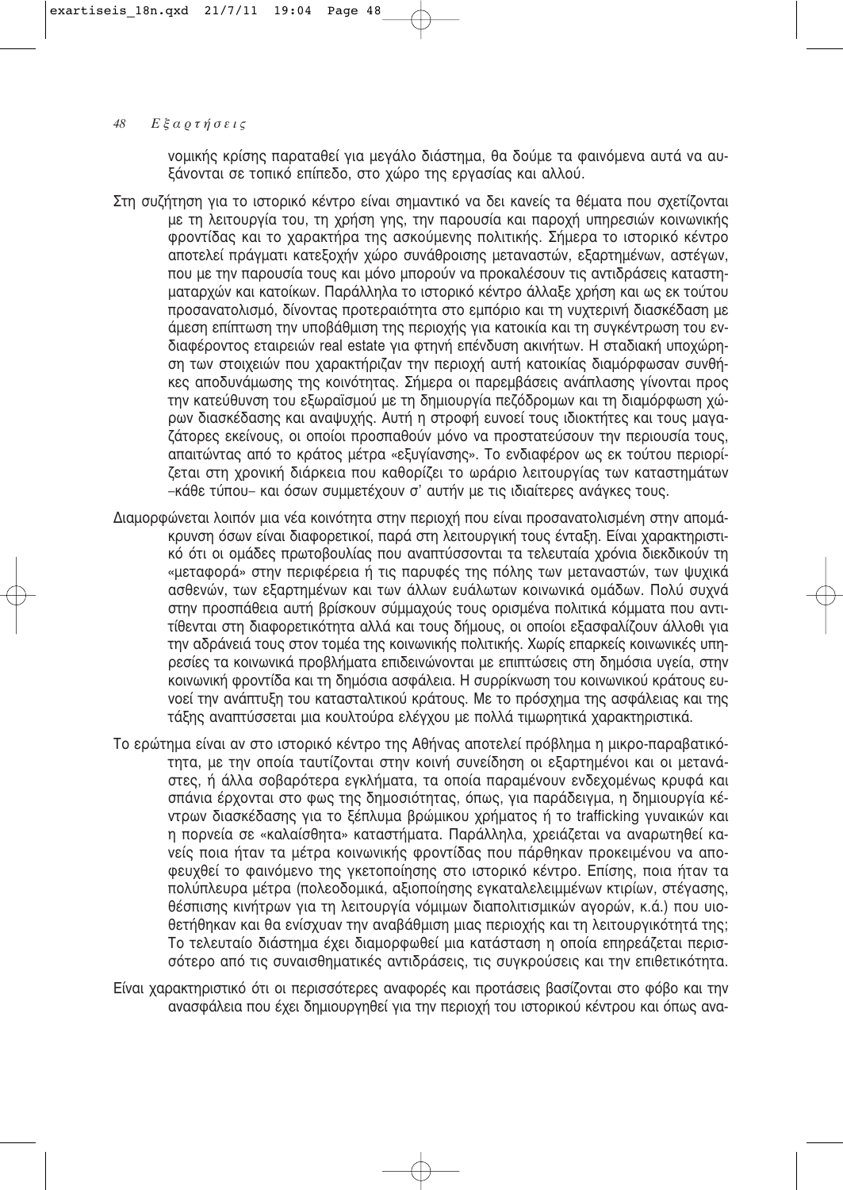νομικής κρίσης παραταθεί για μεγάλο διάστημα, θα δούμε τα φαινόμενα αυτά να αυξάνονται σε τοπικό επίπεδο, στο χώρο της εργασίας και αλλού.

Στη συζήτηση για το ιστορικό κέντρο είναι σημαντικό να δει κανείς τα θέματα που σχετίζονται με τη λειτουργία του, τη χρήση γης, την παρουσία και παροχή υπηρεσιών κοινωνικής φροντίδας και το χαρακτήρα της ασκούμενης πολιτικής. Σήμερα το ιστορικό κέντρο αποτελεί πράγματι κατεξοχήν χώρο συνάθροισης μεταναστών, εξαρτημένων, αστέγων, που με την παρουσία τους και μόνο μπορούν να προκαλέσουν τις αντιδράσεις καταστηματαρχών και κατοίκων. Παράλληλα το ιστορικό κέντρο άλλαξε χρήση και ως εκ τούτου προσανατολισμό, δίνοντας προτεραιότητα στο εμπόριο και τη νυχτερινή διασκέδαση με άμεση επίπτωση την υποβάθμιση της περιοχής για κατοικία και τη συγκέντρωση του ενδιαφέροντος εταιρειών real estate για φτηνή επένδυση ακινήτων. Η σταδιακή υποχώρηση των στοιχειών που χαρακτήριζαν την περιοχή αυτή κατοικίας διαμόρφωσαν συνθήκες αποδυνάμωσης της κοινότητας. Σήμερα οι παρεμβάσεις ανάπλασης γίνονται προς την κατεύθυνση του εξωραϊσμού με τη δημιουργία πεζόδρομων και τη διαμόρφωση χώρων διασκέδασης και αναψυχής. Αυτή η στροφή ευνοεί τους ιδιοκτήτες και τους μαγαζάτορες εκείνους, οι οποίοι προσπαθούν μόνο να προστατεύσουν την περιουσία τους, απαιτώντας από το κράτος μέτρα «εξυγίανσης». Το ενδιαφέρον ως εκ τούτου περιορίζεται στη χρονική διάρκεια που καθορίζει το ωράριο λειτουργίας των καταστημάτων –κάθε τύπου– και όσων συμμετέχουν σ' αυτήν με τις ιδιαίτερες ανάγκες τους.

Διαμορφώνεται λοιπόν μια νέα κοινότητα στην περιοχή που είναι προσανατολισμένη στην απομάκρυνση όσων είναι διαφορετικοί, παρά στη λειτουργική τους ένταξη. Είναι χαρακτηριστικό ότι οι ομάδες πρωτοβουλίας που αναπτύσσονται τα τελευταία χρόνια διεκδικούν τη «μεταφορά» στην περιφέρεια ή τις παρυφές της πόλης των μεταναστών, των ψυχικά ασθενών, των εξαρτημένων και των άλλων ευάλωτων κοινωνικά ομάδων. Πολύ συχνά στην προσπάθεια αυτή βρίσκουν σύμμαχούς τους ορισμένα πολιτικά κόμματα που αντιτίθενται στη διαφορετικότητα αλλά και τους δήμους, οι οποίοι εξασφαλίζουν άλλοθι για την αδράνειά τους στον τομέα της κοινωνικής πολιτικής. Χωρίς επαρκείς κοινωνικές υπηρεσίες τα κοινωνικά προβλήματα επιδεινώνονται με επιπτώσεις στη δημόσια υγεία, στην κοινωνική φροντίδα και τη δημόσια ασφάλεια. Η συρρίκνωση του κοινωνικού κράτους ευνοεί την ανάπτυξη του κατασταλτικού κράτους. Με το πρόσχημα της ασφάλειας και της τάξης αναπτύσσεται μια κουλτούρα ελέγχου με πολλά τιμωρητικά χαρακτηριστικά.

Το ερώτημα είναι αν στο ιστορικό κέντρο της Αθήνας αποτελεί πρόβλημα η μικρο-παραβατικότητα, με την οποία ταυτίζονται στην κοινή συνείδηση οι εξαρτημένοι και οι μετανάστες, ή άλλα σοβαρότερα εγκλήματα, τα οποία παραμένουν ενδεχομένως κρυφά και σπάνια έρχονται στο φως της δημοσιότητας, όπως, για παράδειγμα, η δημιουργία κέντρων διασκέδασης για το ξέπλυμα βρώμικου χρήματος ή το trafficking γυναικών και η πορνεία σε «καλαίσθητα» καταστήματα. Παράλληλα, χρειάζεται να αναρωτηθεί κανείς ποια ήταν τα μέτρα κοινωνικής φροντίδας που πάρθηκαν προκειμένου να αποφευχθεί το φαινόμενο της γκετοποίησης στο ιστορικό κέντρο. Επίσης, ποια ήταν τα πολύπλευρα μέτρα (πολεοδομικά, αξιοποίησης εγκαταλελειμμένων κτιρίων, στέγασης, θέσπισης κινήτρων για τη λειτουργία νόμιμων διαπολιτισμικών αγορών, κ.ά.) που υιοθετήθηκαν και θα ενίσχυαν την αναβάθμιση μιας περιοχής και τη λειτουργικότητά της; Το τελευταίο διάστημα έχει διαμορφωθεί μια κατάσταση η οποία επηρεάζεται περισσότερο από τις συναισθηματικές αντιδράσεις, τις συγκρούσεις και την επιθετικότητα.

Είναι χαρακτηριστικό ότι οι περισσότερες αναφορές και προτάσεις βασίζονται στο φόβο και την ανασφάλεια που έχει δημιουργηθεί για την περιοχή του ιστορικού κέντρου και όπως ανα-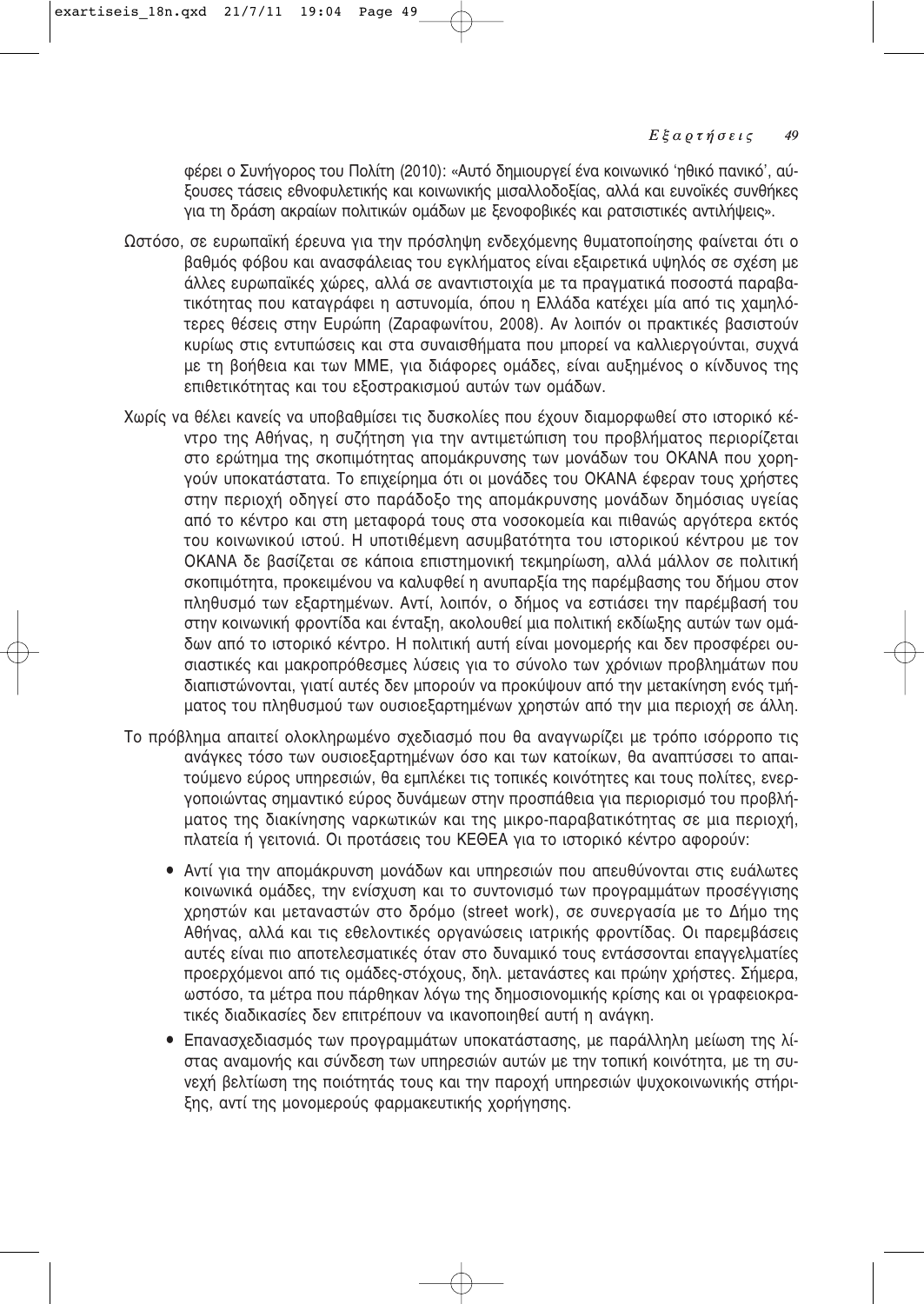φέρει ο Συνήγορος του Πολίτη (2010): «Αυτό δημιουργεί ένα κοινωνικό 'ηθικό πανικό', αύξουσες τάσεις εθνοφυλετικής και κοινωνικής μισαλλοδοξίας, αλλά και ευνοϊκές συνθήκες για τη δράση ακραίων πολιτικών ομάδων με ξενοφοβικές και ρατσιστικές αντιλήψεις».

Ωστόσο, σε ευρωπαϊκή έρευνα για την πρόσληψη ενδεχόμενης θυματοποίησης φαίνεται ότι ο βαθμός φόβου και ανασφάλειας του εγκλήματος είναι εξαιρετικά υψηλός σε σχέση με άλλες ευρωπαϊκές χώρες, αλλά σε αναντιστοιχία με τα πραγματικά ποσοστά παραβατικότητας που καταγράφει η αστυνομία, όπου η Ελλάδα κατέχει μία από τις χαμηλότερες θέσεις στην Ευρώπη (Ζαραφωνίτου, 2008). Αν λοιπόν οι πρακτικές βασιστούν κυρίως στις εντυπώσεις και στα συναισθήματα που μπορεί να καλλιεργούνται, συχνά με τη βοήθεια και των ΜΜΕ, για διάφορες ομάδες, είναι αυξημένος ο κίνδυνος της επιθετικότητας και του εξοστρακισμού αυτών των ομάδων.

Χωρίς να θέλει κανείς να υποβαθμίσει τις δυσκολίες που έχουν διαμορφωθεί στο ιστορικό κέντρο της Αθήνας, η συζήτηση για την αντιμετώπιση του προβλήματος περιορίζεται στο ερώτημα της σκοπιμότητας απομάκρυνσης των μονάδων του ΟΚΑΝΑ που χορηγούν υποκατάστατα. Το επιχείρημα ότι οι μονάδες του ΟΚΑΝΑ έφεραν τους χρήστες στην περιοχή οδηγεί στο παράδοξο της απομάκρυνσης μονάδων δημόσιας υγείας από το κέντρο και στη μεταφορά τους στα νοσοκομεία και πιθανώς αργότερα εκτός του κοινωνικού ιστού. Η υποτιθέμενη ασυμβατότητα του ιστορικού κέντρου με τον ΟΚΑΝΑ δε βασίζεται σε κάποια επιστημονική τεκμηρίωση, αλλά μάλλον σε πολιτική σκοπιμότητα, προκειμένου να καλυφθεί η ανυπαρξία της παρέμβασης του δήμου στον πληθυσμό των εξαρτημένων. Αντί, λοιπόν, ο δήμος να εστιάσει την παρέμβασή του στην κοινωνική φροντίδα και ένταξη, ακολουθεί μια πολιτική εκδίωξης αυτών των ομάδων από το ιστορικό κέντρο. Η πολιτική αυτή είναι μονομερής και δεν προσφέρει ουσιαστικές και μακροπρόθεσμες λύσεις για το σύνολο των χρόνιων προβλημάτων που διαπιστώνονται, γιατί αυτές δεν μπορούν να προκύψουν από την μετακίνηση ενός τμήματος του πληθυσμού των ουσιοεξαρτημένων χρηστών από την μια περιοχή σε άλλη.

Το πρόβλημα απαιτεί ολοκληρωμένο σχεδιασμό που θα αναγνωρίζει με τρόπο ισόρροπο τις ανάγκες τόσο των ουσιοεξαρτημένων όσο και των κατοίκων, θα αναπτύσσει το απαιτούμενο εύρος υπηρεσιών, θα εμπλέκει τις τοπικές κοινότητες και τους πολίτες, ενεργοποιώντας σημαντικό εύρος δυνάμεων στην προσπάθεια για περιορισμό του προβλήματος της διακίνησης ναρκωτικών και της μικρο-παραβατικότητας σε μια περιοχή, πλατεία ή γειτονιά. Οι προτάσεις του ΚΕΘΕΑ για το ιστορικό κέντρο αφορούν:

- Αντί για την απομάκρυνση μονάδων και υπηρεσιών που απευθύνονται στις ευάλωτες κοινωνικά ομάδες, την ενίσχυση και το συντονισμό των προγραμμάτων προσέγγισης χρηστών και μεταναστών στο δρόμο (street work), σε συνεργασία με το Δήμο της Αθήνας, αλλά και τις εθελοντικές οργανώσεις ιατρικής φροντίδας. Οι παρεμβάσεις αυτές είναι πιο αποτελεσματικές όταν στο δυναμικό τους εντάσσονται επαγγελματίες προερχόμενοι από τις ομάδες-στόχους, δηλ. μετανάστες και πρώην χρήστες. Σήμερα, ωστόσο, τα μέτρα που πάρθηκαν λόγω της δημοσιονομικής κρίσης και οι γραφειοκρατικές διαδικασίες δεν επιτρέπουν να ικανοποιηθεί αυτή η ανάγκη.
- Επανασχεδιασμός των προγραμμάτων υποκατάστασης, με παράλληλη μείωση της λίστας αναμονής και σύνδεση των υπηρεσιών αυτών με την τοπική κοινότητα, με τη συνεχή βελτίωση της ποιότητάς τους και την παροχή υπηρεσιών ψυχοκοινωνικής στήριξης, αντί της μονομερούς φαρμακευτικής χορήγησης.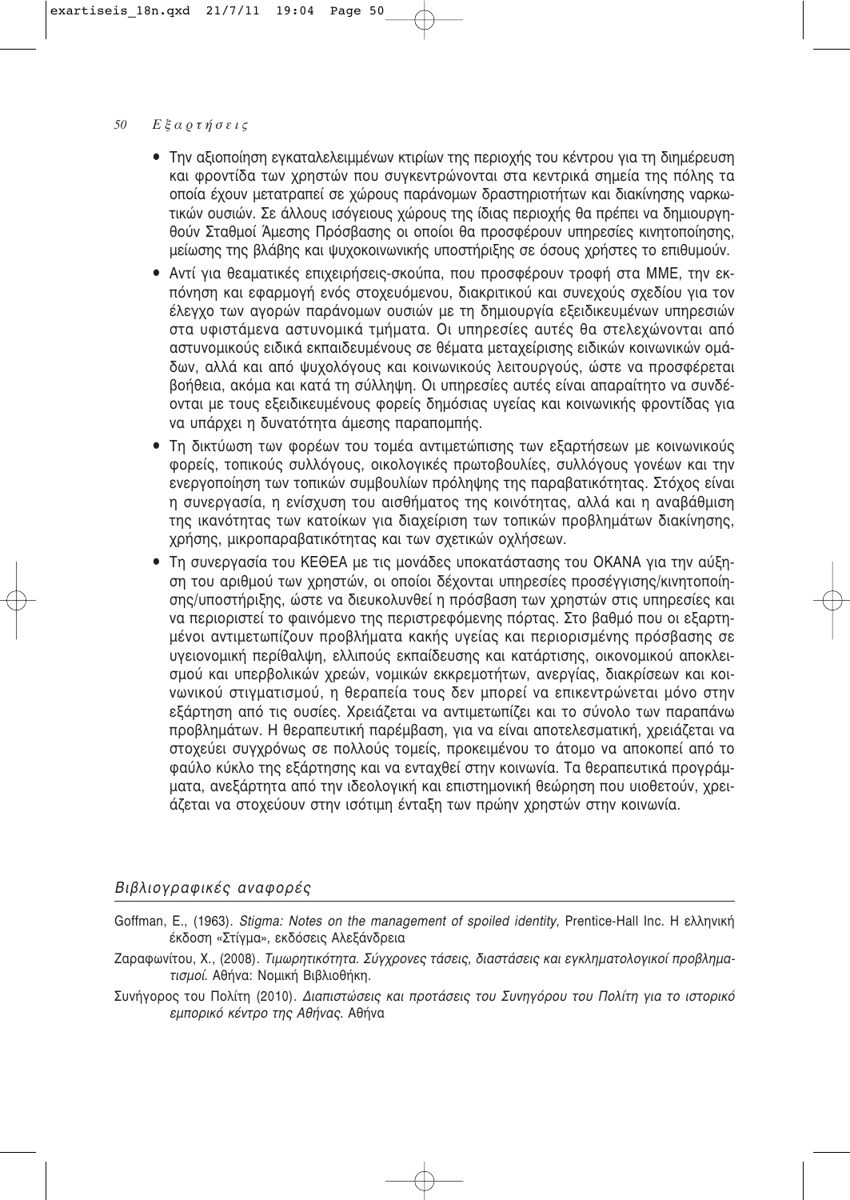- Την αξιοποίηση εγκαταλελειμμένων κτιρίων της περιοχής του κέντρου για τη διημέρευση και φροντίδα των χρηστών που συγκεντρώνονται στα κεντρικά σημεία της πόλης τα οποία έχουν μετατραπεί σε χώρους παράνομων δραστηριοτήτων και διακίνησης ναρκωτικών ουσιών. Σε άλλους ισόγειους χώρους της ίδιας περιοχής θα πρέπει να δημιουργηθούν Σταθμοί Άμεσης Πρόσβασης οι οποίοι θα προσφέρουν υπηρεσίες κινητοποίησης, μείωσης της βλάβης και ψυχοκοινωνικής υποστήριξης σε όσους χρήστες το επιθυμούν.
- Αντί για θεαματικές επιχειρήσεις-σκούπα, που προσφέρουν τροφή στα ΜΜΕ, την εκπόνηση και εφαρμογή ενός στοχευόμενου, διακριτικού και συνεχούς σχεδίου για τον έλεγχο των αγορών παράνομων ουσιών με τη δημιουργία εξειδικευμένων υπηρεσιών στα υφιστάμενα αστυνομικά τμήματα. Οι υπηρεσίες αυτές θα στελεχώνονται από αστυνομικούς ειδικά εκπαιδευμένους σε θέματα μεταχείρισης ειδικών κοινωνικών ομάδων, αλλά και από ψυχολόγους και κοινωνικούς λειτουργούς, ώστε να προσφέρεται βοήθεια, ακόμα και κατά τη σύλληψη. Οι υπηρεσίες αυτές είναι απαραίτητο να συνδέονται με τους εξειδικευμένους φορείς δημόσιας υγείας και κοινωνικής φροντίδας για να υπάρχει η δυνατότητα άμεσης παραπομπής.
- Τη δικτύωση των φορέων του τομέα αντιμετώπισης των εξαρτήσεων με κοινωνικούς φορείς, τοπικούς συλλόγους, οικολογικές πρωτοβουλίες, συλλόγους γονέων και την ενεργοποίηση των τοπικών συμβουλίων πρόληψης της παραβατικότητας. Στόχος είναι η συνεργασία, η ενίσχυση του αισθήματος της κοινότητας, αλλά και η αναβάθμιση της ικανότητας των κατοίκων για διαχείριση των τοπικών προβλημάτων διακίνησης, χρήσης, μικροπαραβατικότητας και των σχετικών οχλήσεων.
- Τη συνεργασία του ΚΕΘΕΑ με τις μονάδες υποκατάστασης του ΟΚΑΝΑ για την αύξηση του αριθμού των χρηστών, οι οποίοι δέχονται υπηρεσίες προσέγγισης/κινητοποίησης/υποστήριξης, ώστε να διευκολυνθεί η πρόσβαση των χρηστών στις υπηρεσίες και να περιοριστεί το φαινόμενο της περιστρεφόμενης πόρτας. Στο βαθμό που οι εξαρτημένοι αντιμετωπίζουν προβλήματα κακής υγείας και περιορισμένης πρόσβασης σε υγειονομική περίθαλψη, ελλιπούς εκπαίδευσης και κατάρτισης, οικονομικού αποκλεισμού και υπερβολικών χρεών, νομικών εκκρεμοτήτων, ανεργίας, διακρίσεων και κοινωνικού στιγματισμού, η θεραπεία τους δεν μπορεί να επικεντρώνεται μόνο στην εξάρτηση από τις ουσίες. Χρειάζεται να αντιμετωπίζει και το σύνολο των παραπάνω προβλημάτων. Η θεραπευτική παρέμβαση, για να είναι αποτελεσματική, χρειάζεται να στοχεύει συγχρόνως σε πολλούς τομείς, προκειμένου το άτομο να αποκοπεί από το φαύλο κύκλο της εξάρτησης και να ενταχθεί στην κοινωνία. Τα θεραπευτικά προγράμματα, ανεξάρτητα από την ιδεολογική και επιστημονική θεώρηση που υιοθετούν, χρειάζεται να στοχεύουν στην ισότιμη ένταξη των πρώην χρηστών στην κοινωνία.

### *Βιβλιογραφικές αναφορές*

Goffman, E., (1963). *Stigma: Notes on the management of spoiled identity*, Prentice-Hall Inc. Η ελληνική έκδοση «Στίγμα», εκδόσεις Αλεξάνδρεια

Ζαραφωνίτου, Χ., (2008). *Τιμωρητικότητα. Σύγχρονες τάσεις, διαστάσεις και εγκληματολογικοί προβληματισμοί.* Αθήνα: Νομική Βιβλιοθήκη.

Συνήγορος του Πολίτη (2010). *Διαπιστώσεις και προτάσεις του Συνηγόρου του Πολίτη για το ιστορικό εμπορικό κέντρο της Αθήνας.* Αθήνα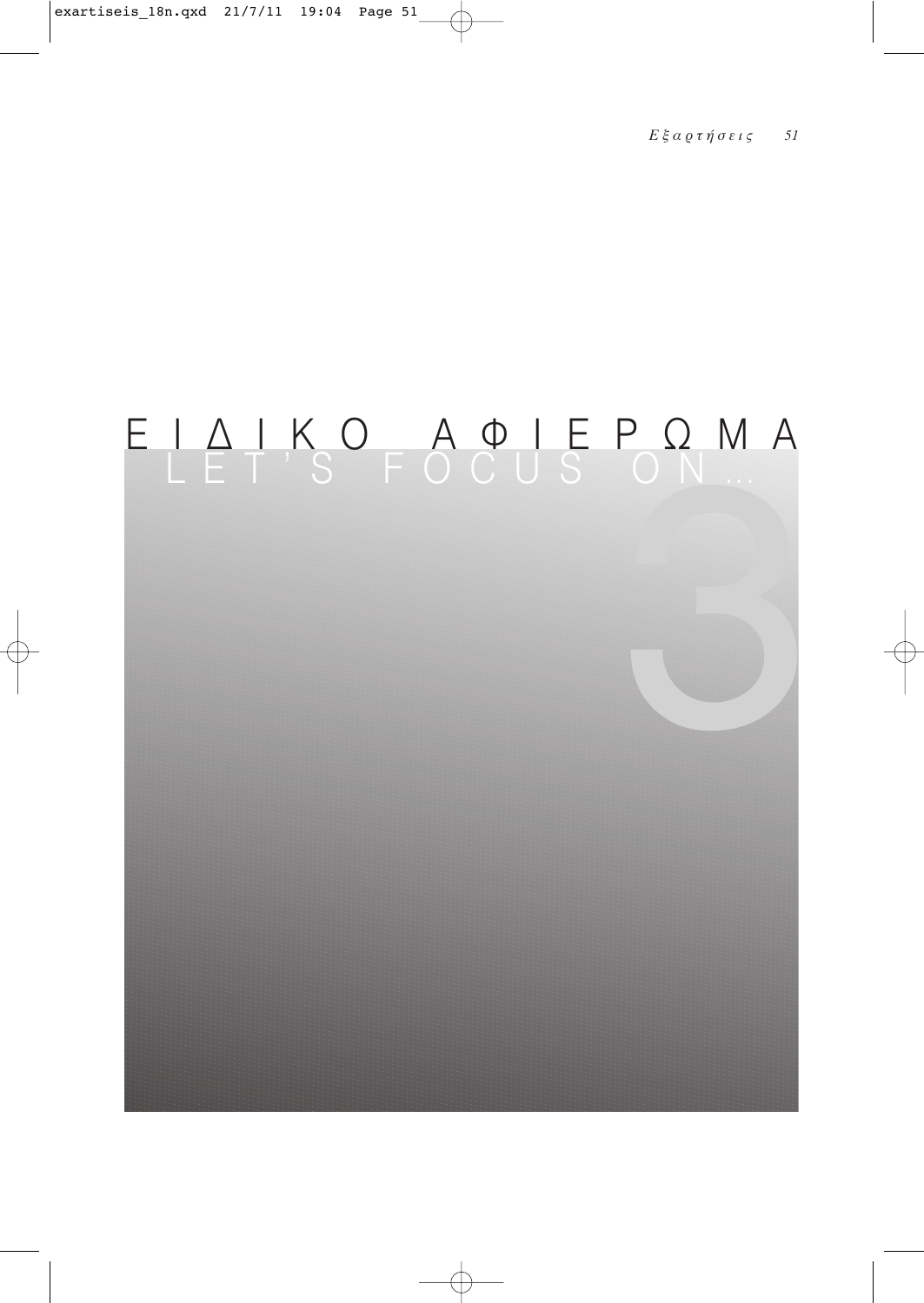# ΕΙΔΙΚΟ ΑΦΙΕΡΩΜΑ

## LET'S FOCUS ON...

3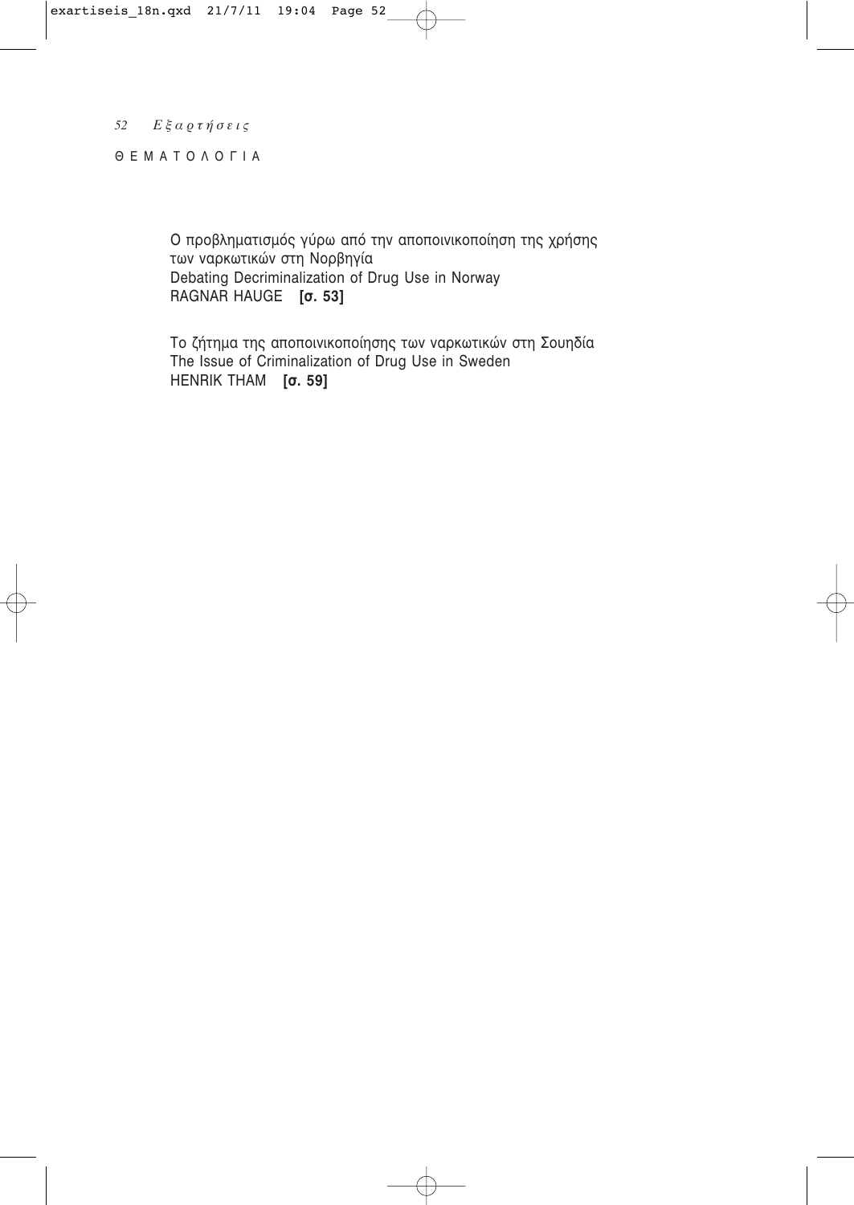## ΘΕΜΑΤΟΛΟΓΙΑ

Ο προβληματισμός γύρω από την αποποινικοποίηση της χρήσης των ναρκωτικών στη Νορβηγία
Debating Decriminalization of Drug Use in Norway
RAGNAR HAUGE **[σ. 53]**

Το ζήτημα της αποποινικοποίησης των ναρκωτικών στη Σουηδία
The Issue of Criminalization of Drug Use in Sweden
HENRIK THAM **[σ. 59]**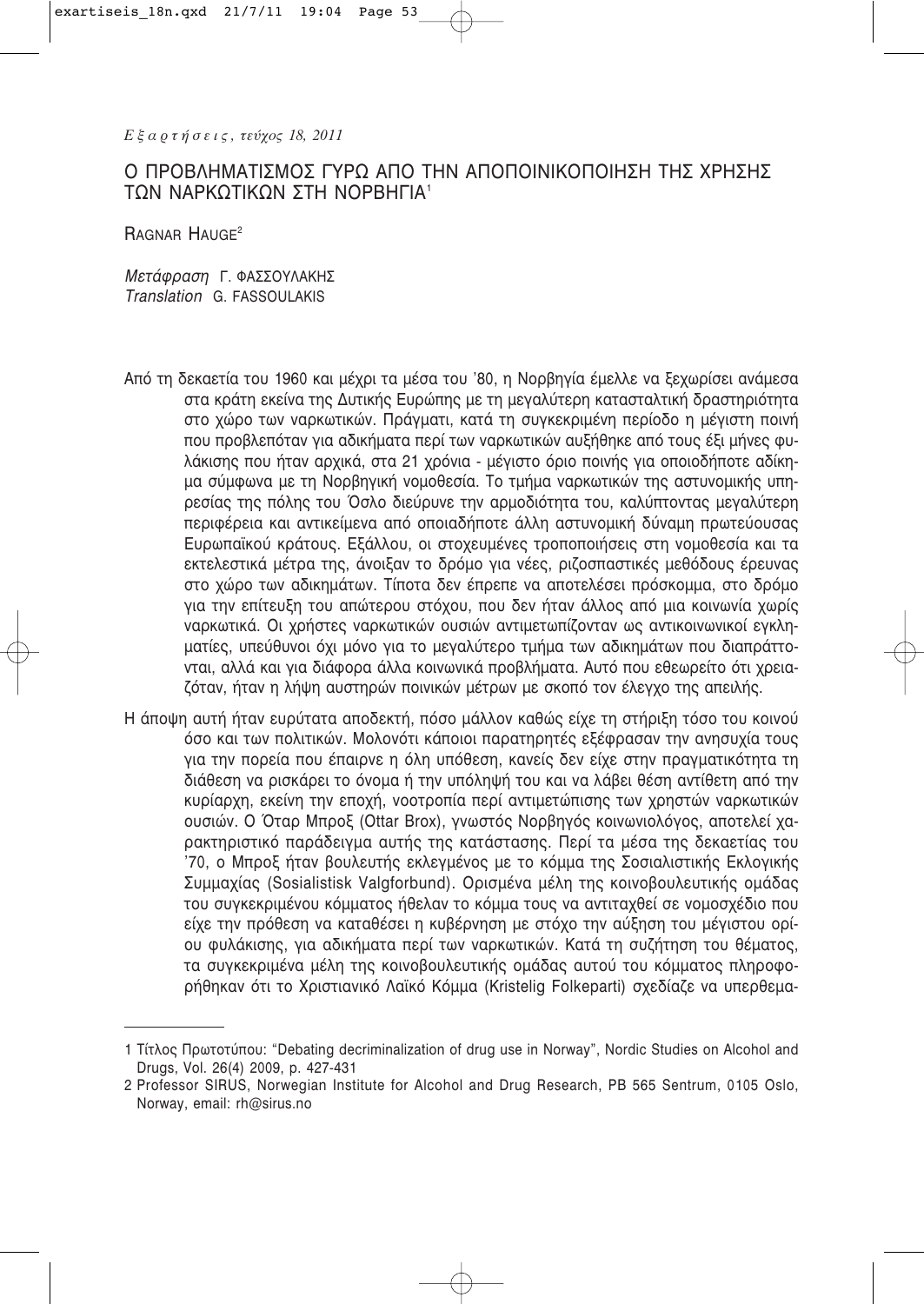*Εξαρτήσεις, τεύχος 18, 2011*

# Ο ΠΡΟΒΛΗΜΑΤΙΣΜΟΣ ΓΥΡΩ ΑΠΟ ΤΗΝ ΑΠΟΠΟΙΝΙΚΟΠΟΙΗΣΗ ΤΗΣ ΧΡΗΣΗΣ ΤΩΝ ΝΑΡΚΩΤΙΚΩΝ ΣΤΗ ΝΟΡΒΗΓΙΑ[1]

RAGNAR HAUGE[2]

*Μετάφραση* Γ. ΦΑΣΣΟΥΛΑΚΗΣ
*Translation* G. FASSOULAKIS

Από τη δεκαετία του 1960 και μέχρι τα μέσα του '80, η Νορβηγία έμελλε να ξεχωρίσει ανάμεσα στα κράτη εκείνα της Δυτικής Ευρώπης με τη μεγαλύτερη κατασταλτική δραστηριότητα στο χώρο των ναρκωτικών. Πράγματι, κατά τη συγκεκριμένη περίοδο η μέγιστη ποινή που προβλεπόταν για αδικήματα περί των ναρκωτικών αυξήθηκε από τους έξι μήνες φυλάκισης που ήταν αρχικά, στα 21 χρόνια - μέγιστο όριο ποινής για οποιοδήποτε αδίκημα σύμφωνα με τη Νορβηγική νομοθεσία. Το τμήμα ναρκωτικών της αστυνομικής υπηρεσίας της πόλης του Όσλο διεύρυνε την αρμοδιότητα του, καλύπτοντας μεγαλύτερη περιφέρεια και αντικείμενα από οποιαδήποτε άλλη αστυνομική δύναμη πρωτεύουσας Ευρωπαϊκού κράτους. Εξάλλου, οι στοχευμένες τροποποιήσεις στη νομοθεσία και τα εκτελεστικά μέτρα της, άνοιξαν το δρόμο για νέες, ριζοσπαστικές μεθόδους έρευνας στο χώρο των αδικημάτων. Τίποτα δεν έπρεπε να αποτελέσει πρόσκομμα, στο δρόμο για την επίτευξη του απώτερου στόχου, που δεν ήταν άλλος από μια κοινωνία χωρίς ναρκωτικά. Οι χρήστες ναρκωτικών ουσιών αντιμετωπίζονταν ως αντικοινωνικοί εγκληματίες, υπεύθυνοι όχι μόνο για το μεγαλύτερο τμήμα των αδικημάτων που διαπράττονται, αλλά και για διάφορα άλλα κοινωνικά προβλήματα. Αυτό που εθεωρείτο ότι χρειαζόταν, ήταν η λήψη αυστηρών ποινικών μέτρων με σκοπό τον έλεγχο της απειλής.

Η άποψη αυτή ήταν ευρύτατα αποδεκτή, πόσο μάλλον καθώς είχε τη στήριξη τόσο του κοινού όσο και των πολιτικών. Μολονότι κάποιοι παρατηρητές εξέφρασαν την ανησυχία τους για την πορεία που έπαιρνε η όλη υπόθεση, κανείς δεν είχε στην πραγματικότητα τη διάθεση να ρισκάρει το όνομα ή την υπόληψή του και να λάβει θέση αντίθετη από την κυρίαρχη, εκείνη την εποχή, νοοτροπία περί αντιμετώπισης των χρηστών ναρκωτικών ουσιών. Ο Όταρ Μπροξ (Ottar Brox), γνωστός Νορβηγός κοινωνιολόγος, αποτελεί χαρακτηριστικό παράδειγμα αυτής της κατάστασης. Περί τα μέσα της δεκαετίας του '70, ο Μπροξ ήταν βουλευτής εκλεγμένος με το κόμμα της Σοσιαλιστικής Εκλογικής Συμμαχίας (Sosialistisk Valgforbund). Ορισμένα μέλη της κοινοβουλευτικής ομάδας του συγκεκριμένου κόμματος ήθελαν το κόμμα τους να αντιταχθεί σε νομοσχέδιο που είχε την πρόθεση να καταθέσει η κυβέρνηση με στόχο την αύξηση του μέγιστου ορίου φυλάκισης, για αδικήματα περί των ναρκωτικών. Κατά τη συζήτηση του θέματος, τα συγκεκριμένα μέλη της κοινοβουλευτικής ομάδας αυτού του κόμματος πληροφορήθηκαν ότι το Χριστιανικό Λαϊκό Κόμμα (Kristelig Folkeparti) σχεδίαζε να υπερθεμα-

---

1 Τίτλος Πρωτοτύπου: "Debating decriminalization of drug use in Norway", Nordic Studies on Alcohol and Drugs, Vol. 26(4) 2009, p. 427-431

2 Professor SIRUS, Norwegian Institute for Alcohol and Drug Research, PB 565 Sentrum, 0105 Oslo, Norway, email: rh@sirus.no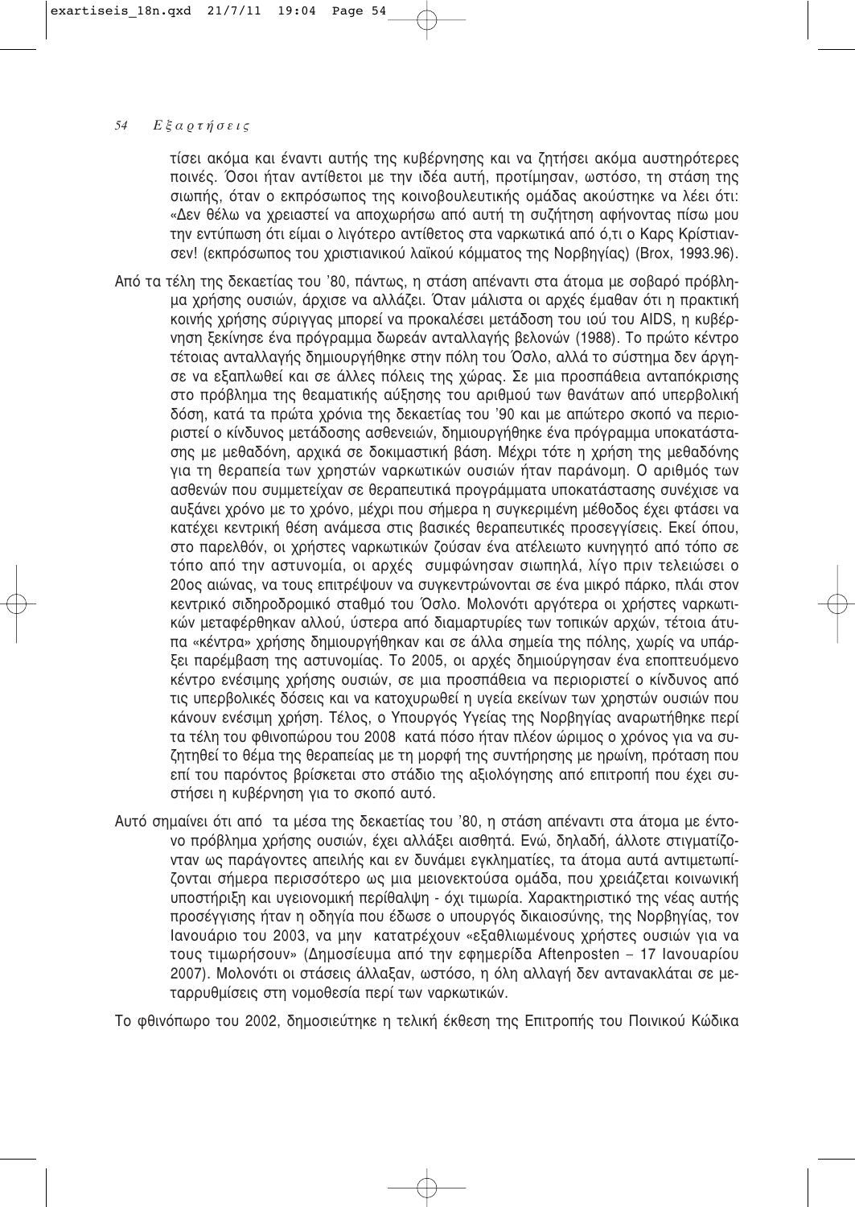τίσει ακόμα και έναντι αυτής της κυβέρνησης και να ζητήσει ακόμα αυστηρότερες ποινές. Όσοι ήταν αντίθετοι με την ιδέα αυτή, προτίμησαν, ωστόσο, τη στάση της σιωπής, όταν ο εκπρόσωπος της κοινοβουλευτικής ομάδας ακούστηκε να λέει ότι: «Δεν θέλω να χρειαστεί να αποχωρήσω από αυτή τη συζήτηση αφήνοντας πίσω μου την εντύπωση ότι είμαι ο λιγότερο αντίθετος στα ναρκωτικά από ό,τι ο Καρς Κρίστιανσεν! (εκπρόσωπος του χριστιανικού λαϊκού κόμματος της Νορβηγίας) (Brox, 1993.96).

Από τα τέλη της δεκαετίας του '80, πάντως, η στάση απέναντι στα άτομα με σοβαρό πρόβλημα χρήσης ουσιών, άρχισε να αλλάζει. Όταν μάλιστα οι αρχές έμαθαν ότι η πρακτική κοινής χρήσης σύριγγας μπορεί να προκαλέσει μετάδοση του ιού του AIDS, η κυβέρνηση ξεκίνησε ένα πρόγραμμα δωρεάν ανταλλαγής βελονών (1988). Το πρώτο κέντρο τέτοιας ανταλλαγής δημιουργήθηκε στην πόλη του Όσλο, αλλά το σύστημα δεν άργησε να εξαπλωθεί και σε άλλες πόλεις της χώρας. Σε μια προσπάθεια ανταπόκρισης στο πρόβλημα της θεαματικής αύξησης του αριθμού των θανάτων από υπερβολική δόση, κατά τα πρώτα χρόνια της δεκαετίας του '90 και με απώτερο σκοπό να περιοριστεί ο κίνδυνος μετάδοσης ασθενειών, δημιουργήθηκε ένα πρόγραμμα υποκατάστασης με μεθαδόνη, αρχικά σε δοκιμαστική βάση. Μέχρι τότε η χρήση της μεθαδόνης για τη θεραπεία των χρηστών ναρκωτικών ουσιών ήταν παράνομη. Ο αριθμός των ασθενών που συμμετείχαν σε θεραπευτικά προγράμματα υποκατάστασης συνέχισε να αυξάνει χρόνο με το χρόνο, μέχρι που σήμερα η συγκεκριμένη μέθοδος έχει φτάσει να κατέχει κεντρική θέση ανάμεσα στις βασικές θεραπευτικές προσεγγίσεις. Εκεί όπου, στο παρελθόν, οι χρήστες ναρκωτικών ζούσαν ένα ατέλειωτο κυνηγητό από τόπο σε τόπο από την αστυνομία, οι αρχές συμφώνησαν σιωπηλά, λίγο πριν τελειώσει ο 20ος αιώνας, να τους επιτρέψουν να συγκεντρώνονται σε ένα μικρό πάρκο, πλάι στον κεντρικό σιδηροδρομικό σταθμό του Όσλο. Μολονότι αργότερα οι χρήστες ναρκωτικών μεταφέρθηκαν αλλού, ύστερα από διαμαρτυρίες των τοπικών αρχών, τέτοια άτυπα «κέντρα» χρήσης δημιουργήθηκαν και σε άλλα σημεία της πόλης, χωρίς να υπάρξει παρέμβαση της αστυνομίας. Το 2005, οι αρχές δημιούργησαν ένα εποπτευόμενο κέντρο ενέσιμης χρήσης ουσιών, σε μια προσπάθεια να περιοριστεί ο κίνδυνος από τις υπερβολικές δόσεις και να κατοχυρωθεί η υγεία εκείνων των χρηστών ουσιών που κάνουν ενέσιμη χρήση. Τέλος, ο Υπουργός Υγείας της Νορβηγίας αναρωτήθηκε περί τα τέλη του φθινοπώρου του 2008 κατά πόσο ήταν πλέον ώριμος ο χρόνος για να συζητηθεί το θέμα της θεραπείας με τη μορφή της συντήρησης με ηρωίνη, πρόταση που επί του παρόντος βρίσκεται στο στάδιο της αξιολόγησης από επιτροπή που έχει συστήσει η κυβέρνηση για το σκοπό αυτό.

Αυτό σημαίνει ότι από τα μέσα της δεκαετίας του '80, η στάση απέναντι στα άτομα με έντονο πρόβλημα χρήσης ουσιών, έχει αλλάξει αισθητά. Ενώ, δηλαδή, άλλοτε στιγματίζονταν ως παράγοντες απειλής και εν δυνάμει εγκληματίες, τα άτομα αυτά αντιμετωπίζονται σήμερα περισσότερο ως μια μειονεκτούσα ομάδα, που χρειάζεται κοινωνική υποστήριξη και υγειονομική περίθαλψη - όχι τιμωρία. Χαρακτηριστικό της νέας αυτής προσέγγισης ήταν η οδηγία που έδωσε ο υπουργός δικαιοσύνης, της Νορβηγίας, τον Ιανουάριο του 2003, να μην κατατρέχουν «εξαθλιωμένους χρήστες ουσιών για να τους τιμωρήσουν» (Δημοσίευμα από την εφημερίδα Aftenposten – 17 Ιανουαρίου 2007). Μολονότι οι στάσεις άλλαξαν, ωστόσο, η όλη αλλαγή δεν αντανακλάται σε μεταρρυθμίσεις στη νομοθεσία περί των ναρκωτικών.

Το φθινόπωρο του 2002, δημοσιεύτηκε η τελική έκθεση της Επιτροπής του Ποινικού Κώδικα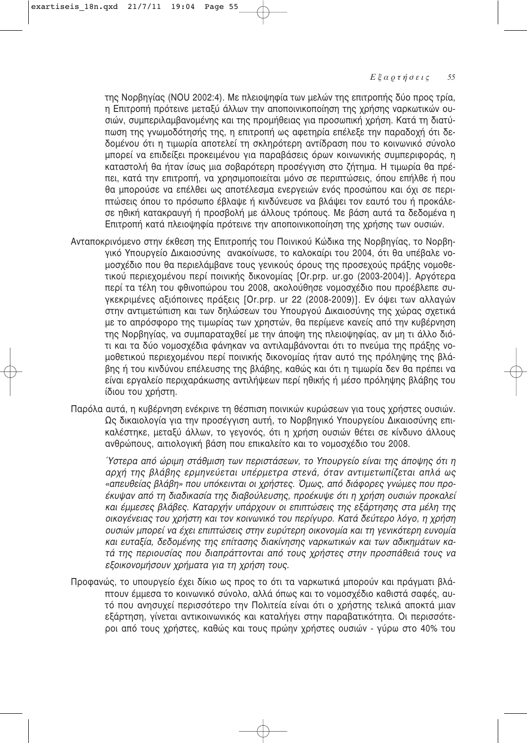της Νορβηγίας (NOU 2002:4). Με πλειοψηφία των μελών της επιτροπής δύο προς τρία, η Επιτροπή πρότεινε μεταξύ άλλων την αποποινικοποίηση της χρήσης ναρκωτικών ουσιών, συμπεριλαμβανομένης και της προμήθειας για προσωπική χρήση. Κατά τη διατύπωση της γνωμοδότησής της, η επιτροπή ως αφετηρία επέλεξε την παραδοχή ότι δεδομένου ότι η τιμωρία αποτελεί τη σκληρότερη αντίδραση που το κοινωνικό σύνολο μπορεί να επιδείξει προκειμένου για παραβάσεις όρων κοινωνικής συμπεριφοράς, η καταστολή θα ήταν ίσως μια σοβαρότερη προσέγγιση στο ζήτημα. Η τιμωρία θα πρέπει, κατά την επιτροπή, να χρησιμοποιείται μόνο σε περιπτώσεις, όπου επήλθε ή που θα μπορούσε να επέλθει ως αποτέλεσμα ενεργειών ενός προσώπου και όχι σε περιπτώσεις όπου το πρόσωπο έβλαψε ή κινδύνευσε να βλάψει τον εαυτό του ή προκάλεσε ηθική κατακραυγή ή προσβολή με άλλους τρόπους. Με βάση αυτά τα δεδομένα η Επιτροπή κατά πλειοψηφία πρότεινε την αποποινικοποίηση της χρήσης των ουσιών.

Ανταποκρινόμενο στην έκθεση της Επιτροπής του Ποινικού Κώδικα της Νορβηγίας, το Νορβηγικό Υπουργείο Δικαιοσύνης ανακοίνωσε, το καλοκαίρι του 2004, ότι θα υπέβαλε νομοσχέδιο που θα περιελάμβανε τους γενικούς όρους της προσεχούς πράξης νομοθετικού περιεχομένου περί ποινικής δικονομίας [Or.prp. ur.go (2003-2004)]. Αργότερα περί τα τέλη του φθινοπώρου του 2008, ακολούθησε νομοσχέδιο που προέβλεπε συγκεκριμένες αξιόποινες πράξεις [Or.prp. ur 22 (2008-2009)]. Εν όψει των αλλαγών στην αντιμετώπιση και των δηλώσεων του Υπουργού Δικαιοσύνης της χώρας σχετικά με το απρόσφορο της τιμωρίας των χρηστών, θα περίμενε κανείς από την κυβέρνηση της Νορβηγίας, να συμπαραταχθεί με την άποψη της πλειοψηφίας, αν μη τι άλλο διότι και τα δύο νομοσχέδια φάνηκαν να αντιλαμβάνονται ότι το πνεύμα της πράξης νομοθετικού περιεχομένου περί ποινικής δικονομίας ήταν αυτό της πρόληψης της βλάβης ή του κινδύνου επέλευσης της βλάβης, καθώς και ότι η τιμωρία δεν θα πρέπει να είναι εργαλείο περιχαράκωσης αντιλήψεων περί ηθικής ή μέσο πρόληψης βλάβης του ίδιου του χρήστη.

Παρόλα αυτά, η κυβέρνηση ενέκρινε τη θέσπιση ποινικών κυρώσεων για τους χρήστες ουσιών. Ως δικαιολογία για την προσέγγιση αυτή, το Νορβηγικό Υπουργείου Δικαιοσύνης επικαλέστηκε, μεταξύ άλλων, το γεγονός, ότι η χρήση ουσιών θέτει σε κίνδυνο άλλους ανθρώπους, αιτιολογική βάση που επικαλείτο και το νομοσχέδιο του 2008.

> *Ύστερα από ώριμη στάθμιση των περιστάσεων, το Υπουργείο είναι της άποψης ότι η αρχή της βλάβης ερμηνεύεται υπέρμετρα στενά, όταν αντιμετωπίζεται απλά ως «απευθείας βλάβη» που υπόκεινται οι χρήστες. Όμως, από διάφορες γνώμες που προέκυψαν από τη διαδικασία της διαβούλευσης, προέκυψε ότι η χρήση ουσιών προκαλεί και έμμεσες βλάβες. Καταρχήν υπάρχουν οι επιπτώσεις της εξάρτησης στα μέλη της οικογένειας του χρήστη και τον κοινωνικό του περίγυρο. Κατά δεύτερο λόγο, η χρήση ουσιών μπορεί να έχει επιπτώσεις στην ευρύτερη οικονομία και τη γενικότερη ευνομία και ευταξία, δεδομένης της επίτασης διακίνησης ναρκωτικών και των αδικημάτων κατά της περιουσίας που διαπράττονται από τους χρήστες στην προσπάθειά τους να εξοικονομήσουν χρήματα για τη χρήση τους.*

Προφανώς, το υπουργείο έχει δίκιο ως προς το ότι τα ναρκωτικά μπορούν και πράγματι βλάπτουν έμμεσα το κοινωνικό σύνολο, αλλά όπως και το νομοσχέδιο καθιστά σαφές, αυτό που ανησυχεί περισσότερο την Πολιτεία είναι ότι ο χρήστης τελικά αποκτά μιαν εξάρτηση, γίνεται αντικοινωνικός και καταλήγει στην παραβατικότητα. Οι περισσότεροι από τους χρήστες, καθώς και τους πρώην χρήστες ουσιών - γύρω στο 40% του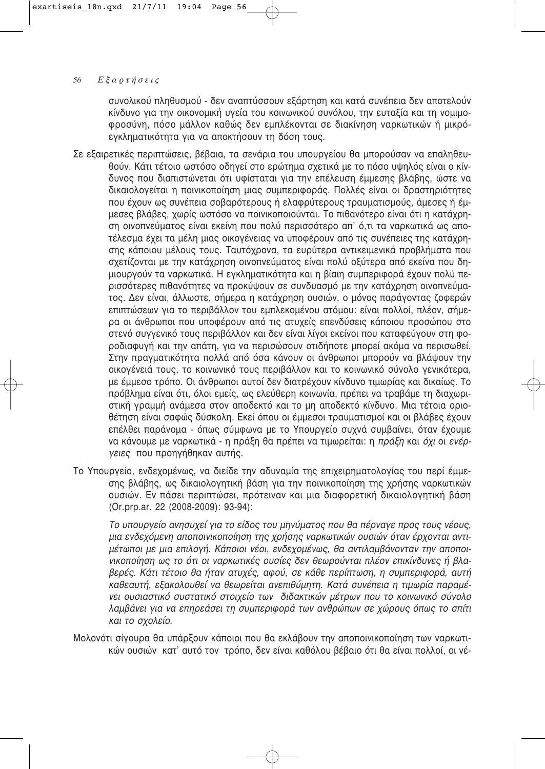συνολικού πληθυσμού - δεν αναπτύσσουν εξάρτηση και κατά συνέπεια δεν αποτελούν κίνδυνο για την οικονομική υγεία του κοινωνικού συνόλου, την ευταξία και τη νομιμοφροσύνη, πόσο μάλλον καθώς δεν εμπλέκονται σε διακίνηση ναρκωτικών ή μικρόεγκληματικότητα για να αποκτήσουν τη δόση τους.

Σε εξαιρετικές περιπτώσεις, βέβαια, τα σενάρια του υπουργείου θα μπορούσαν να επαληθευθούν. Κάτι τέτοιο ωστόσο οδηγεί στο ερώτημα σχετικά με το πόσο υψηλός είναι ο κίνδυνος που διαπιστώνεται ότι υφίσταται για την επέλευση έμμεσης βλάβης, ώστε να δικαιολογείται η ποινικοποίηση μιας συμπεριφοράς. Πολλές είναι οι δραστηριότητες που έχουν ως συνέπεια σοβαρότερους ή ελαφρύτερους τραυματισμούς, άμεσες ή έμμεσες βλάβες, χωρίς ωστόσο να ποινικοποιούνται. Το πιθανότερο είναι ότι η κατάχρηση οινοπνεύματος είναι εκείνη που πολύ περισσότερο απ' ό,τι τα ναρκωτικά ως αποτέλεσμα έχει τα μέλη μιας οικογένειας να υποφέρουν από τις συνέπειες της κατάχρησης κάποιου μέλους τους. Ταυτόχρονα, τα ευρύτερα αντικειμενικά προβλήματα που σχετίζονται με την κατάχρηση οινοπνεύματος είναι πολύ οξύτερα από εκείνα που δημιουργούν τα ναρκωτικά. Η εγκληματικότητα και η βίαιη συμπεριφορά έχουν πολύ περισσότερες πιθανότητες να προκύψουν σε συνδυασμό με την κατάχρηση οινοπνεύματος. Δεν είναι, άλλωστε, σήμερα η κατάχρηση ουσιών, ο μόνος παράγοντας ζοφερών επιπτώσεων για το περιβάλλον του εμπλεκομένου ατόμου: είναι πολλοί, πλέον, σήμερα οι άνθρωποι που υποφέρουν από τις ατυχείς επενδύσεις κάποιου προσώπου στο στενό συγγενικό τους περιβάλλον και δεν είναι λίγοι εκείνοι που καταφεύγουν στη φοροδιαφυγή και την απάτη, για να περισώσουν οτιδήποτε μπορεί ακόμα να περισωθεί. Στην πραγματικότητα πολλά από όσα κάνουν οι άνθρωποι μπορούν να βλάψουν την οικογένειά τους, το κοινωνικό τους περιβάλλον και το κοινωνικό σύνολο γενικότερα, με έμμεσο τρόπο. Οι άνθρωποι αυτοί δεν διατρέχουν κίνδυνο τιμωρίας και δικαίως. Το πρόβλημα είναι ότι, όλοι εμείς, ως ελεύθερη κοινωνία, πρέπει να τραβάμε τη διαχωριστική γραμμή ανάμεσα στον αποδεκτό και το μη αποδεκτό κίνδυνο. Μια τέτοια οριοθέτηση είναι σαφώς δύσκολη. Εκεί όπου οι έμμεσοι τραυματισμοί και οι βλάβες έχουν επέλθει παράνομα - όπως σύμφωνα με το Υπουργείο συχνά συμβαίνει, όταν έχουμε να κάνουμε με ναρκωτικά - η πράξη θα πρέπει να τιμωρείται: η *πράξη* και *όχι* οι *ενέργειες* που προηγήθηκαν αυτής.

Το Υπουργείο, ενδεχομένως, να διείδε την αδυναμία της επιχειρηματολογίας του περί έμμεσης βλάβης, ως δικαιολογητική βάση για την ποινικοποίηση της χρήσης ναρκωτικών ουσιών. Εν πάσει περιπτώσει, πρότειναν και μια διαφορετική δικαιολογητική βάση (Or.prp.ar. 22 (2008-2009): 93-94):

> *Το υπουργείο ανησυχεί για το είδος του μηνύματος που θα πέρναγε προς τους νέους, μια ενδεχόμενη αποποινικοποίηση της χρήσης ναρκωτικών ουσιών όταν έρχονται αντιμέτωποι με μια επιλογή. Κάποιοι νέοι, ενδεχομένως, θα αντιλαμβάνονταν την αποποινικοποίηση ως το ότι οι ναρκωτικές ουσίες δεν θεωρούνται πλέον επικίνδυνες ή βλαβερές. Κάτι τέτοιο θα ήταν ατυχές, αφού, σε κάθε περίπτωση, η συμπεριφορά, αυτή καθεαυτή, εξακολουθεί να θεωρείται ανεπιθύμητη. Κατά συνέπεια η τιμωρία παραμένει ουσιαστικό συστατικό στοιχείο των διδακτικών μέτρων που το κοινωνικό σύνολο λαμβάνει για να επηρεάσει τη συμπεριφορά των ανθρώπων σε χώρους όπως το σπίτι και το σχολείο.*

Μολονότι σίγουρα θα υπάρξουν κάποιοι που θα εκλάβουν την αποποινικοποίηση των ναρκωτικών ουσιών κατ' αυτό τον τρόπο, δεν είναι καθόλου βέβαιο ότι θα είναι πολλοί, οι νέ-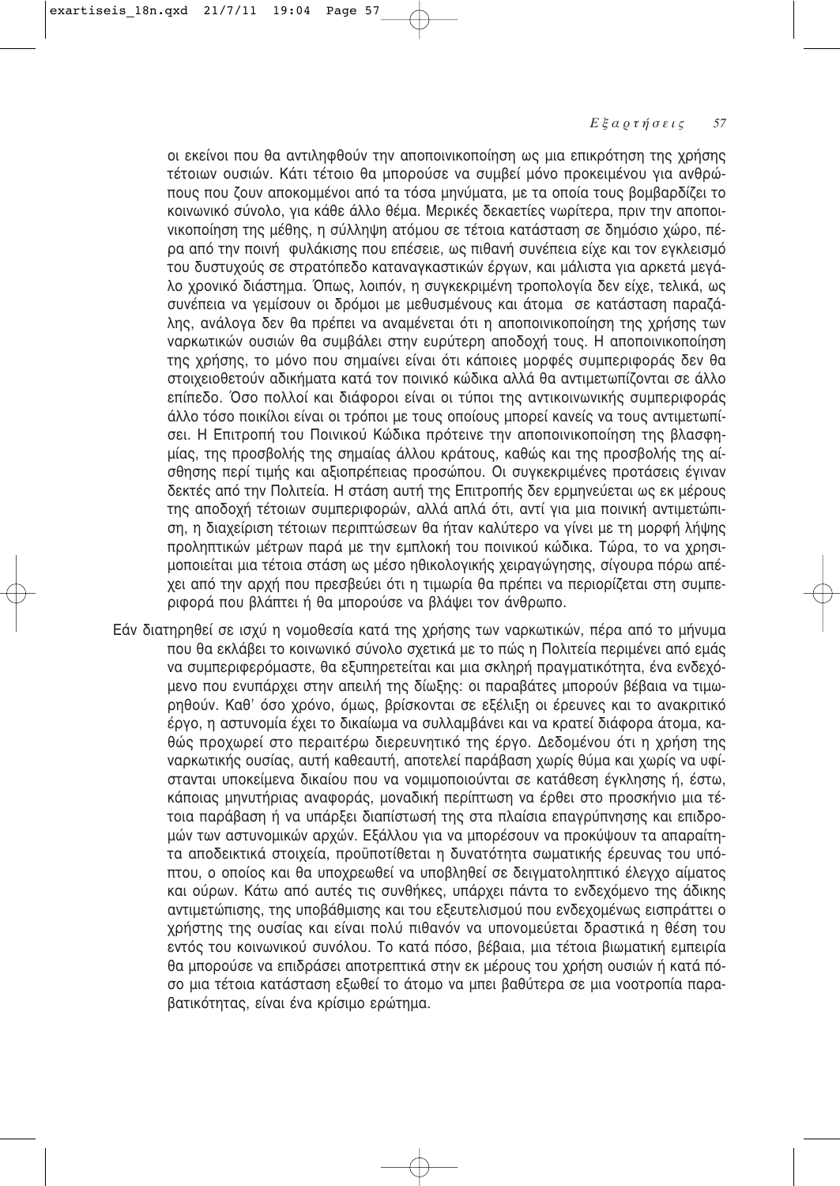οι εκείνοι που θα αντιληφθούν την αποποινικοποίηση ως μια επικρότηση της χρήσης τέτοιων ουσιών. Κάτι τέτοιο θα μπορούσε να συμβεί μόνο προκειμένου για ανθρώπους που ζουν αποκομμένοι από τα τόσα μηνύματα, με τα οποία τους βομβαρδίζει το κοινωνικό σύνολο, για κάθε άλλο θέμα. Μερικές δεκαετίες νωρίτερα, πριν την αποποινικοποίηση της μέθης, η σύλληψη ατόμου σε τέτοια κατάσταση σε δημόσιο χώρο, πέρα από την ποινή φυλάκισης που επέσειε, ως πιθανή συνέπεια είχε και τον εγκλεισμό του δυστυχούς σε στρατόπεδο καταναγκαστικών έργων, και μάλιστα για αρκετά μεγάλο χρονικό διάστημα. Όπως, λοιπόν, η συγκεκριμένη τροπολογία δεν είχε, τελικά, ως συνέπεια να γεμίσουν οι δρόμοι με μεθυσμένους και άτομα σε κατάσταση παραζάλης, ανάλογα δεν θα πρέπει να αναμένεται ότι η αποποινικοποίηση της χρήσης των ναρκωτικών ουσιών θα συμβάλει στην ευρύτερη αποδοχή τους. Η αποποινικοποίηση της χρήσης, το μόνο που σημαίνει είναι ότι κάποιες μορφές συμπεριφοράς δεν θα στοιχειοθετούν αδικήματα κατά τον ποινικό κώδικα αλλά θα αντιμετωπίζονται σε άλλο επίπεδο. Όσο πολλοί και διάφοροι είναι οι τύποι της αντικοινωνικής συμπεριφοράς άλλο τόσο ποικίλοι είναι οι τρόποι με τους οποίους μπορεί κανείς να τους αντιμετωπίσει. Η Επιτροπή του Ποινικού Κώδικα πρότεινε την αποποινικοποίηση της βλασφημίας, της προσβολής της σημαίας άλλου κράτους, καθώς και της προσβολής της αίσθησης περί τιμής και αξιοπρέπειας προσώπου. Οι συγκεκριμένες προτάσεις έγιναν δεκτές από την Πολιτεία. Η στάση αυτή της Επιτροπής δεν ερμηνεύεται ως εκ μέρους της αποδοχή τέτοιων συμπεριφορών, αλλά απλά ότι, αντί για μια ποινική αντιμετώπιση, η διαχείριση τέτοιων περιπτώσεων θα ήταν καλύτερο να γίνει με τη μορφή λήψης προληπτικών μέτρων παρά με την εμπλοκή του ποινικού κώδικα. Τώρα, το να χρησιμοποιείται μια τέτοια στάση ως μέσο ηθικολογικής χειραγώγησης, σίγουρα πόρω απέχει από την αρχή που πρεσβεύει ότι η τιμωρία θα πρέπει να περιορίζεται στη συμπεριφορά που βλάπτει ή θα μπορούσε να βλάψει τον άνθρωπο.

Εάν διατηρηθεί σε ισχύ η νομοθεσία κατά της χρήσης των ναρκωτικών, πέρα από το μήνυμα που θα εκλάβει το κοινωνικό σύνολο σχετικά με το πώς η Πολιτεία περιμένει από εμάς να συμπεριφερόμαστε, θα εξυπηρετείται και μια σκληρή πραγματικότητα, ένα ενδεχόμενο που ενυπάρχει στην απειλή της δίωξης: οι παραβάτες μπορούν βέβαια να τιμωρηθούν. Καθ' όσο χρόνο, όμως, βρίσκονται σε εξέλιξη οι έρευνες και το ανακριτικό έργο, η αστυνομία έχει το δικαίωμα να συλλαμβάνει και να κρατεί διάφορα άτομα, καθώς προχωρεί στο περαιτέρω διερευνητικό της έργο. Δεδομένου ότι η χρήση της ναρκωτικής ουσίας, αυτή καθεαυτή, αποτελεί παράβαση χωρίς θύμα και χωρίς να υφίστανται υποκείμενα δικαίου που να νομιμοποιούνται σε κατάθεση έγκλησης ή, έστω, κάποιας μηνυτήριας αναφοράς, μοναδική περίπτωση να έρθει στο προσκήνιο μια τέτοια παράβαση ή να υπάρξει διαπίστωσή της στα πλαίσια επαγρύπνησης και επιδρομών των αστυνομικών αρχών. Εξάλλου για να μπορέσουν να προκύψουν τα απαραίτητα αποδεικτικά στοιχεία, προϋποτίθεται η δυνατότητα σωματικής έρευνας του υπόπτου, ο οποίος και θα υποχρεωθεί να υποβληθεί σε δειγματοληπτικό έλεγχο αίματος και ούρων. Κάτω από αυτές τις συνθήκες, υπάρχει πάντα το ενδεχόμενο της άδικης αντιμετώπισης, της υποβάθμισης και του εξευτελισμού που ενδεχομένως εισπράττει ο χρήστης της ουσίας και είναι πολύ πιθανόν να υπονομεύεται δραστικά η θέση του εντός του κοινωνικού συνόλου. Το κατά πόσο, βέβαια, μια τέτοια βιωματική εμπειρία θα μπορούσε να επιδράσει αποτρεπτικά στην εκ μέρους του χρήση ουσιών ή κατά πόσο μια τέτοια κατάσταση εξωθεί το άτομο να μπει βαθύτερα σε μια νοοτροπία παραβατικότητας, είναι ένα κρίσιμο ερώτημα.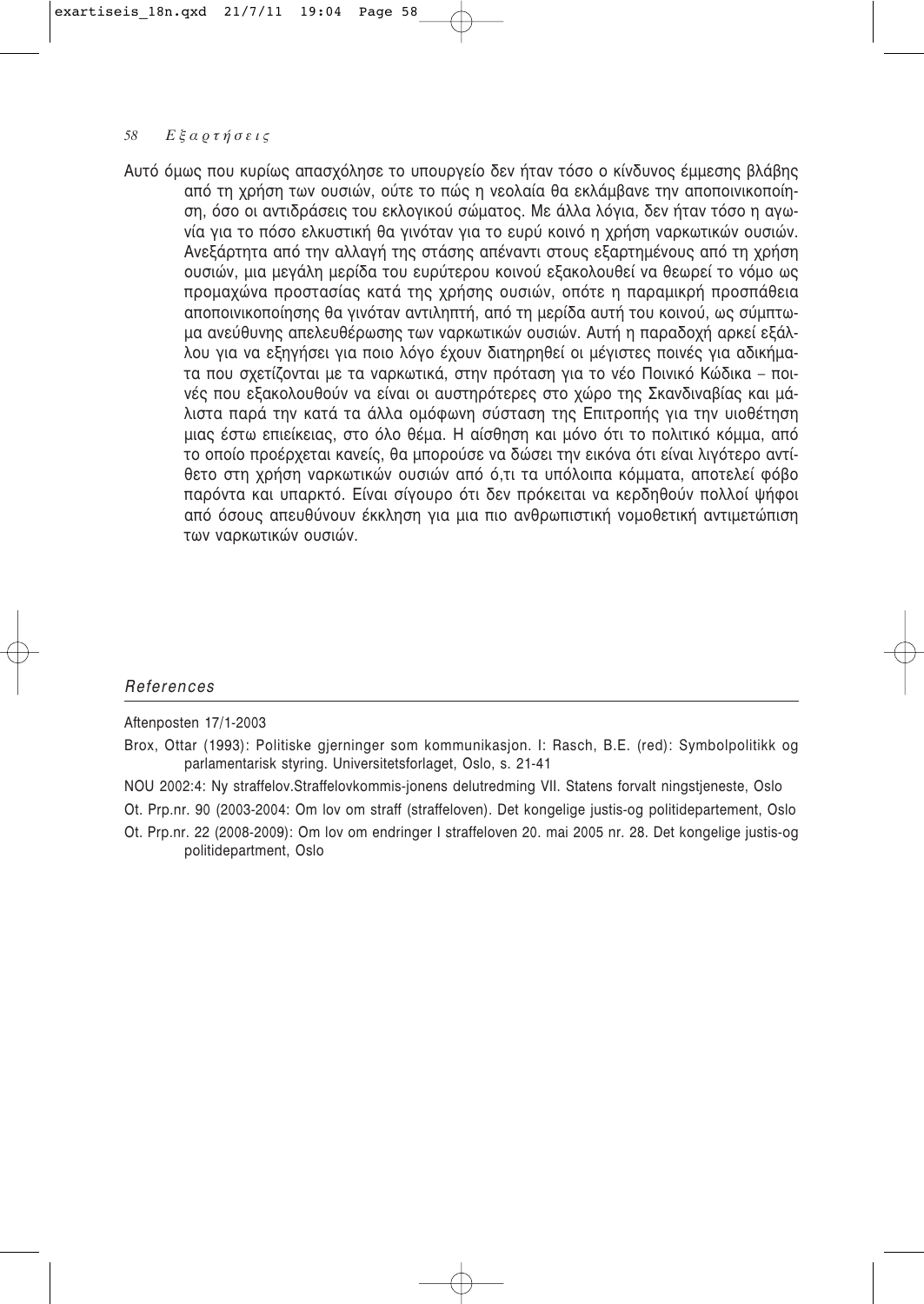Αυτό όμως που κυρίως απασχόλησε το υπουργείο δεν ήταν τόσο ο κίνδυνος έμμεσης βλάβης από τη χρήση των ουσιών, ούτε το πώς η νεολαία θα εκλάμβανε την αποποινικοποίηση, όσο οι αντιδράσεις του εκλογικού σώματος. Με άλλα λόγια, δεν ήταν τόσο η αγωνία για το πόσο ελκυστική θα γινόταν για το ευρύ κοινό η χρήση ναρκωτικών ουσιών. Ανεξάρτητα από την αλλαγή της στάσης απέναντι στους εξαρτημένους από τη χρήση ουσιών, μια μεγάλη μερίδα του ευρύτερου κοινού εξακολουθεί να θεωρεί το νόμο ως προμαχώνα προστασίας κατά της χρήσης ουσιών, οπότε η παραμικρή προσπάθεια αποποινικοποίησης θα γινόταν αντιληπτή, από τη μερίδα αυτή του κοινού, ως σύμπτωμα ανεύθυνης απελευθέρωσης των ναρκωτικών ουσιών. Αυτή η παραδοχή αρκεί εξάλλου για να εξηγήσει για ποιο λόγο έχουν διατηρηθεί οι μέγιστες ποινές για αδικήματα που σχετίζονται με τα ναρκωτικά, στην πρόταση για το νέο Ποινικό Κώδικα – ποινές που εξακολουθούν να είναι οι αυστηρότερες στο χώρο της Σκανδιναβίας και μάλιστα παρά την κατά τα άλλα ομόφωνη σύσταση της Επιτροπής για την υιοθέτηση μιας έστω επιείκειας, στο όλο θέμα. Η αίσθηση και μόνο ότι το πολιτικό κόμμα, από το οποίο προέρχεται κανείς, θα μπορούσε να δώσει την εικόνα ότι είναι λιγότερο αντίθετο στη χρήση ναρκωτικών ουσιών από ό,τι τα υπόλοιπα κόμματα, αποτελεί φόβο παρόντα και υπαρκτό. Είναι σίγουρο ότι δεν πρόκειται να κερδηθούν πολλοί ψήφοι από όσους απευθύνουν έκκληση για μια πιο ανθρωπιστική νομοθετική αντιμετώπιση των ναρκωτικών ουσιών.

## *References*

Aftenposten 17/1-2003

Brox, Ottar (1993): Politiske gjerninger som kommunikasjon. I: Rasch, B.E. (red): Symbolpolitikk og parlamentarisk styring. Universitetsforlaget, Oslo, s. 21-41

NOU 2002:4: Ny straffelov.Straffelovkommis-jonens delutredming VII. Statens forvalt ningstjeneste, Oslo

Ot. Prp.nr. 90 (2003-2004: Om lov om straff (straffeloven). Det kongelige justis-og politidepartement, Oslo

Ot. Prp.nr. 22 (2008-2009): Om lov om endringer I straffeloven 20. mai 2005 nr. 28. Det kongelige justis-og politidepartment, Oslo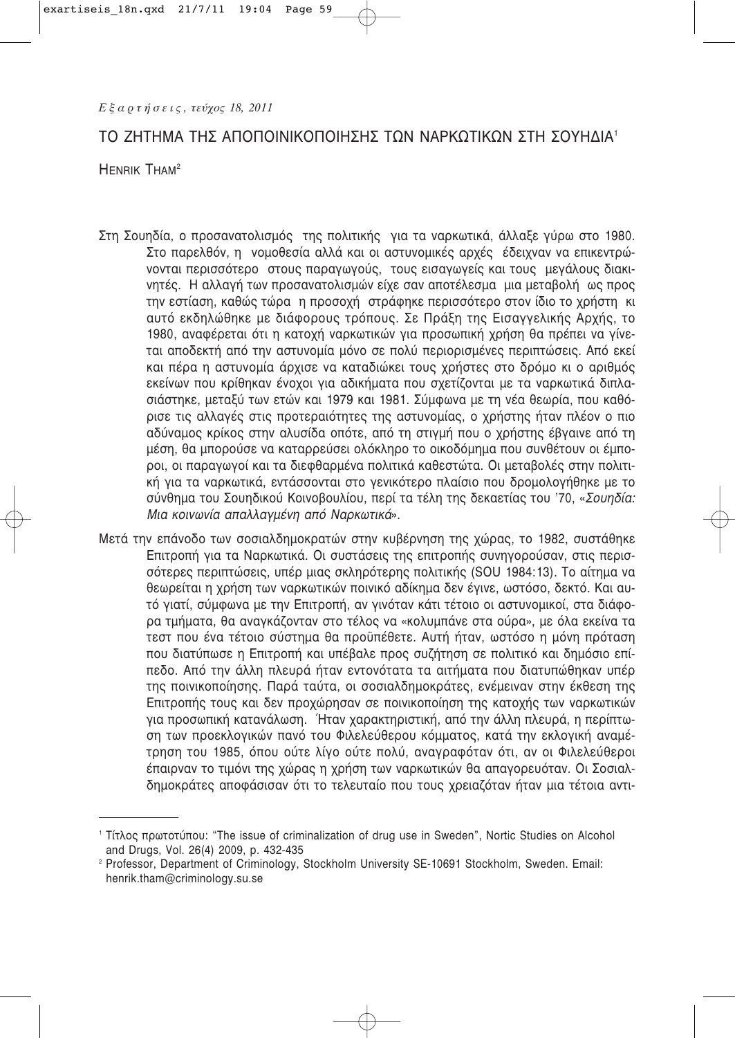*Εξαρτήσεις, τεύχος 18, 2011*

# ΤΟ ΖΗΤΗΜΑ ΤΗΣ ΑΠΟΠΟΙΝΙΚΟΠΟΙΗΣΗΣ ΤΩΝ ΝΑΡΚΩΤΙΚΩΝ ΣΤΗ ΣΟΥΗΔΙΑ[1]

HENRIK THAM[2]

Στη Σουηδία, ο προσανατολισμός της πολιτικής για τα ναρκωτικά, άλλαξε γύρω στο 1980. Στο παρελθόν, η νομοθεσία αλλά και οι αστυνομικές αρχές έδειχναν να επικεντρώνονται περισσότερο στους παραγωγούς, τους εισαγωγείς και τους μεγάλους διακινητές. Η αλλαγή των προσανατολισμών είχε σαν αποτέλεσμα μια μεταβολή ως προς την εστίαση, καθώς τώρα η προσοχή στράφηκε περισσότερο στον ίδιο το χρήστη κι αυτό εκδηλώθηκε με διάφορους τρόπους. Σε Πράξη της Εισαγγελικής Αρχής, το 1980, αναφέρεται ότι η κατοχή ναρκωτικών για προσωπική χρήση θα πρέπει να γίνεται αποδεκτή από την αστυνομία μόνο σε πολύ περιορισμένες περιπτώσεις. Από εκεί και πέρα η αστυνομία άρχισε να καταδιώκει τους χρήστες στο δρόμο κι ο αριθμός εκείνων που κρίθηκαν ένοχοι για αδικήματα που σχετίζονται με τα ναρκωτικά διπλασιάστηκε, μεταξύ των ετών και 1979 και 1981. Σύμφωνα με τη νέα θεωρία, που καθόρισε τις αλλαγές στις προτεραιότητες της αστυνομίας, ο χρήστης ήταν πλέον ο πιο αδύναμος κρίκος στην αλυσίδα οπότε, από τη στιγμή που ο χρήστης έβγαινε από τη μέση, θα μπορούσε να καταρρεύσει ολόκληρο το οικοδόμημα που συνθέτουν οι έμποροι, οι παραγωγοί και τα διεφθαρμένα πολιτικά καθεστώτα. Οι μεταβολές στην πολιτική για τα ναρκωτικά, εντάσσονται στο γενικότερο πλαίσιο που δρομολογήθηκε με το σύνθημα του Σουηδικού Κοινοβουλίου, περί τα τέλη της δεκαετίας του '70, «*Σουηδία: Μια κοινωνία απαλλαγμένη από Ναρκωτικά*».

Μετά την επάνοδο των σοσιαλδημοκρατών στην κυβέρνηση της χώρας, το 1982, συστάθηκε Επιτροπή για τα Ναρκωτικά. Οι συστάσεις της επιτροπής συνηγορούσαν, στις περισσότερες περιπτώσεις, υπέρ μιας σκληρότερης πολιτικής (SOU 1984:13). Το αίτημα να θεωρείται η χρήση των ναρκωτικών ποινικό αδίκημα δεν έγινε, ωστόσο, δεκτό. Και αυτό γιατί, σύμφωνα με την Επιτροπή, αν γινόταν κάτι τέτοιο οι αστυνομικοί, στα διάφορα τμήματα, θα αναγκάζονταν στο τέλος να «κολυμπάνε στα ούρα», με όλα εκείνα τα τεστ που ένα τέτοιο σύστημα θα προϋπέθετε. Αυτή ήταν, ωστόσο η μόνη πρόταση που διατύπωσε η Επιτροπή και υπέβαλε προς συζήτηση σε πολιτικό και δημόσιο επίπεδο. Από την άλλη πλευρά ήταν εντονότατα τα αιτήματα που διατυπώθηκαν υπέρ της ποινικοποίησης. Παρά ταύτα, οι σοσιαλδημοκράτες, ενέμειναν στην έκθεση της Επιτροπής τους και δεν προχώρησαν σε ποινικοποίηση της κατοχής των ναρκωτικών για προσωπική κατανάλωση. Ήταν χαρακτηριστική, από την άλλη πλευρά, η περίπτωση των προεκλογικών πανό του Φιλελεύθερου κόμματος, κατά την εκλογική αναμέτρηση του 1985, όπου ούτε λίγο ούτε πολύ, αναγραφόταν ότι, αν οι Φιλελεύθεροι έπαιρναν το τιμόνι της χώρας η χρήση των ναρκωτικών θα απαγορευόταν. Οι Σοσιαλδημοκράτες αποφάσισαν ότι το τελευταίο που τους χρειαζόταν ήταν μια τέτοια αντι-

---

[1] Τίτλος πρωτοτύπου: "The issue of criminalization of drug use in Sweden", Nortic Studies on Alcohol and Drugs, Vol. 26(4) 2009, p. 432-435

[2] Professor, Department of Criminology, Stockholm University SE-10691 Stockholm, Sweden. Email: henrik.tham@criminology.su.se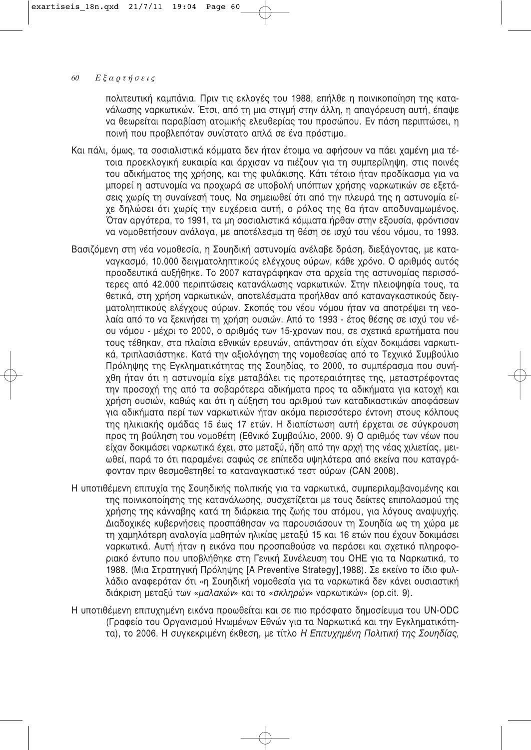πολιτευτική καμπάνια. Πριν τις εκλογές του 1988, επήλθε η ποινικοποίηση της κατανάλωσης ναρκωτικών. Έτσι, από τη μια στιγμή στην άλλη, η απαγόρευση αυτή, έπαψε να θεωρείται παραβίαση ατομικής ελευθερίας του προσώπου. Εν πάση περιπτώσει, η ποινή που προβλεπόταν συνίστατο απλά σε ένα πρόστιμο.

Και πάλι, όμως, τα σοσιαλιστικά κόμματα δεν ήταν έτοιμα να αφήσουν να πάει χαμένη μια τέτοια προεκλογική ευκαιρία και άρχισαν να πιέζουν για τη συμπερίληψη, στις ποινές του αδικήματος της χρήσης, και της φυλάκισης. Κάτι τέτοιο ήταν προδίκασμα για να μπορεί η αστυνομία να προχωρά σε υποβολή υπόπτων χρήσης ναρκωτικών σε εξετάσεις χωρίς τη συναίνεσή τους. Να σημειωθεί ότι από την πλευρά της η αστυνομία είχε δηλώσει ότι χωρίς την ευχέρεια αυτή, ο ρόλος της θα ήταν αποδυναμωμένος. Όταν αργότερα, το 1991, τα μη σοσιαλιστικά κόμματα ήρθαν στην εξουσία, φρόντισαν να νομοθετήσουν ανάλογα, με αποτέλεσμα τη θέση σε ισχύ του νέου νόμου, το 1993.

Βασιζόμενη στη νέα νομοθεσία, η Σουηδική αστυνομία ανέλαβε δράση, διεξάγοντας, με καταναγκασμό, 10.000 δειγματοληπτικούς ελέγχους ούρων, κάθε χρόνο. Ο αριθμός αυτός προοδευτικά αυξήθηκε. Το 2007 καταγράφηκαν στα αρχεία της αστυνομίας περισσότερες από 42.000 περιπτώσεις κατανάλωσης ναρκωτικών. Στην πλειοψηφία τους, τα θετικά, στη χρήση ναρκωτικών, αποτελέσματα προήλθαν από καταναγκαστικούς δειγματοληπτικούς ελέγχους ούρων. Σκοπός του νέου νόμου ήταν να αποτρέψει τη νεολαία από το να ξεκινήσει τη χρήση ουσιών. Από το 1993 - έτος θέσης σε ισχύ του νέου νόμου - μέχρι το 2000, ο αριθμός των 15-χρονων που, σε σχετικά ερωτήματα που τους τέθηκαν, στα πλαίσια εθνικών ερευνών, απάντησαν ότι είχαν δοκιμάσει ναρκωτικά, τριπλασιάστηκε. Κατά την αξιολόγηση της νομοθεσίας από το Τεχνικό Συμβούλιο Πρόληψης της Εγκληματικότητας της Σουηδίας, το 2000, το συμπέρασμα που συνήχθη ήταν ότι η αστυνομία είχε μεταβάλει τις προτεραιότητες της, μεταστρέφοντας την προσοχή της από τα σοβαρότερα αδικήματα προς τα αδικήματα για κατοχή και χρήση ουσιών, καθώς και ότι η αύξηση του αριθμού των καταδικαστικών αποφάσεων για αδικήματα περί των ναρκωτικών ήταν ακόμα περισσότερο έντονη στους κόλπους της ηλικιακής ομάδας 15 έως 17 ετών. Η διαπίστωση αυτή έρχεται σε σύγκρουση προς τη βούληση του νομοθέτη (Εθνικό Συμβούλιο, 2000. 9) Ο αριθμός των νέων που είχαν δοκιμάσει ναρκωτικά έχει, στο μεταξύ, ήδη από την αρχή της νέας χιλιετίας, μειωθεί, παρά το ότι παραμένει σαφώς σε επίπεδα υψηλότερα από εκείνα που καταγράφονταν πριν θεσμοθετηθεί το καταναγκαστικό τεστ ούρων (CAN 2008).

Η υποτιθέμενη επιτυχία της Σουηδικής πολιτικής για τα ναρκωτικά, συμπεριλαμβανομένης και της ποινικοποίησης της κατανάλωσης, συσχετίζεται με τους δείκτες επιπολασμού της χρήσης της κάνναβης κατά τη διάρκεια της ζωής του ατόμου, για λόγους αναψυχής. Διαδοχικές κυβερνήσεις προσπάθησαν να παρουσιάσουν τη Σουηδία ως τη χώρα με τη χαμηλότερη αναλογία μαθητών ηλικίας μεταξύ 15 και 16 ετών που έχουν δοκιμάσει ναρκωτικά. Αυτή ήταν η εικόνα που προσπαθούσε να περάσει και σχετικό πληροφοριακό έντυπο που υποβλήθηκε στη Γενική Συνέλευση του ΟΗΕ για τα Ναρκωτικά, το 1988. (Μια Στρατηγική Πρόληψης [A Preventive Strategy],1988). Σε εκείνο το ίδιο φυλλάδιο αναφερόταν ότι «η Σουηδική νομοθεσία για τα ναρκωτικά δεν κάνει ουσιαστική διάκριση μεταξύ των «*μαλακών*» και το «*σκληρών*» ναρκωτικών» (op.cit. 9).

Η υποτιθέμενη επιτυχημένη εικόνα προωθείται και σε πιο πρόσφατο δημοσίευμα του UN-ODC (Γραφείο του Οργανισμού Ηνωμένων Εθνών για τα Ναρκωτικά και την Εγκληματικότητα), το 2006. Η συγκεκριμένη έκθεση, με τίτλο *Η Επιτυχημένη Πολιτική της Σουηδίας,*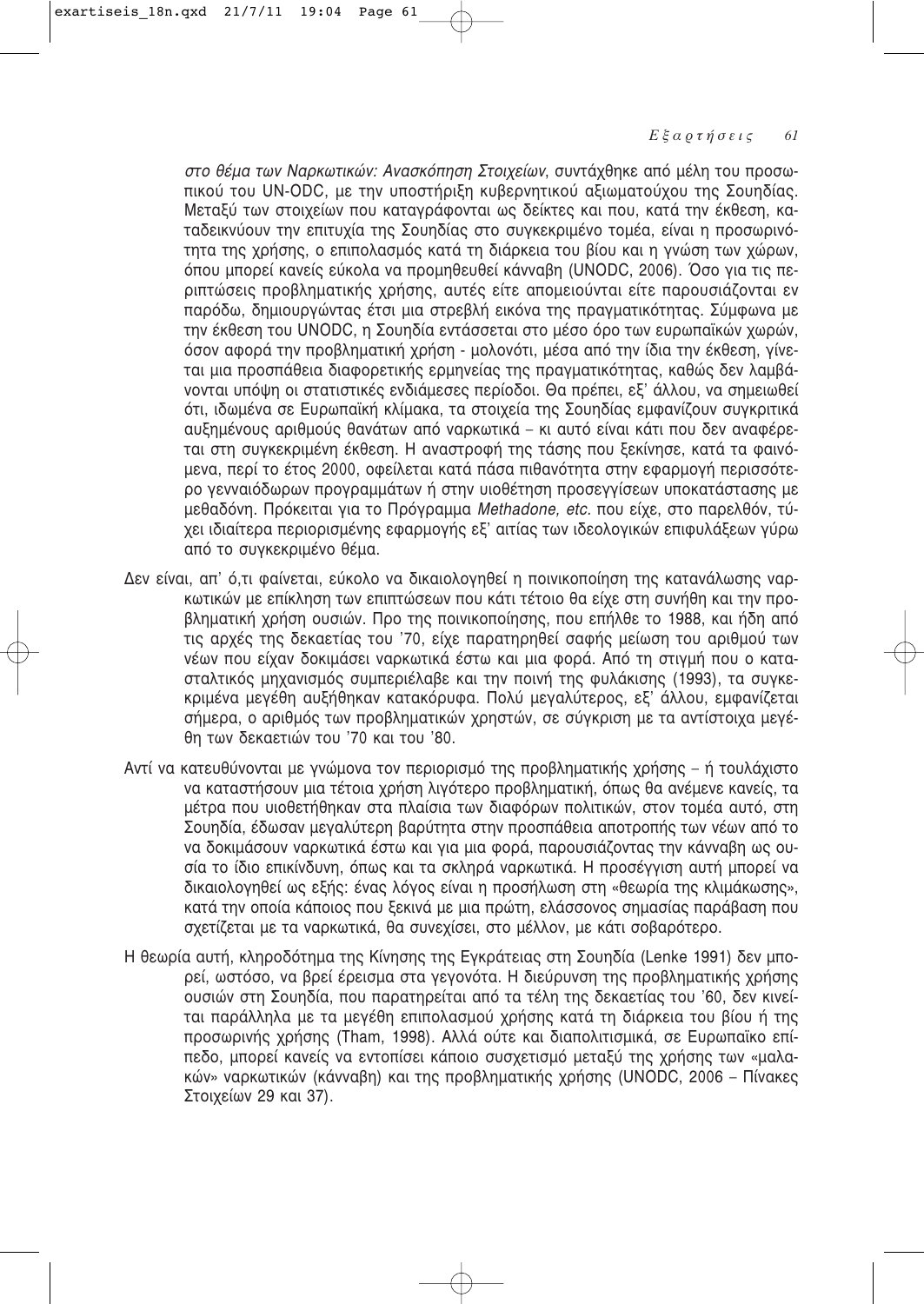*στο θέμα των Ναρκωτικών: Ανασκόπηση Στοιχείων*, συντάχθηκε από μέλη του προσωπικού του UN-ODC, με την υποστήριξη κυβερνητικού αξιωματούχου της Σουηδίας. Μεταξύ των στοιχείων που καταγράφονται ως δείκτες και που, κατά την έκθεση, καταδεικνύουν την επιτυχία της Σουηδίας στο συγκεκριμένο τομέα, είναι η προσωρινότητα της χρήσης, ο επιπολασμός κατά τη διάρκεια του βίου και η γνώση των χώρων, όπου μπορεί κανείς εύκολα να προμηθευθεί κάνναβη (UNODC, 2006). Όσο για τις περιπτώσεις προβληματικής χρήσης, αυτές είτε απομειούνται είτε παρουσιάζονται εν παρόδω, δημιουργώντας έτσι μια στρεβλή εικόνα της πραγματικότητας. Σύμφωνα με την έκθεση του UNODC, η Σουηδία εντάσσεται στο μέσο όρο των ευρωπαϊκών χωρών, όσον αφορά την προβληματική χρήση - μολονότι, μέσα από την ίδια την έκθεση, γίνεται μια προσπάθεια διαφορετικής ερμηνείας της πραγματικότητας, καθώς δεν λαμβάνονται υπόψη οι στατιστικές ενδιάμεσες περίοδοι. Θα πρέπει, εξ' άλλου, να σημειωθεί ότι, ιδωμένα σε Ευρωπαϊκή κλίμακα, τα στοιχεία της Σουηδίας εμφανίζουν συγκριτικά αυξημένους αριθμούς θανάτων από ναρκωτικά – κι αυτό είναι κάτι που δεν αναφέρεται στη συγκεκριμένη έκθεση. Η αναστροφή της τάσης που ξεκίνησε, κατά τα φαινόμενα, περί το έτος 2000, οφείλεται κατά πάσα πιθανότητα στην εφαρμογή περισσότερο γενναιόδωρων προγραμμάτων ή στην υιοθέτηση προσεγγίσεων υποκατάστασης με μεθαδόνη. Πρόκειται για το Πρόγραμμα *Methadone, etc.* που είχε, στο παρελθόν, τύχει ιδιαίτερα περιορισμένης εφαρμογής εξ' αιτίας των ιδεολογικών επιφυλάξεων γύρω από το συγκεκριμένο θέμα.

Δεν είναι, απ' ό,τι φαίνεται, εύκολο να δικαιολογηθεί η ποινικοποίηση της κατανάλωσης ναρκωτικών με επίκληση των επιπτώσεων που κάτι τέτοιο θα είχε στη συνήθη και την προβληματική χρήση ουσιών. Προ της ποινικοποίησης, που επήλθε το 1988, και ήδη από τις αρχές της δεκαετίας του '70, είχε παρατηρηθεί σαφής μείωση του αριθμού των νέων που είχαν δοκιμάσει ναρκωτικά έστω και μια φορά. Από τη στιγμή που ο κατασταλτικός μηχανισμός συμπεριέλαβε και την ποινή της φυλάκισης (1993), τα συγκεκριμένα μεγέθη αυξήθηκαν κατακόρυφα. Πολύ μεγαλύτερος, εξ' άλλου, εμφανίζεται σήμερα, ο αριθμός των προβληματικών χρηστών, σε σύγκριση με τα αντίστοιχα μεγέθη των δεκαετιών του '70 και του '80.

Αντί να κατευθύνονται με γνώμονα τον περιορισμό της προβληματικής χρήσης – ή τουλάχιστο να καταστήσουν μια τέτοια χρήση λιγότερο προβληματική, όπως θα ανέμενε κανείς, τα μέτρα που υιοθετήθηκαν στα πλαίσια των διαφόρων πολιτικών, στον τομέα αυτό, στη Σουηδία, έδωσαν μεγαλύτερη βαρύτητα στην προσπάθεια αποτροπής των νέων από το να δοκιμάσουν ναρκωτικά έστω και για μια φορά, παρουσιάζοντας την κάνναβη ως ουσία το ίδιο επικίνδυνη, όπως και τα σκληρά ναρκωτικά. Η προσέγγιση αυτή μπορεί να δικαιολογηθεί ως εξής: ένας λόγος είναι η προσήλωση στη «θεωρία της κλιμάκωσης», κατά την οποία κάποιος που ξεκινά με μια πρώτη, ελάσσονος σημασίας παράβαση που σχετίζεται με τα ναρκωτικά, θα συνεχίσει, στο μέλλον, με κάτι σοβαρότερο.

Η θεωρία αυτή, κληροδότημα της Κίνησης της Εγκράτειας στη Σουηδία (Lenke 1991) δεν μπορεί, ωστόσο, να βρεί έρεισμα στα γεγονότα. Η διεύρυνση της προβληματικής χρήσης ουσιών στη Σουηδία, που παρατηρείται από τα τέλη της δεκαετίας του '60, δεν κινείται παράλληλα με τα μεγέθη επιπολασμού χρήσης κατά τη διάρκεια του βίου ή της προσωρινής χρήσης (Tham, 1998). Αλλά ούτε και διαπολιτισμικά, σε Ευρωπαϊκο επίπεδο, μπορεί κανείς να εντοπίσει κάποιο συσχετισμό μεταξύ της χρήσης των «μαλακών» ναρκωτικών (κάνναβη) και της προβληματικής χρήσης (UNODC, 2006 – Πίνακες Στοιχείων 29 και 37).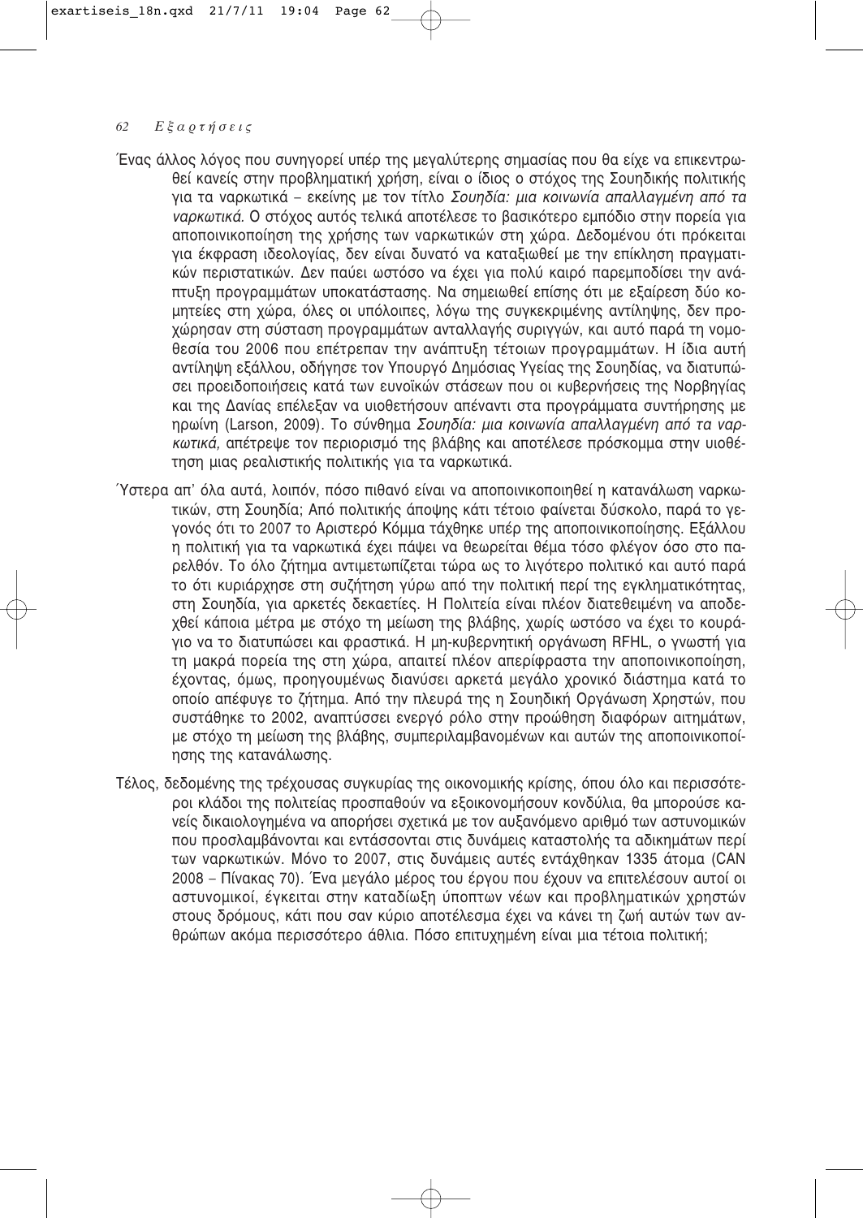Ένας άλλος λόγος που συνηγορεί υπέρ της μεγαλύτερης σημασίας που θα είχε να επικεντρωθεί κανείς στην προβληματική χρήση, είναι ο ίδιος ο στόχος της Σουηδικής πολιτικής για τα ναρκωτικά – εκείνης με τον τίτλο *Σουηδία: μια κοινωνία απαλλαγμένη από τα ναρκωτικά.* Ο στόχος αυτός τελικά αποτέλεσε το βασικότερο εμπόδιο στην πορεία για αποποινικοποίηση της χρήσης των ναρκωτικών στη χώρα. Δεδομένου ότι πρόκειται για έκφραση ιδεολογίας, δεν είναι δυνατό να καταξιωθεί με την επίκληση πραγματικών περιστατικών. Δεν παύει ωστόσο να έχει για πολύ καιρό παρεμποδίσει την ανάπτυξη προγραμμάτων υποκατάστασης. Να σημειωθεί επίσης ότι με εξαίρεση δύο κομητείες στη χώρα, όλες οι υπόλοιπες, λόγω της συγκεκριμένης αντίληψης, δεν προχώρησαν στη σύσταση προγραμμάτων ανταλλαγής συριγγών, και αυτό παρά τη νομοθεσία του 2006 που επέτρεπαν την ανάπτυξη τέτοιων προγραμμάτων. Η ίδια αυτή αντίληψη εξάλλου, οδήγησε τον Υπουργό Δημόσιας Υγείας της Σουηδίας, να διατυπώσει προειδοποιήσεις κατά των ευνοϊκών στάσεων που οι κυβερνήσεις της Νορβηγίας και της Δανίας επέλεξαν να υιοθετήσουν απέναντι στα προγράμματα συντήρησης με ηρωίνη (Larson, 2009). Το σύνθημα *Σουηδία: μια κοινωνία απαλλαγμένη από τα ναρκωτικά,* απέτρεψε τον περιορισμό της βλάβης και αποτέλεσε πρόσκομμα στην υιοθέτηση μιας ρεαλιστικής πολιτικής για τα ναρκωτικά.

Ύστερα απ' όλα αυτά, λοιπόν, πόσο πιθανό είναι να αποποινικοποιηθεί η κατανάλωση ναρκωτικών, στη Σουηδία; Από πολιτικής άποψης κάτι τέτοιο φαίνεται δύσκολο, παρά το γεγονός ότι το 2007 το Αριστερό Κόμμα τάχθηκε υπέρ της αποποινικοποίησης. Εξάλλου η πολιτική για τα ναρκωτικά έχει πάψει να θεωρείται θέμα τόσο φλέγον όσο στο παρελθόν. Το όλο ζήτημα αντιμετωπίζεται τώρα ως το λιγότερο πολιτικό και αυτό παρά το ότι κυριάρχησε στη συζήτηση γύρω από την πολιτική περί της εγκληματικότητας, στη Σουηδία, για αρκετές δεκαετίες. Η Πολιτεία είναι πλέον διατεθειμένη να αποδεχθεί κάποια μέτρα με στόχο τη μείωση της βλάβης, χωρίς ωστόσο να έχει το κουράγιο να το διατυπώσει και φραστικά. Η μη-κυβερνητική οργάνωση RFHL, ο γνωστή για τη μακρά πορεία της στη χώρα, απαιτεί πλέον απερίφραστα την αποποινικοποίηση, έχοντας, όμως, προηγουμένως διανύσει αρκετά μεγάλο χρονικό διάστημα κατά το οποίο απέφυγε το ζήτημα. Από την πλευρά της η Σουηδική Οργάνωση Χρηστών, που συστάθηκε το 2002, αναπτύσσει ενεργό ρόλο στην προώθηση διαφόρων αιτημάτων, με στόχο τη μείωση της βλάβης, συμπεριλαμβανομένων και αυτών της αποποινικοποίησης της κατανάλωσης.

Τέλος, δεδομένης της τρέχουσας συγκυρίας της οικονομικής κρίσης, όπου όλο και περισσότεροι κλάδοι της πολιτείας προσπαθούν να εξοικονομήσουν κονδύλια, θα μπορούσε κανείς δικαιολογημένα να απορήσει σχετικά με τον αυξανόμενο αριθμό των αστυνομικών που προσλαμβάνονται και εντάσσονται στις δυνάμεις καταστολής τα αδικημάτων περί των ναρκωτικών. Μόνο το 2007, στις δυνάμεις αυτές εντάχθηκαν 1335 άτομα (CAN 2008 – Πίνακας 70). Ένα μεγάλο μέρος του έργου που έχουν να επιτελέσουν αυτοί οι αστυνομικοί, έγκειται στην καταδίωξη ύποπτων νέων και προβληματικών χρηστών στους δρόμους, κάτι που σαν κύριο αποτέλεσμα έχει να κάνει τη ζωή αυτών των ανθρώπων ακόμα περισσότερο άθλια. Πόσο επιτυχημένη είναι μια τέτοια πολιτική;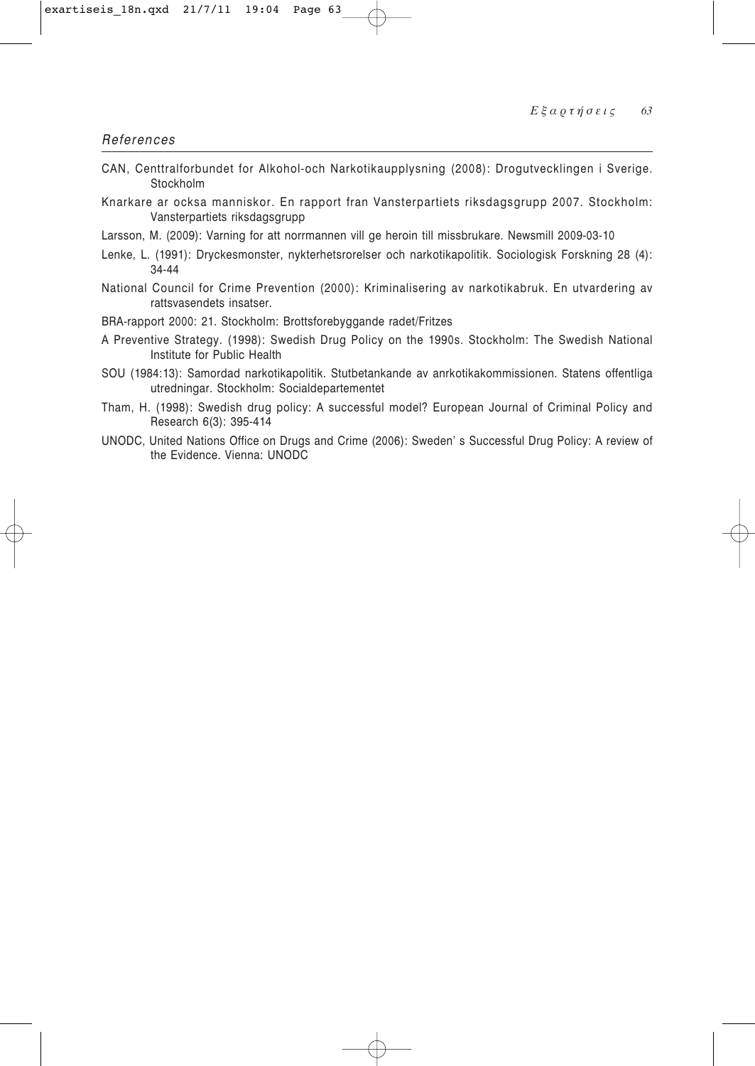## *References*

CAN, Centtralforbundet for Alkohol-och Narkotikaupplysning (2008): Drogutvecklingen i Sverige. Stockholm

Knarkare ar ocksa manniskor. En rapport fran Vansterpartiets riksdagsgrupp 2007. Stockholm: Vansterpartiets riksdagsgrupp

Larsson, M. (2009): Varning for att norrmannen vill ge heroin till missbrukare. Newsmill 2009-03-10

Lenke, L. (1991): Dryckesmonster, nykterhetsrorelser och narkotikapolitik. Sociologisk Forskning 28 (4): 34-44

National Council for Crime Prevention (2000): Kriminalisering av narkotikabruk. En utvardering av rattsvasendets insatser.

BRA-rapport 2000: 21. Stockholm: Brottsforebyggande radet/Fritzes

A Preventive Strategy. (1998): Swedish Drug Policy on the 1990s. Stockholm: The Swedish National Institute for Public Health

SOU (1984:13): Samordad narkotikapolitik. Stutbetankande av anrkotikakommissionen. Statens offentliga utredningar. Stockholm: Socialdepartementet

Tham, H. (1998): Swedish drug policy: A successful model? European Journal of Criminal Policy and Research 6(3): 395-414

UNODC, United Nations Office on Drugs and Crime (2006): Sweden' s Successful Drug Policy: A review of the Evidence. Vienna: UNODC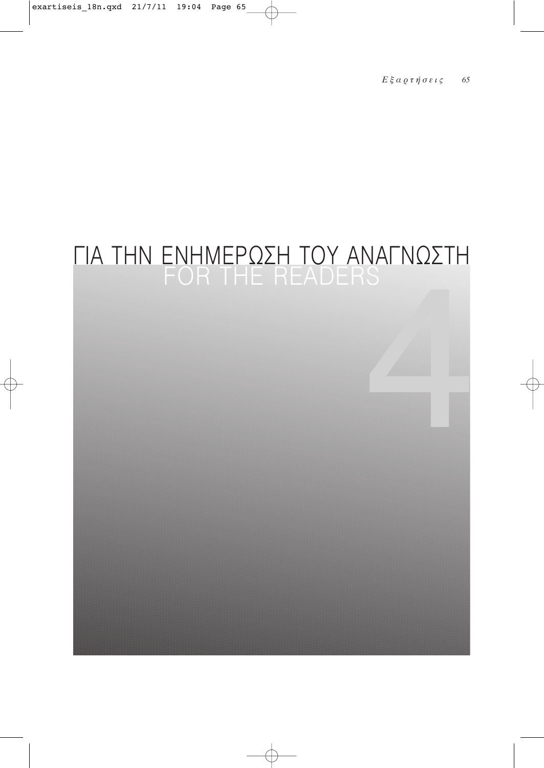# ΓΙΑ ΤΗΝ ΕΝΗΜΕΡΩΣΗ ΤΟΥ ΑΝΑΓΝΩΣΤΗ
## FOR THE READERS

4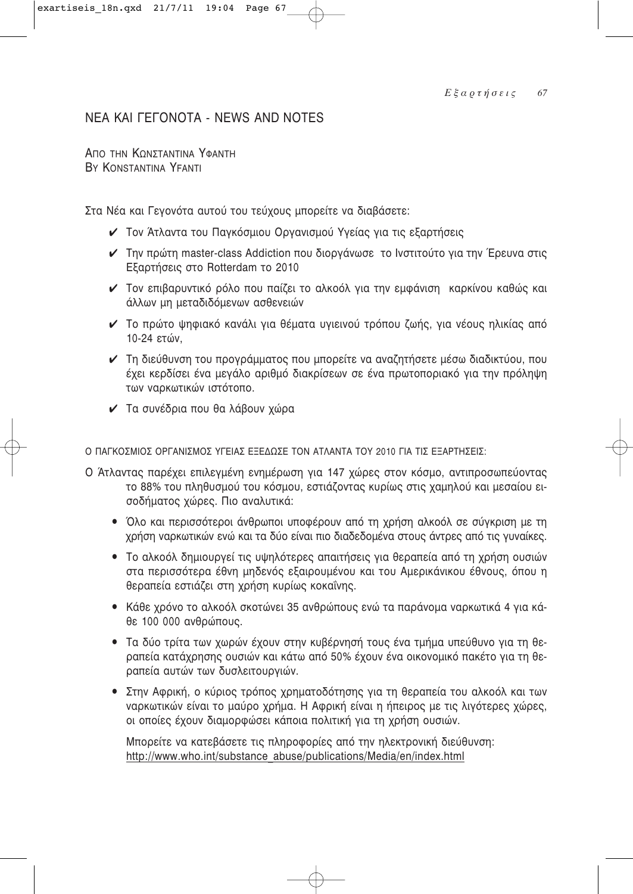## ΝΕΑ ΚΑΙ ΓΕΓΟΝΟΤΑ - NEWS AND NOTES

ΑΠΟ ΤΗΝ ΚΩΝΣΤΑΝΤΙΝΑ ΥΦΑΝΤΗ
BY KONSTANTINA YFANTI

Στα Νέα και Γεγονότα αυτού του τεύχους μπορείτε να διαβάσετε:

- ✔ Τον Άτλαντα του Παγκόσμιου Οργανισμού Υγείας για τις εξαρτήσεις
- ✔ Την πρώτη master-class Addiction που διοργάνωσε το Ινστιτούτο για την Έρευνα στις Εξαρτήσεις στο Rotterdam το 2010
- ✔ Τον επιβαρυντικό ρόλο που παίζει το αλκοόλ για την εμφάνιση καρκίνου καθώς και άλλων μη μεταδιδόμενων ασθενειών
- ✔ Το πρώτο ψηφιακό κανάλι για θέματα υγιεινού τρόπου ζωής, για νέους ηλικίας από 10-24 ετών,
- ✔ Τη διεύθυνση του προγράμματος που μπορείτε να αναζητήσετε μέσω διαδικτύου, που έχει κερδίσει ένα μεγάλο αριθμό διακρίσεων σε ένα πρωτοποριακό για την πρόληψη των ναρκωτικών ιστότοπο.
- ✔ Τα συνέδρια που θα λάβουν χώρα

Ο ΠΑΓΚΟΣΜΙΟΣ ΟΡΓΑΝΙΣΜΟΣ ΥΓΕΙΑΣ ΕΞΕΔΩΣΕ ΤΟΝ ΑΤΛΑΝΤΑ ΤΟΥ 2010 ΓΙΑ ΤΙΣ ΕΞΑΡΤΗΣΕΙΣ:

Ο Άτλαντας παρέχει επιλεγμένη ενημέρωση για 147 χώρες στον κόσμο, αντιπροσωπεύοντας το 88% του πληθυσμού του κόσμου, εστιάζοντας κυρίως στις χαμηλού και μεσαίου εισοδήματος χώρες. Πιο αναλυτικά:

- Όλο και περισσότεροι άνθρωποι υποφέρουν από τη χρήση αλκοόλ σε σύγκριση με τη χρήση ναρκωτικών ενώ και τα δύο είναι πιο διαδεδομένα στους άντρες από τις γυναίκες.
- Το αλκοόλ δημιουργεί τις υψηλότερες απαιτήσεις για θεραπεία από τη χρήση ουσιών στα περισσότερα έθνη μηδενός εξαιρουμένου και του Αμερικάνικου έθνους, όπου η θεραπεία εστιάζει στη χρήση κυρίως κοκαΐνης.
- Κάθε χρόνο το αλκοόλ σκοτώνει 35 ανθρώπους ενώ τα παράνομα ναρκωτικά 4 για κάθε 100 000 ανθρώπους.
- Τα δύο τρίτα των χωρών έχουν στην κυβέρνησή τους ένα τμήμα υπεύθυνο για τη θεραπεία κατάχρησης ουσιών και κάτω από 50% έχουν ένα οικονομικό πακέτο για τη θεραπεία αυτών των δυσλειτουργιών.
- Στην Αφρική, ο κύριος τρόπος χρηματοδότησης για τη θεραπεία του αλκοόλ και των ναρκωτικών είναι το μαύρο χρήμα. Η Αφρική είναι η ήπειρος με τις λιγότερες χώρες, οι οποίες έχουν διαμορφώσει κάποια πολιτική για τη χρήση ουσιών.

Μπορείτε να κατεβάσετε τις πληροφορίες από την ηλεκτρονική διεύθυνση:
http://www.who.int/substance_abuse/publications/Media/en/index.html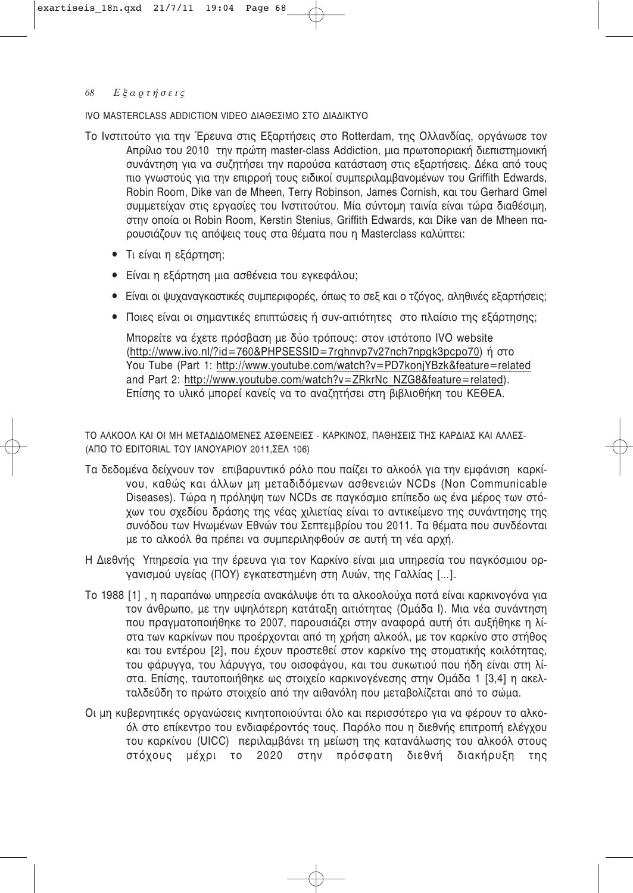### IVO MASTERCLASS ADDICTION VIDEO ΔΙΑΘΕΣΙΜΟ ΣΤΟ ΔΙΑΔΙΚΤΥΟ

Το Ινστιτούτο για την Έρευνα στις Εξαρτήσεις στο Rotterdam, της Ολλανδίας, οργάνωσε τον Απρίλιο του 2010 την πρώτη master-class Addiction, μια πρωτοποριακή διεπιστημονική συνάντηση για να συζητήσει την παρούσα κατάσταση στις εξαρτήσεις. Δέκα από τους πιο γνωστούς για την επιρροή τους ειδικοί συμπεριλαμβανομένων του Griffith Edwards, Robin Room, Dike van de Mheen, Terry Robinson, James Cornish, και του Gerhard Gmel συμμετείχαν στις εργασίες του Ινστιτούτου. Μία σύντομη ταινία είναι τώρα διαθέσιμη, στην οποία οι Robin Room, Kerstin Stenius, Griffith Edwards, και Dike van de Mheen παρουσιάζουν τις απόψεις τους στα θέματα που η Masterclass καλύπτει:

- Τι είναι η εξάρτηση;
- Είναι η εξάρτηση μια ασθένεια του εγκεφάλου;
- Είναι οι ψυχαναγκαστικές συμπεριφορές, όπως το σεξ και ο τζόγος, αληθινές εξαρτήσεις;
- Ποιες είναι οι σημαντικές επιπτώσεις ή συν-αιτιότητες στο πλαίσιο της εξάρτησης;

Μπορείτε να έχετε πρόσβαση με δύο τρόπους: στον ιστότοπο IVO website (http://www.ivo.nl/?id=760&PHPSESSID=7rghnvp7v27nch7npgk3pcpo70) ή στο You Tube (Part 1: http://www.youtube.com/watch?v=PD7konjYBzk&feature=related and Part 2: http://www.youtube.com/watch?v=ZRkrNc_NZG8&feature=related). Επίσης το υλικό μπορεί κανείς να το αναζητήσει στη βιβλιοθήκη του ΚΕΘΕΑ.

### ΤΟ ΑΛΚΟΟΛ ΚΑΙ ΟΙ ΜΗ ΜΕΤΑΔΙΔΟΜΕΝΕΣ ΑΣΘΕΝΕΙΕΣ - ΚΑΡΚΙΝΟΣ, ΠΑΘΗΣΕΙΣ ΤΗΣ ΚΑΡΔΙΑΣ ΚΑΙ ΑΛΛΕΣ- (ΑΠΟ ΤΟ EDITORIAL ΤΟΥ ΙΑΝΟΥΑΡΙΟΥ 2011,ΣΕΛ 106)

Τα δεδομένα δείχνουν τον επιβαρυντικό ρόλο που παίζει το αλκοόλ για την εμφάνιση καρκίνου, καθώς και άλλων μη μεταδιδόμενων ασθενειών NCDs (Non Communicable Diseases). Τώρα η πρόληψη των NCDs σε παγκόσμιο επίπεδο ως ένα μέρος των στόχων του σχεδίου δράσης της νέας χιλιετίας είναι το αντικείμενο της συνάντησης της συνόδου των Ηνωμένων Εθνών του Σεπτεμβρίου του 2011. Τα θέματα που συνδέονται με το αλκοόλ θα πρέπει να συμπεριληφθούν σε αυτή τη νέα αρχή.

Η Διεθνής Υπηρεσία για την έρευνα για τον Καρκίνο είναι μια υπηρεσία του παγκόσμιου οργανισμού υγείας (ΠΟΥ) εγκατεστημένη στη Λυών, της Γαλλίας [...].

Το 1988 [1] , η παραπάνω υπηρεσία ανακάλυψε ότι τα αλκοολούχα ποτά είναι καρκινογόνα για τον άνθρωπο, με την υψηλότερη κατάταξη αιτιότητας (Ομάδα Ι). Μια νέα συνάντηση που πραγματοποιήθηκε το 2007, παρουσιάζει στην αναφορά αυτή ότι αυξήθηκε η λίστα των καρκίνων που προέρχονται από τη χρήση αλκοόλ, με τον καρκίνο στο στήθος και του εντέρου [2], που έχουν προστεθεί στον καρκίνο της στοματικής κοιλότητας, του φάρυγγα, του λάρυγγα, του οισοφάγου, και του συκωτιού που ήδη είναι στη λίστα. Επίσης, ταυτοποιήθηκε ως στοιχείο καρκινογένεσης στην Ομάδα 1 [3,4] η ακελταλδεΰδη το πρώτο στοιχείο από την αιθανόλη που μεταβολίζεται από το σώμα.

Οι μη κυβερνητικές οργανώσεις κινητοποιούνται όλο και περισσότερο για να φέρουν το αλκοόλ στο επίκεντρο του ενδιαφέροντός τους. Παρόλο που η διεθνής επιτροπή ελέγχου του καρκίνου (UICC) περιλαμβάνει τη μείωση της κατανάλωσης του αλκοόλ στους στόχους μέχρι το 2020 στην πρόσφατη διεθνή διακήρυξη της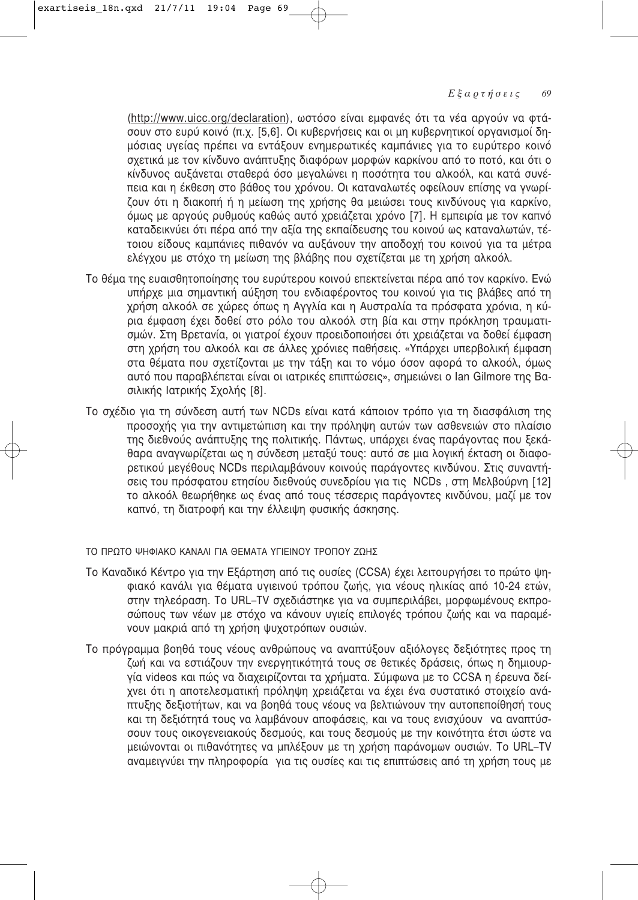(http://www.uicc.org/declaration), ωστόσο είναι εμφανές ότι τα νέα αργούν να φτάσουν στο ευρύ κοινό (π.χ. [5,6]. Οι κυβερνήσεις και οι μη κυβερνητικοί οργανισμοί δημόσιας υγείας πρέπει να εντάξουν ενημερωτικές καμπάνιες για το ευρύτερο κοινό σχετικά με τον κίνδυνο ανάπτυξης διαφόρων μορφών καρκίνου από το ποτό, και ότι ο κίνδυνος αυξάνεται σταθερά όσο μεγαλώνει η ποσότητα του αλκοόλ, και κατά συνέπεια και η έκθεση στο βάθος του χρόνου. Οι καταναλωτές οφείλουν επίσης να γνωρίζουν ότι η διακοπή ή η μείωση της χρήσης θα μειώσει τους κινδύνους για καρκίνο, όμως με αργούς ρυθμούς καθώς αυτό χρειάζεται χρόνο [7]. Η εμπειρία με τον καπνό καταδεικνύει ότι πέρα από την αξία της εκπαίδευσης του κοινού ως καταναλωτών, τέτοιου είδους καμπάνιες πιθανόν να αυξάνουν την αποδοχή του κοινού για τα μέτρα ελέγχου με στόχο τη μείωση της βλάβης που σχετίζεται με τη χρήση αλκοόλ.

Το θέμα της ευαισθητοποίησης του ευρύτερου κοινού επεκτείνεται πέρα από τον καρκίνο. Ενώ υπήρχε μια σημαντική αύξηση του ενδιαφέροντος του κοινού για τις βλάβες από τη χρήση αλκοόλ σε χώρες όπως η Αγγλία και η Αυστραλία τα πρόσφατα χρόνια, η κύρια έμφαση έχει δοθεί στο ρόλο του αλκοόλ στη βία και στην πρόκληση τραυματισμών. Στη Βρετανία, οι γιατροί έχουν προειδοποιήσει ότι χρειάζεται να δοθεί έμφαση στη χρήση του αλκοόλ και σε άλλες χρόνιες παθήσεις. «Υπάρχει υπερβολική έμφαση στα θέματα που σχετίζονται με την τάξη και το νόμο όσον αφορά το αλκοόλ, όμως αυτό που παραβλέπεται είναι οι ιατρικές επιπτώσεις», σημειώνει ο Ian Gilmore της Βασιλικής Ιατρικής Σχολής [8].

Το σχέδιο για τη σύνδεση αυτή των NCDs είναι κατά κάποιον τρόπο για τη διασφάλιση της προσοχής για την αντιμετώπιση και την πρόληψη αυτών των ασθενειών στο πλαίσιο της διεθνούς ανάπτυξης της πολιτικής. Πάντως, υπάρχει ένας παράγοντας που ξεκάθαρα αναγνωρίζεται ως η σύνδεση μεταξύ τους: αυτό σε μια λογική έκταση οι διαφορετικού μεγέθους NCDs περιλαμβάνουν κοινούς παράγοντες κινδύνου. Στις συναντήσεις του πρόσφατου ετησίου διεθνούς συνεδρίου για τις NCDs , στη Μελβούρνη [12] το αλκοόλ θεωρήθηκε ως ένας από τους τέσσερις παράγοντες κινδύνου, μαζί με τον καπνό, τη διατροφή και την έλλειψη φυσικής άσκησης.

## ΤΟ ΠΡΩΤΟ ΨΗΦΙΑΚΟ ΚΑΝΑΛΙ ΓΙΑ ΘΕΜΑΤΑ ΥΓΙΕΙΝΟΥ ΤΡΟΠΟΥ ΖΩΗΣ

Το Καναδικό Κέντρο για την Εξάρτηση από τις ουσίες (CCSA) έχει λειτουργήσει το πρώτο ψηφιακό κανάλι για θέματα υγιεινού τρόπου ζωής, για νέους ηλικίας από 10-24 ετών, στην τηλεόραση. Το URL–TV σχεδιάστηκε για να συμπεριλάβει, μορφωμένους εκπροσώπους των νέων με στόχο να κάνουν υγιείς επιλογές τρόπου ζωής και να παραμένουν μακριά από τη χρήση ψυχοτρόπων ουσιών.

Το πρόγραμμα βοηθά τους νέους ανθρώπους να αναπτύξουν αξιόλογες δεξιότητες προς τη ζωή και να εστιάζουν την ενεργητικότητά τους σε θετικές δράσεις, όπως η δημιουργία videos και πώς να διαχειρίζονται τα χρήματα. Σύμφωνα με το CCSA η έρευνα δείχνει ότι η αποτελεσματική πρόληψη χρειάζεται να έχει ένα συστατικό στοιχείο ανάπτυξης δεξιοτήτων, και να βοηθά τους νέους να βελτιώνουν την αυτοπεποίθησή τους και τη δεξιότητά τους να λαμβάνουν αποφάσεις, και να τους ενισχύουν να αναπτύσσουν τους οικογενειακούς δεσμούς, και τους δεσμούς με την κοινότητα έτσι ώστε να μειώνονται οι πιθανότητες να μπλέξουν με τη χρήση παράνομων ουσιών. Το URL–TV αναμειγνύει την πληροφορία για τις ουσίες και τις επιπτώσεις από τη χρήση τους με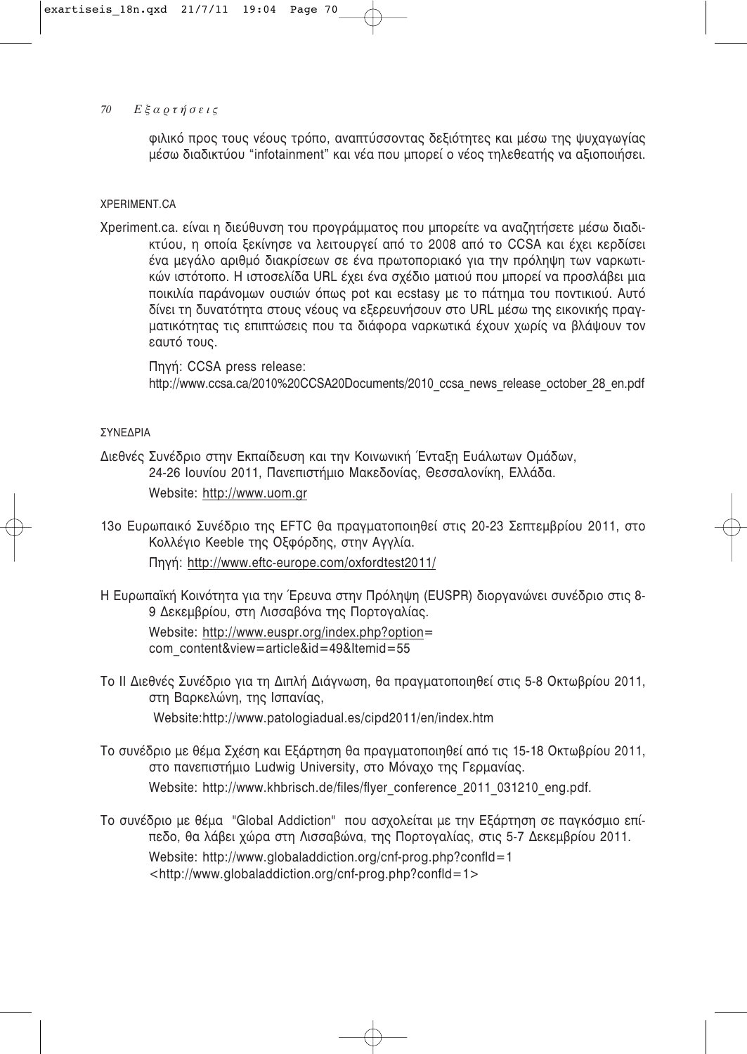φιλικό προς τους νέους τρόπο, αναπτύσσοντας δεξιότητες και μέσω της ψυχαγωγίας μέσω διαδικτύου "infotainment" και νέα που μπορεί ο νέος τηλεθεατής να αξιοποιήσει.

### XPERIMENT.CA

Xperiment.ca. είναι η διεύθυνση του προγράμματος που μπορείτε να αναζητήσετε μέσω διαδικτύου, η οποία ξεκίνησε να λειτουργεί από το 2008 από το CCSA και έχει κερδίσει ένα μεγάλο αριθμό διακρίσεων σε ένα πρωτοποριακό για την πρόληψη των ναρκωτικών ιστότοπο. Η ιστοσελίδα URL έχει ένα σχέδιο ματιού που μπορεί να προσλάβει μια ποικιλία παράνομων ουσιών όπως pot και ecstasy με το πάτημα του ποντικιού. Αυτό δίνει τη δυνατότητα στους νέους να εξερευνήσουν στο URL μέσω της εικονικής πραγματικότητας τις επιπτώσεις που τα διάφορα ναρκωτικά έχουν χωρίς να βλάψουν τον εαυτό τους.

Πηγή: CCSA press release:
http://www.ccsa.ca/2010%20CCSA20Documents/2010_ccsa_news_release_october_28_en.pdf

### ΣΥΝΕΔΡΙΑ

Διεθνές Συνέδριο στην Εκπαίδευση και την Κοινωνική Ένταξη Ευάλωτων Ομάδων, 24-26 Ιουνίου 2011, Πανεπιστήμιο Μακεδονίας, Θεσσαλονίκη, Ελλάδα.
Website: http://www.uom.gr

13ο Ευρωπαικό Συνέδριο της EFTC θα πραγματοποιηθεί στις 20-23 Σεπτεμβρίου 2011, στο Κολλέγιο Keeble της Οξφόρδης, στην Αγγλία.
Πηγή: http://www.eftc-europe.com/oxfordtest2011/

Η Ευρωπαϊκή Κοινότητα για την Έρευνα στην Πρόληψη (EUSPR) διοργανώνει συνέδριο στις 8-9 Δεκεμβρίου, στη Λισσαβόνα της Πορτογαλίας.
Website: http://www.euspr.org/index.php?option=com_content&view=article&id=49&Itemid=55

Το ΙΙ Διεθνές Συνέδριο για τη Διπλή Διάγνωση, θα πραγματοποιηθεί στις 5-8 Οκτωβρίου 2011, στη Βαρκελώνη, της Ισπανίας,
Website:http://www.patologiadual.es/cipd2011/en/index.htm

Το συνέδριο με θέμα Σχέση και Εξάρτηση θα πραγματοποιηθεί από τις 15-18 Οκτωβρίου 2011, στο πανεπιστήμιο Ludwig University, στο Μόναχο της Γερμανίας.
Website: http://www.khbrisch.de/files/flyer_conference_2011_031210_eng.pdf.

Το συνέδριο με θέμα "Global Addiction" που ασχολείται με την Εξάρτηση σε παγκόσμιο επίπεδο, θα λάβει χώρα στη Λισσαβώνα, της Πορτογαλίας, στις 5-7 Δεκεμβρίου 2011.
Website: http://www.globaladdiction.org/cnf-prog.php?confId=1
<http://www.globaladdiction.org/cnf-prog.php?confId=1>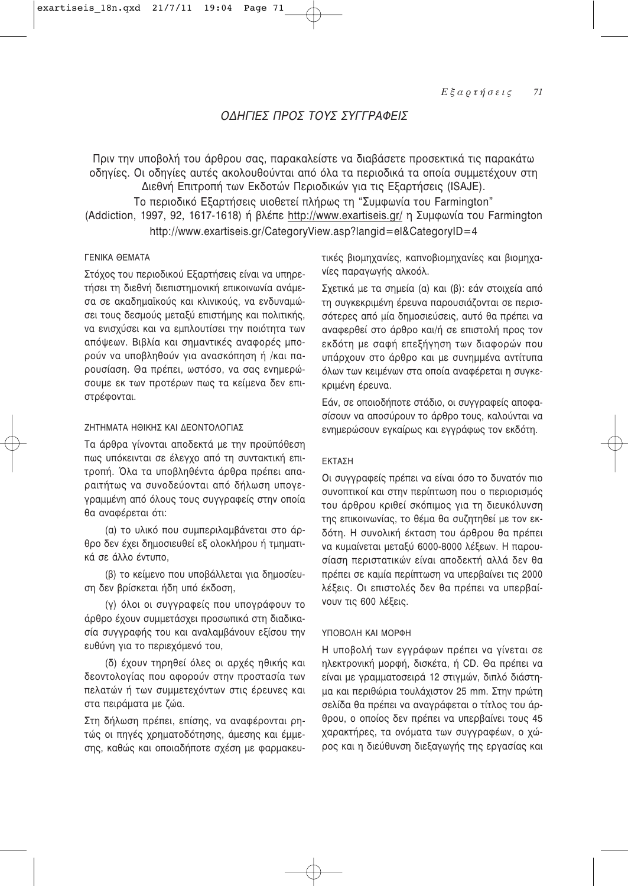## ΟΔΗΓΙΕΣ ΠΡΟΣ ΤΟΥΣ ΣΥΓΓΡΑΦΕΙΣ

Πριν την υποβολή του άρθρου σας, παρακαλείστε να διαβάσετε προσεκτικά τις παρακάτω οδηγίες. Οι οδηγίες αυτές ακολουθούνται από όλα τα περιοδικά τα οποία συμμετέχουν στη Διεθνή Επιτροπή των Εκδοτών Περιοδικών για τις Εξαρτήσεις (ISAJE).
Το περιοδικό Εξαρτήσεις υιοθετεί πλήρως τη "Συμφωνία του Farmington" (Addiction, 1997, 92, 1617-1618) ή βλέπε http://www.exartiseis.gr/ η Συμφωνία του Farmington http://www.exartiseis.gr/CategoryView.asp?langid=el&CategoryID=4

### ΓΕΝΙΚΑ ΘΕΜΑΤΑ

Στόχος του περιοδικού Εξαρτήσεις είναι να υπηρετήσει τη διεθνή διεπιστημονική επικοινωνία ανάμεσα σε ακαδημαϊκούς και κλινικούς, να ενδυναμώσει τους δεσμούς μεταξύ επιστήμης και πολιτικής, να ενισχύσει και να εμπλουτίσει την ποιότητα των απόψεων. Βιβλία και σημαντικές αναφορές μπορούν να υποβληθούν για ανασκόπηση ή /και παρουσίαση. Θα πρέπει, ωστόσο, να σας ενημερώσουμε εκ των προτέρων πως τα κείμενα δεν επιστρέφονται.

### ΖΗΤΗΜΑΤΑ ΗΘΙΚΗΣ ΚΑΙ ΔΕΟΝΤΟΛΟΓΙΑΣ

Τα άρθρα γίνονται αποδεκτά με την προϋπόθεση πως υπόκεινται σε έλεγχο από τη συντακτική επιτροπή. Όλα τα υποβληθέντα άρθρα πρέπει απαραιτήτως να συνοδεύονται από δήλωση υπογεγραμμένη από όλους τους συγγραφείς στην οποία θα αναφέρεται ότι:

(α) το υλικό που συμπεριλαμβάνεται στο άρθρο δεν έχει δημοσιευθεί εξ ολοκλήρου ή τμηματικά σε άλλο έντυπο,

(β) το κείμενο που υποβάλλεται για δημοσίευση δεν βρίσκεται ήδη υπό έκδοση,

(γ) όλοι οι συγγραφείς που υπογράφουν το άρθρο έχουν συμμετάσχει προσωπικά στη διαδικασία συγγραφής του και αναλαμβάνουν εξίσου την ευθύνη για το περιεχόμενό του,

(δ) έχουν τηρηθεί όλες οι αρχές ηθικής και δεοντολογίας που αφορούν στην προστασία των πελατών ή των συμμετεχόντων στις έρευνες και στα πειράματα με ζώα.

Στη δήλωση πρέπει, επίσης, να αναφέρονται ρητώς οι πηγές χρηματοδότησης, άμεσης και έμμεσης, καθώς και οποιαδήποτε σχέση με φαρμακευτικές βιομηχανίες, καπνοβιομηχανίες και βιομηχανίες παραγωγής αλκοόλ.

Σχετικά με τα σημεία (α) και (β): εάν στοιχεία από τη συγκεκριμένη έρευνα παρουσιάζονται σε περισσότερες από μία δημοσιεύσεις, αυτό θα πρέπει να αναφερθεί στο άρθρο και/ή σε επιστολή προς τον εκδότη με σαφή επεξήγηση των διαφορών που υπάρχουν στο άρθρο και με συνημμένα αντίτυπα όλων των κειμένων στα οποία αναφέρεται η συγκεκριμένη έρευνα.

Εάν, σε οποιοδήποτε στάδιο, οι συγγραφείς αποφασίσουν να αποσύρουν το άρθρο τους, καλούνται να ενημερώσουν εγκαίρως και εγγράφως τον εκδότη.

### ΕΚΤΑΣΗ

Οι συγγραφείς πρέπει να είναι όσο το δυνατόν πιο συνοπτικοί και στην περίπτωση που ο περιορισμός του άρθρου κριθεί σκόπιμος για τη διευκόλυνση της επικοινωνίας, το θέμα θα συζητηθεί με τον εκδότη. Η συνολική έκταση του άρθρου θα πρέπει να κυμαίνεται μεταξύ 6000-8000 λέξεων. Η παρουσίαση περιστατικών είναι αποδεκτή αλλά δεν θα πρέπει σε καμία περίπτωση να υπερβαίνει τις 2000 λέξεις. Οι επιστολές δεν θα πρέπει να υπερβαίνουν τις 600 λέξεις.

### ΥΠΟΒΟΛΗ ΚΑΙ ΜΟΡΦΗ

Η υποβολή των εγγράφων πρέπει να γίνεται σε ηλεκτρονική μορφή, δισκέτα, ή CD. Θα πρέπει να είναι με γραμματοσειρά 12 στιγμών, διπλό διάστημα και περιθώρια τουλάχιστον 25 mm. Στην πρώτη σελίδα θα πρέπει να αναγράφεται ο τίτλος του άρθρου, ο οποίος δεν πρέπει να υπερβαίνει τους 45 χαρακτήρες, τα ονόματα των συγγραφέων, ο χώρος και η διεύθυνση διεξαγωγής της εργασίας και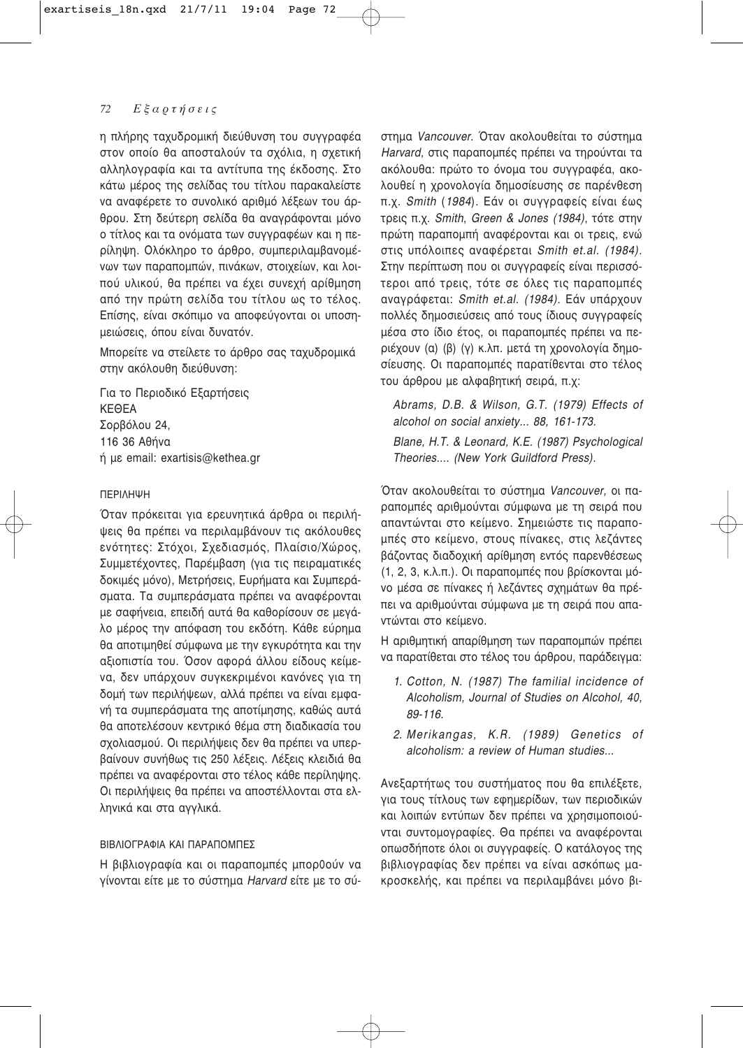η πλήρης ταχυδρομική διεύθυνση του συγγραφέα στον οποίο θα αποσταλούν τα σχόλια, η σχετική αλληλογραφία και τα αντίτυπα της έκδοσης. Στο κάτω μέρος της σελίδας του τίτλου παρακαλείστε να αναφέρετε το συνολικό αριθμό λέξεων του άρθρου. Στη δεύτερη σελίδα θα αναγράφονται μόνο ο τίτλος και τα ονόματα των συγγραφέων και η περίληψη. Ολόκληρο το άρθρο, συμπεριλαμβανομένων των παραπομπών, πινάκων, στοιχείων, και λοιπού υλικού, θα πρέπει να έχει συνεχή αρίθμηση από την πρώτη σελίδα του τίτλου ως το τέλος. Επίσης, είναι σκόπιμο να αποφεύγονται οι υποσημειώσεις, όπου είναι δυνατόν.

Μπορείτε να στείλετε το άρθρο σας ταχυδρομικά στην ακόλουθη διεύθυνση:

Για το Περιοδικό Εξαρτήσεις
ΚΕΘΕΑ
Σορβόλου 24,
116 36 Αθήνα
ή με email: exartisis@kethea.gr

### ΠΕΡΙΛΗΨΗ

Όταν πρόκειται για ερευνητικά άρθρα οι περιλήψεις θα πρέπει να περιλαμβάνουν τις ακόλουθες ενότητες: Στόχοι, Σχεδιασμός, Πλαίσιο/Χώρος, Συμμετέχοντες, Παρέμβαση (για τις πειραματικές δοκιμές μόνο), Μετρήσεις, Ευρήματα και Συμπεράσματα. Τα συμπεράσματα πρέπει να αναφέρονται με σαφήνεια, επειδή αυτά θα καθορίσουν σε μεγάλο μέρος την απόφαση του εκδότη. Κάθε εύρημα θα αποτιμηθεί σύμφωνα με την εγκυρότητα και την αξιοπιστία του. Όσον αφορά άλλου είδους κείμενα, δεν υπάρχουν συγκεκριμένοι κανόνες για τη δομή των περιλήψεων, αλλά πρέπει να είναι εμφανή τα συμπεράσματα της αποτίμησης, καθώς αυτά θα αποτελέσουν κεντρικό θέμα στη διαδικασία του σχολιασμού. Οι περιλήψεις δεν θα πρέπει να υπερβαίνουν συνήθως τις 250 λέξεις. Λέξεις κλειδιά θα πρέπει να αναφέρονται στο τέλος κάθε περίληψης. Οι περιλήψεις θα πρέπει να αποστέλλονται στα ελληνικά και στα αγγλικά.

### ΒΙΒΛΙΟΓΡΑΦΙΑ ΚΑΙ ΠΑΡΑΠΟΜΠΕΣ

Η βιβλιογραφία και οι παραπομπές μπορθούν να γίνονται είτε με το σύστημα *Harvard* είτε με το σύστημα *Vancouver*. Όταν ακολουθείται το σύστημα *Harvard*, στις παραπομπές πρέπει να τηρούνται τα ακόλουθα: πρώτο το όνομα του συγγραφέα, ακολουθεί η χρονολογία δημοσίευσης σε παρένθεση π.χ. *Smith* (*1984*). Εάν οι συγγραφείς είναι έως τρεις π.χ. *Smith*, *Green & Jones (1984)*, τότε στην πρώτη παραπομπή αναφέρονται και οι τρεις, ενώ στις υπόλοιπες αναφέρεται *Smith et.al. (1984)*. Στην περίπτωση που οι συγγραφείς είναι περισσότεροι από τρεις, τότε σε όλες τις παραπομπές αναγράφεται: *Smith et.al. (1984)*. Εάν υπάρχουν πολλές δημοσιεύσεις από τους ίδιους συγγραφείς μέσα στο ίδιο έτος, οι παραπομπές πρέπει να περιέχουν (α) (β) (γ) κ.λπ. μετά τη χρονολογία δημοσίευσης. Οι παραπομπές παρατίθενται στο τέλος του άρθρου με αλφαβητική σειρά, π.χ:

*Abrams, D.B. & Wilson, G.T. (1979) Effects of alcohol on social anxiety... 88, 161-173.*

*Blane, H.T. & Leonard, K.E. (1987) Psychological Theories.... (New York Guildford Press).*

Όταν ακολουθείται το σύστημα *Vancouver,* οι παραπομπές αριθμούνται σύμφωνα με τη σειρά που απαντώνται στο κείμενο. Σημειώστε τις παραπομπές στο κείμενο, στους πίνακες, στις λεζάντες βάζοντας διαδοχική αρίθμηση εντός παρενθέσεως (1, 2, 3, κ.λ.π.). Οι παραπομπές που βρίσκονται μόνο μέσα σε πίνακες ή λεζάντες σχημάτων θα πρέπει να αριθμούνται σύμφωνα με τη σειρά που απαντώνται στο κείμενο.

Η αριθμητική απαρίθμηση των παραπομπών πρέπει να παρατίθεται στο τέλος του άρθρου, παράδειγμα:

1. *Cotton, N. (1987) The familial incidence of Alcoholism, Journal of Studies on Alcohol, 40, 89-116.*
2. *Merikangas, K.R. (1989) Genetics of alcoholism: a review of Human studies...*

Ανεξαρτήτως του συστήματος που θα επιλέξετε, για τους τίτλους των εφημερίδων, των περιοδικών και λοιπών εντύπων δεν πρέπει να χρησιμοποιούνται συντομογραφίες. Θα πρέπει να αναφέρονται οπωσδήποτε όλοι οι συγγραφείς. Ο κατάλογος της βιβλιογραφίας δεν πρέπει να είναι ασκόπως μακροσκελής, και πρέπει να περιλαμβάνει μόνο βι-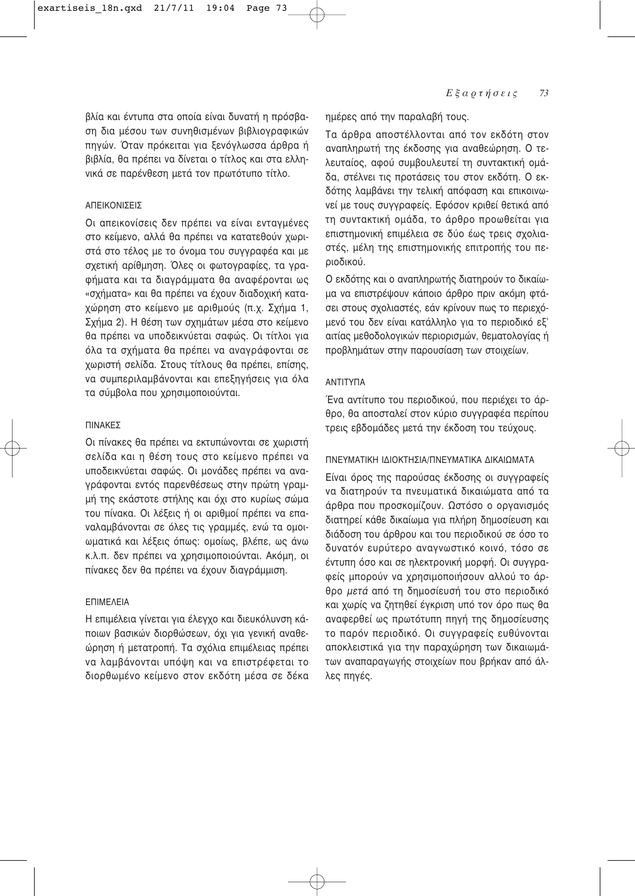βλία και έντυπα στα οποία είναι δυνατή η πρόσβαση δια μέσου των συνηθισμένων βιβλιογραφικών πηγών. Όταν πρόκειται για ξενόγλωσσα άρθρα ή βιβλία, θα πρέπει να δίνεται ο τίτλος και στα ελληνικά σε παρένθεση μετά τον πρωτότυπο τίτλο.

### ΑΠΕΙΚΟΝΙΣΕΙΣ

Οι απεικονίσεις δεν πρέπει να είναι ενταγμένες στο κείμενο, αλλά θα πρέπει να κατατεθούν χωριστά στο τέλος με το όνομα του συγγραφέα και με σχετική αρίθμηση. Όλες οι φωτογραφίες, τα γραφήματα και τα διαγράμματα θα αναφέρονται ως «σχήματα» και θα πρέπει να έχουν διαδοχική καταχώρηση στο κείμενο με αριθμούς (π.χ. Σχήμα 1, Σχήμα 2). Η θέση των σχημάτων μέσα στο κείμενο θα πρέπει να υποδεικνύεται σαφώς. Οι τίτλοι για όλα τα σχήματα θα πρέπει να αναγράφονται σε χωριστή σελίδα. Στους τίτλους θα πρέπει, επίσης, να συμπεριλαμβάνονται και επεξηγήσεις για όλα τα σύμβολα που χρησιμοποιούνται.

### ΠΙΝΑΚΕΣ

Οι πίνακες θα πρέπει να εκτυπώνονται σε χωριστή σελίδα και η θέση τους στο κείμενο πρέπει να υποδεικνύεται σαφώς. Οι μονάδες πρέπει να αναγράφονται εντός παρενθέσεως στην πρώτη γραμμή της εκάστοτε στήλης και όχι στο κυρίως σώμα του πίνακα. Οι λέξεις ή οι αριθμοί πρέπει να επαναλαμβάνονται σε όλες τις γραμμές, ενώ τα ομοιωματικά και λέξεις όπως: ομοίως, βλέπε, ως άνω κ.λ.π. δεν πρέπει να χρησιμοποιούνται. Ακόμη, οι πίνακες δεν θα πρέπει να έχουν διαγράμμιση.

### ΕΠΙΜΕΛΕΙΑ

Η επιμέλεια γίνεται για έλεγχο και διευκόλυνση κάποιων βασικών διορθώσεων, όχι για γενική αναθεώρηση ή μετατροπή. Τα σχόλια επιμέλειας πρέπει να λαμβάνονται υπόψη και να επιστρέφεται το διορθωμένο κείμενο στον εκδότη μέσα σε δέκα ημέρες από την παραλαβή τους.

Τα άρθρα αποστέλλονται από τον εκδότη στον αναπληρωτή της έκδοσης για αναθεώρηση. Ο τελευταίος, αφού συμβουλευτεί τη συντακτική ομάδα, στέλνει τις προτάσεις του στον εκδότη. Ο εκδότης λαμβάνει την τελική απόφαση και επικοινωνεί με τους συγγραφείς. Εφόσον κριθεί θετικά από τη συντακτική ομάδα, το άρθρο προωθείται για επιστημονική επιμέλεια σε δύο έως τρεις σχολιαστές, μέλη της επιστημονικής επιτροπής του περιοδικού.

Ο εκδότης και ο αναπληρωτής διατηρούν το δικαίωμα να επιστρέψουν κάποιο άρθρο πριν ακόμη φτάσει στους σχολιαστές, εάν κρίνουν πως το περιεχόμενό του δεν είναι κατάλληλο για το περιοδικό εξ' αιτίας μεθοδολογικών περιορισμών, θεματολογίας ή προβλημάτων στην παρουσίαση των στοιχείων.

### ΑΝΤΙΤΥΠΑ

Ένα αντίτυπο του περιοδικού, που περιέχει το άρθρο, θα αποσταλεί στον κύριο συγγραφέα περίπου τρεις εβδομάδες μετά την έκδοση του τεύχους.

### ΠΝΕΥΜΑΤΙΚΗ ΙΔΙΟΚΤΗΣΙΑ/ΠΝΕΥΜΑΤΙΚΑ ΔΙΚΑΙΩΜΑΤΑ

Είναι όρος της παρούσας έκδοσης οι συγγραφείς να διατηρούν τα πνευματικά δικαιώματα από τα άρθρα που προσκομίζουν. Ωστόσο ο οργανισμός διατηρεί κάθε δικαίωμα για πλήρη δημοσίευση και διάδοση του άρθρου και του περιοδικού σε όσο το δυνατόν ευρύτερο αναγνωστικό κοινό, τόσο σε έντυπη όσο και σε ηλεκτρονική μορφή. Οι συγγραφείς μπορούν να χρησιμοποιήσουν αλλού το άρθρο *μετά* από τη δημοσίευσή του στο περιοδικό και χωρίς να ζητηθεί έγκριση υπό τον όρο πως θα αναφερθεί ως πρωτότυπη πηγή της δημοσίευσης το παρόν περιοδικό. Οι συγγραφείς ευθύνονται αποκλειστικά για την παραχώρηση των δικαιωμάτων αναπαραγωγής στοιχείων που βρήκαν από άλλες πηγές.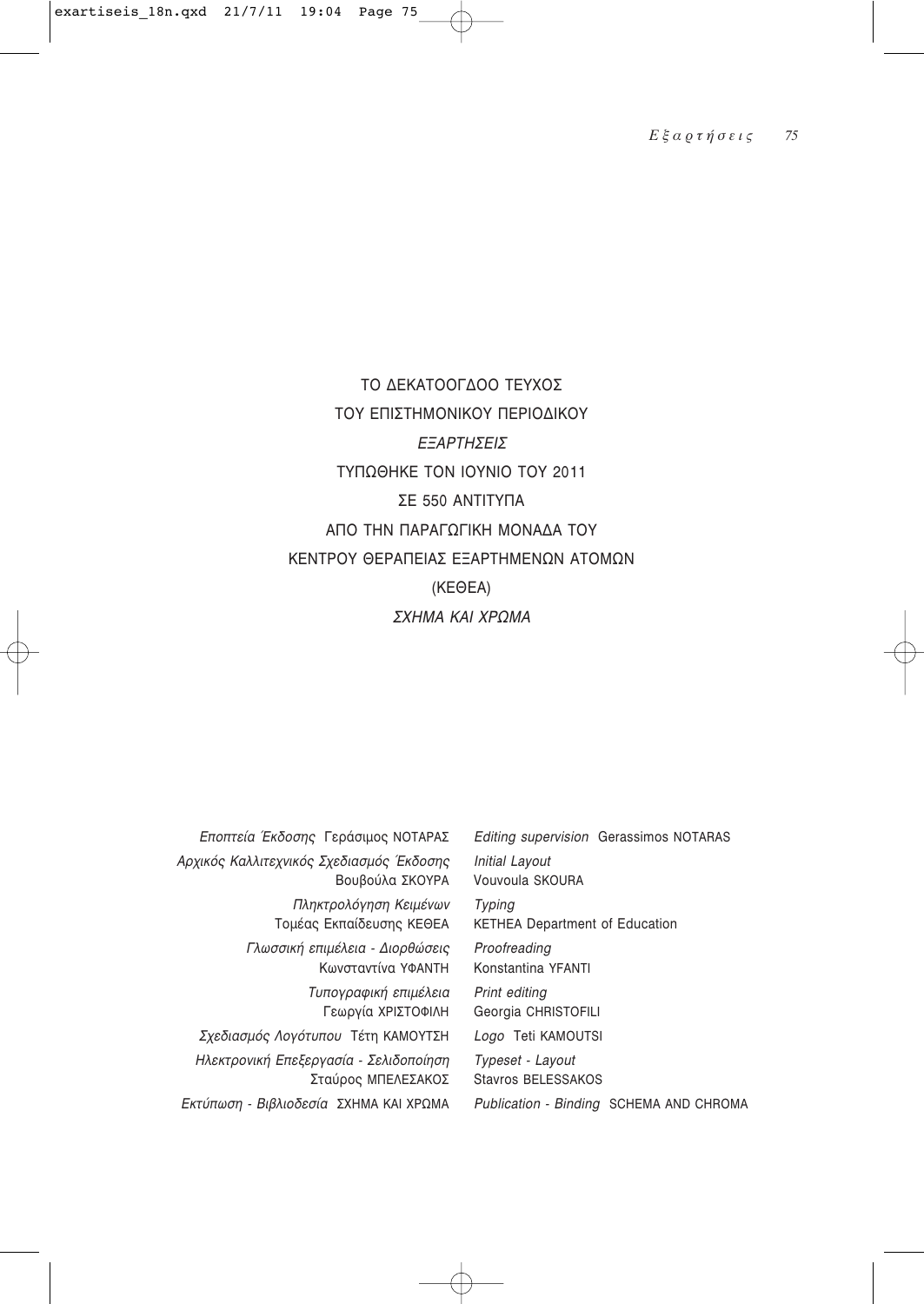ΤΟ ΔΕΚΑΤΟΟΓΔΟΟ ΤΕΥΧΟΣ

ΤΟΥ ΕΠΙΣΤΗΜΟΝΙΚΟΥ ΠΕΡΙΟΔΙΚΟΥ

*ΕΞΑΡΤΗΣΕΙΣ*

ΤΥΠΩΘΗΚΕ ΤΟΝ ΙΟΥΝΙΟ ΤΟΥ 2011

ΣΕ 550 ΑΝΤΙΤΥΠΑ

ΑΠΟ ΤΗΝ ΠΑΡΑΓΩΓΙΚΗ ΜΟΝΑΔΑ ΤΟΥ

ΚΕΝΤΡΟΥ ΘΕΡΑΠΕΙΑΣ ΕΞΑΡΤΗΜΕΝΩΝ ΑΤΟΜΩΝ

(ΚΕΘΕΑ)

*ΣΧΗΜΑ ΚΑΙ ΧΡΩΜΑ*

| | |
|---|---|
| *Εποπτεία Έκδοσης* Γεράσιμος ΝΟΤΑΡΑΣ | *Editing supervision* Gerassimos NOTARAS |
| *Αρχικός Καλλιτεχνικός Σχεδιασμός Έκδοσης* Βουβούλα ΣΚΟΥΡΑ | *Initial Layout* Vouvoula SKOURA |
| *Πληκτρολόγηση Κειμένων* Τομέας Εκπαίδευσης ΚΕΘΕΑ | *Typing* KETHEA Department of Education |
| *Γλωσσική επιμέλεια - Διορθώσεις* Κωνσταντίνα ΥΦΑΝΤΗ | *Proofreading* Konstantina YFANTI |
| *Τυπογραφική επιμέλεια* Γεωργία ΧΡΙΣΤΟΦΙΛΗ | *Print editing* Georgia CHRISTOFILI |
| *Σχεδιασμός Λογότυπου* Τέτη ΚΑΜΟΥΤΣΗ | *Logo* Teti KAMOUTSI |
| *Ηλεκτρονική Επεξεργασία - Σελιδοποίηση* Σταύρος ΜΠΕΛΕΣΑΚΟΣ | *Typeset - Layout* Stavros BELESSAKOS |
| *Εκτύπωση - Βιβλιοδεσία* ΣΧΗΜΑ ΚΑΙ ΧΡΩΜΑ | *Publication - Binding* SCHEMA AND CHROMA |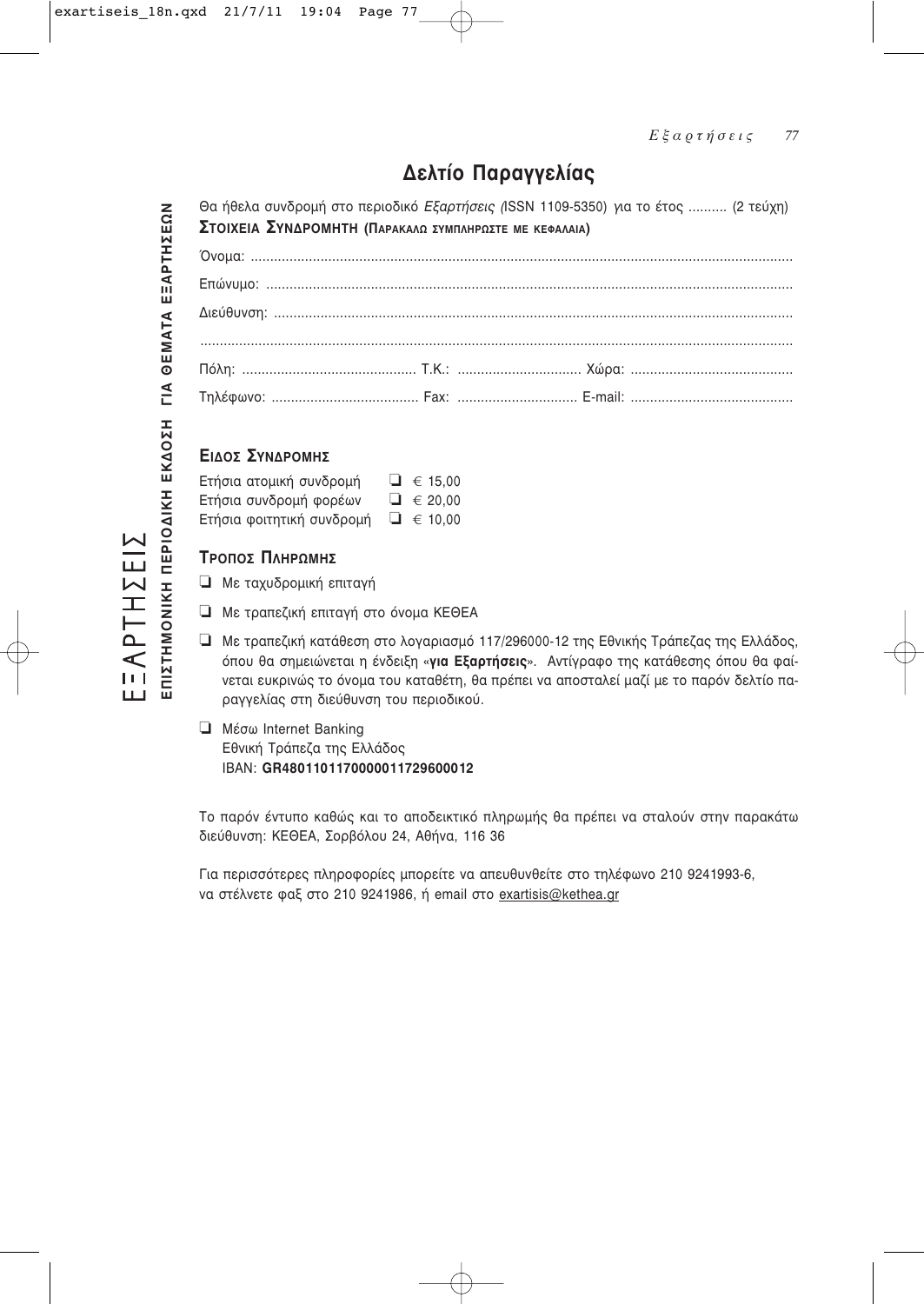# Δελτίο Παραγγελίας

Θα ήθελα συνδρομή στο περιοδικό *Εξαρτήσεις (*ISSN 1109-5350) για το έτος .......... (2 τεύχη)

**ΣΤΟΙΧΕΙΑ ΣΥΝΔΡΟΜΗΤΗ (ΠΑΡΑΚΑΛΩ ΣΥΜΠΛΗΡΩΣΤΕ ΜΕ ΚΕΦΑΛΑΙΑ)**

Όνομα: ..............................................................................................................................................

Επώνυμο: ..........................................................................................................................................

Διεύθυνση: ........................................................................................................................................

...........................................................................................................................................................

Πόλη: ............................................. Τ.Κ.: ................................ Χώρα: ..........................................

Τηλέφωνο: ...................................... Fax: ............................... E-mail: ..........................................

## ΕΙΔΟΣ ΣΥΝΔΡΟΜΗΣ

Ετήσια ατομική συνδρομή ❑ € 15,00
Ετήσια συνδρομή φορέων ❑ € 20,00
Ετήσια φοιτητική συνδρομή ❑ € 10,00

## ΤΡΟΠΟΣ ΠΛΗΡΩΜΗΣ

❑ Με ταχυδρομική επιταγή

❑ Με τραπεζική επιταγή στο όνομα ΚΕΘΕΑ

❑ Με τραπεζική κατάθεση στο λογαριασμό 117/296000-12 της Εθνικής Τράπεζας της Ελλάδος, όπου θα σημειώνεται η ένδειξη «**για Εξαρτήσεις**». Αντίγραφο της κατάθεσης όπου θα φαίνεται ευκρινώς το όνομα του καταθέτη, θα πρέπει να αποσταλεί μαζί με το παρόν δελτίο παραγγελίας στη διεύθυνση του περιοδικού.

❑ Μέσω Internet Banking
Εθνική Τράπεζα της Ελλάδος
IBAN: **GR4801101170000011729600012**

Το παρόν έντυπο καθώς και το αποδεικτικό πληρωμής θα πρέπει να σταλούν στην παρακάτω διεύθυνση: ΚΕΘΕΑ, Σορβόλου 24, Αθήνα, 116 36

Για περισσότερες πληροφορίες μπορείτε να απευθυνθείτε στο τηλέφωνο 210 9241993-6, να στέλνετε φαξ στο 210 9241986, ή email στο exartisis@kethea.gr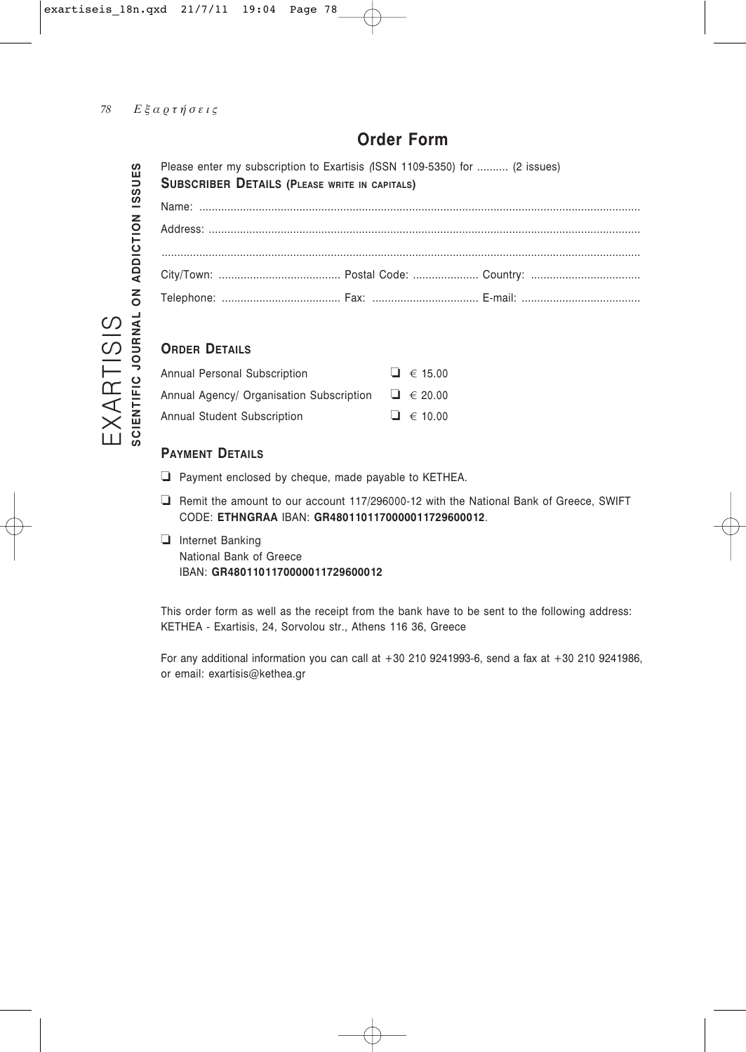## Order Form

EXARTISIS
**SCIENTIFIC JOURNAL ON ADDICTION ISSUES**

Please enter my subscription to Exartisis (ISSN 1109-5350) for .......... (2 issues)

**SUBSCRIBER DETAILS (PLEASE WRITE IN CAPITALS)**

Name: ..........................................................................................................................................

Address: ......................................................................................................................................

.....................................................................................................................................................

City/Town: ...................................... Postal Code: .................... Country: ..................................

Telephone: ..................................... Fax: ................................. E-mail: .....................................

### ORDER DETAILS

| | |
|---|---|
| Annual Personal Subscription | ❑ € 15.00 |
| Annual Agency/ Organisation Subscription | ❑ € 20.00 |
| Annual Student Subscription | ❑ € 10.00 |

### PAYMENT DETAILS

❑ Payment enclosed by cheque, made payable to KETHEA.

❑ Remit the amount to our account 117/296000-12 with the National Bank of Greece, SWIFT CODE: **ETHNGRAA** IBAN: **GR4801101170000011729600012**.

❑ Internet Banking
National Bank of Greece
IBAN: **GR4801101170000011729600012**

This order form as well as the receipt from the bank have to be sent to the following address: KETHEA - Exartisis, 24, Sorvolou str., Athens 116 36, Greece

For any additional information you can call at +30 210 9241993-6, send a fax at +30 210 9241986, or email: exartisis@kethea.gr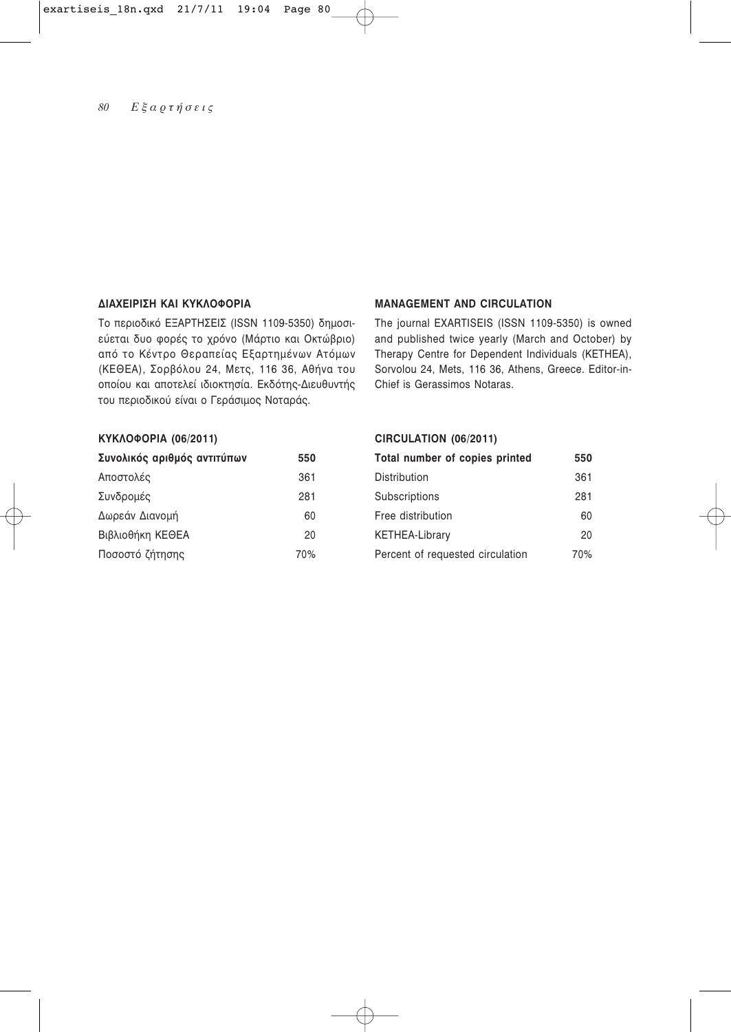### ΔΙΑΧΕΙΡΙΣΗ ΚΑΙ ΚΥΚΛΟΦΟΡΙΑ

Το περιοδικό ΕΞΑΡΤΗΣΕΙΣ (ISSN 1109-5350) δημοσιεύεται δυο φορές το χρόνο (Μάρτιο και Οκτώβριο) από το Κέντρο Θεραπείας Εξαρτημένων Ατόμων (ΚΕΘΕΑ), Σορβόλου 24, Μετς, 116 36, Αθήνα του οποίου και αποτελεί ιδιοκτησία. Εκδότης-Διευθυντής του περιοδικού είναι ο Γεράσιμος Νοταράς.

### ΚΥΚΛΟΦΟΡΙΑ (06/2011)

| **Συνολικός αριθμός αντιτύπων** | **550** |
|---|---|
| Αποστολές | 361 |
| Συνδρομές | 281 |
| Δωρεάν Διανομή | 60 |
| Βιβλιοθήκη ΚΕΘΕΑ | 20 |
| Ποσοστό ζήτησης | 70% |

### MANAGEMENT AND CIRCULATION

The journal EXARTISEIS (ISSN 1109-5350) is owned and published twice yearly (March and October) by Therapy Centre for Dependent Individuals (KETHEA), Sorvolou 24, Mets, 116 36, Athens, Greece. Editor-in-Chief is Gerassimos Notaras.

### CIRCULATION (06/2011)

| **Total number of copies printed** | **550** |
|---|---|
| Distribution | 361 |
| Subscriptions | 281 |
| Free distribution | 60 |
| KETHEA-Library | 20 |
| Percent of requested circulation | 70% |